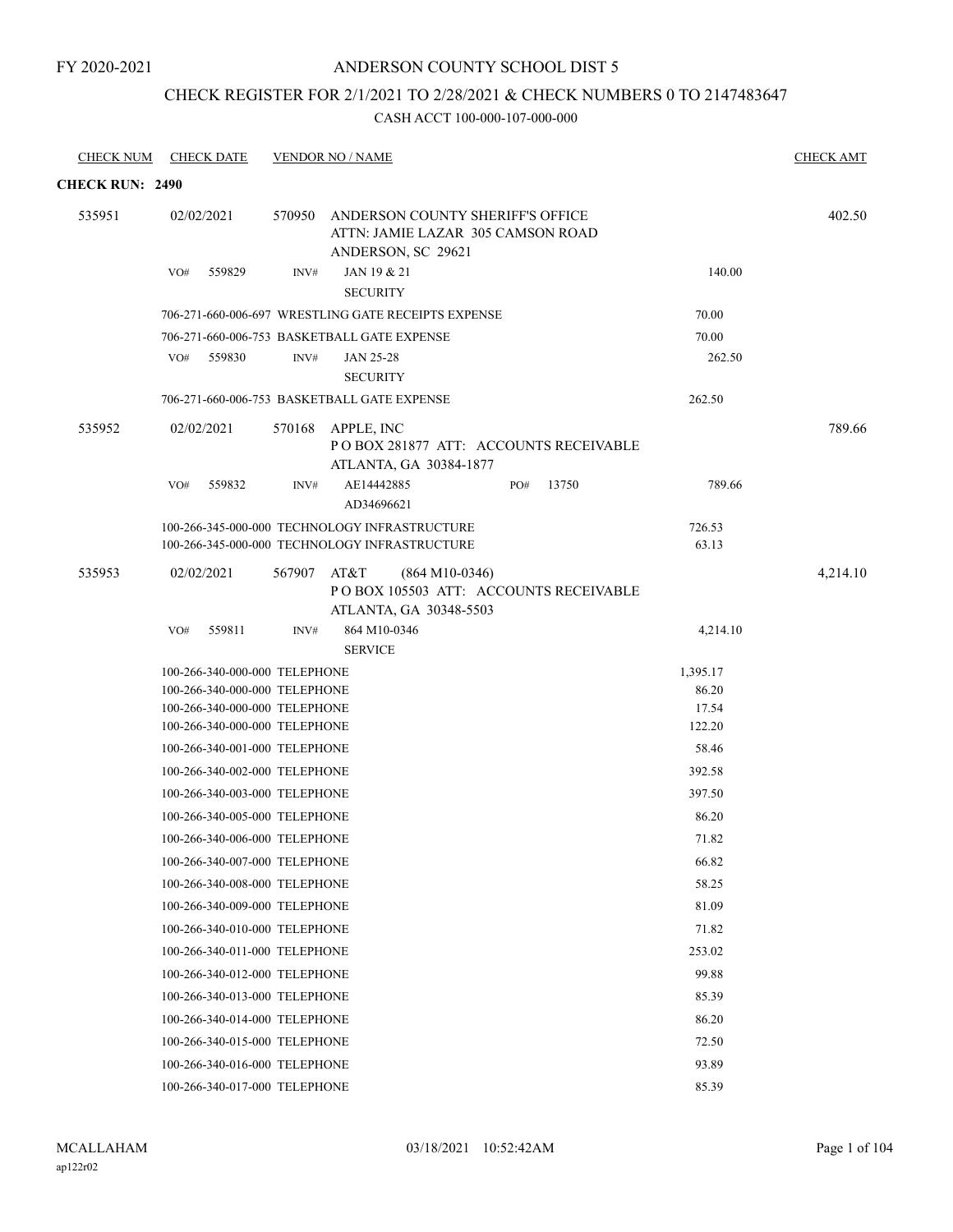FY 2020-2021

# ANDERSON COUNTY SCHOOL DIST 5

## CHECK REGISTER FOR 2/1/2021 TO 2/28/2021 & CHECK NUMBERS 0 TO 2147483647

### CASH ACCT 100-000-107-000-000

| CHECK NUM | CHECK DATE | VENDOR NO / NAME | | CHECK AMT |
|---|---|---|---|---|
| **CHECK RUN: 2490** | | | | |
| 535951 | 02/02/2021 | 570950 ANDERSON COUNTY SHERIFF'S OFFICE<br>ATTN: JAMIE LAZAR 305 CAMSON ROAD<br>ANDERSON, SC 29621 | | 402.50 |
| | VO# 559829 | INV# JAN 19 & 21<br>SECURITY | 140.00 | |
| | 706-271-660-006-697 WRESTLING GATE RECEIPTS EXPENSE | | 70.00 | |
| | 706-271-660-006-753 BASKETBALL GATE EXPENSE | | 70.00 | |
| | VO# 559830 | INV# JAN 25-28<br>SECURITY | 262.50 | |
| | 706-271-660-006-753 BASKETBALL GATE EXPENSE | | 262.50 | |
| 535952 | 02/02/2021 | 570168 APPLE, INC<br>P O BOX 281877 ATT: ACCOUNTS RECEIVABLE<br>ATLANTA, GA 30384-1877 | | 789.66 |
| | VO# 559832 | INV# AE14442885 PO# 13750<br>AD34696621 | 789.66 | |
| | 100-266-345-000-000 TECHNOLOGY INFRASTRUCTURE | | 726.53 | |
| | 100-266-345-000-000 TECHNOLOGY INFRASTRUCTURE | | 63.13 | |
| 535953 | 02/02/2021 | 567907 AT&T (864 M10-0346)<br>P O BOX 105503 ATT: ACCOUNTS RECEIVABLE<br>ATLANTA, GA 30348-5503 | | 4,214.10 |
| | VO# 559811 | INV# 864 M10-0346<br>SERVICE | 4,214.10 | |
| | 100-266-340-000-000 TELEPHONE | | 1,395.17 | |
| | 100-266-340-000-000 TELEPHONE | | 86.20 | |
| | 100-266-340-000-000 TELEPHONE | | 17.54 | |
| | 100-266-340-000-000 TELEPHONE | | 122.20 | |
| | 100-266-340-001-000 TELEPHONE | | 58.46 | |
| | 100-266-340-002-000 TELEPHONE | | 392.58 | |
| | 100-266-340-003-000 TELEPHONE | | 397.50 | |
| | 100-266-340-005-000 TELEPHONE | | 86.20 | |
| | 100-266-340-006-000 TELEPHONE | | 71.82 | |
| | 100-266-340-007-000 TELEPHONE | | 66.82 | |
| | 100-266-340-008-000 TELEPHONE | | 58.25 | |
| | 100-266-340-009-000 TELEPHONE | | 81.09 | |
| | 100-266-340-010-000 TELEPHONE | | 71.82 | |
| | 100-266-340-011-000 TELEPHONE | | 253.02 | |
| | 100-266-340-012-000 TELEPHONE | | 99.88 | |
| | 100-266-340-013-000 TELEPHONE | | 85.39 | |
| | 100-266-340-014-000 TELEPHONE | | 86.20 | |
| | 100-266-340-015-000 TELEPHONE | | 72.50 | |
| | 100-266-340-016-000 TELEPHONE | | 93.89 | |
| | 100-266-340-017-000 TELEPHONE | | 85.39 | |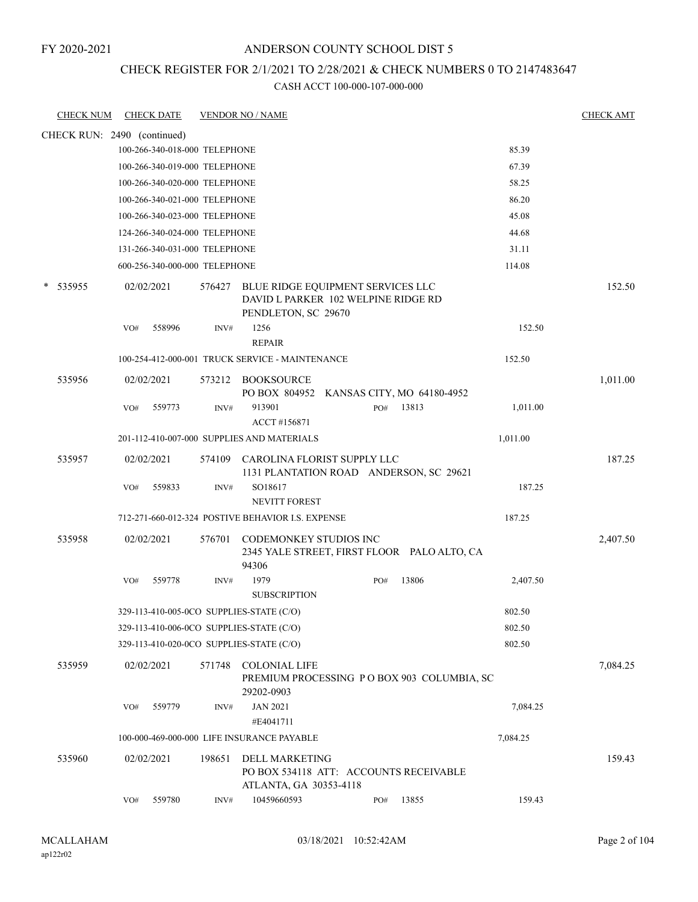FY 2020-2021

ANDERSON COUNTY SCHOOL DIST 5

CHECK REGISTER FOR 2/1/2021 TO 2/28/2021 & CHECK NUMBERS 0 TO 2147483647

CASH ACCT 100-000-107-000-000

| CHECK NUM | CHECK DATE | VENDOR NO / NAME | | CHECK AMT |
|---|---|---|---|---|
| CHECK RUN: 2490 (continued) | | | | |
| | 100-266-340-018-000 TELEPHONE | | 85.39 | |
| | 100-266-340-019-000 TELEPHONE | | 67.39 | |
| | 100-266-340-020-000 TELEPHONE | | 58.25 | |
| | 100-266-340-021-000 TELEPHONE | | 86.20 | |
| | 100-266-340-023-000 TELEPHONE | | 45.08 | |
| | 124-266-340-024-000 TELEPHONE | | 44.68 | |
| | 131-266-340-031-000 TELEPHONE | | 31.11 | |
| | 600-256-340-000-000 TELEPHONE | | 114.08 | |
| * 535955 | 02/02/2021 | 576427 BLUE RIDGE EQUIPMENT SERVICES LLC DAVID L PARKER 102 WELPINE RIDGE RD PENDLETON, SC 29670 | | 152.50 |
| | VO# 558996 | INV# 1256 REPAIR | 152.50 | |
| | 100-254-412-000-001 TRUCK SERVICE - MAINTENANCE | | 152.50 | |
| 535956 | 02/02/2021 | 573212 BOOKSOURCE PO BOX 804952 KANSAS CITY, MO 64180-4952 | | 1,011.00 |
| | VO# 559773 | INV# 913901 ACCT #156871 PO# 13813 | 1,011.00 | |
| | 201-112-410-007-000 SUPPLIES AND MATERIALS | | 1,011.00 | |
| 535957 | 02/02/2021 | 574109 CAROLINA FLORIST SUPPLY LLC 1131 PLANTATION ROAD ANDERSON, SC 29621 | | 187.25 |
| | VO# 559833 | INV# SO18617 NEVITT FOREST | 187.25 | |
| | 712-271-660-012-324 POSTIVE BEHAVIOR I.S. EXPENSE | | 187.25 | |
| 535958 | 02/02/2021 | 576701 CODEMONKEY STUDIOS INC 2345 YALE STREET, FIRST FLOOR PALO ALTO, CA 94306 | | 2,407.50 |
| | VO# 559778 | INV# 1979 SUBSCRIPTION PO# 13806 | 2,407.50 | |
| | 329-113-410-005-0CO SUPPLIES-STATE (C/O) | | 802.50 | |
| | 329-113-410-006-0CO SUPPLIES-STATE (C/O) | | 802.50 | |
| | 329-113-410-020-0CO SUPPLIES-STATE (C/O) | | 802.50 | |
| 535959 | 02/02/2021 | 571748 COLONIAL LIFE PREMIUM PROCESSING P O BOX 903 COLUMBIA, SC 29202-0903 | | 7,084.25 |
| | VO# 559779 | INV# JAN 2021 #E4041711 | 7,084.25 | |
| | 100-000-469-000-000 LIFE INSURANCE PAYABLE | | 7,084.25 | |
| 535960 | 02/02/2021 | 198651 DELL MARKETING PO BOX 534118 ATT: ACCOUNTS RECEIVABLE ATLANTA, GA 30353-4118 | | 159.43 |
| | VO# 559780 | INV# 10459660593 PO# 13855 | 159.43 | |

MCALLAHAM
ap122r02
03/18/2021 10:52:42AM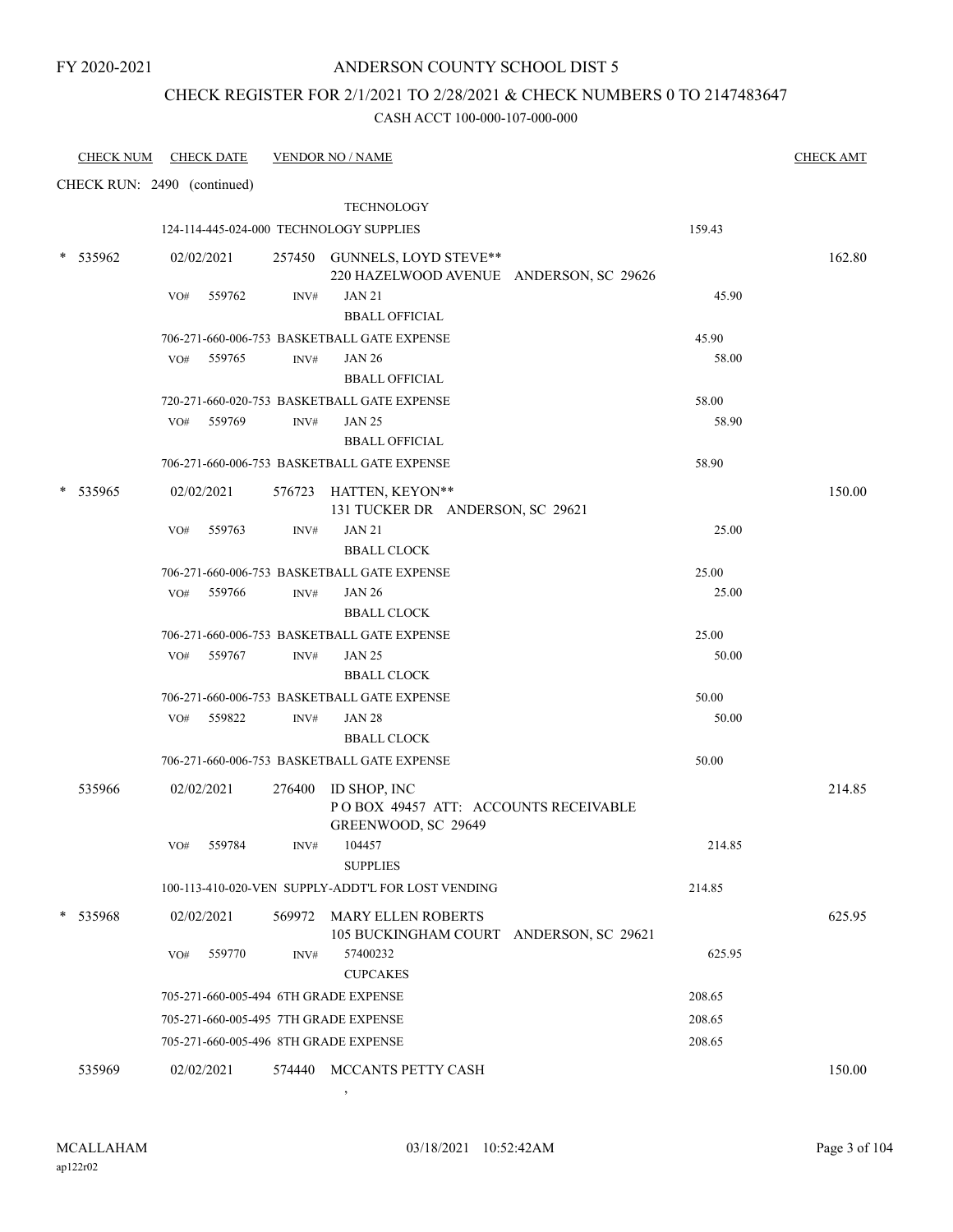FY 2020-2021

# ANDERSON COUNTY SCHOOL DIST 5

## CHECK REGISTER FOR 2/1/2021 TO 2/28/2021 & CHECK NUMBERS 0 TO 2147483647

### CASH ACCT 100-000-107-000-000

| CHECK NUM | CHECK DATE | VENDOR NO / NAME | | CHECK AMT |
|---|---|---|---|---|
| CHECK RUN: 2490 (continued) | | | | |
| | | TECHNOLOGY | | |
| | 124-114-445-024-000 TECHNOLOGY SUPPLIES | | 159.43 | |
| * 535962 | 02/02/2021 | 257450 GUNNELS, LOYD STEVE** 220 HAZELWOOD AVENUE ANDERSON, SC 29626 | | 162.80 |
| | VO# 559762 | INV# JAN 21 BBALL OFFICIAL | 45.90 | |
| | 706-271-660-006-753 BASKETBALL GATE EXPENSE | | 45.90 | |
| | VO# 559765 | INV# JAN 26 BBALL OFFICIAL | 58.00 | |
| | 720-271-660-020-753 BASKETBALL GATE EXPENSE | | 58.00 | |
| | VO# 559769 | INV# JAN 25 BBALL OFFICIAL | 58.90 | |
| | 706-271-660-006-753 BASKETBALL GATE EXPENSE | | 58.90 | |
| * 535965 | 02/02/2021 | 576723 HATTEN, KEYON** 131 TUCKER DR ANDERSON, SC 29621 | | 150.00 |
| | VO# 559763 | INV# JAN 21 BBALL CLOCK | 25.00 | |
| | 706-271-660-006-753 BASKETBALL GATE EXPENSE | | 25.00 | |
| | VO# 559766 | INV# JAN 26 BBALL CLOCK | 25.00 | |
| | 706-271-660-006-753 BASKETBALL GATE EXPENSE | | 25.00 | |
| | VO# 559767 | INV# JAN 25 BBALL CLOCK | 50.00 | |
| | 706-271-660-006-753 BASKETBALL GATE EXPENSE | | 50.00 | |
| | VO# 559822 | INV# JAN 28 BBALL CLOCK | 50.00 | |
| | 706-271-660-006-753 BASKETBALL GATE EXPENSE | | 50.00 | |
| 535966 | 02/02/2021 | 276400 ID SHOP, INC P O BOX 49457 ATT: ACCOUNTS RECEIVABLE GREENWOOD, SC 29649 | | 214.85 |
| | VO# 559784 | INV# 104457 SUPPLIES | 214.85 | |
| | 100-113-410-020-VEN SUPPLY-ADDT'L FOR LOST VENDING | | 214.85 | |
| * 535968 | 02/02/2021 | 569972 MARY ELLEN ROBERTS 105 BUCKINGHAM COURT ANDERSON, SC 29621 | | 625.95 |
| | VO# 559770 | INV# 57400232 CUPCAKES | 625.95 | |
| | 705-271-660-005-494 6TH GRADE EXPENSE | | 208.65 | |
| | 705-271-660-005-495 7TH GRADE EXPENSE | | 208.65 | |
| | 705-271-660-005-496 8TH GRADE EXPENSE | | 208.65 | |
| 535969 | 02/02/2021 | 574440 MCCANTS PETTY CASH , | | 150.00 |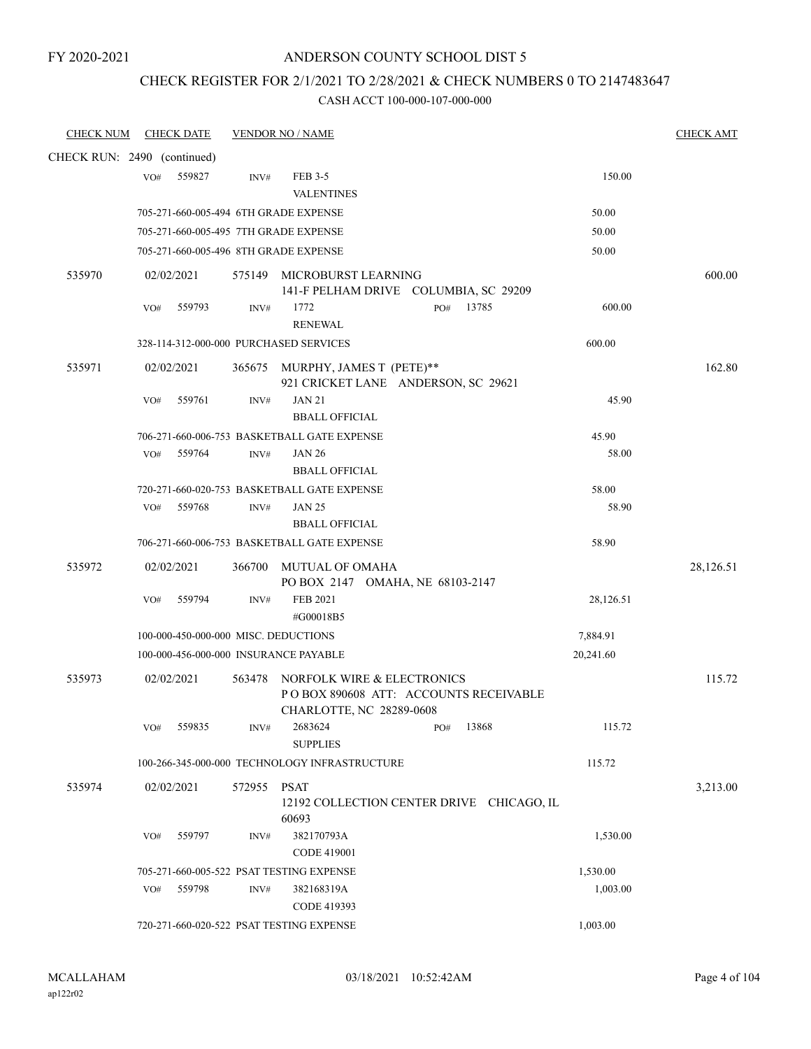FY 2020-2021

# ANDERSON COUNTY SCHOOL DIST 5

## CHECK REGISTER FOR 2/1/2021 TO 2/28/2021 & CHECK NUMBERS 0 TO 2147483647

### CASH ACCT 100-000-107-000-000

| CHECK NUM | CHECK DATE | VENDOR NO / NAME | | CHECK AMT |
|---|---|---|---|---|
| CHECK RUN: 2490 (continued) | | | | |
| | VO# 559827 | INV# FEB 3-5 VALENTINES | 150.00 | |
| | | 705-271-660-005-494 6TH GRADE EXPENSE | 50.00 | |
| | | 705-271-660-005-495 7TH GRADE EXPENSE | 50.00 | |
| | | 705-271-660-005-496 8TH GRADE EXPENSE | 50.00 | |
| 535970 | 02/02/2021 | 575149 MICROBURST LEARNING 141-F PELHAM DRIVE COLUMBIA, SC 29209 | | 600.00 |
| | VO# 559793 | INV# 1772 PO# 13785 RENEWAL | 600.00 | |
| | | 328-114-312-000-000 PURCHASED SERVICES | 600.00 | |
| 535971 | 02/02/2021 | 365675 MURPHY, JAMES T (PETE)** 921 CRICKET LANE ANDERSON, SC 29621 | | 162.80 |
| | VO# 559761 | INV# JAN 21 BBALL OFFICIAL | 45.90 | |
| | | 706-271-660-006-753 BASKETBALL GATE EXPENSE | 45.90 | |
| | VO# 559764 | INV# JAN 26 BBALL OFFICIAL | 58.00 | |
| | | 720-271-660-020-753 BASKETBALL GATE EXPENSE | 58.00 | |
| | VO# 559768 | INV# JAN 25 BBALL OFFICIAL | 58.90 | |
| | | 706-271-660-006-753 BASKETBALL GATE EXPENSE | 58.90 | |
| 535972 | 02/02/2021 | 366700 MUTUAL OF OMAHA PO BOX 2147 OMAHA, NE 68103-2147 | | 28,126.51 |
| | VO# 559794 | INV# FEB 2021 #G00018B5 | 28,126.51 | |
| | | 100-000-450-000-000 MISC. DEDUCTIONS | 7,884.91 | |
| | | 100-000-456-000-000 INSURANCE PAYABLE | 20,241.60 | |
| 535973 | 02/02/2021 | 563478 NORFOLK WIRE & ELECTRONICS P O BOX 890608 ATT: ACCOUNTS RECEIVABLE CHARLOTTE, NC 28289-0608 | | 115.72 |
| | VO# 559835 | INV# 2683624 PO# 13868 SUPPLIES | 115.72 | |
| | | 100-266-345-000-000 TECHNOLOGY INFRASTRUCTURE | 115.72 | |
| 535974 | 02/02/2021 | 572955 PSAT 12192 COLLECTION CENTER DRIVE CHICAGO, IL 60693 | | 3,213.00 |
| | VO# 559797 | INV# 382170793A CODE 419001 | 1,530.00 | |
| | | 705-271-660-005-522 PSAT TESTING EXPENSE | 1,530.00 | |
| | VO# 559798 | INV# 382168319A CODE 419393 | 1,003.00 | |
| | | 720-271-660-020-522 PSAT TESTING EXPENSE | 1,003.00 | |

MCALLAHAM ap122r02 03/18/2021 10:52:42AM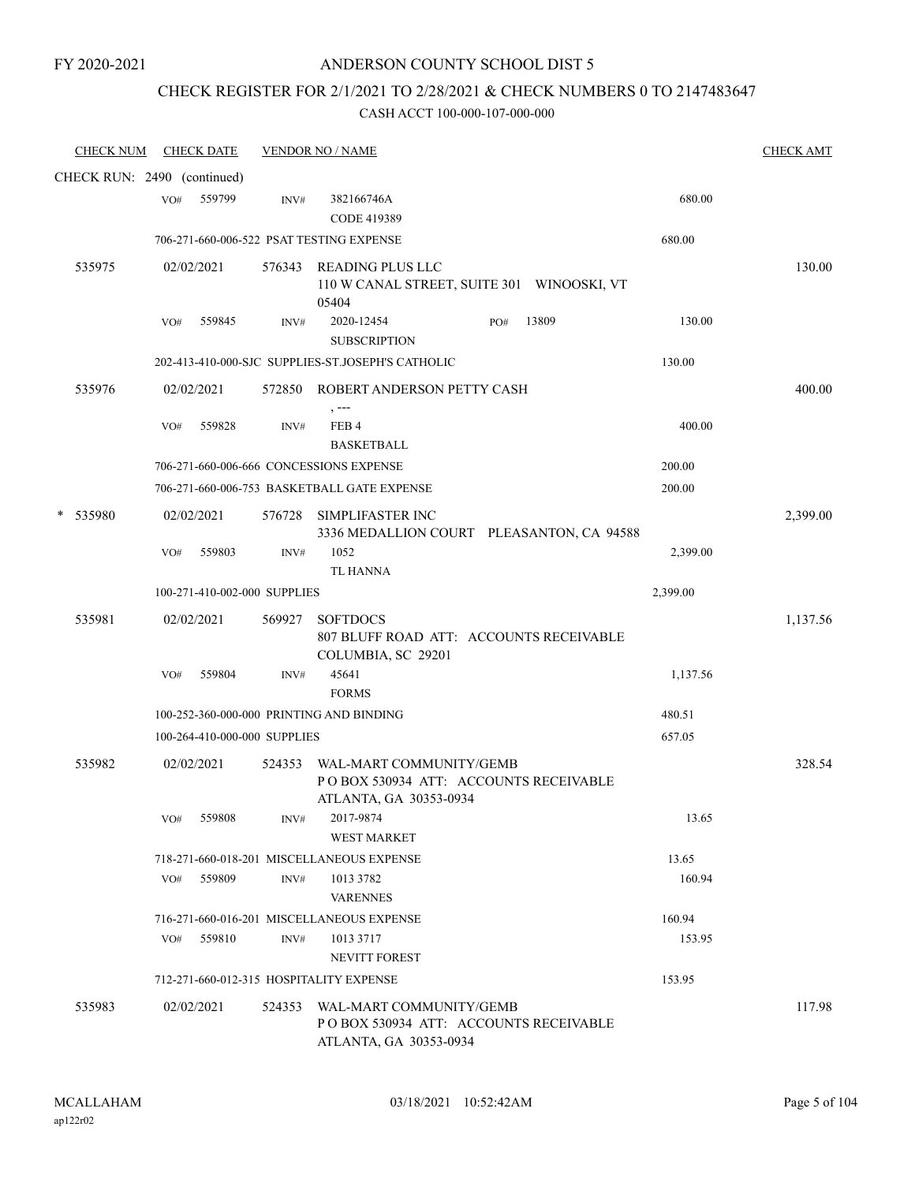FY 2020-2021

# ANDERSON COUNTY SCHOOL DIST 5

## CHECK REGISTER FOR 2/1/2021 TO 2/28/2021 & CHECK NUMBERS 0 TO 2147483647

### CASH ACCT 100-000-107-000-000

| CHECK NUM | CHECK DATE | VENDOR NO / NAME | | CHECK AMT |
|---|---|---|---|---|
| CHECK RUN: 2490 (continued) | | | | |
| | VO# 559799 | INV# 382166746A<br>CODE 419389 | 680.00 | |
| | 706-271-660-006-522 PSAT TESTING EXPENSE | | 680.00 | |
| 535975 | 02/02/2021 | 576343 READING PLUS LLC<br>110 W CANAL STREET, SUITE 301 WINOOSKI, VT 05404 | | 130.00 |
| | VO# 559845 | INV# 2020-12454 PO# 13809<br>SUBSCRIPTION | 130.00 | |
| | 202-413-410-000-SJC SUPPLIES-ST.JOSEPH'S CATHOLIC | | 130.00 | |
| 535976 | 02/02/2021 | 572850 ROBERT ANDERSON PETTY CASH<br>, --- | | 400.00 |
| | VO# 559828 | INV# FEB 4<br>BASKETBALL | 400.00 | |
| | 706-271-660-006-666 CONCESSIONS EXPENSE | | 200.00 | |
| | 706-271-660-006-753 BASKETBALL GATE EXPENSE | | 200.00 | |
| * 535980 | 02/02/2021 | 576728 SIMPLIFASTER INC<br>3336 MEDALLION COURT PLEASANTON, CA 94588 | | 2,399.00 |
| | VO# 559803 | INV# 1052<br>TL HANNA | 2,399.00 | |
| | 100-271-410-002-000 SUPPLIES | | 2,399.00 | |
| 535981 | 02/02/2021 | 569927 SOFTDOCS<br>807 BLUFF ROAD ATT: ACCOUNTS RECEIVABLE COLUMBIA, SC 29201 | | 1,137.56 |
| | VO# 559804 | INV# 45641<br>FORMS | 1,137.56 | |
| | 100-252-360-000-000 PRINTING AND BINDING | | 480.51 | |
| | 100-264-410-000-000 SUPPLIES | | 657.05 | |
| 535982 | 02/02/2021 | 524353 WAL-MART COMMUNITY/GEMB<br>P O BOX 530934 ATT: ACCOUNTS RECEIVABLE ATLANTA, GA 30353-0934 | | 328.54 |
| | VO# 559808 | INV# 2017-9874<br>WEST MARKET | 13.65 | |
| | 718-271-660-018-201 MISCELLANEOUS EXPENSE | | 13.65 | |
| | VO# 559809 | INV# 1013 3782<br>VARENNES | 160.94 | |
| | 716-271-660-016-201 MISCELLANEOUS EXPENSE | | 160.94 | |
| | VO# 559810 | INV# 1013 3717<br>NEVITT FOREST | 153.95 | |
| | 712-271-660-012-315 HOSPITALITY EXPENSE | | 153.95 | |
| 535983 | 02/02/2021 | 524353 WAL-MART COMMUNITY/GEMB<br>P O BOX 530934 ATT: ACCOUNTS RECEIVABLE ATLANTA, GA 30353-0934 | | 117.98 |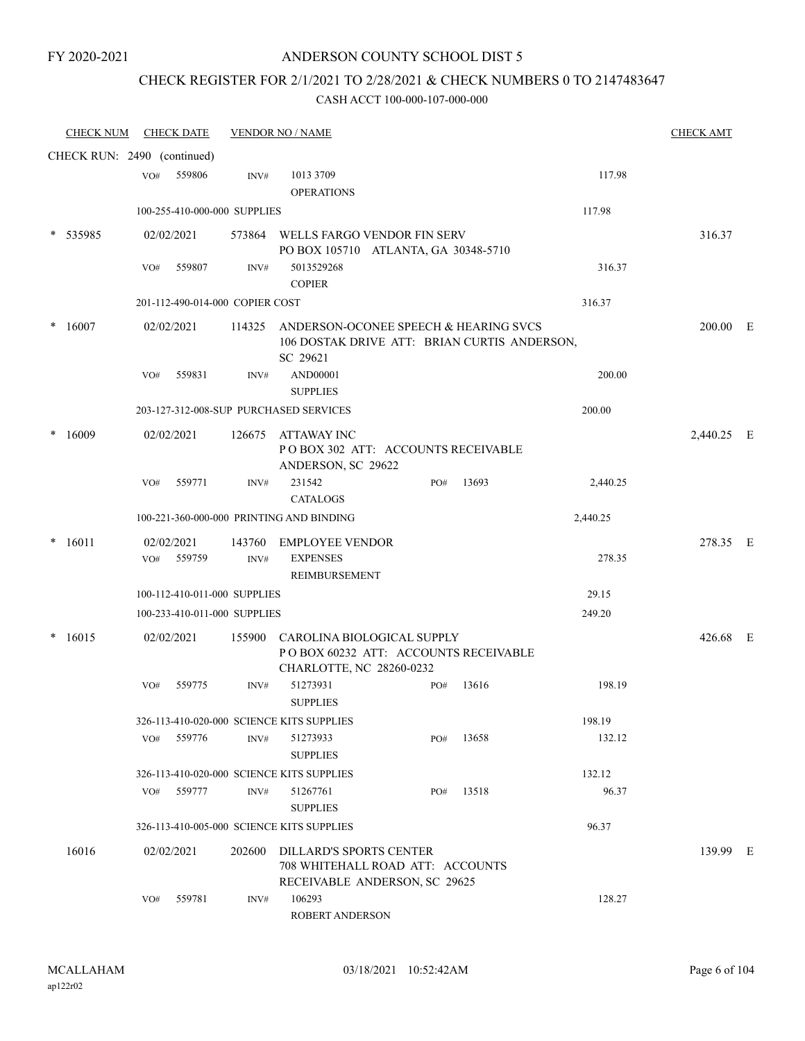FY 2020-2021

# ANDERSON COUNTY SCHOOL DIST 5

## CHECK REGISTER FOR 2/1/2021 TO 2/28/2021 & CHECK NUMBERS 0 TO 2147483647

### CASH ACCT 100-000-107-000-000

| CHECK NUM | CHECK DATE | VENDOR NO / NAME | | | | CHECK AMT | |
|---|---|---|---|---|---|---|---|
| CHECK RUN: 2490 (continued) | | | | | | | |
| | VO# 559806 | INV# 1013 3709<br>OPERATIONS | | | 117.98 | | |
| | 100-255-410-000-000 SUPPLIES | | | | 117.98 | | |
| * 535985 | 02/02/2021 | 573864 WELLS FARGO VENDOR FIN SERV<br>PO BOX 105710 ATLANTA, GA 30348-5710 | | | | 316.37 | |
| | VO# 559807 | INV# 5013529268<br>COPIER | | | 316.37 | | |
| | 201-112-490-014-000 COPIER COST | | | | 316.37 | | |
| * 16007 | 02/02/2021 | 114325 ANDERSON-OCONEE SPEECH & HEARING SVCS<br>106 DOSTAK DRIVE ATT: BRIAN CURTIS ANDERSON, SC 29621 | | | | 200.00 | E |
| | VO# 559831 | INV# AND00001<br>SUPPLIES | | | 200.00 | | |
| | 203-127-312-008-SUP PURCHASED SERVICES | | | | 200.00 | | |
| * 16009 | 02/02/2021 | 126675 ATTAWAY INC<br>P O BOX 302 ATT: ACCOUNTS RECEIVABLE ANDERSON, SC 29622 | | | | 2,440.25 | E |
| | VO# 559771 | INV# 231542<br>CATALOGS | PO# | 13693 | 2,440.25 | | |
| | 100-221-360-000-000 PRINTING AND BINDING | | | | 2,440.25 | | |
| * 16011 | 02/02/2021 | 143760 EMPLOYEE VENDOR | | | | 278.35 | E |
| | VO# 559759 | INV# EXPENSES<br>REIMBURSEMENT | | | 278.35 | | |
| | 100-112-410-011-000 SUPPLIES | | | | 29.15 | | |
| | 100-233-410-011-000 SUPPLIES | | | | 249.20 | | |
| * 16015 | 02/02/2021 | 155900 CAROLINA BIOLOGICAL SUPPLY<br>P O BOX 60232 ATT: ACCOUNTS RECEIVABLE CHARLOTTE, NC 28260-0232 | | | | 426.68 | E |
| | VO# 559775 | INV# 51273931<br>SUPPLIES | PO# | 13616 | 198.19 | | |
| | 326-113-410-020-000 SCIENCE KITS SUPPLIES | | | | 198.19 | | |
| | VO# 559776 | INV# 51273933<br>SUPPLIES | PO# | 13658 | 132.12 | | |
| | 326-113-410-020-000 SCIENCE KITS SUPPLIES | | | | 132.12 | | |
| | VO# 559777 | INV# 51267761<br>SUPPLIES | PO# | 13518 | 96.37 | | |
| | 326-113-410-005-000 SCIENCE KITS SUPPLIES | | | | 96.37 | | |
| 16016 | 02/02/2021 | 202600 DILLARD'S SPORTS CENTER<br>708 WHITEHALL ROAD ATT: ACCOUNTS RECEIVABLE ANDERSON, SC 29625 | | | | 139.99 | E |
| | VO# 559781 | INV# 106293<br>ROBERT ANDERSON | | | 128.27 | | |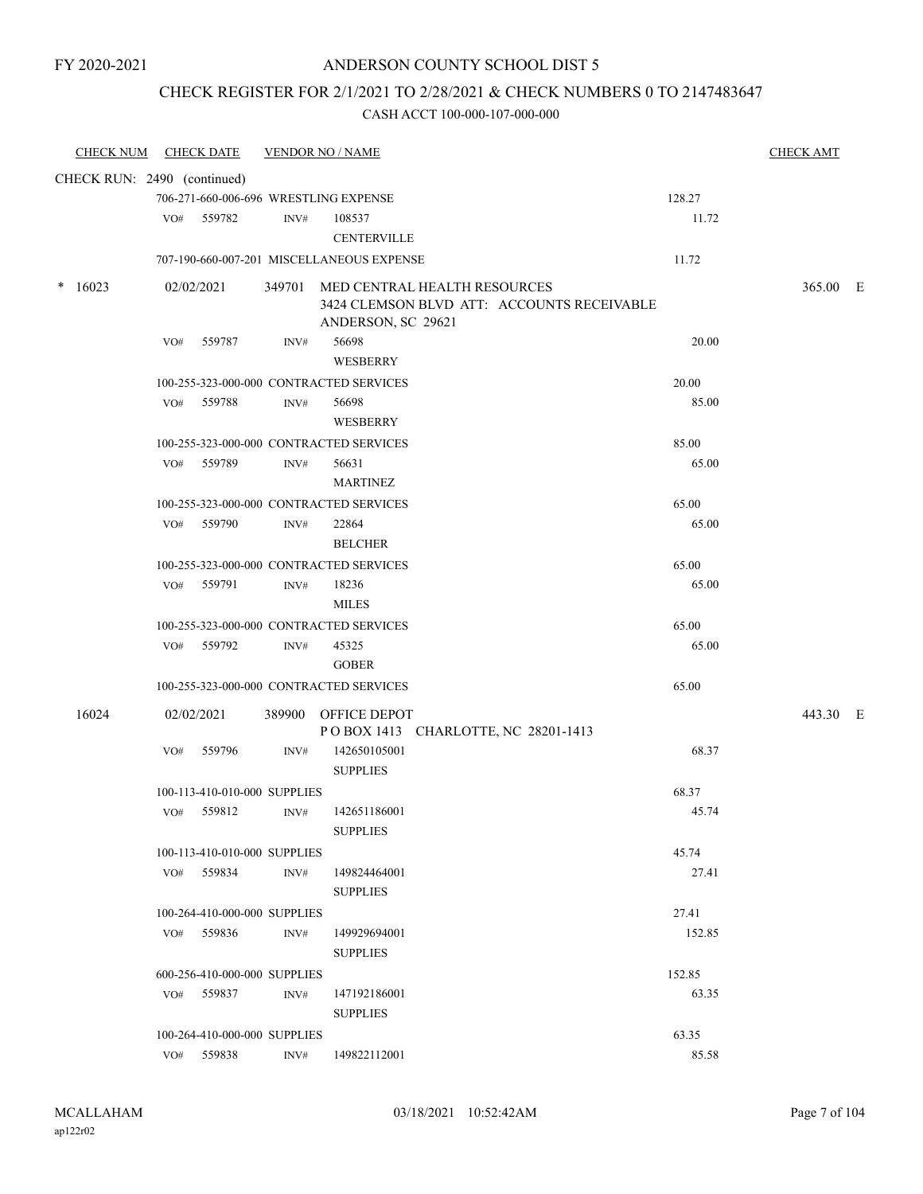FY 2020-2021

# ANDERSON COUNTY SCHOOL DIST 5

## CHECK REGISTER FOR 2/1/2021 TO 2/28/2021 & CHECK NUMBERS 0 TO 2147483647

CASH ACCT 100-000-107-000-000

| CHECK NUM | CHECK DATE | VENDOR NO / NAME | | CHECK AMT |
|---|---|---|---|---|
| CHECK RUN: 2490 (continued) | | | | |
| | 706-271-660-006-696 WRESTLING EXPENSE | | 128.27 | |
| | VO# 559782 INV# 108537 | CENTERVILLE | 11.72 | |
| | 707-190-660-007-201 MISCELLANEOUS EXPENSE | | 11.72 | |
| * 16023 | 02/02/2021 | 349701 MED CENTRAL HEALTH RESOURCES 3424 CLEMSON BLVD ATT: ACCOUNTS RECEIVABLE ANDERSON, SC 29621 | | 365.00 E |
| | VO# 559787 INV# 56698 | WESBERRY | 20.00 | |
| | 100-255-323-000-000 CONTRACTED SERVICES | | 20.00 | |
| | VO# 559788 INV# 56698 | WESBERRY | 85.00 | |
| | 100-255-323-000-000 CONTRACTED SERVICES | | 85.00 | |
| | VO# 559789 INV# 56631 | MARTINEZ | 65.00 | |
| | 100-255-323-000-000 CONTRACTED SERVICES | | 65.00 | |
| | VO# 559790 INV# 22864 | BELCHER | 65.00 | |
| | 100-255-323-000-000 CONTRACTED SERVICES | | 65.00 | |
| | VO# 559791 INV# 18236 | MILES | 65.00 | |
| | 100-255-323-000-000 CONTRACTED SERVICES | | 65.00 | |
| | VO# 559792 INV# 45325 | GOBER | 65.00 | |
| | 100-255-323-000-000 CONTRACTED SERVICES | | 65.00 | |
| 16024 | 02/02/2021 | 389900 OFFICE DEPOT P O BOX 1413 CHARLOTTE, NC 28201-1413 | | 443.30 E |
| | VO# 559796 INV# 142650105001 | SUPPLIES | 68.37 | |
| | 100-113-410-010-000 SUPPLIES | | 68.37 | |
| | VO# 559812 INV# 142651186001 | SUPPLIES | 45.74 | |
| | 100-113-410-010-000 SUPPLIES | | 45.74 | |
| | VO# 559834 INV# 149824464001 | SUPPLIES | 27.41 | |
| | 100-264-410-000-000 SUPPLIES | | 27.41 | |
| | VO# 559836 INV# 149929694001 | SUPPLIES | 152.85 | |
| | 600-256-410-000-000 SUPPLIES | | 152.85 | |
| | VO# 559837 INV# 147192186001 | SUPPLIES | 63.35 | |
| | 100-264-410-000-000 SUPPLIES | | 63.35 | |
| | VO# 559838 INV# 149822112001 | | 85.58 | |

MCALLAHAM
ap122r02

03/18/2021 10:52:42AM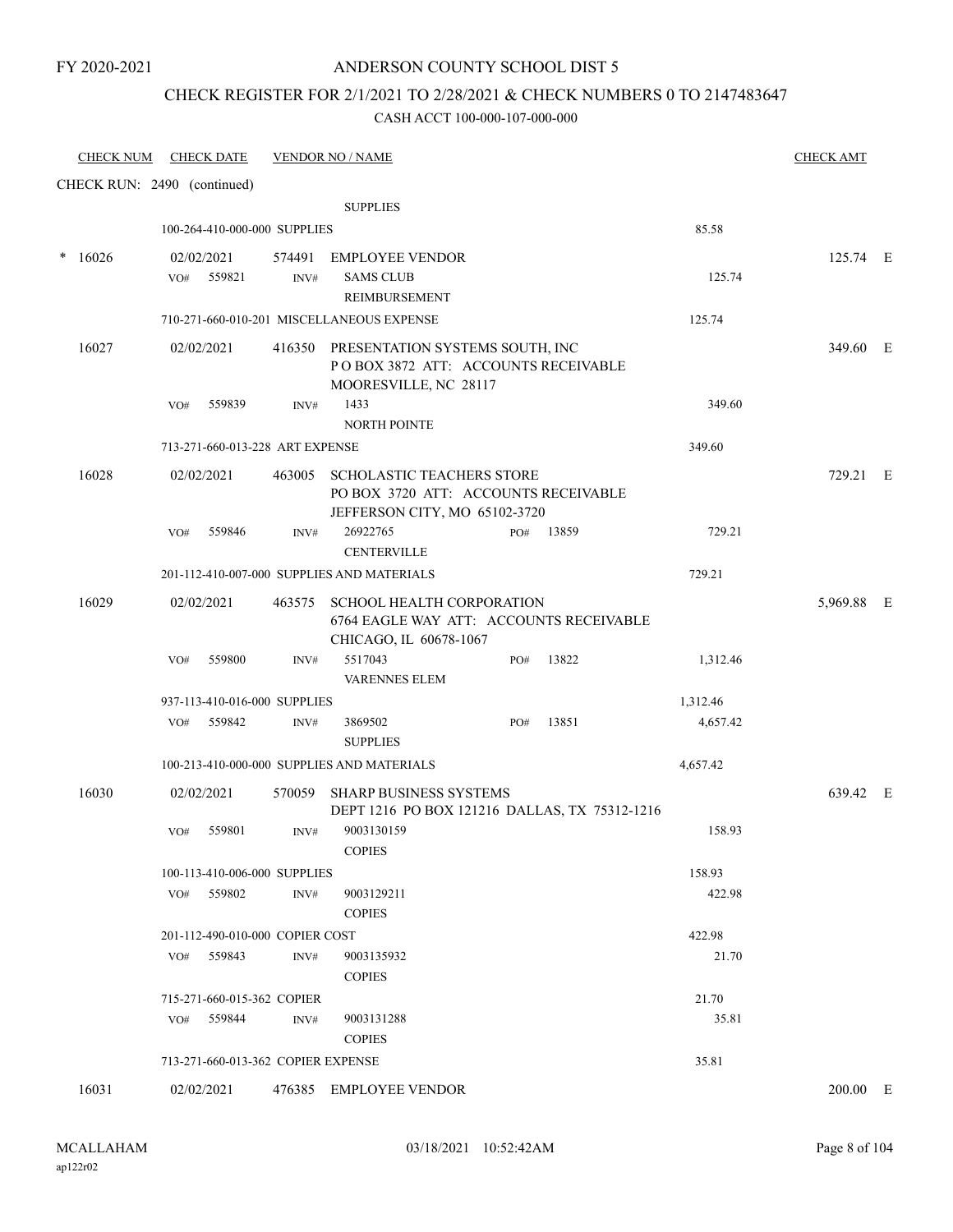FY 2020-2021

# ANDERSON COUNTY SCHOOL DIST 5

## CHECK REGISTER FOR 2/1/2021 TO 2/28/2021 & CHECK NUMBERS 0 TO 2147483647

### CASH ACCT 100-000-107-000-000

| CHECK NUM | CHECK DATE | VENDOR NO / NAME | | CHECK AMT | |
|---|---|---|---|---|---|
| CHECK RUN: 2490 (continued) | | | | | |
| | | SUPPLIES | | | |
| | 100-264-410-000-000 SUPPLIES | | 85.58 | | |
| * 16026 | 02/01/2021 | 574491 EMPLOYEE VENDOR | | 125.74 | E |
| | VO# 559821 INV# | SAMS CLUB<br>REIMBURSEMENT | 125.74 | | |
| | 710-271-660-010-201 MISCELLANEOUS EXPENSE | | 125.74 | | |
| 16027 | 02/01/2021 | 416350 PRESENTATION SYSTEMS SOUTH, INC<br>P O BOX 3872 ATT: ACCOUNTS RECEIVABLE<br>MOORESVILLE, NC 28117 | | 349.60 | E |
| | VO# 559839 INV# | 1433<br>NORTH POINTE | 349.60 | | |
| | 713-271-660-013-228 ART EXPENSE | | 349.60 | | |
| 16028 | 02/02/2021 | 463005 SCHOLASTIC TEACHERS STORE<br>PO BOX 3720 ATT: ACCOUNTS RECEIVABLE<br>JEFFERSON CITY, MO 65102-3720 | | 729.21 | E |
| | VO# 559846 INV# | 26922765 PO# 13859<br>CENTERVILLE | 729.21 | | |
| | 201-112-410-007-000 SUPPLIES AND MATERIALS | | 729.21 | | |
| 16029 | 02/02/2021 | 463575 SCHOOL HEALTH CORPORATION<br>6764 EAGLE WAY ATT: ACCOUNTS RECEIVABLE<br>CHICAGO, IL 60678-1067 | | 5,969.88 | E |
| | VO# 559800 INV# | 5517043 PO# 13822<br>VARENNES ELEM | 1,312.46 | | |
| | 937-113-410-016-000 SUPPLIES | | 1,312.46 | | |
| | VO# 559842 INV# | 3869502 PO# 13851<br>SUPPLIES | 4,657.42 | | |
| | 100-213-410-000-000 SUPPLIES AND MATERIALS | | 4,657.42 | | |
| 16030 | 02/02/2021 | 570059 SHARP BUSINESS SYSTEMS<br>DEPT 1216 PO BOX 121216 DALLAS, TX 75312-1216 | | 639.42 | E |
| | VO# 559801 INV# | 9003130159<br>COPIES | 158.93 | | |
| | 100-113-410-006-000 SUPPLIES | | 158.93 | | |
| | VO# 559802 INV# | 9003129211<br>COPIES | 422.98 | | |
| | 201-112-490-010-000 COPIER COST | | 422.98 | | |
| | VO# 559843 INV# | 9003135932<br>COPIES | 21.70 | | |
| | 715-271-660-015-362 COPIER | | 21.70 | | |
| | VO# 559844 INV# | 9003131288<br>COPIES | 35.81 | | |
| | 713-271-660-013-362 COPIER EXPENSE | | 35.81 | | |
| 16031 | 02/02/2021 | 476385 EMPLOYEE VENDOR | | 200.00 | E |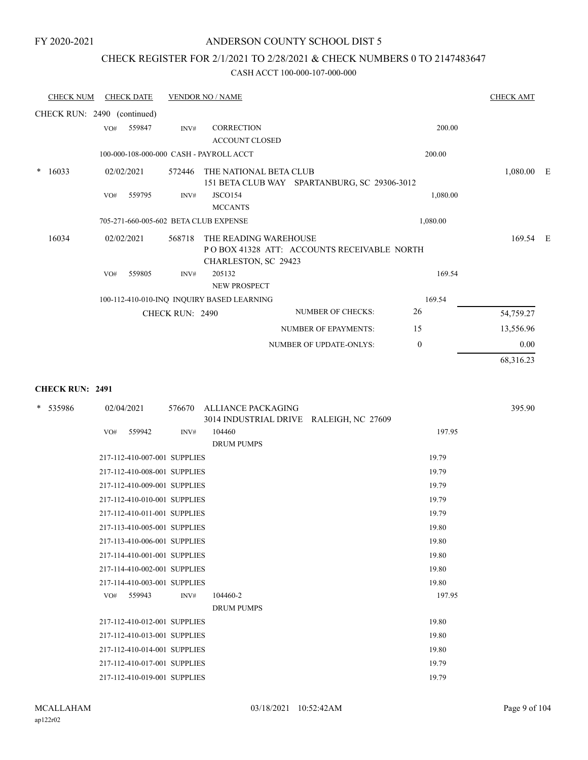FY 2020-2021

# ANDERSON COUNTY SCHOOL DIST 5

## CHECK REGISTER FOR 2/1/2021 TO 2/28/2021 & CHECK NUMBERS 0 TO 2147483647

CASH ACCT 100-000-107-000-000

| CHECK NUM | CHECK DATE | VENDOR NO / NAME | | CHECK AMT | |
|---|---|---|---|---|---|
| CHECK RUN: 2490 (continued) | | | | | |
| | VO# 559847 | INV# CORRECTION<br>ACCOUNT CLOSED | 200.00 | | |
| | 100-000-108-000-000 CASH - PAYROLL ACCT | | 200.00 | | |
| * 16033 | 02/01/2021 | 572446 THE NATIONAL BETA CLUB<br>151 BETA CLUB WAY SPARTANBURG, SC 29306-3012 | | 1,080.00 | E |
| | VO# 559795 | INV# JSCO154<br>MCCANTS | 1,080.00 | | |
| | 705-271-660-005-602 BETA CLUB EXPENSE | | 1,080.00 | | |
| 16034 | 02/02/2021 | 568718 THE READING WAREHOUSE<br>P O BOX 41328 ATT: ACCOUNTS RECEIVABLE NORTH CHARLESTON, SC 29423 | | 169.54 | E |
| | VO# 559805 | INV# 205132<br>NEW PROSPECT | 169.54 | | |
| | 100-112-410-010-INQ INQUIRY BASED LEARNING | | 169.54 | | |
| | CHECK RUN: 2490 | NUMBER OF CHECKS: | 26 | 54,759.27 | |
| | | NUMBER OF EPAYMENTS: | 15 | 13,556.96 | |
| | | NUMBER OF UPDATE-ONLYS: | 0 | 0.00 | |
| | | | | 68,316.23 | |

**CHECK RUN: 2491**

| CHECK NUM | CHECK DATE | VENDOR NO / NAME | | CHECK AMT |
|---|---|---|---|---|
| * 535986 | 02/04/2021 | 576670 ALLIANCE PACKAGING<br>3014 INDUSTRIAL DRIVE RALEIGH, NC 27609 | | 395.90 |
| | VO# 559942 | INV# 104460<br>DRUM PUMPS | 197.95 | |
| | 217-112-410-007-001 SUPPLIES | | 19.79 | |
| | 217-112-410-008-001 SUPPLIES | | 19.79 | |
| | 217-112-410-009-001 SUPPLIES | | 19.79 | |
| | 217-112-410-010-001 SUPPLIES | | 19.79 | |
| | 217-112-410-011-001 SUPPLIES | | 19.79 | |
| | 217-113-410-005-001 SUPPLIES | | 19.80 | |
| | 217-113-410-006-001 SUPPLIES | | 19.80 | |
| | 217-114-410-001-001 SUPPLIES | | 19.80 | |
| | 217-114-410-002-001 SUPPLIES | | 19.80 | |
| | 217-114-410-003-001 SUPPLIES | | 19.80 | |
| | VO# 559943 | INV# 104460-2<br>DRUM PUMPS | 197.95 | |
| | 217-112-410-012-001 SUPPLIES | | 19.80 | |
| | 217-112-410-013-001 SUPPLIES | | 19.80 | |
| | 217-112-410-014-001 SUPPLIES | | 19.80 | |
| | 217-112-410-017-001 SUPPLIES | | 19.79 | |
| | 217-112-410-019-001 SUPPLIES | | 19.79 | |

MCALLAHAM
ap122r02

03/18/2021 10:52:42AM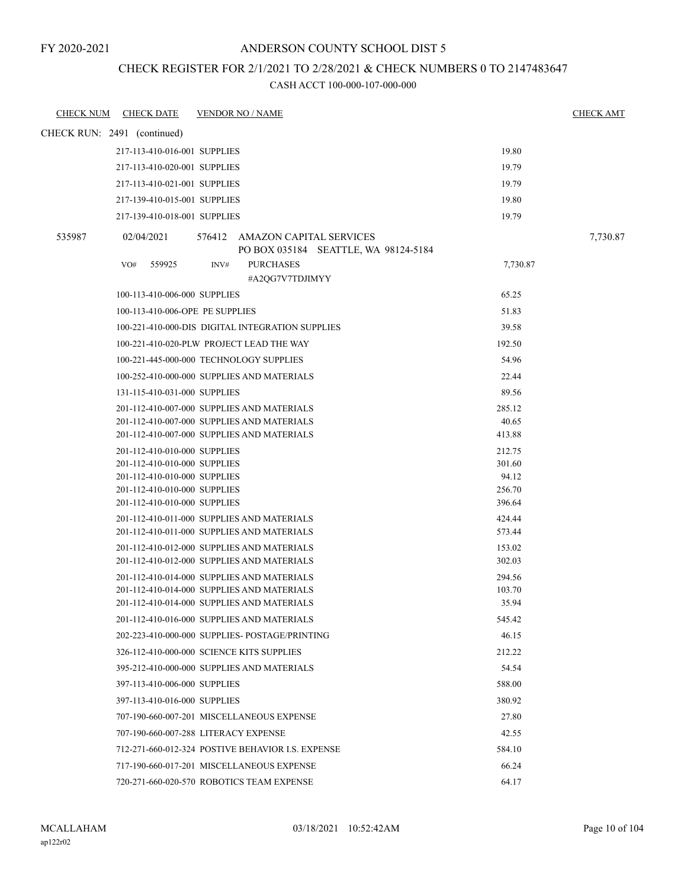FY 2020-2021

# ANDERSON COUNTY SCHOOL DIST 5

## CHECK REGISTER FOR 2/1/2021 TO 2/28/2021 & CHECK NUMBERS 0 TO 2147483647

### CASH ACCT 100-000-107-000-000

| CHECK NUM | CHECK DATE | VENDOR NO / NAME | | CHECK AMT |
|---|---|---|---|---|
| CHECK RUN: 2491 (continued) | | | | |
| | 217-113-410-016-001 SUPPLIES | | 19.80 | |
| | 217-113-410-020-001 SUPPLIES | | 19.79 | |
| | 217-113-410-021-001 SUPPLIES | | 19.79 | |
| | 217-139-410-015-001 SUPPLIES | | 19.80 | |
| | 217-139-410-018-001 SUPPLIES | | 19.79 | |
| 535987 | 02/04/2021 | 576412 AMAZON CAPITAL SERVICES<br>PO BOX 035184 SEATTLE, WA 98124-5184 | | 7,730.87 |
| | VO# 559925 | INV# PURCHASES<br>#A2QG7V7TDJIMYY | 7,730.87 | |
| | 100-113-410-006-000 SUPPLIES | | 65.25 | |
| | 100-113-410-006-OPE PE SUPPLIES | | 51.83 | |
| | 100-221-410-000-DIS DIGITAL INTEGRATION SUPPLIES | | 39.58 | |
| | 100-221-410-020-PLW PROJECT LEAD THE WAY | | 192.50 | |
| | 100-221-445-000-000 TECHNOLOGY SUPPLIES | | 54.96 | |
| | 100-252-410-000-000 SUPPLIES AND MATERIALS | | 22.44 | |
| | 131-115-410-031-000 SUPPLIES | | 89.56 | |
| | 201-112-410-007-000 SUPPLIES AND MATERIALS | | 285.12 | |
| | 201-112-410-007-000 SUPPLIES AND MATERIALS | | 40.65 | |
| | 201-112-410-007-000 SUPPLIES AND MATERIALS | | 413.88 | |
| | 201-112-410-010-000 SUPPLIES | | 212.75 | |
| | 201-112-410-010-000 SUPPLIES | | 301.60 | |
| | 201-112-410-010-000 SUPPLIES | | 94.12 | |
| | 201-112-410-010-000 SUPPLIES | | 256.70 | |
| | 201-112-410-010-000 SUPPLIES | | 396.64 | |
| | 201-112-410-011-000 SUPPLIES AND MATERIALS | | 424.44 | |
| | 201-112-410-011-000 SUPPLIES AND MATERIALS | | 573.44 | |
| | 201-112-410-012-000 SUPPLIES AND MATERIALS | | 153.02 | |
| | 201-112-410-012-000 SUPPLIES AND MATERIALS | | 302.03 | |
| | 201-112-410-014-000 SUPPLIES AND MATERIALS | | 294.56 | |
| | 201-112-410-014-000 SUPPLIES AND MATERIALS | | 103.70 | |
| | 201-112-410-014-000 SUPPLIES AND MATERIALS | | 35.94 | |
| | 201-112-410-016-000 SUPPLIES AND MATERIALS | | 545.42 | |
| | 202-223-410-000-000 SUPPLIES- POSTAGE/PRINTING | | 46.15 | |
| | 326-112-410-000-000 SCIENCE KITS SUPPLIES | | 212.22 | |
| | 395-212-410-000-000 SUPPLIES AND MATERIALS | | 54.54 | |
| | 397-113-410-006-000 SUPPLIES | | 588.00 | |
| | 397-113-410-016-000 SUPPLIES | | 380.92 | |
| | 707-190-660-007-201 MISCELLANEOUS EXPENSE | | 27.80 | |
| | 707-190-660-007-288 LITERACY EXPENSE | | 42.55 | |
| | 712-271-660-012-324 POSTIVE BEHAVIOR I.S. EXPENSE | | 584.10 | |
| | 717-190-660-017-201 MISCELLANEOUS EXPENSE | | 66.24 | |
| | 720-271-660-020-570 ROBOTICS TEAM EXPENSE | | 64.17 | |

MCALLAHAM
ap122r02
03/18/2021 10:52:42AM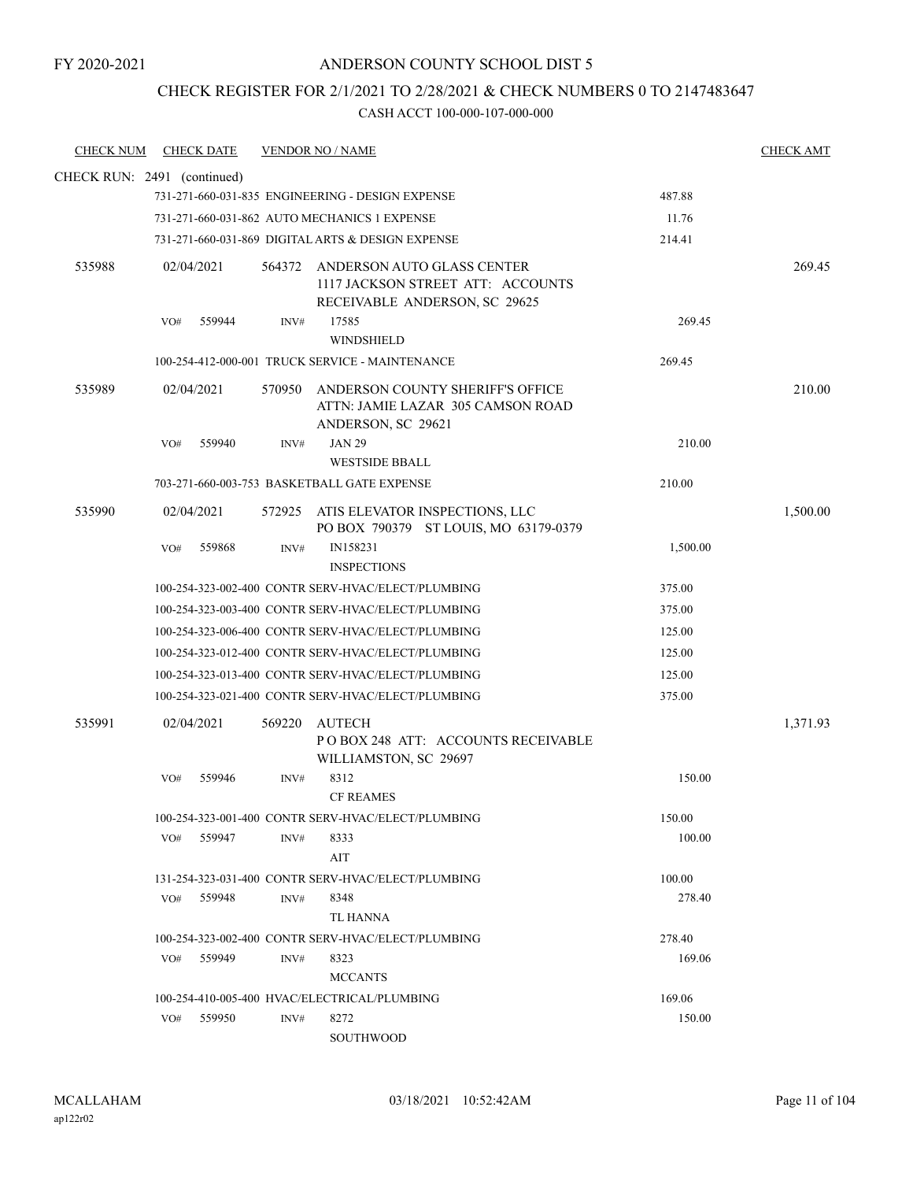FY 2020-2021

# ANDERSON COUNTY SCHOOL DIST 5

## CHECK REGISTER FOR 2/1/2021 TO 2/28/2021 & CHECK NUMBERS 0 TO 2147483647

### CASH ACCT 100-000-107-000-000

| CHECK NUM | CHECK DATE | VENDOR NO / NAME | | CHECK AMT |
|---|---|---|---|---|
| CHECK RUN: 2491 (continued) | | | | |
| | 731-271-660-031-835 ENGINEERING - DESIGN EXPENSE | | 487.88 | |
| | 731-271-660-031-862 AUTO MECHANICS 1 EXPENSE | | 11.76 | |
| | 731-271-660-031-869 DIGITAL ARTS & DESIGN EXPENSE | | 214.41 | |
| 535988 | 02/04/2021 | 564372 ANDERSON AUTO GLASS CENTER 1117 JACKSON STREET ATT: ACCOUNTS RECEIVABLE ANDERSON, SC 29625 | | 269.45 |
| | VO# 559944 | INV# 17585 WINDSHIELD | 269.45 | |
| | 100-254-412-000-001 TRUCK SERVICE - MAINTENANCE | | 269.45 | |
| 535989 | 02/04/2021 | 570950 ANDERSON COUNTY SHERIFF'S OFFICE ATTN: JAMIE LAZAR 305 CAMSON ROAD ANDERSON, SC 29621 | | 210.00 |
| | VO# 559940 | INV# JAN 29 WESTSIDE BBALL | 210.00 | |
| | 703-271-660-003-753 BASKETBALL GATE EXPENSE | | 210.00 | |
| 535990 | 02/04/2021 | 572925 ATIS ELEVATOR INSPECTIONS, LLC PO BOX 790379 ST LOUIS, MO 63179-0379 | | 1,500.00 |
| | VO# 559868 | INV# IN158231 INSPECTIONS | 1,500.00 | |
| | 100-254-323-002-400 CONTR SERV-HVAC/ELECT/PLUMBING | | 375.00 | |
| | 100-254-323-003-400 CONTR SERV-HVAC/ELECT/PLUMBING | | 375.00 | |
| | 100-254-323-006-400 CONTR SERV-HVAC/ELECT/PLUMBING | | 125.00 | |
| | 100-254-323-012-400 CONTR SERV-HVAC/ELECT/PLUMBING | | 125.00 | |
| | 100-254-323-013-400 CONTR SERV-HVAC/ELECT/PLUMBING | | 125.00 | |
| | 100-254-323-021-400 CONTR SERV-HVAC/ELECT/PLUMBING | | 375.00 | |
| 535991 | 02/04/2021 | 569220 AUTECH P O BOX 248 ATT: ACCOUNTS RECEIVABLE WILLIAMSTON, SC 29697 | | 1,371.93 |
| | VO# 559946 | INV# 8312 CF REAMES | 150.00 | |
| | 100-254-323-001-400 CONTR SERV-HVAC/ELECT/PLUMBING | | 150.00 | |
| | VO# 559947 | INV# 8333 AIT | 100.00 | |
| | 131-254-323-031-400 CONTR SERV-HVAC/ELECT/PLUMBING | | 100.00 | |
| | VO# 559948 | INV# 8348 TL HANNA | 278.40 | |
| | 100-254-323-002-400 CONTR SERV-HVAC/ELECT/PLUMBING | | 278.40 | |
| | VO# 559949 | INV# 8323 MCCANTS | 169.06 | |
| | 100-254-410-005-400 HVAC/ELECTRICAL/PLUMBING | | 169.06 | |
| | VO# 559950 | INV# 8272 SOUTHWOOD | 150.00 | |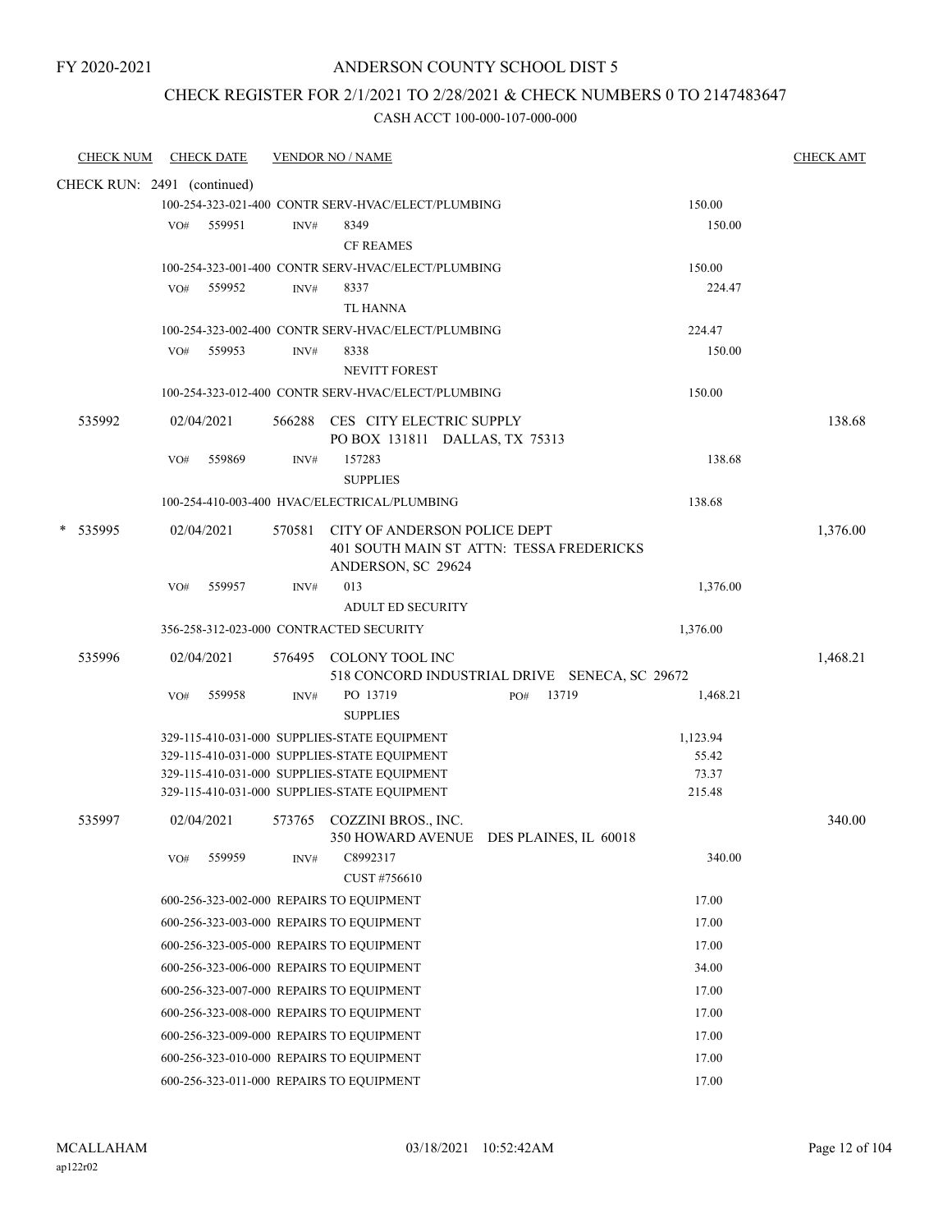FY 2020-2021

# ANDERSON COUNTY SCHOOL DIST 5

## CHECK REGISTER FOR 2/1/2021 TO 2/28/2021 & CHECK NUMBERS 0 TO 2147483647

### CASH ACCT 100-000-107-000-000

| CHECK NUM | CHECK DATE | VENDOR NO / NAME | | CHECK AMT |
|---|---|---|---|---|
| CHECK RUN: 2491 (continued) | | | | |
| | | 100-254-323-021-400 CONTR SERV-HVAC/ELECT/PLUMBING | 150.00 | |
| | VO# 559951 | INV# 8349 CF REAMES | 150.00 | |
| | | 100-254-323-001-400 CONTR SERV-HVAC/ELECT/PLUMBING | 150.00 | |
| | VO# 559952 | INV# 8337 TL HANNA | 224.47 | |
| | | 100-254-323-002-400 CONTR SERV-HVAC/ELECT/PLUMBING | 224.47 | |
| | VO# 559953 | INV# 8338 NEVITT FOREST | 150.00 | |
| | | 100-254-323-012-400 CONTR SERV-HVAC/ELECT/PLUMBING | 150.00 | |
| 535992 | 02/04/2021 | 566288 CES CITY ELECTRIC SUPPLY PO BOX 131811 DALLAS, TX 75313 | | 138.68 |
| | VO# 559869 | INV# 157283 SUPPLIES | 138.68 | |
| | | 100-254-410-003-400 HVAC/ELECTRICAL/PLUMBING | 138.68 | |
| * 535995 | 02/04/2021 | 570581 CITY OF ANDERSON POLICE DEPT 401 SOUTH MAIN ST ATTN: TESSA FREDERICKS ANDERSON, SC 29624 | | 1,376.00 |
| | VO# 559957 | INV# 013 ADULT ED SECURITY | 1,376.00 | |
| | | 356-258-312-023-000 CONTRACTED SECURITY | 1,376.00 | |
| 535996 | 02/04/2021 | 576495 COLONY TOOL INC 518 CONCORD INDUSTRIAL DRIVE SENECA, SC 29672 | | 1,468.21 |
| | VO# 559958 | INV# PO 13719 PO# 13719 SUPPLIES | 1,468.21 | |
| | | 329-115-410-031-000 SUPPLIES-STATE EQUIPMENT | 1,123.94 | |
| | | 329-115-410-031-000 SUPPLIES-STATE EQUIPMENT | 55.42 | |
| | | 329-115-410-031-000 SUPPLIES-STATE EQUIPMENT | 73.37 | |
| | | 329-115-410-031-000 SUPPLIES-STATE EQUIPMENT | 215.48 | |
| 535997 | 02/04/2021 | 573765 COZZINI BROS., INC. 350 HOWARD AVENUE DES PLAINES, IL 60018 | | 340.00 |
| | VO# 559959 | INV# C8992317 CUST #756610 | 340.00 | |
| | | 600-256-323-002-000 REPAIRS TO EQUIPMENT | 17.00 | |
| | | 600-256-323-003-000 REPAIRS TO EQUIPMENT | 17.00 | |
| | | 600-256-323-005-000 REPAIRS TO EQUIPMENT | 17.00 | |
| | | 600-256-323-006-000 REPAIRS TO EQUIPMENT | 34.00 | |
| | | 600-256-323-007-000 REPAIRS TO EQUIPMENT | 17.00 | |
| | | 600-256-323-008-000 REPAIRS TO EQUIPMENT | 17.00 | |
| | | 600-256-323-009-000 REPAIRS TO EQUIPMENT | 17.00 | |
| | | 600-256-323-010-000 REPAIRS TO EQUIPMENT | 17.00 | |
| | | 600-256-323-011-000 REPAIRS TO EQUIPMENT | 17.00 | |

MCALLAHAM
ap122r02

03/18/2021 10:52:42AM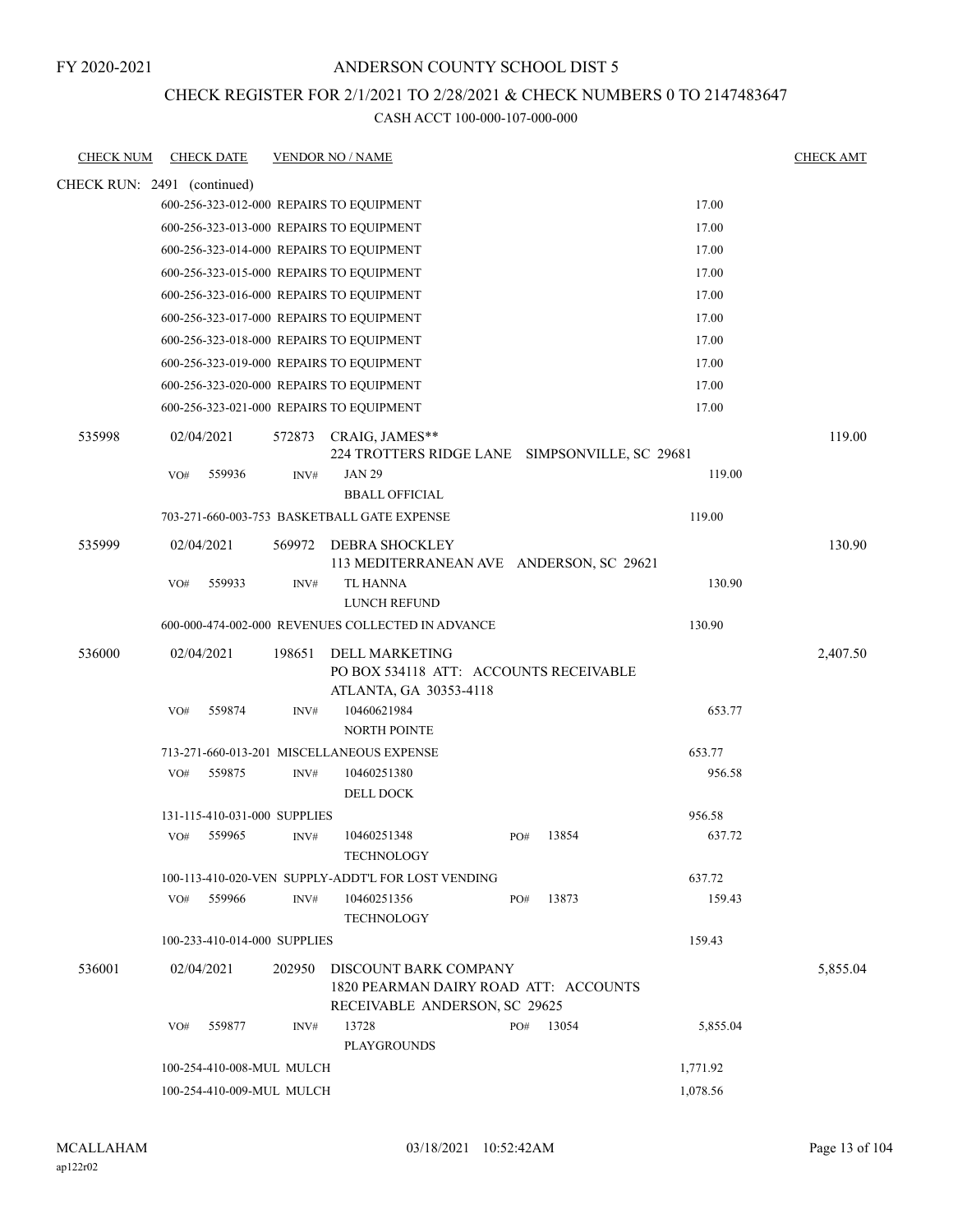FY 2020-2021

# ANDERSON COUNTY SCHOOL DIST 5

## CHECK REGISTER FOR 2/1/2021 TO 2/28/2021 & CHECK NUMBERS 0 TO 2147483647

CASH ACCT 100-000-107-000-000

| CHECK NUM | CHECK DATE | VENDOR NO / NAME | | CHECK AMT |
|---|---|---|---|---|
| CHECK RUN: 2491 (continued) | | | | |
| | | 600-256-323-012-000 REPAIRS TO EQUIPMENT | 17.00 | |
| | | 600-256-323-013-000 REPAIRS TO EQUIPMENT | 17.00 | |
| | | 600-256-323-014-000 REPAIRS TO EQUIPMENT | 17.00 | |
| | | 600-256-323-015-000 REPAIRS TO EQUIPMENT | 17.00 | |
| | | 600-256-323-016-000 REPAIRS TO EQUIPMENT | 17.00 | |
| | | 600-256-323-017-000 REPAIRS TO EQUIPMENT | 17.00 | |
| | | 600-256-323-018-000 REPAIRS TO EQUIPMENT | 17.00 | |
| | | 600-256-323-019-000 REPAIRS TO EQUIPMENT | 17.00 | |
| | | 600-256-323-020-000 REPAIRS TO EQUIPMENT | 17.00 | |
| | | 600-256-323-021-000 REPAIRS TO EQUIPMENT | 17.00 | |
| 535998 | 02/04/2021 | 572873 CRAIG, JAMES** 224 TROTTERS RIDGE LANE SIMPSONVILLE, SC 29681 | | 119.00 |
| | VO# 559936 | INV# JAN 29 BBALL OFFICIAL | 119.00 | |
| | | 703-271-660-003-753 BASKETBALL GATE EXPENSE | 119.00 | |
| 535999 | 02/04/2021 | 569972 DEBRA SHOCKLEY 113 MEDITERRANEAN AVE ANDERSON, SC 29621 | | 130.90 |
| | VO# 559933 | INV# TL HANNA LUNCH REFUND | 130.90 | |
| | | 600-000-474-002-000 REVENUES COLLECTED IN ADVANCE | 130.90 | |
| 536000 | 02/04/2021 | 198651 DELL MARKETING PO BOX 534118 ATT: ACCOUNTS RECEIVABLE ATLANTA, GA 30353-4118 | | 2,407.50 |
| | VO# 559874 | INV# 10460621984 NORTH POINTE | 653.77 | |
| | | 713-271-660-013-201 MISCELLANEOUS EXPENSE | 653.77 | |
| | VO# 559875 | INV# 10460251380 DELL DOCK | 956.58 | |
| | | 131-115-410-031-000 SUPPLIES | 956.58 | |
| | VO# 559965 | INV# 10460251348 TECHNOLOGY PO# 13854 | 637.72 | |
| | | 100-113-410-020-VEN SUPPLY-ADDT'L FOR LOST VENDING | 637.72 | |
| | VO# 559966 | INV# 10460251356 TECHNOLOGY PO# 13873 | 159.43 | |
| | | 100-233-410-014-000 SUPPLIES | 159.43 | |
| 536001 | 02/04/2021 | 202950 DISCOUNT BARK COMPANY 1820 PEARMAN DAIRY ROAD ATT: ACCOUNTS RECEIVABLE ANDERSON, SC 29625 | | 5,855.04 |
| | VO# 559877 | INV# 13728 PLAYGROUNDS PO# 13054 | 5,855.04 | |
| | | 100-254-410-008-MUL MULCH | 1,771.92 | |
| | | 100-254-410-009-MUL MULCH | 1,078.56 | |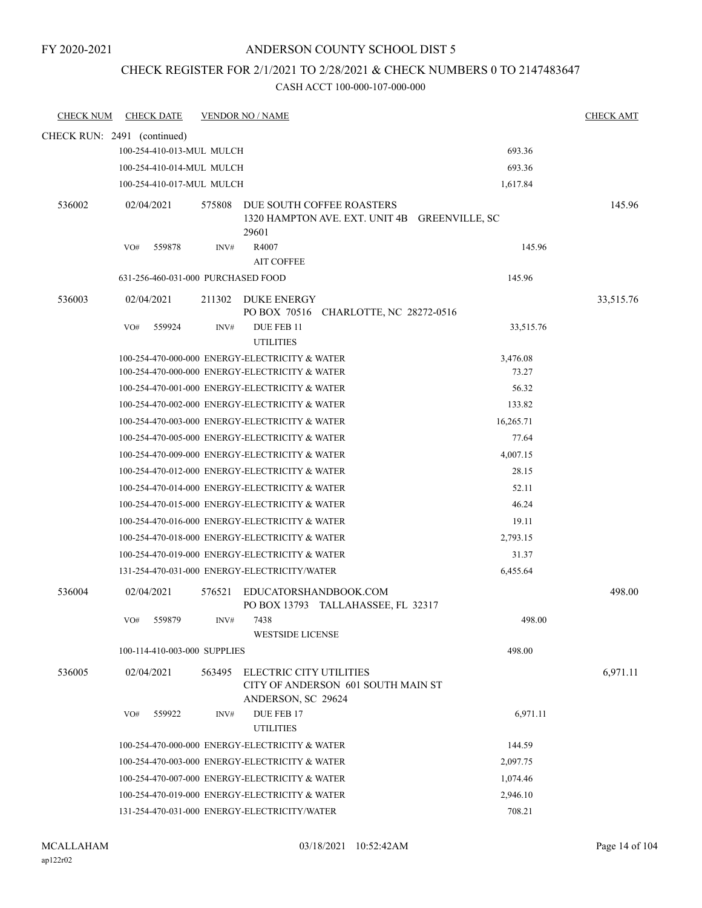FY 2020-2021

# ANDERSON COUNTY SCHOOL DIST 5

## CHECK REGISTER FOR 2/1/2021 TO 2/28/2021 & CHECK NUMBERS 0 TO 2147483647

### CASH ACCT 100-000-107-000-000

| CHECK NUM | CHECK DATE | VENDOR NO / NAME | | CHECK AMT |
|---|---|---|---|---|
| CHECK RUN: 2491 (continued) | | | | |
| | 100-254-410-013-MUL MULCH | | 693.36 | |
| | 100-254-410-014-MUL MULCH | | 693.36 | |
| | 100-254-410-017-MUL MULCH | | 1,617.84 | |
| 536002 | 02/04/2021 | 575808 DUE SOUTH COFFEE ROASTERS<br>1320 HAMPTON AVE. EXT. UNIT 4B GREENVILLE, SC 29601 | | 145.96 |
| | VO# 559878 | INV# R4007<br>AIT COFFEE | 145.96 | |
| | 631-256-460-031-000 PURCHASED FOOD | | 145.96 | |
| 536003 | 02/04/2021 | 211302 DUKE ENERGY<br>PO BOX 70516 CHARLOTTE, NC 28272-0516 | | 33,515.76 |
| | VO# 559924 | INV# DUE FEB 11<br>UTILITIES | 33,515.76 | |
| | 100-254-470-000-000 ENERGY-ELECTRICITY & WATER | | 3,476.08 | |
| | 100-254-470-000-000 ENERGY-ELECTRICITY & WATER | | 73.27 | |
| | 100-254-470-001-000 ENERGY-ELECTRICITY & WATER | | 56.32 | |
| | 100-254-470-002-000 ENERGY-ELECTRICITY & WATER | | 133.82 | |
| | 100-254-470-003-000 ENERGY-ELECTRICITY & WATER | | 16,265.71 | |
| | 100-254-470-005-000 ENERGY-ELECTRICITY & WATER | | 77.64 | |
| | 100-254-470-009-000 ENERGY-ELECTRICITY & WATER | | 4,007.15 | |
| | 100-254-470-012-000 ENERGY-ELECTRICITY & WATER | | 28.15 | |
| | 100-254-470-014-000 ENERGY-ELECTRICITY & WATER | | 52.11 | |
| | 100-254-470-015-000 ENERGY-ELECTRICITY & WATER | | 46.24 | |
| | 100-254-470-016-000 ENERGY-ELECTRICITY & WATER | | 19.11 | |
| | 100-254-470-018-000 ENERGY-ELECTRICITY & WATER | | 2,793.15 | |
| | 100-254-470-019-000 ENERGY-ELECTRICITY & WATER | | 31.37 | |
| | 131-254-470-031-000 ENERGY-ELECTRICITY/WATER | | 6,455.64 | |
| 536004 | 02/04/2021 | 576521 EDUCATORSHANDBOOK.COM<br>PO BOX 13793 TALLAHASSEE, FL 32317 | | 498.00 |
| | VO# 559879 | INV# 7438<br>WESTSIDE LICENSE | 498.00 | |
| | 100-114-410-003-000 SUPPLIES | | 498.00 | |
| 536005 | 02/04/2021 | 563495 ELECTRIC CITY UTILITIES<br>CITY OF ANDERSON 601 SOUTH MAIN ST<br>ANDERSON, SC 29624 | | 6,971.11 |
| | VO# 559922 | INV# DUE FEB 17<br>UTILITIES | 6,971.11 | |
| | 100-254-470-000-000 ENERGY-ELECTRICITY & WATER | | 144.59 | |
| | 100-254-470-003-000 ENERGY-ELECTRICITY & WATER | | 2,097.75 | |
| | 100-254-470-007-000 ENERGY-ELECTRICITY & WATER | | 1,074.46 | |
| | 100-254-470-019-000 ENERGY-ELECTRICITY & WATER | | 2,946.10 | |
| | 131-254-470-031-000 ENERGY-ELECTRICITY/WATER | | 708.21 | |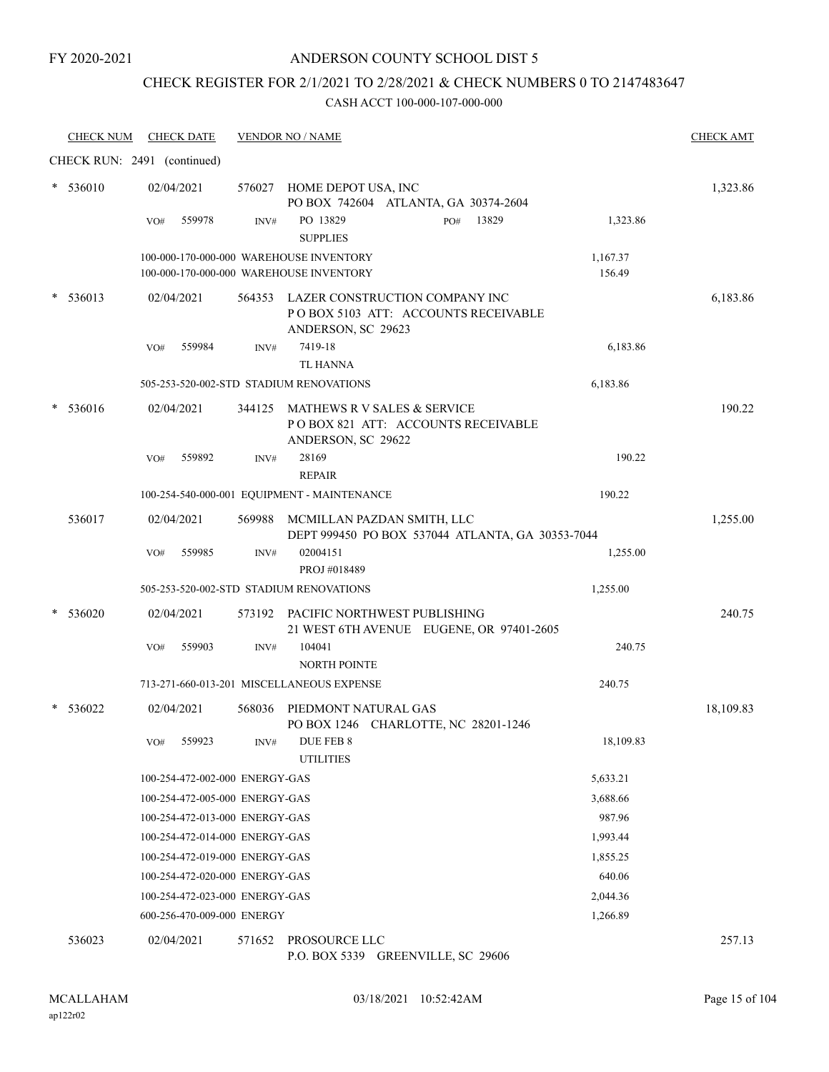FY 2020-2021

# ANDERSON COUNTY SCHOOL DIST 5

## CHECK REGISTER FOR 2/1/2021 TO 2/28/2021 & CHECK NUMBERS 0 TO 2147483647

### CASH ACCT 100-000-107-000-000

| CHECK NUM | CHECK DATE | VENDOR NO / NAME | | CHECK AMT |
|---|---|---|---|---|
| CHECK RUN: 2491 (continued) | | | | |
| * 536010 | 02/04/2021 | 576027 HOME DEPOT USA, INC<br>PO BOX 742604 ATLANTA, GA 30374-2604 | | 1,323.86 |
| | VO# 559978 | INV# PO 13829 PO# 13829<br>SUPPLIES | 1,323.86 | |
| | 100-000-170-000-000 WAREHOUSE INVENTORY | | 1,167.37 | |
| | 100-000-170-000-000 WAREHOUSE INVENTORY | | 156.49 | |
| * 536013 | 02/04/2021 | 564353 LAZER CONSTRUCTION COMPANY INC<br>P O BOX 5103 ATT: ACCOUNTS RECEIVABLE<br>ANDERSON, SC 29623 | | 6,183.86 |
| | VO# 559984 | INV# 7419-18<br>TL HANNA | 6,183.86 | |
| | 505-253-520-002-STD STADIUM RENOVATIONS | | 6,183.86 | |
| * 536016 | 02/04/2021 | 344125 MATHEWS R V SALES & SERVICE<br>P O BOX 821 ATT: ACCOUNTS RECEIVABLE<br>ANDERSON, SC 29622 | | 190.22 |
| | VO# 559892 | INV# 28169<br>REPAIR | 190.22 | |
| | 100-254-540-000-001 EQUIPMENT - MAINTENANCE | | 190.22 | |
| 536017 | 02/04/2021 | 569988 MCMILLAN PAZDAN SMITH, LLC<br>DEPT 999450 PO BOX 537044 ATLANTA, GA 30353-7044 | | 1,255.00 |
| | VO# 559985 | INV# 02004151<br>PROJ #018489 | 1,255.00 | |
| | 505-253-520-002-STD STADIUM RENOVATIONS | | 1,255.00 | |
| * 536020 | 02/04/2021 | 573192 PACIFIC NORTHWEST PUBLISHING<br>21 WEST 6TH AVENUE EUGENE, OR 97401-2605 | | 240.75 |
| | VO# 559903 | INV# 104041<br>NORTH POINTE | 240.75 | |
| | 713-271-660-013-201 MISCELLANEOUS EXPENSE | | 240.75 | |
| * 536022 | 02/04/2021 | 568036 PIEDMONT NATURAL GAS<br>PO BOX 1246 CHARLOTTE, NC 28201-1246 | | 18,109.83 |
| | VO# 559923 | INV# DUE FEB 8<br>UTILITIES | 18,109.83 | |
| | 100-254-472-002-000 ENERGY-GAS | | 5,633.21 | |
| | 100-254-472-005-000 ENERGY-GAS | | 3,688.66 | |
| | 100-254-472-013-000 ENERGY-GAS | | 987.96 | |
| | 100-254-472-014-000 ENERGY-GAS | | 1,993.44 | |
| | 100-254-472-019-000 ENERGY-GAS | | 1,855.25 | |
| | 100-254-472-020-000 ENERGY-GAS | | 640.06 | |
| | 100-254-472-023-000 ENERGY-GAS | | 2,044.36 | |
| | 600-256-470-009-000 ENERGY | | 1,266.89 | |
| 536023 | 02/04/2021 | 571652 PROSOURCE LLC<br>P.O. BOX 5339 GREENVILLE, SC 29606 | | 257.13 |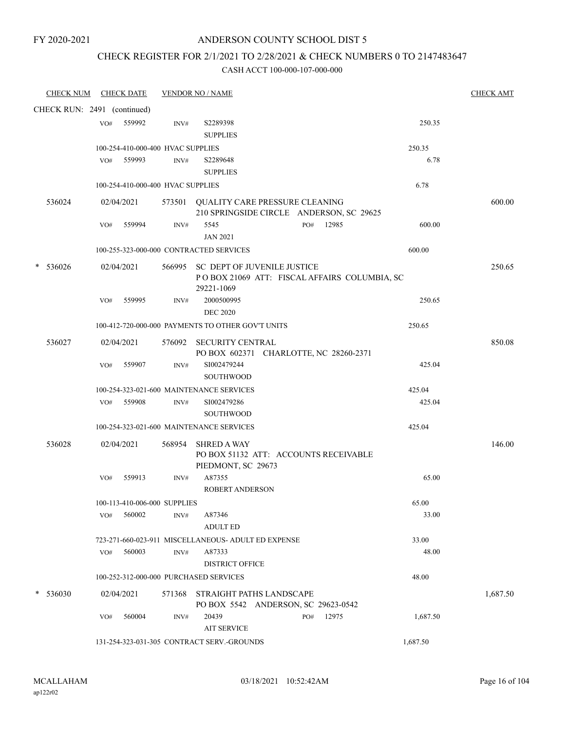FY 2020-2021

# ANDERSON COUNTY SCHOOL DIST 5

## CHECK REGISTER FOR 2/1/2021 TO 2/28/2021 & CHECK NUMBERS 0 TO 2147483647

### CASH ACCT 100-000-107-000-000

| CHECK NUM | CHECK DATE | VENDOR NO / NAME | | CHECK AMT |
|---|---|---|---|---|
| CHECK RUN: 2491 (continued) | | | | |
| | VO# 559992 | INV# S2289398 SUPPLIES | 250.35 | |
| | 100-254-410-000-400 HVAC SUPPLIES | | 250.35 | |
| | VO# 559993 | INV# S2289648 SUPPLIES | 6.78 | |
| | 100-254-410-000-400 HVAC SUPPLIES | | 6.78 | |
| 536024 | 02/04/2021 | 573501 QUALITY CARE PRESSURE CLEANING 210 SPRINGSIDE CIRCLE ANDERSON, SC 29625 | | 600.00 |
| | VO# 559994 | INV# 5545 PO# 12985 JAN 2021 | 600.00 | |
| | 100-255-323-000-000 CONTRACTED SERVICES | | 600.00 | |
| * 536026 | 02/04/2021 | 566995 SC DEPT OF JUVENILE JUSTICE P O BOX 21069 ATT: FISCAL AFFAIRS COLUMBIA, SC 29221-1069 | | 250.65 |
| | VO# 559995 | INV# 2000500995 DEC 2020 | 250.65 | |
| | 100-412-720-000-000 PAYMENTS TO OTHER GOV'T UNITS | | 250.65 | |
| 536027 | 02/04/2021 | 576092 SECURITY CENTRAL PO BOX 602371 CHARLOTTE, NC 28260-2371 | | 850.08 |
| | VO# 559907 | INV# SI002479244 SOUTHWOOD | 425.04 | |
| | 100-254-323-021-600 MAINTENANCE SERVICES | | 425.04 | |
| | VO# 559908 | INV# SI002479286 SOUTHWOOD | 425.04 | |
| | 100-254-323-021-600 MAINTENANCE SERVICES | | 425.04 | |
| 536028 | 02/04/2021 | 568954 SHRED A WAY PO BOX 51132 ATT: ACCOUNTS RECEIVABLE PIEDMONT, SC 29673 | | 146.00 |
| | VO# 559913 | INV# A87355 ROBERT ANDERSON | 65.00 | |
| | 100-113-410-006-000 SUPPLIES | | 65.00 | |
| | VO# 560002 | INV# A87346 ADULT ED | 33.00 | |
| | 723-271-660-023-911 MISCELLANEOUS- ADULT ED EXPENSE | | 33.00 | |
| | VO# 560003 | INV# A87333 DISTRICT OFFICE | 48.00 | |
| | 100-252-312-000-000 PURCHASED SERVICES | | 48.00 | |
| * 536030 | 02/04/2021 | 571368 STRAIGHT PATHS LANDSCAPE PO BOX 5542 ANDERSON, SC 29623-0542 | | 1,687.50 |
| | VO# 560004 | INV# 20439 PO# 12975 AIT SERVICE | 1,687.50 | |
| | 131-254-323-031-305 CONTRACT SERV.-GROUNDS | | 1,687.50 | |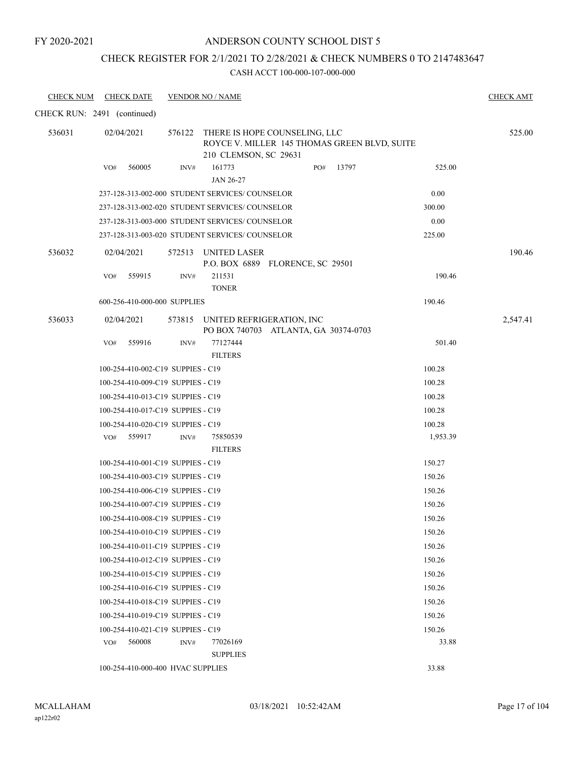FY 2020-2021

# ANDERSON COUNTY SCHOOL DIST 5

## CHECK REGISTER FOR 2/1/2021 TO 2/28/2021 & CHECK NUMBERS 0 TO 2147483647

### CASH ACCT 100-000-107-000-000

| CHECK NUM | CHECK DATE | VENDOR NO / NAME | | CHECK AMT |
|---|---|---|---|---|
| CHECK RUN: 2491 (continued) | | | | |
| 536031 | 02/04/2021 | 576122 THERE IS HOPE COUNSELING, LLC<br>ROYCE V. MILLER 145 THOMAS GREEN BLVD, SUITE 210 CLEMSON, SC 29631 | | 525.00 |
| | VO# 560005 | INV# 161773 PO# 13797<br>JAN 26-27 | 525.00 | |
| | 237-128-313-002-000 STUDENT SERVICES/ COUNSELOR | | 0.00 | |
| | 237-128-313-002-020 STUDENT SERVICES/ COUNSELOR | | 300.00 | |
| | 237-128-313-003-000 STUDENT SERVICES/ COUNSELOR | | 0.00 | |
| | 237-128-313-003-020 STUDENT SERVICES/ COUNSELOR | | 225.00 | |
| 536032 | 02/04/2021 | 572513 UNITED LASER<br>P.O. BOX 6889 FLORENCE, SC 29501 | | 190.46 |
| | VO# 559915 | INV# 211531<br>TONER | 190.46 | |
| | 600-256-410-000-000 SUPPLIES | | 190.46 | |
| 536033 | 02/04/2021 | 573815 UNITED REFRIGERATION, INC<br>PO BOX 740703 ATLANTA, GA 30374-0703 | | 2,547.41 |
| | VO# 559916 | INV# 77127444<br>FILTERS | 501.40 | |
| | 100-254-410-002-C19 SUPPIES - C19 | | 100.28 | |
| | 100-254-410-009-C19 SUPPIES - C19 | | 100.28 | |
| | 100-254-410-013-C19 SUPPIES - C19 | | 100.28 | |
| | 100-254-410-017-C19 SUPPIES - C19 | | 100.28 | |
| | 100-254-410-020-C19 SUPPIES - C19 | | 100.28 | |
| | VO# 559917 | INV# 75850539<br>FILTERS | 1,953.39 | |
| | 100-254-410-001-C19 SUPPIES - C19 | | 150.27 | |
| | 100-254-410-003-C19 SUPPIES - C19 | | 150.26 | |
| | 100-254-410-006-C19 SUPPIES - C19 | | 150.26 | |
| | 100-254-410-007-C19 SUPPIES - C19 | | 150.26 | |
| | 100-254-410-008-C19 SUPPIES - C19 | | 150.26 | |
| | 100-254-410-010-C19 SUPPIES - C19 | | 150.26 | |
| | 100-254-410-011-C19 SUPPIES - C19 | | 150.26 | |
| | 100-254-410-012-C19 SUPPIES - C19 | | 150.26 | |
| | 100-254-410-015-C19 SUPPIES - C19 | | 150.26 | |
| | 100-254-410-016-C19 SUPPIES - C19 | | 150.26 | |
| | 100-254-410-018-C19 SUPPIES - C19 | | 150.26 | |
| | 100-254-410-019-C19 SUPPIES - C19 | | 150.26 | |
| | 100-254-410-021-C19 SUPPIES - C19 | | 150.26 | |
| | VO# 560008 | INV# 77026169<br>SUPPLIES | 33.88 | |
| | 100-254-410-000-400 HVAC SUPPLIES | | 33.88 | |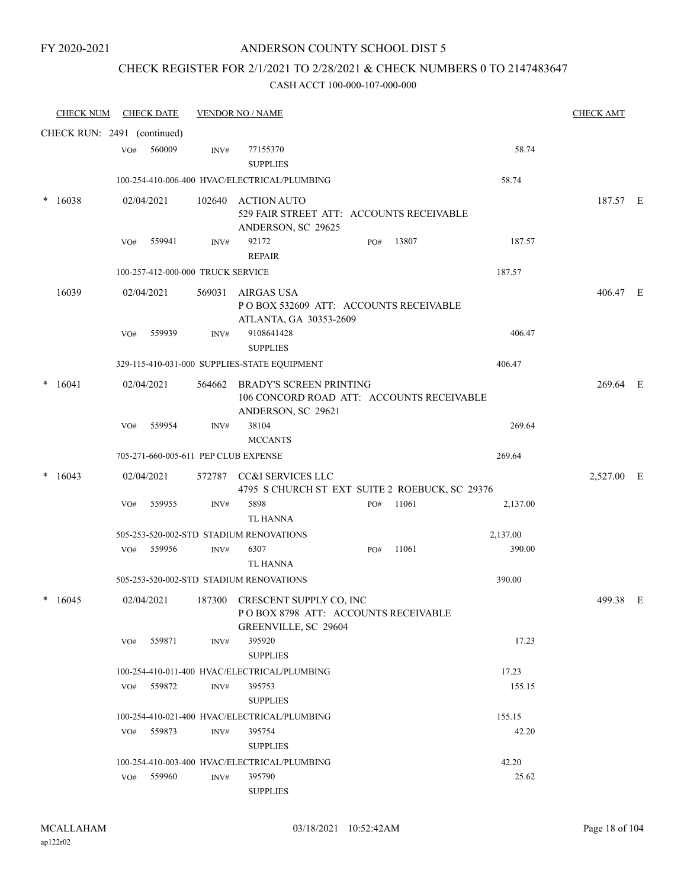FY 2020-2021

# ANDERSON COUNTY SCHOOL DIST 5

## CHECK REGISTER FOR 2/1/2021 TO 2/28/2021 & CHECK NUMBERS 0 TO 2147483647

### CASH ACCT 100-000-107-000-000

| CHECK NUM | CHECK DATE | VENDOR NO / NAME | | | | CHECK AMT |
|---|---|---|---|---|---|---|
| CHECK RUN: 2491 (continued) | | | | | | |
| | VO# 560009 | INV# 77155370 SUPPLIES | | | 58.74 | |
| | 100-254-410-006-400 HVAC/ELECTRICAL/PLUMBING | | | | 58.74 | |
| * 16038 | 02/04/2021 | 102640 ACTION AUTO 529 FAIR STREET ATT: ACCOUNTS RECEIVABLE ANDERSON, SC 29625 | | | | 187.57 E |
| | VO# 559941 | INV# 92172 REPAIR | PO# 13807 | | 187.57 | |
| | 100-257-412-000-000 TRUCK SERVICE | | | | 187.57 | |
| 16039 | 02/04/2021 | 569031 AIRGAS USA P O BOX 532609 ATT: ACCOUNTS RECEIVABLE ATLANTA, GA 30353-2609 | | | | 406.47 E |
| | VO# 559939 | INV# 9108641428 SUPPLIES | | | 406.47 | |
| | 329-115-410-031-000 SUPPLIES-STATE EQUIPMENT | | | | 406.47 | |
| * 16041 | 02/04/2021 | 564662 BRADY'S SCREEN PRINTING 106 CONCORD ROAD ATT: ACCOUNTS RECEIVABLE ANDERSON, SC 29621 | | | | 269.64 E |
| | VO# 559954 | INV# 38104 MCCANTS | | | 269.64 | |
| | 705-271-660-005-611 PEP CLUB EXPENSE | | | | 269.64 | |
| * 16043 | 02/04/2021 | 572787 CC&I SERVICES LLC 4795 S CHURCH ST EXT SUITE 2 ROEBUCK, SC 29376 | | | | 2,527.00 E |
| | VO# 559955 | INV# 5898 TL HANNA | PO# 11061 | | 2,137.00 | |
| | 505-253-520-002-STD STADIUM RENOVATIONS | | | | 2,137.00 | |
| | VO# 559956 | INV# 6307 TL HANNA | PO# 11061 | | 390.00 | |
| | 505-253-520-002-STD STADIUM RENOVATIONS | | | | 390.00 | |
| * 16045 | 02/04/2021 | 187300 CRESCENT SUPPLY CO, INC P O BOX 8798 ATT: ACCOUNTS RECEIVABLE GREENVILLE, SC 29604 | | | | 499.38 E |
| | VO# 559871 | INV# 395920 SUPPLIES | | | 17.23 | |
| | 100-254-410-011-400 HVAC/ELECTRICAL/PLUMBING | | | | 17.23 | |
| | VO# 559872 | INV# 395753 SUPPLIES | | | 155.15 | |
| | 100-254-410-021-400 HVAC/ELECTRICAL/PLUMBING | | | | 155.15 | |
| | VO# 559873 | INV# 395754 SUPPLIES | | | 42.20 | |
| | 100-254-410-003-400 HVAC/ELECTRICAL/PLUMBING | | | | 42.20 | |
| | VO# 559960 | INV# 395790 SUPPLIES | | | 25.62 | |

MCALLAHAM ap122r02 03/18/2021 10:52:42AM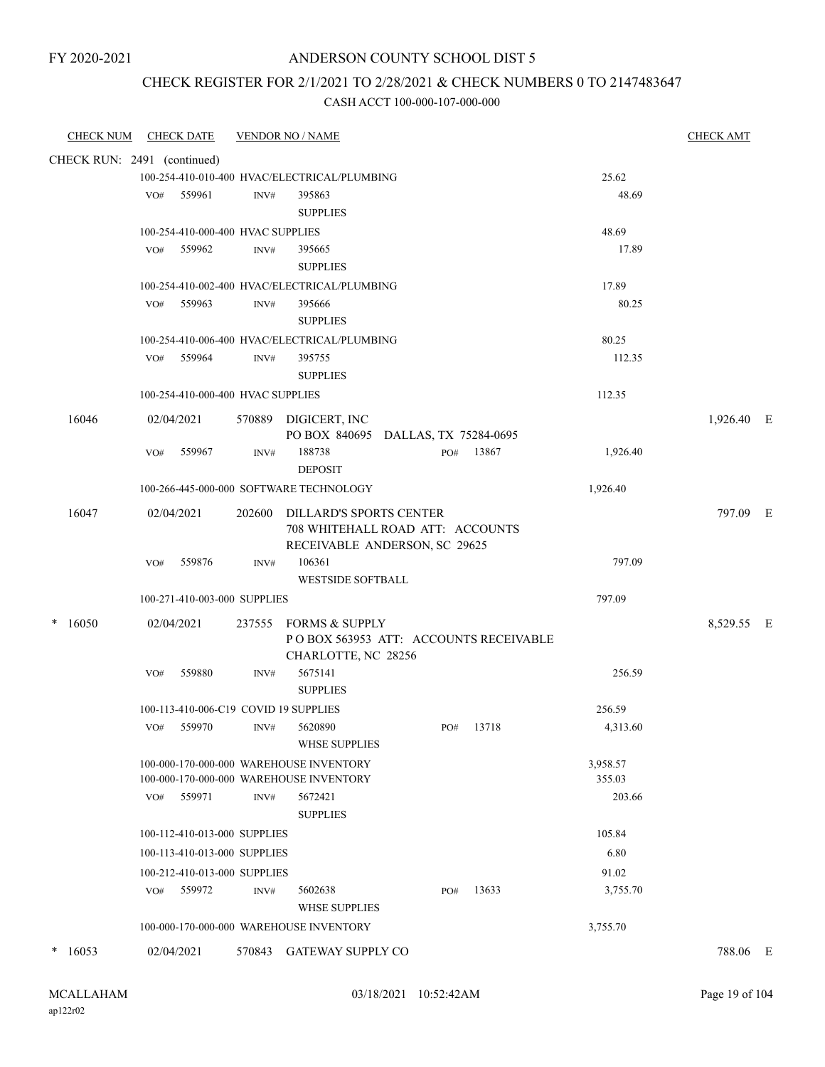FY 2020-2021

# ANDERSON COUNTY SCHOOL DIST 5

## CHECK REGISTER FOR 2/1/2021 TO 2/28/2021 & CHECK NUMBERS 0 TO 2147483647

CASH ACCT 100-000-107-000-000

| CHECK NUM | CHECK DATE | VENDOR NO / NAME | | CHECK AMT | |
|---|---|---|---|---|---|
| CHECK RUN: 2491 (continued) | | | | | |
| | | 100-254-410-010-400 HVAC/ELECTRICAL/PLUMBING | 25.62 | | |
| | VO# 559961 | INV# 395863 SUPPLIES | 48.69 | | |
| | | 100-254-410-000-400 HVAC SUPPLIES | 48.69 | | |
| | VO# 559962 | INV# 395665 SUPPLIES | 17.89 | | |
| | | 100-254-410-002-400 HVAC/ELECTRICAL/PLUMBING | 17.89 | | |
| | VO# 559963 | INV# 395666 SUPPLIES | 80.25 | | |
| | | 100-254-410-006-400 HVAC/ELECTRICAL/PLUMBING | 80.25 | | |
| | VO# 559964 | INV# 395755 SUPPLIES | 112.35 | | |
| | | 100-254-410-000-400 HVAC SUPPLIES | 112.35 | | |
| 16046 | 02/04/2021 | 570889 DIGICERT, INC PO BOX 840695 DALLAS, TX 75284-0695 | | 1,926.40 | E |
| | VO# 559967 | INV# 188738 DEPOSIT PO# 13867 | 1,926.40 | | |
| | | 100-266-445-000-000 SOFTWARE TECHNOLOGY | 1,926.40 | | |
| 16047 | 02/04/2021 | 202600 DILLARD'S SPORTS CENTER 708 WHITEHALL ROAD ATT: ACCOUNTS RECEIVABLE ANDERSON, SC 29625 | | 797.09 | E |
| | VO# 559876 | INV# 106361 WESTSIDE SOFTBALL | 797.09 | | |
| | | 100-271-410-003-000 SUPPLIES | 797.09 | | |
| * 16050 | 02/04/2021 | 237555 FORMS & SUPPLY P O BOX 563953 ATT: ACCOUNTS RECEIVABLE CHARLOTTE, NC 28256 | | 8,529.55 | E |
| | VO# 559880 | INV# 5675141 SUPPLIES | 256.59 | | |
| | | 100-113-410-006-C19 COVID 19 SUPPLIES | 256.59 | | |
| | VO# 559970 | INV# 5620890 WHSE SUPPLIES PO# 13718 | 4,313.60 | | |
| | | 100-000-170-000-000 WAREHOUSE INVENTORY | 3,958.57 | | |
| | | 100-000-170-000-000 WAREHOUSE INVENTORY | 355.03 | | |
| | VO# 559971 | INV# 5672421 SUPPLIES | 203.66 | | |
| | | 100-112-410-013-000 SUPPLIES | 105.84 | | |
| | | 100-113-410-013-000 SUPPLIES | 6.80 | | |
| | | 100-212-410-013-000 SUPPLIES | 91.02 | | |
| | VO# 559972 | INV# 5602638 WHSE SUPPLIES PO# 13633 | 3,755.70 | | |
| | | 100-000-170-000-000 WAREHOUSE INVENTORY | 3,755.70 | | |
| * 16053 | 02/04/2021 | 570843 GATEWAY SUPPLY CO | | 788.06 | E |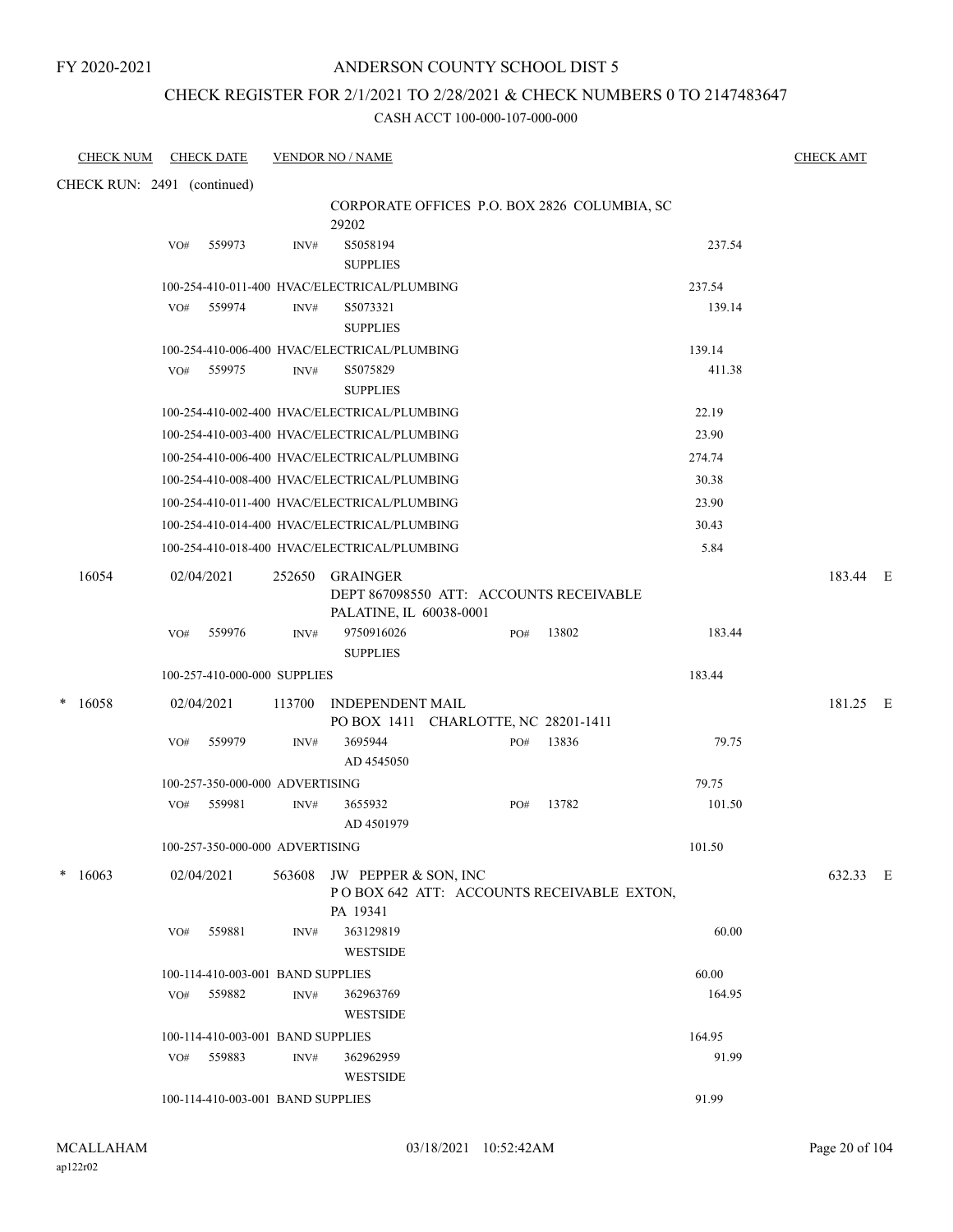FY 2020-2021

# ANDERSON COUNTY SCHOOL DIST 5

## CHECK REGISTER FOR 2/1/2021 TO 2/28/2021 & CHECK NUMBERS 0 TO 2147483647

CASH ACCT 100-000-107-000-000

| CHECK NUM | CHECK DATE | VENDOR NO / NAME | | | CHECK AMT |
|---|---|---|---|---|---|
| CHECK RUN: 2491 (continued) | | | | | |
| | | CORPORATE OFFICES P.O. BOX 2826 COLUMBIA, SC 29202 | | | |
| | VO# 559973 | INV# S5058194 SUPPLIES | | 237.54 | |
| | | 100-254-410-011-400 HVAC/ELECTRICAL/PLUMBING | | 237.54 | |
| | VO# 559974 | INV# S5073321 SUPPLIES | | 139.14 | |
| | | 100-254-410-006-400 HVAC/ELECTRICAL/PLUMBING | | 139.14 | |
| | VO# 559975 | INV# S5075829 SUPPLIES | | 411.38 | |
| | | 100-254-410-002-400 HVAC/ELECTRICAL/PLUMBING | | 22.19 | |
| | | 100-254-410-003-400 HVAC/ELECTRICAL/PLUMBING | | 23.90 | |
| | | 100-254-410-006-400 HVAC/ELECTRICAL/PLUMBING | | 274.74 | |
| | | 100-254-410-008-400 HVAC/ELECTRICAL/PLUMBING | | 30.38 | |
| | | 100-254-410-011-400 HVAC/ELECTRICAL/PLUMBING | | 23.90 | |
| | | 100-254-410-014-400 HVAC/ELECTRICAL/PLUMBING | | 30.43 | |
| | | 100-254-410-018-400 HVAC/ELECTRICAL/PLUMBING | | 5.84 | |
| 16054 | 02/04/2021 | 252650 GRAINGER DEPT 867098550 ATT: ACCOUNTS RECEIVABLE PALATINE, IL 60038-0001 | | | 183.44 E |
| | VO# 559976 | INV# 9750916026 SUPPLIES | PO# 13802 | 183.44 | |
| | | 100-257-410-000-000 SUPPLIES | | 183.44 | |
| * 16058 | 02/04/2021 | 113700 INDEPENDENT MAIL PO BOX 1411 CHARLOTTE, NC 28201-1411 | | | 181.25 E |
| | VO# 559979 | INV# 3695944 AD 4545050 | PO# 13836 | 79.75 | |
| | | 100-257-350-000-000 ADVERTISING | | 79.75 | |
| | VO# 559981 | INV# 3655932 AD 4501979 | PO# 13782 | 101.50 | |
| | | 100-257-350-000-000 ADVERTISING | | 101.50 | |
| * 16063 | 02/04/2021 | 563608 JW PEPPER & SON, INC P O BOX 642 ATT: ACCOUNTS RECEIVABLE EXTON, PA 19341 | | | 632.33 E |
| | VO# 559881 | INV# 363129819 WESTSIDE | | 60.00 | |
| | | 100-114-410-003-001 BAND SUPPLIES | | 60.00 | |
| | VO# 559882 | INV# 362963769 WESTSIDE | | 164.95 | |
| | | 100-114-410-003-001 BAND SUPPLIES | | 164.95 | |
| | VO# 559883 | INV# 362962959 WESTSIDE | | 91.99 | |
| | | 100-114-410-003-001 BAND SUPPLIES | | 91.99 | |

MCALLAHAM
ap122r02

03/18/2021 10:52:42AM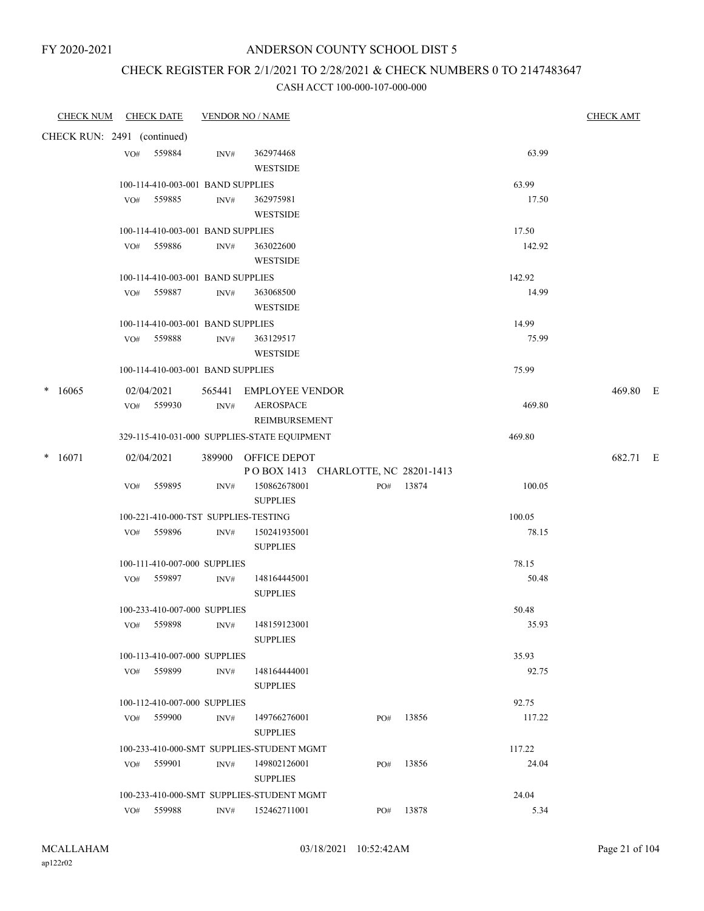FY 2020-2021

# ANDERSON COUNTY SCHOOL DIST 5

## CHECK REGISTER FOR 2/1/2021 TO 2/28/2021 & CHECK NUMBERS 0 TO 2147483647

### CASH ACCT 100-000-107-000-000

| CHECK NUM | CHECK DATE | VENDOR NO / NAME | | | CHECK AMT |
|---|---|---|---|---|---|
| CHECK RUN: 2491 (continued) | | | | | |
| | VO# 559884 | INV# 362974468 WESTSIDE | | 63.99 | |
| | 100-114-410-003-001 BAND SUPPLIES | | | 63.99 | |
| | VO# 559885 | INV# 362975981 WESTSIDE | | 17.50 | |
| | 100-114-410-003-001 BAND SUPPLIES | | | 17.50 | |
| | VO# 559886 | INV# 363022600 WESTSIDE | | 142.92 | |
| | 100-114-410-003-001 BAND SUPPLIES | | | 142.92 | |
| | VO# 559887 | INV# 363068500 WESTSIDE | | 14.99 | |
| | 100-114-410-003-001 BAND SUPPLIES | | | 14.99 | |
| | VO# 559888 | INV# 363129517 WESTSIDE | | 75.99 | |
| | 100-114-410-003-001 BAND SUPPLIES | | | 75.99 | |
| * 16065 | 02/04/2021 | 565441 EMPLOYEE VENDOR | | | 469.80 E |
| | VO# 559930 | INV# AEROSPACE REIMBURSEMENT | | 469.80 | |
| | 329-115-410-031-000 SUPPLIES-STATE EQUIPMENT | | | 469.80 | |
| * 16071 | 02/04/2021 | 389900 OFFICE DEPOT P O BOX 1413 CHARLOTTE, NC 28201-1413 | | | 682.71 E |
| | VO# 559895 | INV# 150862678001 SUPPLIES | PO# 13874 | 100.05 | |
| | 100-221-410-000-TST SUPPLIES-TESTING | | | 100.05 | |
| | VO# 559896 | INV# 150241935001 SUPPLIES | | 78.15 | |
| | 100-111-410-007-000 SUPPLIES | | | 78.15 | |
| | VO# 559897 | INV# 148164445001 SUPPLIES | | 50.48 | |
| | 100-233-410-007-000 SUPPLIES | | | 50.48 | |
| | VO# 559898 | INV# 148159123001 SUPPLIES | | 35.93 | |
| | 100-113-410-007-000 SUPPLIES | | | 35.93 | |
| | VO# 559899 | INV# 148164444001 SUPPLIES | | 92.75 | |
| | 100-112-410-007-000 SUPPLIES | | | 92.75 | |
| | VO# 559900 | INV# 149766276001 SUPPLIES | PO# 13856 | 117.22 | |
| | 100-233-410-000-SMT SUPPLIES-STUDENT MGMT | | | 117.22 | |
| | VO# 559901 | INV# 149802126001 SUPPLIES | PO# 13856 | 24.04 | |
| | 100-233-410-000-SMT SUPPLIES-STUDENT MGMT | | | 24.04 | |
| | VO# 559988 | INV# 152462711001 | PO# 13878 | 5.34 | |

MCALLAHAM ap122r02 03/18/2021 10:52:42AM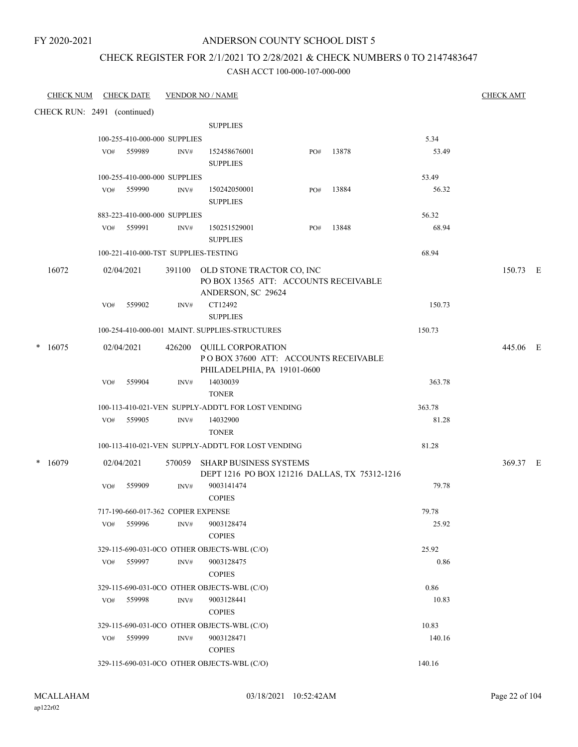FY 2020-2021

# ANDERSON COUNTY SCHOOL DIST 5

## CHECK REGISTER FOR 2/1/2021 TO 2/28/2021 & CHECK NUMBERS 0 TO 2147483647

CASH ACCT 100-000-107-000-000

| CHECK NUM | CHECK DATE | VENDOR NO / NAME | | | CHECK AMT |
|---|---|---|---|---|---|
| CHECK RUN: 2491 (continued) | | | | | |
| | | SUPPLIES | | | |
| | 100-255-410-000-000 SUPPLIES | | | 5.34 | |
| | VO# 559989 | INV# 152458676001 SUPPLIES | PO# 13878 | 53.49 | |
| | 100-255-410-000-000 SUPPLIES | | | 53.49 | |
| | VO# 559990 | INV# 150242050001 SUPPLIES | PO# 13884 | 56.32 | |
| | 883-223-410-000-000 SUPPLIES | | | 56.32 | |
| | VO# 559991 | INV# 150251529001 SUPPLIES | PO# 13848 | 68.94 | |
| | 100-221-410-000-TST SUPPLIES-TESTING | | | 68.94 | |
| 16072 | 02/04/2021 | 391100 OLD STONE TRACTOR CO, INC PO BOX 13565 ATT: ACCOUNTS RECEIVABLE ANDERSON, SC 29624 | | | 150.73 E |
| | VO# 559902 | INV# CT12492 SUPPLIES | | 150.73 | |
| | 100-254-410-000-001 MAINT. SUPPLIES-STRUCTURES | | | 150.73 | |
| * 16075 | 02/04/2021 | 426200 QUILL CORPORATION P O BOX 37600 ATT: ACCOUNTS RECEIVABLE PHILADELPHIA, PA 19101-0600 | | | 445.06 E |
| | VO# 559904 | INV# 14030039 TONER | | 363.78 | |
| | 100-113-410-021-VEN SUPPLY-ADDT'L FOR LOST VENDING | | | 363.78 | |
| | VO# 559905 | INV# 14032900 TONER | | 81.28 | |
| | 100-113-410-021-VEN SUPPLY-ADDT'L FOR LOST VENDING | | | 81.28 | |
| * 16079 | 02/04/2021 | 570059 SHARP BUSINESS SYSTEMS DEPT 1216 PO BOX 121216 DALLAS, TX 75312-1216 | | | 369.37 E |
| | VO# 559909 | INV# 9003141474 COPIES | | 79.78 | |
| | 717-190-660-017-362 COPIER EXPENSE | | | 79.78 | |
| | VO# 559996 | INV# 9003128474 COPIES | | 25.92 | |
| | 329-115-690-031-0CO OTHER OBJECTS-WBL (C/O) | | | 25.92 | |
| | VO# 559997 | INV# 9003128475 COPIES | | 0.86 | |
| | 329-115-690-031-0CO OTHER OBJECTS-WBL (C/O) | | | 0.86 | |
| | VO# 559998 | INV# 9003128441 COPIES | | 10.83 | |
| | 329-115-690-031-0CO OTHER OBJECTS-WBL (C/O) | | | 10.83 | |
| | VO# 559999 | INV# 9003128471 COPIES | | 140.16 | |
| | 329-115-690-031-0CO OTHER OBJECTS-WBL (C/O) | | | 140.16 | |

MCALLAHAM ap122r02 03/18/2021 10:52:42AM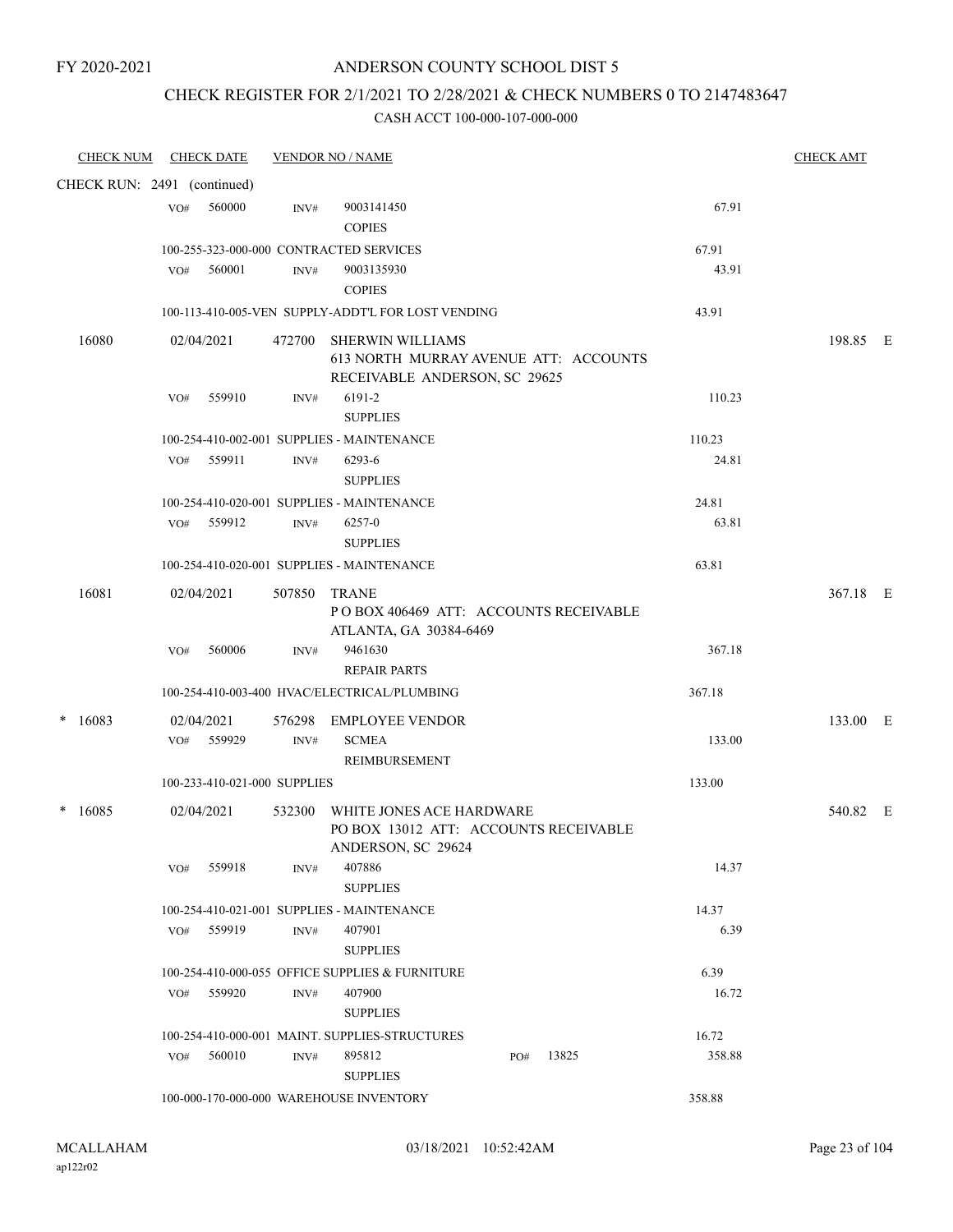FY 2020-2021

# ANDERSON COUNTY SCHOOL DIST 5

## CHECK REGISTER FOR 2/1/2021 TO 2/28/2021 & CHECK NUMBERS 0 TO 2147483647

### CASH ACCT 100-000-107-000-000

| CHECK NUM | CHECK DATE | VENDOR NO / NAME | | CHECK AMT |
|---|---|---|---|---|
| CHECK RUN: 2491 (continued) | | | | |
| | VO# 560000 | INV# 9003141450 COPIES | 67.91 | |
| | 100-255-323-000-000 CONTRACTED SERVICES | | 67.91 | |
| | VO# 560001 | INV# 9003135930 COPIES | 43.91 | |
| | 100-113-410-005-VEN SUPPLY-ADDT'L FOR LOST VENDING | | 43.91 | |
| 16080 | 02/04/2021 | 472700 SHERWIN WILLIAMS 613 NORTH MURRAY AVENUE ATT: ACCOUNTS RECEIVABLE ANDERSON, SC 29625 | | 198.85 E |
| | VO# 559910 | INV# 6191-2 SUPPLIES | 110.23 | |
| | 100-254-410-002-001 SUPPLIES - MAINTENANCE | | 110.23 | |
| | VO# 559911 | INV# 6293-6 SUPPLIES | 24.81 | |
| | 100-254-410-020-001 SUPPLIES - MAINTENANCE | | 24.81 | |
| | VO# 559912 | INV# 6257-0 SUPPLIES | 63.81 | |
| | 100-254-410-020-001 SUPPLIES - MAINTENANCE | | 63.81 | |
| 16081 | 02/04/2021 | 507850 TRANE P O BOX 406469 ATT: ACCOUNTS RECEIVABLE ATLANTA, GA 30384-6469 | | 367.18 E |
| | VO# 560006 | INV# 9461630 REPAIR PARTS | 367.18 | |
| | 100-254-410-003-400 HVAC/ELECTRICAL/PLUMBING | | 367.18 | |
| * 16083 | 02/04/2021 | 576298 EMPLOYEE VENDOR | | 133.00 E |
| | VO# 559929 | INV# SCMEA REIMBURSEMENT | 133.00 | |
| | 100-233-410-021-000 SUPPLIES | | 133.00 | |
| * 16085 | 02/04/2021 | 532300 WHITE JONES ACE HARDWARE PO BOX 13012 ATT: ACCOUNTS RECEIVABLE ANDERSON, SC 29624 | | 540.82 E |
| | VO# 559918 | INV# 407886 SUPPLIES | 14.37 | |
| | 100-254-410-021-001 SUPPLIES - MAINTENANCE | | 14.37 | |
| | VO# 559919 | INV# 407901 SUPPLIES | 6.39 | |
| | 100-254-410-000-055 OFFICE SUPPLIES & FURNITURE | | 6.39 | |
| | VO# 559920 | INV# 407900 SUPPLIES | 16.72 | |
| | 100-254-410-000-001 MAINT. SUPPLIES-STRUCTURES | | 16.72 | |
| | VO# 560010 | INV# 895812 SUPPLIES PO# 13825 | 358.88 | |
| | 100-000-170-000-000 WAREHOUSE INVENTORY | | 358.88 | |

MCALLAHAM
ap122r02

03/18/2021 10:52:42AM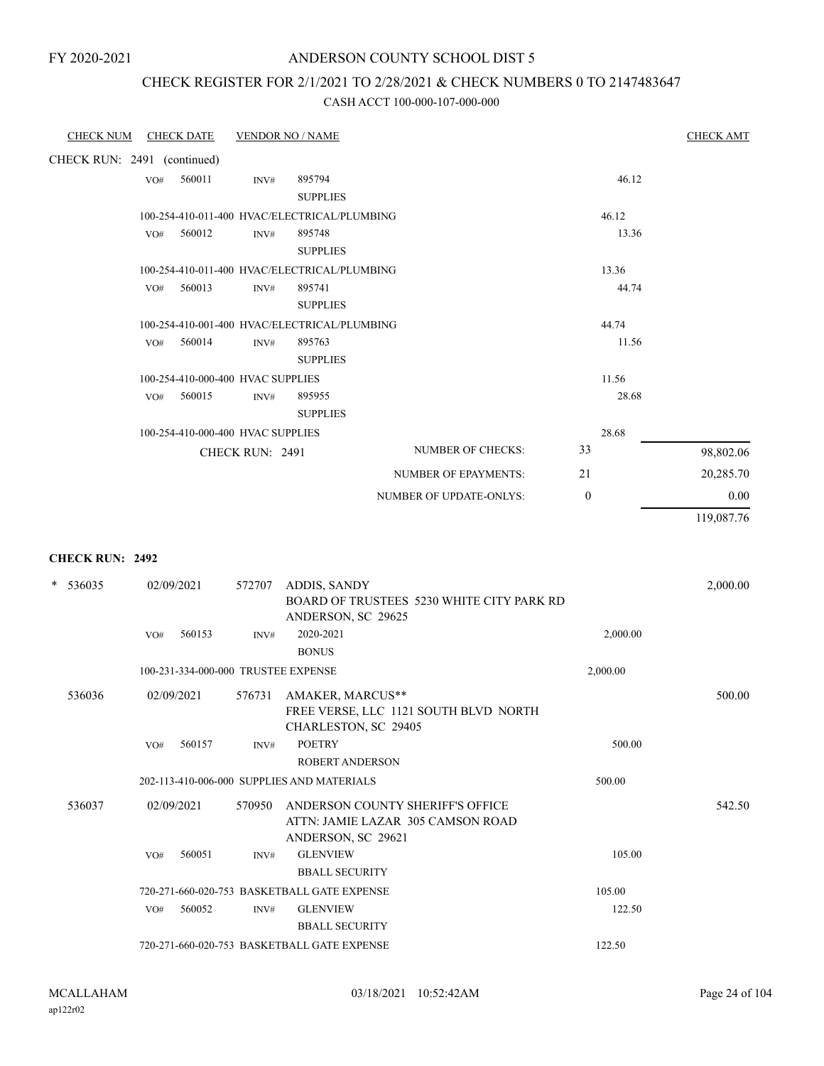FY 2020-2021

# ANDERSON COUNTY SCHOOL DIST 5

## CHECK REGISTER FOR 2/1/2021 TO 2/28/2021 & CHECK NUMBERS 0 TO 2147483647

CASH ACCT 100-000-107-000-000

| CHECK NUM | CHECK DATE | VENDOR NO / NAME | | CHECK AMT |
|---|---|---|---|---|
| CHECK RUN: 2491 (continued) | | | | |
| | VO# 560011 | INV# 895794 SUPPLIES | 46.12 | |
| | 100-254-410-011-400 HVAC/ELECTRICAL/PLUMBING | | 46.12 | |
| | VO# 560012 | INV# 895748 SUPPLIES | 13.36 | |
| | 100-254-410-011-400 HVAC/ELECTRICAL/PLUMBING | | 13.36 | |
| | VO# 560013 | INV# 895741 SUPPLIES | 44.74 | |
| | 100-254-410-001-400 HVAC/ELECTRICAL/PLUMBING | | 44.74 | |
| | VO# 560014 | INV# 895763 SUPPLIES | 11.56 | |
| | 100-254-410-000-400 HVAC SUPPLIES | | 11.56 | |
| | VO# 560015 | INV# 895955 SUPPLIES | 28.68 | |
| | 100-254-410-000-400 HVAC SUPPLIES | | 28.68 | |
| | CHECK RUN: 2491 | NUMBER OF CHECKS: | 33 | 98,802.06 |
| | | NUMBER OF EPAYMENTS: | 21 | 20,285.70 |
| | | NUMBER OF UPDATE-ONLYS: | 0 | 0.00 |
| | | | | 119,087.76 |

**CHECK RUN: 2492**

| CHECK NUM | CHECK DATE | VENDOR NO / NAME | | CHECK AMT |
|---|---|---|---|---|
| * 536035 | 02/09/2021 | 572707 ADDIS, SANDY BOARD OF TRUSTEES 5230 WHITE CITY PARK RD ANDERSON, SC 29625 | | 2,000.00 |
| | VO# 560153 | INV# 2020-2021 BONUS | 2,000.00 | |
| | 100-231-334-000-000 TRUSTEE EXPENSE | | 2,000.00 | |
| 536036 | 02/09/2021 | 576731 AMAKER, MARCUS** FREE VERSE, LLC 1121 SOUTH BLVD NORTH CHARLESTON, SC 29405 | | 500.00 |
| | VO# 560157 | INV# POETRY ROBERT ANDERSON | 500.00 | |
| | 202-113-410-006-000 SUPPLIES AND MATERIALS | | 500.00 | |
| 536037 | 02/09/2021 | 570950 ANDERSON COUNTY SHERIFF'S OFFICE ATTN: JAMIE LAZAR 305 CAMSON ROAD ANDERSON, SC 29621 | | 542.50 |
| | VO# 560051 | INV# GLENVIEW BBALL SECURITY | 105.00 | |
| | 720-271-660-020-753 BASKETBALL GATE EXPENSE | | 105.00 | |
| | VO# 560052 | INV# GLENVIEW BBALL SECURITY | 122.50 | |
| | 720-271-660-020-753 BASKETBALL GATE EXPENSE | | 122.50 | |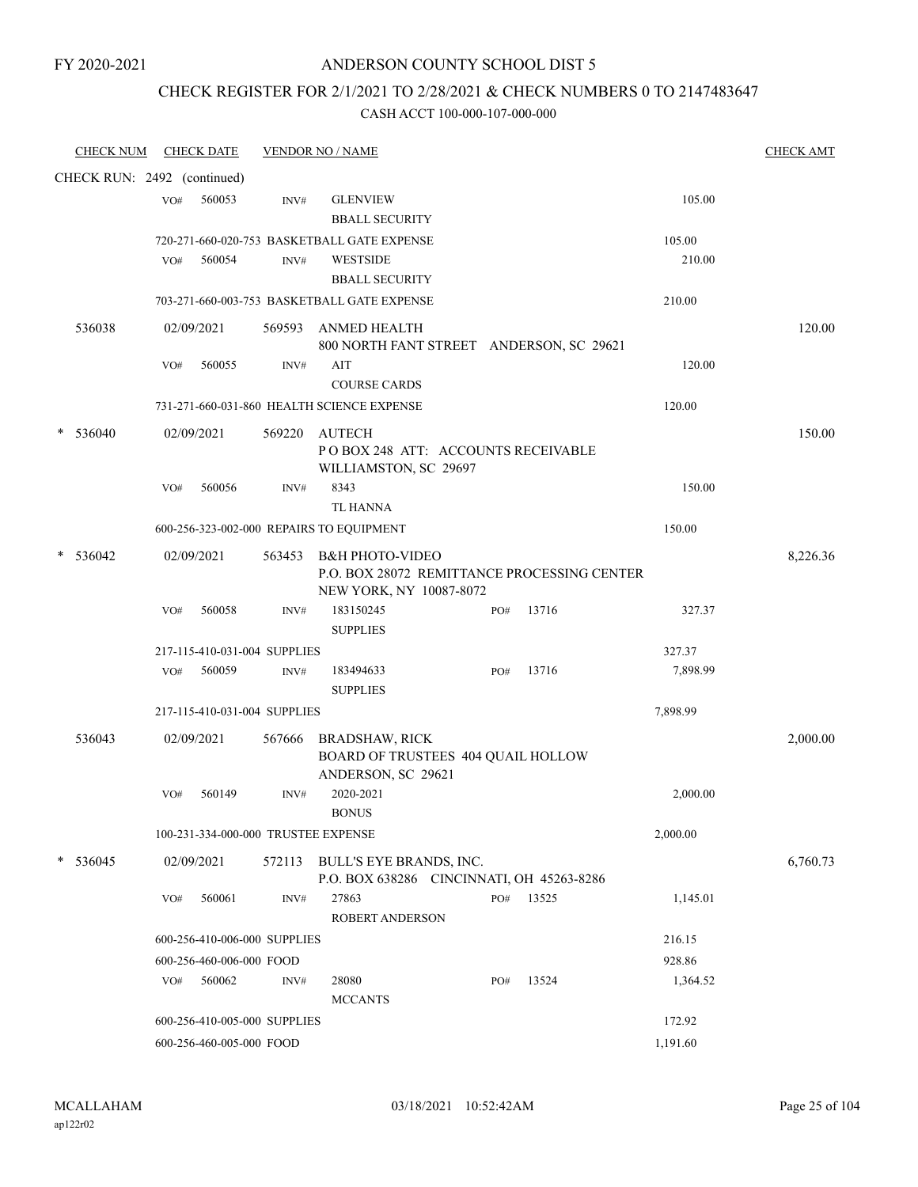FY 2020-2021

# ANDERSON COUNTY SCHOOL DIST 5

## CHECK REGISTER FOR 2/1/2021 TO 2/28/2021 & CHECK NUMBERS 0 TO 2147483647

CASH ACCT 100-000-107-000-000

| CHECK NUM | CHECK DATE | VENDOR NO / NAME | | | CHECK AMT |
|---|---|---|---|---|---|
| CHECK RUN: 2492 (continued) | | | | | |
| | VO# 560053 | INV# GLENVIEW<br>BBALL SECURITY | | 105.00 | |
| | 720-271-660-020-753 BASKETBALL GATE EXPENSE | | | 105.00 | |
| | VO# 560054 | INV# WESTSIDE<br>BBALL SECURITY | | 210.00 | |
| | 703-271-660-003-753 BASKETBALL GATE EXPENSE | | | 210.00 | |
| 536038 | 02/09/2021 | 569593 ANMED HEALTH<br>800 NORTH FANT STREET ANDERSON, SC 29621 | | | 120.00 |
| | VO# 560055 | INV# AIT<br>COURSE CARDS | | 120.00 | |
| | 731-271-660-031-860 HEALTH SCIENCE EXPENSE | | | 120.00 | |
| * 536040 | 02/09/2021 | 569220 AUTECH<br>P O BOX 248 ATT: ACCOUNTS RECEIVABLE<br>WILLIAMSTON, SC 29697 | | | 150.00 |
| | VO# 560056 | INV# 8343<br>TL HANNA | | 150.00 | |
| | 600-256-323-002-000 REPAIRS TO EQUIPMENT | | | 150.00 | |
| * 536042 | 02/09/2021 | 563453 B&H PHOTO-VIDEO<br>P.O. BOX 28072 REMITTANCE PROCESSING CENTER<br>NEW YORK, NY 10087-8072 | | | 8,226.36 |
| | VO# 560058 | INV# 183150245<br>SUPPLIES | PO# 13716 | 327.37 | |
| | 217-115-410-031-004 SUPPLIES | | | 327.37 | |
| | VO# 560059 | INV# 183494633<br>SUPPLIES | PO# 13716 | 7,898.99 | |
| | 217-115-410-031-004 SUPPLIES | | | 7,898.99 | |
| 536043 | 02/09/2021 | 567666 BRADSHAW, RICK<br>BOARD OF TRUSTEES 404 QUAIL HOLLOW<br>ANDERSON, SC 29621 | | | 2,000.00 |
| | VO# 560149 | INV# 2020-2021<br>BONUS | | 2,000.00 | |
| | 100-231-334-000-000 TRUSTEE EXPENSE | | | 2,000.00 | |
| * 536045 | 02/09/2021 | 572113 BULL'S EYE BRANDS, INC.<br>P.O. BOX 638286 CINCINNATI, OH 45263-8286 | | | 6,760.73 |
| | VO# 560061 | INV# 27863<br>ROBERT ANDERSON | PO# 13525 | 1,145.01 | |
| | 600-256-410-006-000 SUPPLIES | | | 216.15 | |
| | 600-256-460-006-000 FOOD | | | 928.86 | |
| | VO# 560062 | INV# 28080<br>MCCANTS | PO# 13524 | 1,364.52 | |
| | 600-256-410-005-000 SUPPLIES | | | 172.92 | |
| | 600-256-460-005-000 FOOD | | | 1,191.60 | |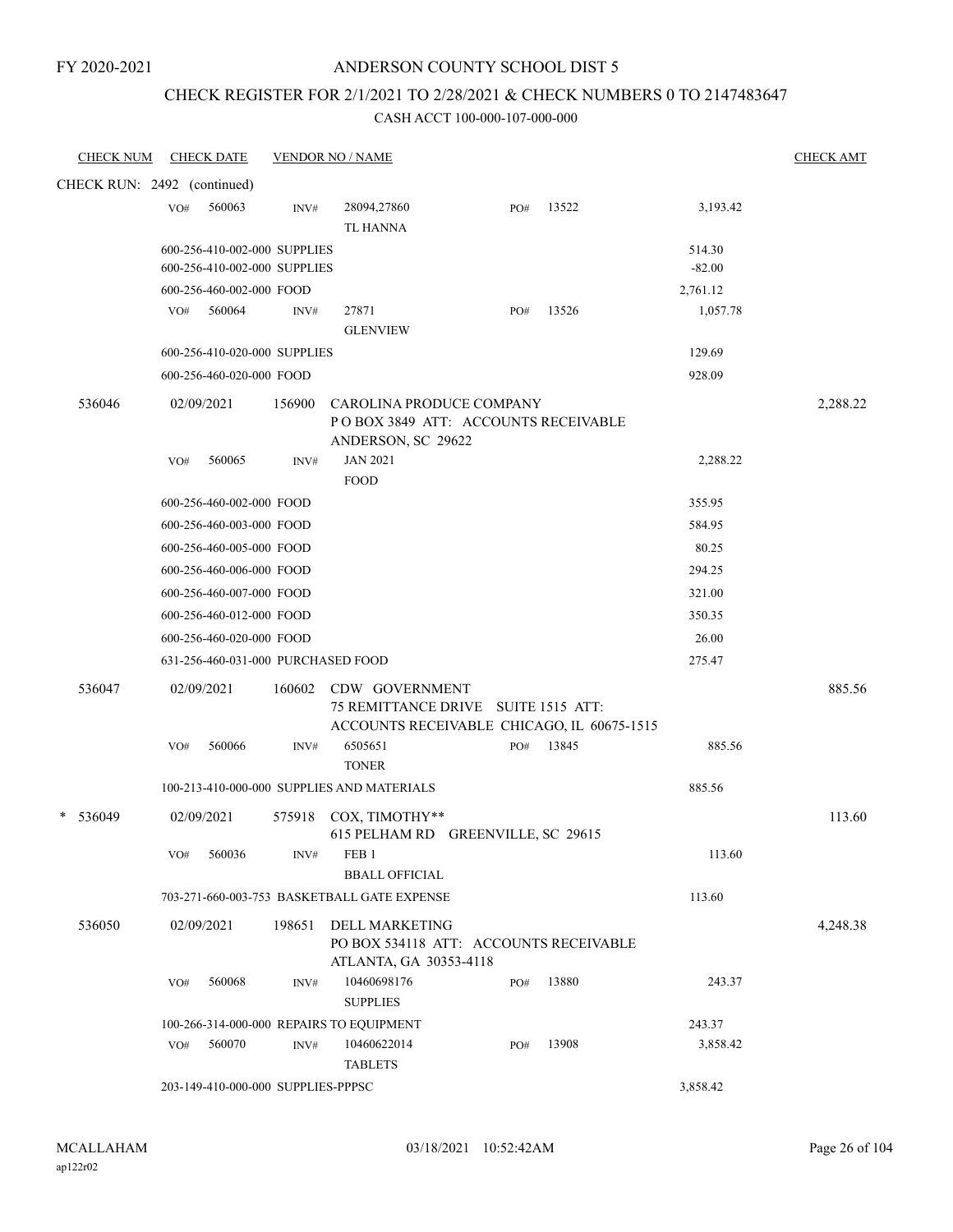FY 2020-2021

# ANDERSON COUNTY SCHOOL DIST 5

## CHECK REGISTER FOR 2/1/2021 TO 2/28/2021 & CHECK NUMBERS 0 TO 2147483647

CASH ACCT 100-000-107-000-000

| CHECK NUM | CHECK DATE | VENDOR NO / NAME | | | | CHECK AMT |
|---|---|---|---|---|---|---|
| CHECK RUN: 2492 (continued) | | | | | | |
| | VO# 560063 | INV# 28094,27860 TL HANNA | PO# 13522 | | 3,193.42 | |
| | 600-256-410-002-000 SUPPLIES | | | | 514.30 | |
| | 600-256-410-002-000 SUPPLIES | | | | -82.00 | |
| | 600-256-460-002-000 FOOD | | | | 2,761.12 | |
| | VO# 560064 | INV# 27871 GLENVIEW | PO# 13526 | | 1,057.78 | |
| | 600-256-410-020-000 SUPPLIES | | | | 129.69 | |
| | 600-256-460-020-000 FOOD | | | | 928.09 | |
| 536046 | 02/09/2021 | 156900 CAROLINA PRODUCE COMPANY P O BOX 3849 ATT: ACCOUNTS RECEIVABLE ANDERSON, SC 29622 | | | | 2,288.22 |
| | VO# 560065 | INV# JAN 2021 FOOD | | | 2,288.22 | |
| | 600-256-460-002-000 FOOD | | | | 355.95 | |
| | 600-256-460-003-000 FOOD | | | | 584.95 | |
| | 600-256-460-005-000 FOOD | | | | 80.25 | |
| | 600-256-460-006-000 FOOD | | | | 294.25 | |
| | 600-256-460-007-000 FOOD | | | | 321.00 | |
| | 600-256-460-012-000 FOOD | | | | 350.35 | |
| | 600-256-460-020-000 FOOD | | | | 26.00 | |
| | 631-256-460-031-000 PURCHASED FOOD | | | | 275.47 | |
| 536047 | 02/09/2021 | 160602 CDW GOVERNMENT 75 REMITTANCE DRIVE SUITE 1515 ATT: ACCOUNTS RECEIVABLE CHICAGO, IL 60675-1515 | | | | 885.56 |
| | VO# 560066 | INV# 6505651 TONER | PO# 13845 | | 885.56 | |
| | 100-213-410-000-000 SUPPLIES AND MATERIALS | | | | 885.56 | |
| * 536049 | 02/09/2021 | 575918 COX, TIMOTHY** 615 PELHAM RD GREENVILLE, SC 29615 | | | | 113.60 |
| | VO# 560036 | INV# FEB 1 BBALL OFFICIAL | | | 113.60 | |
| | 703-271-660-003-753 BASKETBALL GATE EXPENSE | | | | 113.60 | |
| 536050 | 02/09/2021 | 198651 DELL MARKETING PO BOX 534118 ATT: ACCOUNTS RECEIVABLE ATLANTA, GA 30353-4118 | | | | 4,248.38 |
| | VO# 560068 | INV# 10460698176 SUPPLIES | PO# 13880 | | 243.37 | |
| | 100-266-314-000-000 REPAIRS TO EQUIPMENT | | | | 243.37 | |
| | VO# 560070 | INV# 10460622014 TABLETS | PO# 13908 | | 3,858.42 | |
| | 203-149-410-000-000 SUPPLIES-PPPSC | | | | 3,858.42 | |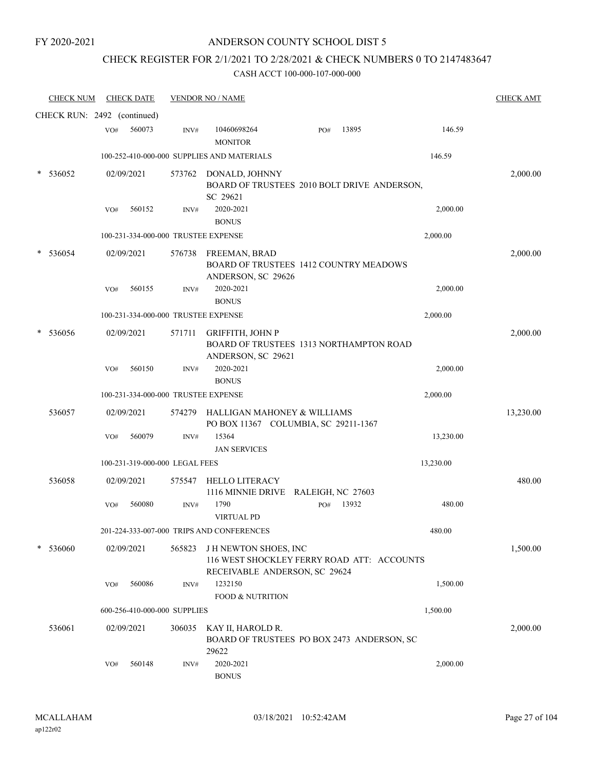FY 2020-2021

# ANDERSON COUNTY SCHOOL DIST 5

## CHECK REGISTER FOR 2/1/2021 TO 2/28/2021 & CHECK NUMBERS 0 TO 2147483647

### CASH ACCT 100-000-107-000-000

| CHECK NUM | CHECK DATE | VENDOR NO / NAME | | | CHECK AMT |
|---|---|---|---|---|---|
| CHECK RUN: 2492 (continued) | | | | | |
| | VO# 560073 | INV# | 10460698264 MONITOR | PO# 13895 146.59 | |
| | 100-252-410-000-000 SUPPLIES AND MATERIALS | | | 146.59 | |
| * 536052 | 02/09/2021 | 573762 | DONALD, JOHNNY BOARD OF TRUSTEES 2010 BOLT DRIVE ANDERSON, SC 29621 | | 2,000.00 |
| | VO# 560152 | INV# | 2020-2021 BONUS | 2,000.00 | |
| | 100-231-334-000-000 TRUSTEE EXPENSE | | | 2,000.00 | |
| * 536054 | 02/09/2021 | 576738 | FREEMAN, BRAD BOARD OF TRUSTEES 1412 COUNTRY MEADOWS ANDERSON, SC 29626 | | 2,000.00 |
| | VO# 560155 | INV# | 2020-2021 BONUS | 2,000.00 | |
| | 100-231-334-000-000 TRUSTEE EXPENSE | | | 2,000.00 | |
| * 536056 | 02/09/2021 | 571711 | GRIFFITH, JOHN P BOARD OF TRUSTEES 1313 NORTHAMPTON ROAD ANDERSON, SC 29621 | | 2,000.00 |
| | VO# 560150 | INV# | 2020-2021 BONUS | 2,000.00 | |
| | 100-231-334-000-000 TRUSTEE EXPENSE | | | 2,000.00 | |
| 536057 | 02/09/2021 | 574279 | HALLIGAN MAHONEY & WILLIAMS PO BOX 11367 COLUMBIA, SC 29211-1367 | | 13,230.00 |
| | VO# 560079 | INV# | 15364 JAN SERVICES | 13,230.00 | |
| | 100-231-319-000-000 LEGAL FEES | | | 13,230.00 | |
| 536058 | 02/09/2021 | 575547 | HELLO LITERACY 1116 MINNIE DRIVE RALEIGH, NC 27603 | | 480.00 |
| | VO# 560080 | INV# | 1790 VIRTUAL PD | PO# 13932 480.00 | |
| | 201-224-333-007-000 TRIPS AND CONFERENCES | | | 480.00 | |
| * 536060 | 02/09/2021 | 565823 | J H NEWTON SHOES, INC 116 WEST SHOCKLEY FERRY ROAD ATT: ACCOUNTS RECEIVABLE ANDERSON, SC 29624 | | 1,500.00 |
| | VO# 560086 | INV# | 1232150 FOOD & NUTRITION | 1,500.00 | |
| | 600-256-410-000-000 SUPPLIES | | | 1,500.00 | |
| 536061 | 02/09/2021 | 306035 | KAY II, HAROLD R. BOARD OF TRUSTEES PO BOX 2473 ANDERSON, SC 29622 | | 2,000.00 |
| | VO# 560148 | INV# | 2020-2021 BONUS | 2,000.00 | |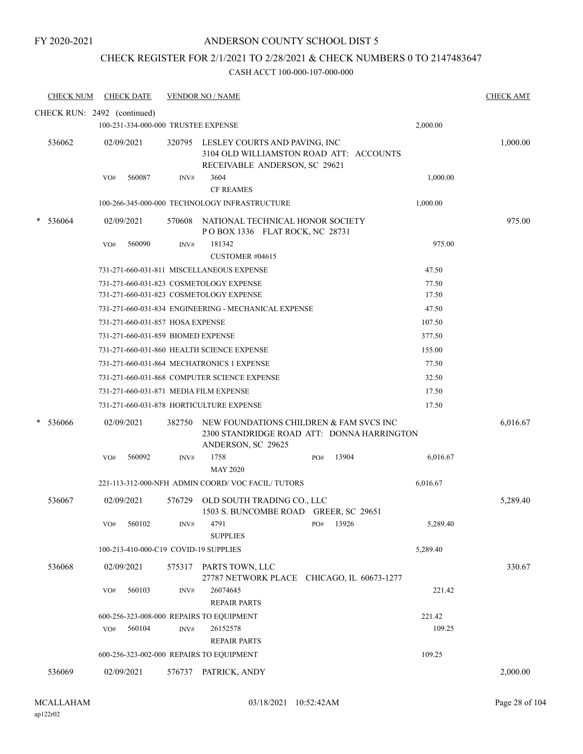FY 2020-2021

ANDERSON COUNTY SCHOOL DIST 5

CHECK REGISTER FOR 2/1/2021 TO 2/28/2021 & CHECK NUMBERS 0 TO 2147483647

CASH ACCT 100-000-107-000-000

| CHECK NUM | CHECK DATE | VENDOR NO / NAME | | CHECK AMT |
|---|---|---|---|---|
| CHECK RUN: 2492 (continued) | | | | |
| | 100-231-334-000-000 TRUSTEE EXPENSE | | 2,000.00 | |
| 536062 | 02/09/2021 | 320795 LESLEY COURTS AND PAVING, INC 3104 OLD WILLIAMSTON ROAD ATT: ACCOUNTS RECEIVABLE ANDERSON, SC 29621 | | 1,000.00 |
| | VO# 560087 | INV# 3604 CF REAMES | 1,000.00 | |
| | 100-266-345-000-000 TECHNOLOGY INFRASTRUCTURE | | 1,000.00 | |
| * 536064 | 02/09/2021 | 570608 NATIONAL TECHNICAL HONOR SOCIETY P O BOX 1336 FLAT ROCK, NC 28731 | | 975.00 |
| | VO# 560090 | INV# 181342 CUSTOMER #04615 | 975.00 | |
| | 731-271-660-031-811 MISCELLANEOUS EXPENSE | | 47.50 | |
| | 731-271-660-031-823 COSMETOLOGY EXPENSE | | 77.50 | |
| | 731-271-660-031-823 COSMETOLOGY EXPENSE | | 17.50 | |
| | 731-271-660-031-834 ENGINEERING - MECHANICAL EXPENSE | | 47.50 | |
| | 731-271-660-031-857 HOSA EXPENSE | | 107.50 | |
| | 731-271-660-031-859 BIOMED EXPENSE | | 377.50 | |
| | 731-271-660-031-860 HEALTH SCIENCE EXPENSE | | 155.00 | |
| | 731-271-660-031-864 MECHATRONICS 1 EXPENSE | | 77.50 | |
| | 731-271-660-031-868 COMPUTER SCIENCE EXPENSE | | 32.50 | |
| | 731-271-660-031-871 MEDIA FILM EXPENSE | | 17.50 | |
| | 731-271-660-031-878 HORTICULTURE EXPENSE | | 17.50 | |
| * 536066 | 02/09/2021 | 382750 NEW FOUNDATIONS CHILDREN & FAM SVCS INC 2300 STANDRIDGE ROAD ATT: DONNA HARRINGTON ANDERSON, SC 29625 | | 6,016.67 |
| | VO# 560092 | INV# 1758 PO# 13904 MAY 2020 | 6,016.67 | |
| | 221-113-312-000-NFH ADMIN COORD/ VOC FACIL/ TUTORS | | 6,016.67 | |
| 536067 | 02/09/2021 | 576729 OLD SOUTH TRADING CO., LLC 1503 S. BUNCOMBE ROAD GREER, SC 29651 | | 5,289.40 |
| | VO# 560102 | INV# 4791 PO# 13926 SUPPLIES | 5,289.40 | |
| | 100-213-410-000-C19 COVID-19 SUPPLIES | | 5,289.40 | |
| 536068 | 02/09/2021 | 575317 PARTS TOWN, LLC 27787 NETWORK PLACE CHICAGO, IL 60673-1277 | | 330.67 |
| | VO# 560103 | INV# 26074645 REPAIR PARTS | 221.42 | |
| | 600-256-323-008-000 REPAIRS TO EQUIPMENT | | 221.42 | |
| | VO# 560104 | INV# 26152578 REPAIR PARTS | 109.25 | |
| | 600-256-323-002-000 REPAIRS TO EQUIPMENT | | 109.25 | |
| 536069 | 02/09/2021 | 576737 PATRICK, ANDY | | 2,000.00 |

MCALLAHAM ap122r02 03/18/2021 10:52:42AM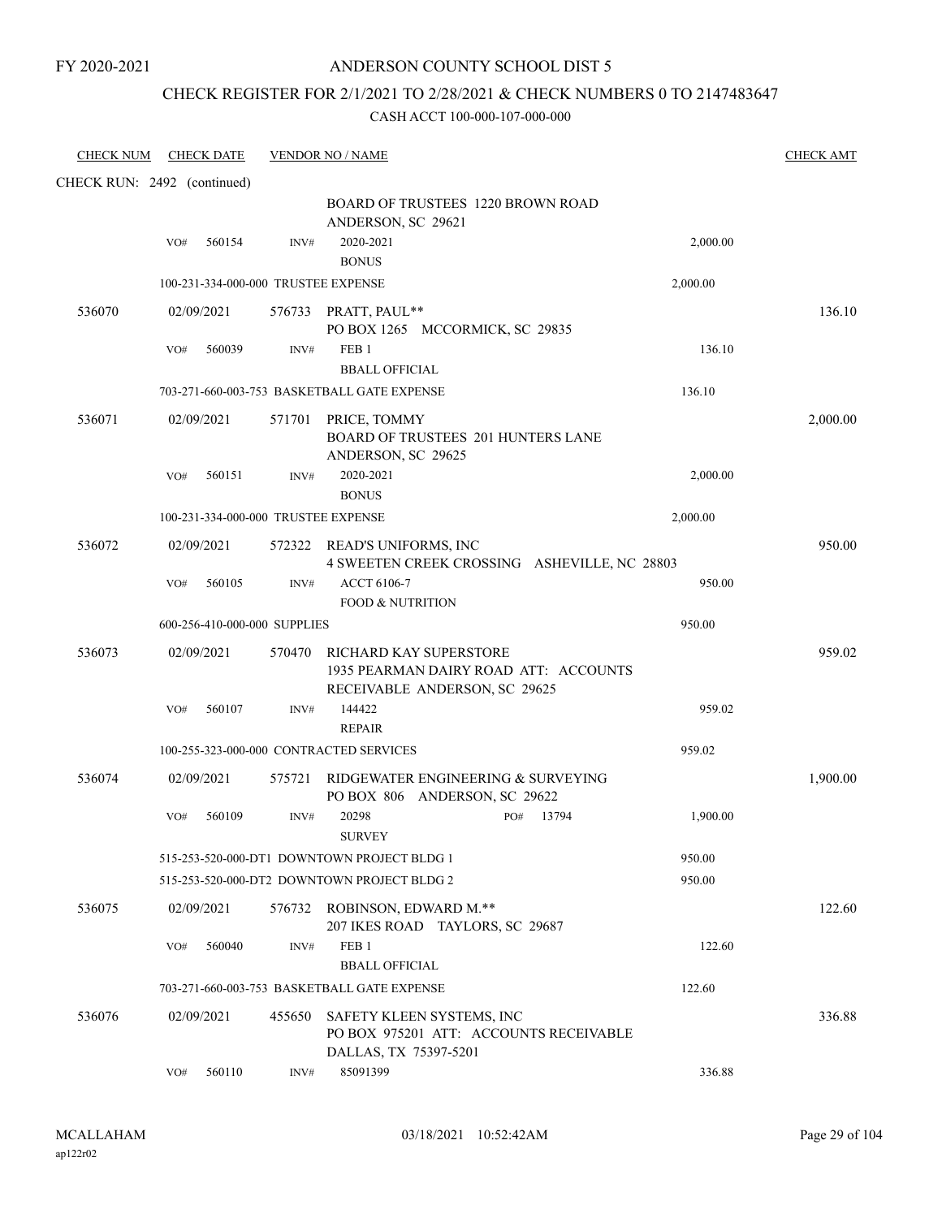FY 2020-2021

# ANDERSON COUNTY SCHOOL DIST 5

## CHECK REGISTER FOR 2/1/2021 TO 2/28/2021 & CHECK NUMBERS 0 TO 2147483647

CASH ACCT 100-000-107-000-000

| CHECK NUM | CHECK DATE | VENDOR NO / NAME | | CHECK AMT |
|---|---|---|---|---|
| CHECK RUN: 2492 (continued) | | | | |
| | | BOARD OF TRUSTEES 1220 BROWN ROAD ANDERSON, SC 29621 | | |
| | VO# 560154 | INV# 2020-2021 BONUS | 2,000.00 | |
| | 100-231-334-000-000 TRUSTEE EXPENSE | | 2,000.00 | |
| 536070 | 02/09/2021 | 576733 PRATT, PAUL** PO BOX 1265 MCCORMICK, SC 29835 | | 136.10 |
| | VO# 560039 | INV# FEB 1 BBALL OFFICIAL | 136.10 | |
| | 703-271-660-003-753 BASKETBALL GATE EXPENSE | | 136.10 | |
| 536071 | 02/09/2021 | 571701 PRICE, TOMMY BOARD OF TRUSTEES 201 HUNTERS LANE ANDERSON, SC 29625 | | 2,000.00 |
| | VO# 560151 | INV# 2020-2021 BONUS | 2,000.00 | |
| | 100-231-334-000-000 TRUSTEE EXPENSE | | 2,000.00 | |
| 536072 | 02/09/2021 | 572322 READ'S UNIFORMS, INC 4 SWEETEN CREEK CROSSING ASHEVILLE, NC 28803 | | 950.00 |
| | VO# 560105 | INV# ACCT 6106-7 FOOD & NUTRITION | 950.00 | |
| | 600-256-410-000-000 SUPPLIES | | 950.00 | |
| 536073 | 02/09/2021 | 570470 RICHARD KAY SUPERSTORE 1935 PEARMAN DAIRY ROAD ATT: ACCOUNTS RECEIVABLE ANDERSON, SC 29625 | | 959.02 |
| | VO# 560107 | INV# 144422 REPAIR | 959.02 | |
| | 100-255-323-000-000 CONTRACTED SERVICES | | 959.02 | |
| 536074 | 02/09/2021 | 575721 RIDGEWATER ENGINEERING & SURVEYING PO BOX 806 ANDERSON, SC 29622 | | 1,900.00 |
| | VO# 560109 | INV# 20298 PO# 13794 SURVEY | 1,900.00 | |
| | 515-253-520-000-DT1 DOWNTOWN PROJECT BLDG 1 | | 950.00 | |
| | 515-253-520-000-DT2 DOWNTOWN PROJECT BLDG 2 | | 950.00 | |
| 536075 | 02/09/2021 | 576732 ROBINSON, EDWARD M.** 207 IKES ROAD TAYLORS, SC 29687 | | 122.60 |
| | VO# 560040 | INV# FEB 1 BBALL OFFICIAL | 122.60 | |
| | 703-271-660-003-753 BASKETBALL GATE EXPENSE | | 122.60 | |
| 536076 | 02/09/2021 | 455650 SAFETY KLEEN SYSTEMS, INC PO BOX 975201 ATT: ACCOUNTS RECEIVABLE DALLAS, TX 75397-5201 | | 336.88 |
| | VO# 560110 | INV# 85091399 | 336.88 | |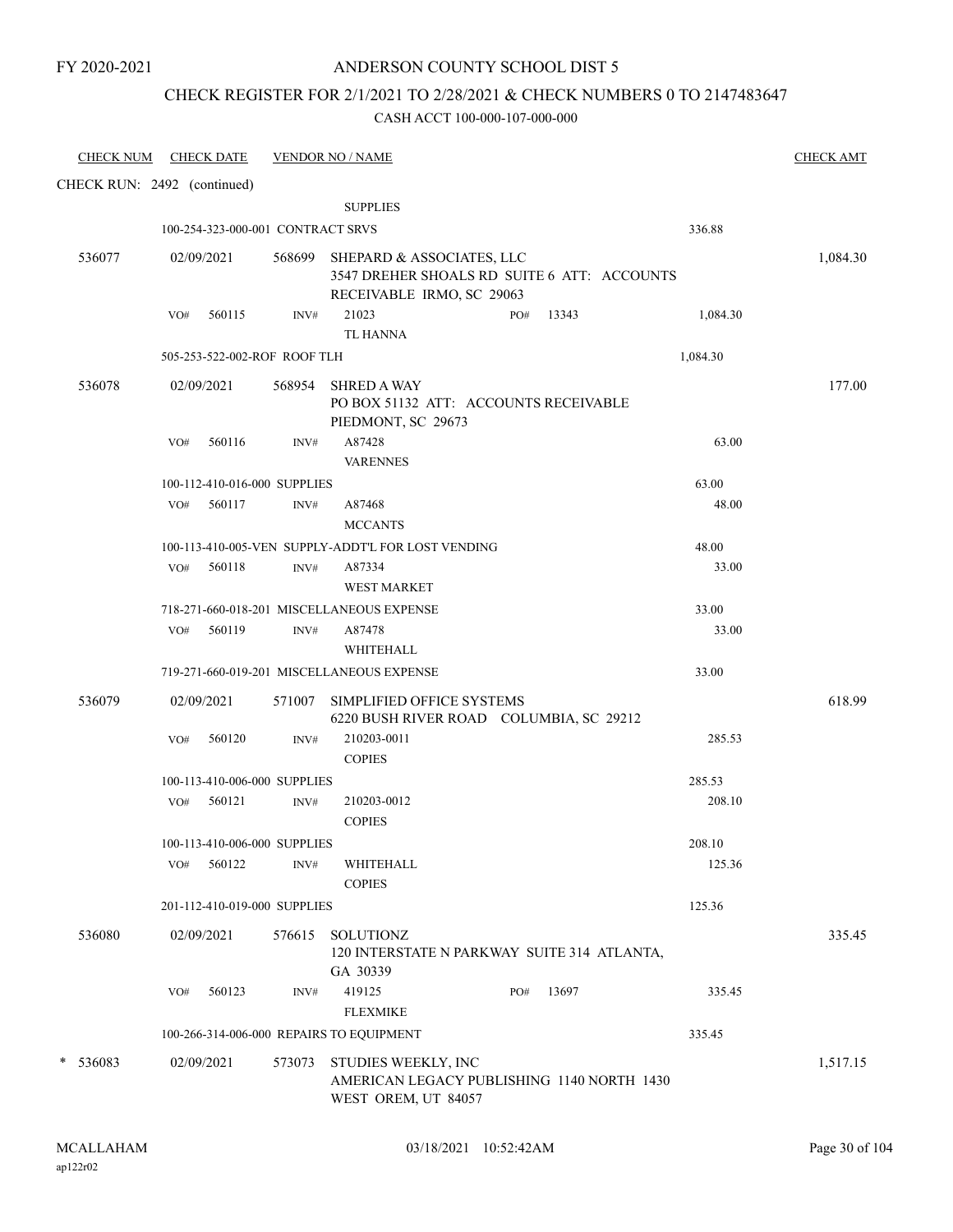FY 2020-2021

# ANDERSON COUNTY SCHOOL DIST 5

## CHECK REGISTER FOR 2/1/2021 TO 2/28/2021 & CHECK NUMBERS 0 TO 2147483647

CASH ACCT 100-000-107-000-000

| CHECK NUM | CHECK DATE | VENDOR NO / NAME | | CHECK AMT |
|---|---|---|---|---|
| CHECK RUN: 2492 (continued) | | | | |
| | | SUPPLIES | | |
| | 100-254-323-000-001 CONTRACT SRVS | | 336.88 | |
| 536077 | 02/09/2021 | 568699 SHEPARD & ASSOCIATES, LLC 3547 DREHER SHOALS RD SUITE 6 ATT: ACCOUNTS RECEIVABLE IRMO, SC 29063 | | 1,084.30 |
| | VO# 560115 | INV# 21023 PO# 13343 TL HANNA | 1,084.30 | |
| | 505-253-522-002-ROF ROOF TLH | | 1,084.30 | |
| 536078 | 02/09/2021 | 568954 SHRED A WAY PO BOX 51132 ATT: ACCOUNTS RECEIVABLE PIEDMONT, SC 29673 | | 177.00 |
| | VO# 560116 | INV# A87428 VARENNES | 63.00 | |
| | 100-112-410-016-000 SUPPLIES | | 63.00 | |
| | VO# 560117 | INV# A87468 MCCANTS | 48.00 | |
| | 100-113-410-005-VEN SUPPLY-ADDT'L FOR LOST VENDING | | 48.00 | |
| | VO# 560118 | INV# A87334 WEST MARKET | 33.00 | |
| | 718-271-660-018-201 MISCELLANEOUS EXPENSE | | 33.00 | |
| | VO# 560119 | INV# A87478 WHITEHALL | 33.00 | |
| | 719-271-660-019-201 MISCELLANEOUS EXPENSE | | 33.00 | |
| 536079 | 02/09/2021 | 571007 SIMPLIFIED OFFICE SYSTEMS 6220 BUSH RIVER ROAD COLUMBIA, SC 29212 | | 618.99 |
| | VO# 560120 | INV# 210203-0011 COPIES | 285.53 | |
| | 100-113-410-006-000 SUPPLIES | | 285.53 | |
| | VO# 560121 | INV# 210203-0012 COPIES | 208.10 | |
| | 100-113-410-006-000 SUPPLIES | | 208.10 | |
| | VO# 560122 | INV# WHITEHALL COPIES | 125.36 | |
| | 201-112-410-019-000 SUPPLIES | | 125.36 | |
| 536080 | 02/09/2021 | 576615 SOLUTIONZ 120 INTERSTATE N PARKWAY SUITE 314 ATLANTA, GA 30339 | | 335.45 |
| | VO# 560123 | INV# 419125 PO# 13697 FLEXMIKE | 335.45 | |
| | 100-266-314-006-000 REPAIRS TO EQUIPMENT | | 335.45 | |
| * 536083 | 02/09/2021 | 573073 STUDIES WEEKLY, INC AMERICAN LEGACY PUBLISHING 1140 NORTH 1430 WEST OREM, UT 84057 | | 1,517.15 |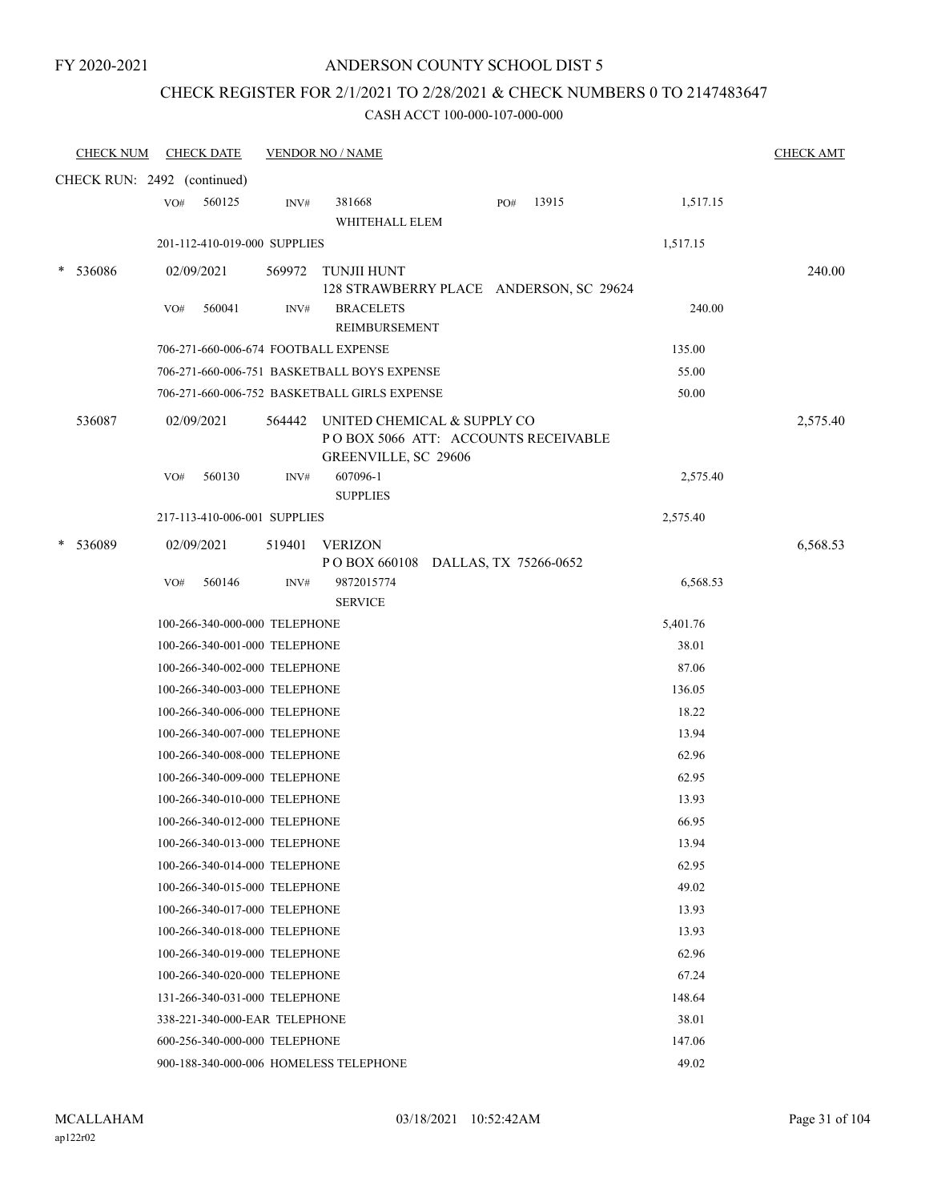FY 2020-2021

# ANDERSON COUNTY SCHOOL DIST 5

## CHECK REGISTER FOR 2/1/2021 TO 2/28/2021 & CHECK NUMBERS 0 TO 2147483647

### CASH ACCT 100-000-107-000-000

| CHECK NUM | CHECK DATE | VENDOR NO / NAME | | | CHECK AMT |
|---|---|---|---|---|---|
| CHECK RUN: 2492 (continued) | | | | | |
| | VO# 560125 | INV# 381668 WHITEHALL ELEM | PO# 13915 | 1,517.15 | |
| | 201-112-410-019-000 SUPPLIES | | | 1,517.15 | |
| * 536086 | 02/09/2021 | 569972 TUNJII HUNT 128 STRAWBERRY PLACE ANDERSON, SC 29624 | | | 240.00 |
| | VO# 560041 | INV# BRACELETS REIMBURSEMENT | | 240.00 | |
| | 706-271-660-006-674 FOOTBALL EXPENSE | | | 135.00 | |
| | 706-271-660-006-751 BASKETBALL BOYS EXPENSE | | | 55.00 | |
| | 706-271-660-006-752 BASKETBALL GIRLS EXPENSE | | | 50.00 | |
| 536087 | 02/09/2021 | 564442 UNITED CHEMICAL & SUPPLY CO P O BOX 5066 ATT: ACCOUNTS RECEIVABLE GREENVILLE, SC 29606 | | | 2,575.40 |
| | VO# 560130 | INV# 607096-1 SUPPLIES | | 2,575.40 | |
| | 217-113-410-006-001 SUPPLIES | | | 2,575.40 | |
| * 536089 | 02/09/2021 | 519401 VERIZON P O BOX 660108 DALLAS, TX 75266-0652 | | | 6,568.53 |
| | VO# 560146 | INV# 9872015774 SERVICE | | 6,568.53 | |
| | 100-266-340-000-000 TELEPHONE | | | 5,401.76 | |
| | 100-266-340-001-000 TELEPHONE | | | 38.01 | |
| | 100-266-340-002-000 TELEPHONE | | | 87.06 | |
| | 100-266-340-003-000 TELEPHONE | | | 136.05 | |
| | 100-266-340-006-000 TELEPHONE | | | 18.22 | |
| | 100-266-340-007-000 TELEPHONE | | | 13.94 | |
| | 100-266-340-008-000 TELEPHONE | | | 62.96 | |
| | 100-266-340-009-000 TELEPHONE | | | 62.95 | |
| | 100-266-340-010-000 TELEPHONE | | | 13.93 | |
| | 100-266-340-012-000 TELEPHONE | | | 66.95 | |
| | 100-266-340-013-000 TELEPHONE | | | 13.94 | |
| | 100-266-340-014-000 TELEPHONE | | | 62.95 | |
| | 100-266-340-015-000 TELEPHONE | | | 49.02 | |
| | 100-266-340-017-000 TELEPHONE | | | 13.93 | |
| | 100-266-340-018-000 TELEPHONE | | | 13.93 | |
| | 100-266-340-019-000 TELEPHONE | | | 62.96 | |
| | 100-266-340-020-000 TELEPHONE | | | 67.24 | |
| | 131-266-340-031-000 TELEPHONE | | | 148.64 | |
| | 338-221-340-000-EAR TELEPHONE | | | 38.01 | |
| | 600-256-340-000-000 TELEPHONE | | | 147.06 | |
| | 900-188-340-000-006 HOMELESS TELEPHONE | | | 49.02 | |

MCALLAHAM ap122r02 03/18/2021 10:52:42AM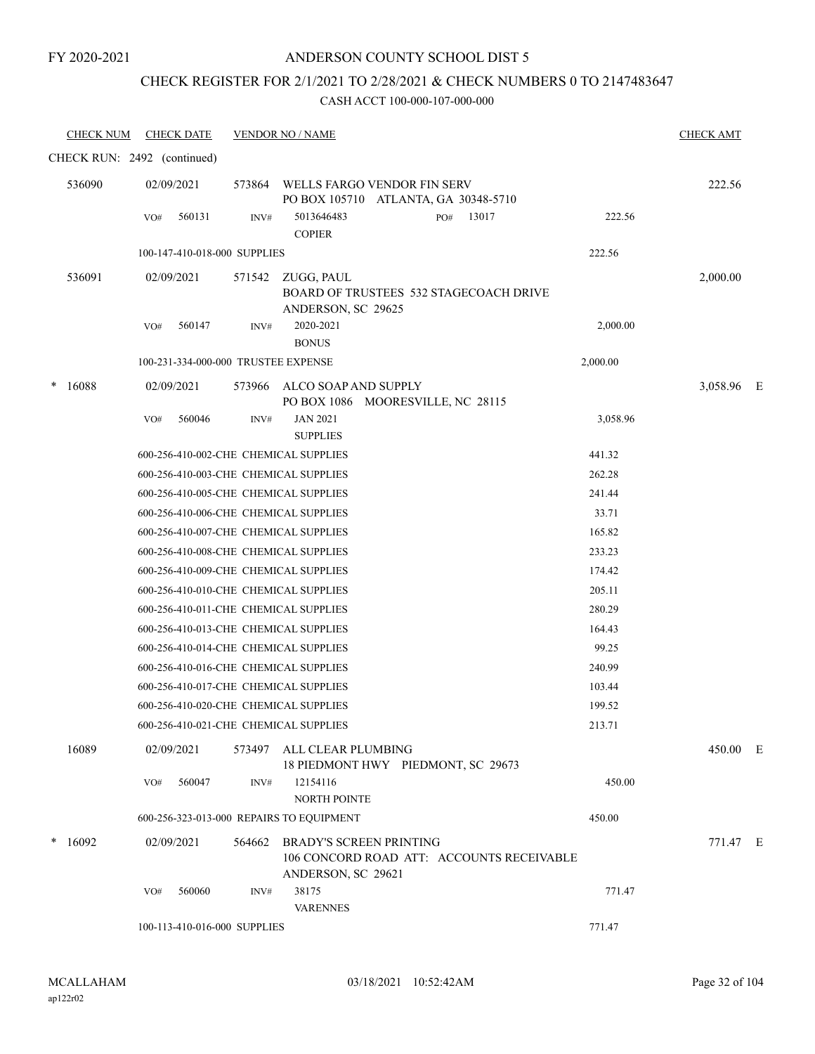FY 2020-2021

# ANDERSON COUNTY SCHOOL DIST 5

## CHECK REGISTER FOR 2/1/2021 TO 2/28/2021 & CHECK NUMBERS 0 TO 2147483647

CASH ACCT 100-000-107-000-000

| CHECK NUM | CHECK DATE | VENDOR NO / NAME | | CHECK AMT |
|---|---|---|---|---|
| CHECK RUN: 2492 (continued) | | | | |
| 536090 | 02/09/2021 | 573864 WELLS FARGO VENDOR FIN SERV<br>PO BOX 105710 ATLANTA, GA 30348-5710 | | 222.56 |
| | VO# 560131 | INV# 5013646483 PO# 13017<br>COPIER | 222.56 | |
| | 100-147-410-018-000 SUPPLIES | | 222.56 | |
| 536091 | 02/09/2021 | 571542 ZUGG, PAUL<br>BOARD OF TRUSTEES 532 STAGECOACH DRIVE<br>ANDERSON, SC 29625 | | 2,000.00 |
| | VO# 560147 | INV# 2020-2021<br>BONUS | 2,000.00 | |
| | 100-231-334-000-000 TRUSTEE EXPENSE | | 2,000.00 | |
| * 16088 | 02/09/2021 | 573966 ALCO SOAP AND SUPPLY<br>PO BOX 1086 MOORESVILLE, NC 28115 | | 3,058.96 E |
| | VO# 560046 | INV# JAN 2021<br>SUPPLIES | 3,058.96 | |
| | 600-256-410-002-CHE CHEMICAL SUPPLIES | | 441.32 | |
| | 600-256-410-003-CHE CHEMICAL SUPPLIES | | 262.28 | |
| | 600-256-410-005-CHE CHEMICAL SUPPLIES | | 241.44 | |
| | 600-256-410-006-CHE CHEMICAL SUPPLIES | | 33.71 | |
| | 600-256-410-007-CHE CHEMICAL SUPPLIES | | 165.82 | |
| | 600-256-410-008-CHE CHEMICAL SUPPLIES | | 233.23 | |
| | 600-256-410-009-CHE CHEMICAL SUPPLIES | | 174.42 | |
| | 600-256-410-010-CHE CHEMICAL SUPPLIES | | 205.11 | |
| | 600-256-410-011-CHE CHEMICAL SUPPLIES | | 280.29 | |
| | 600-256-410-013-CHE CHEMICAL SUPPLIES | | 164.43 | |
| | 600-256-410-014-CHE CHEMICAL SUPPLIES | | 99.25 | |
| | 600-256-410-016-CHE CHEMICAL SUPPLIES | | 240.99 | |
| | 600-256-410-017-CHE CHEMICAL SUPPLIES | | 103.44 | |
| | 600-256-410-020-CHE CHEMICAL SUPPLIES | | 199.52 | |
| | 600-256-410-021-CHE CHEMICAL SUPPLIES | | 213.71 | |
| 16089 | 02/09/2021 | 573497 ALL CLEAR PLUMBING<br>18 PIEDMONT HWY PIEDMONT, SC 29673 | | 450.00 E |
| | VO# 560047 | INV# 12154116<br>NORTH POINTE | 450.00 | |
| | 600-256-323-013-000 REPAIRS TO EQUIPMENT | | 450.00 | |
| * 16092 | 02/09/2021 | 564662 BRADY'S SCREEN PRINTING<br>106 CONCORD ROAD ATT: ACCOUNTS RECEIVABLE<br>ANDERSON, SC 29621 | | 771.47 E |
| | VO# 560060 | INV# 38175<br>VARENNES | 771.47 | |
| | 100-113-410-016-000 SUPPLIES | | 771.47 | |

MCALLAHAM
ap122r02

03/18/2021 10:52:42AM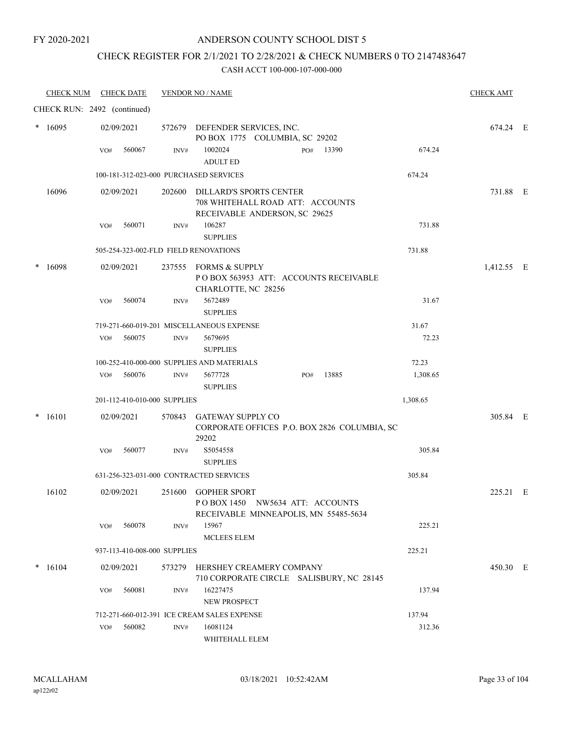FY 2020-2021

# ANDERSON COUNTY SCHOOL DIST 5

## CHECK REGISTER FOR 2/1/2021 TO 2/28/2021 & CHECK NUMBERS 0 TO 2147483647

CASH ACCT 100-000-107-000-000

| CHECK NUM | CHECK DATE | VENDOR NO / NAME | | | CHECK AMT |
|---|---|---|---|---|---|
| CHECK RUN: 2492 (continued) | | | | | |
| * 16095 | 02/09/2021 | 572679 DEFENDER SERVICES, INC.<br>PO BOX 1775 COLUMBIA, SC 29202 | | | 674.24 E |
| | VO# 560067 | INV# 1002024<br>ADULT ED | PO# 13390 | 674.24 | |
| | 100-181-312-023-000 PURCHASED SERVICES | | | 674.24 | |
| 16096 | 02/09/2021 | 202600 DILLARD'S SPORTS CENTER<br>708 WHITEHALL ROAD ATT: ACCOUNTS RECEIVABLE ANDERSON, SC 29625 | | | 731.88 E |
| | VO# 560071 | INV# 106287<br>SUPPLIES | | 731.88 | |
| | 505-254-323-002-FLD FIELD RENOVATIONS | | | 731.88 | |
| * 16098 | 02/09/2021 | 237555 FORMS & SUPPLY<br>P O BOX 563953 ATT: ACCOUNTS RECEIVABLE CHARLOTTE, NC 28256 | | | 1,412.55 E |
| | VO# 560074 | INV# 5672489<br>SUPPLIES | | 31.67 | |
| | 719-271-660-019-201 MISCELLANEOUS EXPENSE | | | 31.67 | |
| | VO# 560075 | INV# 5679695<br>SUPPLIES | | 72.23 | |
| | 100-252-410-000-000 SUPPLIES AND MATERIALS | | | 72.23 | |
| | VO# 560076 | INV# 5677728<br>SUPPLIES | PO# 13885 | 1,308.65 | |
| | 201-112-410-010-000 SUPPLIES | | | 1,308.65 | |
| * 16101 | 02/09/2021 | 570843 GATEWAY SUPPLY CO<br>CORPORATE OFFICES P.O. BOX 2826 COLUMBIA, SC 29202 | | | 305.84 E |
| | VO# 560077 | INV# S5054558<br>SUPPLIES | | 305.84 | |
| | 631-256-323-031-000 CONTRACTED SERVICES | | | 305.84 | |
| 16102 | 02/09/2021 | 251600 GOPHER SPORT<br>P O BOX 1450 NW5634 ATT: ACCOUNTS RECEIVABLE MINNEAPOLIS, MN 55485-5634 | | | 225.21 E |
| | VO# 560078 | INV# 15967<br>MCLEES ELEM | | 225.21 | |
| | 937-113-410-008-000 SUPPLIES | | | 225.21 | |
| * 16104 | 02/09/2021 | 573279 HERSHEY CREAMERY COMPANY<br>710 CORPORATE CIRCLE SALISBURY, NC 28145 | | | 450.30 E |
| | VO# 560081 | INV# 16227475<br>NEW PROSPECT | | 137.94 | |
| | 712-271-660-012-391 ICE CREAM SALES EXPENSE | | | 137.94 | |
| | VO# 560082 | INV# 16081124<br>WHITEHALL ELEM | | 312.36 | |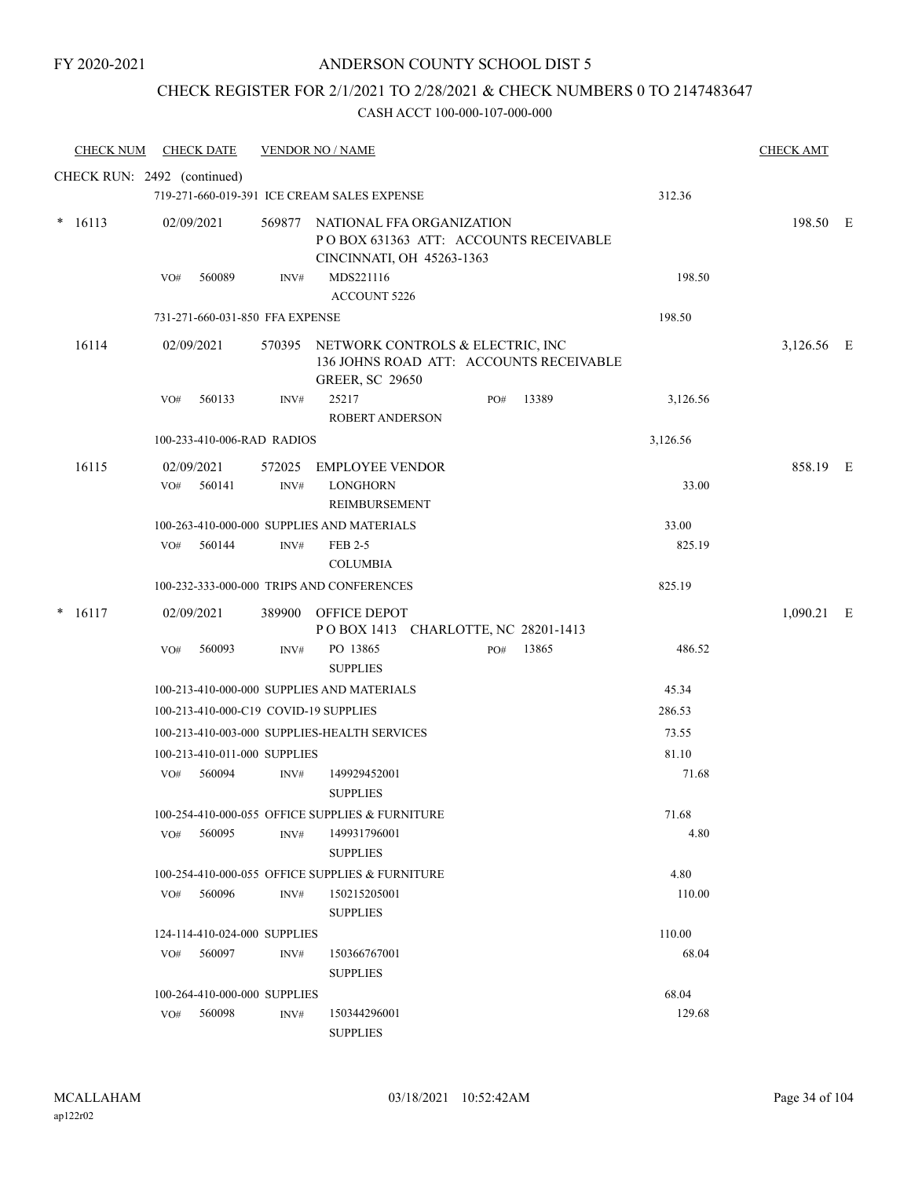FY 2020-2021

# ANDERSON COUNTY SCHOOL DIST 5

## CHECK REGISTER FOR 2/1/2021 TO 2/28/2021 & CHECK NUMBERS 0 TO 2147483647

### CASH ACCT 100-000-107-000-000

| CHECK NUM | CHECK DATE | VENDOR NO / NAME | | | CHECK AMT | |
|---|---|---|---|---|---|---|
| CHECK RUN: 2492 (continued) | | | | | | |
| | 719-271-660-019-391 ICE CREAM SALES EXPENSE | | | 312.36 | | |
| * 16113 | 02/09/2021 | 569877 NATIONAL FFA ORGANIZATION P O BOX 631363 ATT: ACCOUNTS RECEIVABLE CINCINNATI, OH 45263-1363 | | | 198.50 | E |
| | VO# 560089 | INV# MDS221116 ACCOUNT 5226 | | 198.50 | | |
| | 731-271-660-031-850 FFA EXPENSE | | | 198.50 | | |
| 16114 | 02/09/2021 | 570395 NETWORK CONTROLS & ELECTRIC, INC 136 JOHNS ROAD ATT: ACCOUNTS RECEIVABLE GREER, SC 29650 | | | 3,126.56 | E |
| | VO# 560133 | INV# 25217 ROBERT ANDERSON | PO# 13389 | 3,126.56 | | |
| | 100-233-410-006-RAD RADIOS | | | 3,126.56 | | |
| 16115 | 02/09/2021 | 572025 EMPLOYEE VENDOR | | | 858.19 | E |
| | VO# 560141 | INV# LONGHORN REIMBURSEMENT | | 33.00 | | |
| | 100-263-410-000-000 SUPPLIES AND MATERIALS | | | 33.00 | | |
| | VO# 560144 | INV# FEB 2-5 COLUMBIA | | 825.19 | | |
| | 100-232-333-000-000 TRIPS AND CONFERENCES | | | 825.19 | | |
| * 16117 | 02/09/2021 | 389900 OFFICE DEPOT P O BOX 1413 CHARLOTTE, NC 28201-1413 | | | 1,090.21 | E |
| | VO# 560093 | INV# PO 13865 SUPPLIES | PO# 13865 | 486.52 | | |
| | 100-213-410-000-000 SUPPLIES AND MATERIALS | | | 45.34 | | |
| | 100-213-410-000-C19 COVID-19 SUPPLIES | | | 286.53 | | |
| | 100-213-410-003-000 SUPPLIES-HEALTH SERVICES | | | 73.55 | | |
| | 100-213-410-011-000 SUPPLIES | | | 81.10 | | |
| | VO# 560094 | INV# 149929452001 SUPPLIES | | 71.68 | | |
| | 100-254-410-000-055 OFFICE SUPPLIES & FURNITURE | | | 71.68 | | |
| | VO# 560095 | INV# 149931796001 SUPPLIES | | 4.80 | | |
| | 100-254-410-000-055 OFFICE SUPPLIES & FURNITURE | | | 4.80 | | |
| | VO# 560096 | INV# 150215205001 SUPPLIES | | 110.00 | | |
| | 124-114-410-024-000 SUPPLIES | | | 110.00 | | |
| | VO# 560097 | INV# 150366767001 SUPPLIES | | 68.04 | | |
| | 100-264-410-000-000 SUPPLIES | | | 68.04 | | |
| | VO# 560098 | INV# 150344296001 SUPPLIES | | 129.68 | | |

MCALLAHAM ap122r02 03/18/2021 10:52:42AM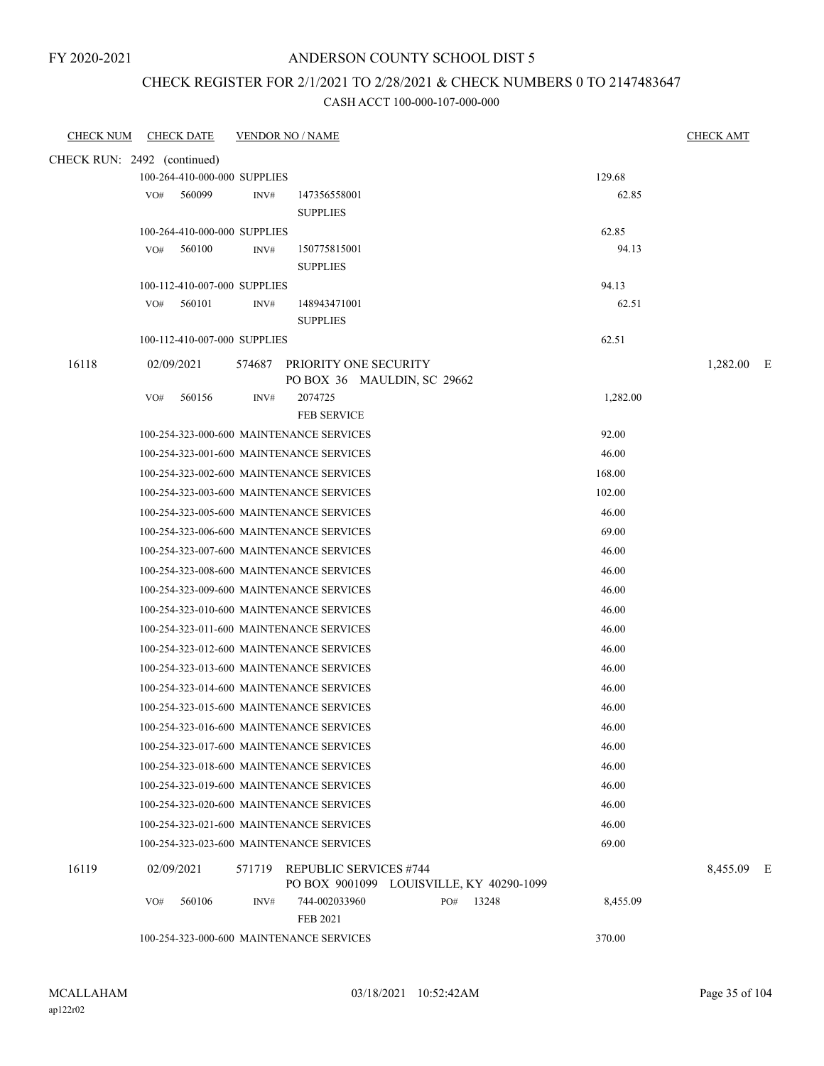FY 2020-2021

# ANDERSON COUNTY SCHOOL DIST 5

## CHECK REGISTER FOR 2/1/2021 TO 2/28/2021 & CHECK NUMBERS 0 TO 2147483647

### CASH ACCT 100-000-107-000-000

| CHECK NUM | CHECK DATE | VENDOR NO / NAME | | CHECK AMT |
|---|---|---|---|---|
| CHECK RUN: 2492 (continued) | | | | |
| | 100-264-410-000-000 SUPPLIES | | 129.68 | |
| | VO# 560099 | INV# 147356558001 SUPPLIES | 62.85 | |
| | 100-264-410-000-000 SUPPLIES | | 62.85 | |
| | VO# 560100 | INV# 150775815001 SUPPLIES | 94.13 | |
| | 100-112-410-007-000 SUPPLIES | | 94.13 | |
| | VO# 560101 | INV# 148943471001 SUPPLIES | 62.51 | |
| | 100-112-410-007-000 SUPPLIES | | 62.51 | |
| 16118 | 02/09/2021 | 574687 PRIORITY ONE SECURITY PO BOX 36 MAULDIN, SC 29662 | | 1,282.00 E |
| | VO# 560156 | INV# 2074725 FEB SERVICE | 1,282.00 | |
| | 100-254-323-000-600 MAINTENANCE SERVICES | | 92.00 | |
| | 100-254-323-001-600 MAINTENANCE SERVICES | | 46.00 | |
| | 100-254-323-002-600 MAINTENANCE SERVICES | | 168.00 | |
| | 100-254-323-003-600 MAINTENANCE SERVICES | | 102.00 | |
| | 100-254-323-005-600 MAINTENANCE SERVICES | | 46.00 | |
| | 100-254-323-006-600 MAINTENANCE SERVICES | | 69.00 | |
| | 100-254-323-007-600 MAINTENANCE SERVICES | | 46.00 | |
| | 100-254-323-008-600 MAINTENANCE SERVICES | | 46.00 | |
| | 100-254-323-009-600 MAINTENANCE SERVICES | | 46.00 | |
| | 100-254-323-010-600 MAINTENANCE SERVICES | | 46.00 | |
| | 100-254-323-011-600 MAINTENANCE SERVICES | | 46.00 | |
| | 100-254-323-012-600 MAINTENANCE SERVICES | | 46.00 | |
| | 100-254-323-013-600 MAINTENANCE SERVICES | | 46.00 | |
| | 100-254-323-014-600 MAINTENANCE SERVICES | | 46.00 | |
| | 100-254-323-015-600 MAINTENANCE SERVICES | | 46.00 | |
| | 100-254-323-016-600 MAINTENANCE SERVICES | | 46.00 | |
| | 100-254-323-017-600 MAINTENANCE SERVICES | | 46.00 | |
| | 100-254-323-018-600 MAINTENANCE SERVICES | | 46.00 | |
| | 100-254-323-019-600 MAINTENANCE SERVICES | | 46.00 | |
| | 100-254-323-020-600 MAINTENANCE SERVICES | | 46.00 | |
| | 100-254-323-021-600 MAINTENANCE SERVICES | | 46.00 | |
| | 100-254-323-023-600 MAINTENANCE SERVICES | | 69.00 | |
| 16119 | 02/09/2021 | 571719 REPUBLIC SERVICES #744 PO BOX 9001099 LOUISVILLE, KY 40290-1099 | | 8,455.09 E |
| | VO# 560106 | INV# 744-002033960 PO# 13248 FEB 2021 | 8,455.09 | |
| | 100-254-323-000-600 MAINTENANCE SERVICES | | 370.00 | |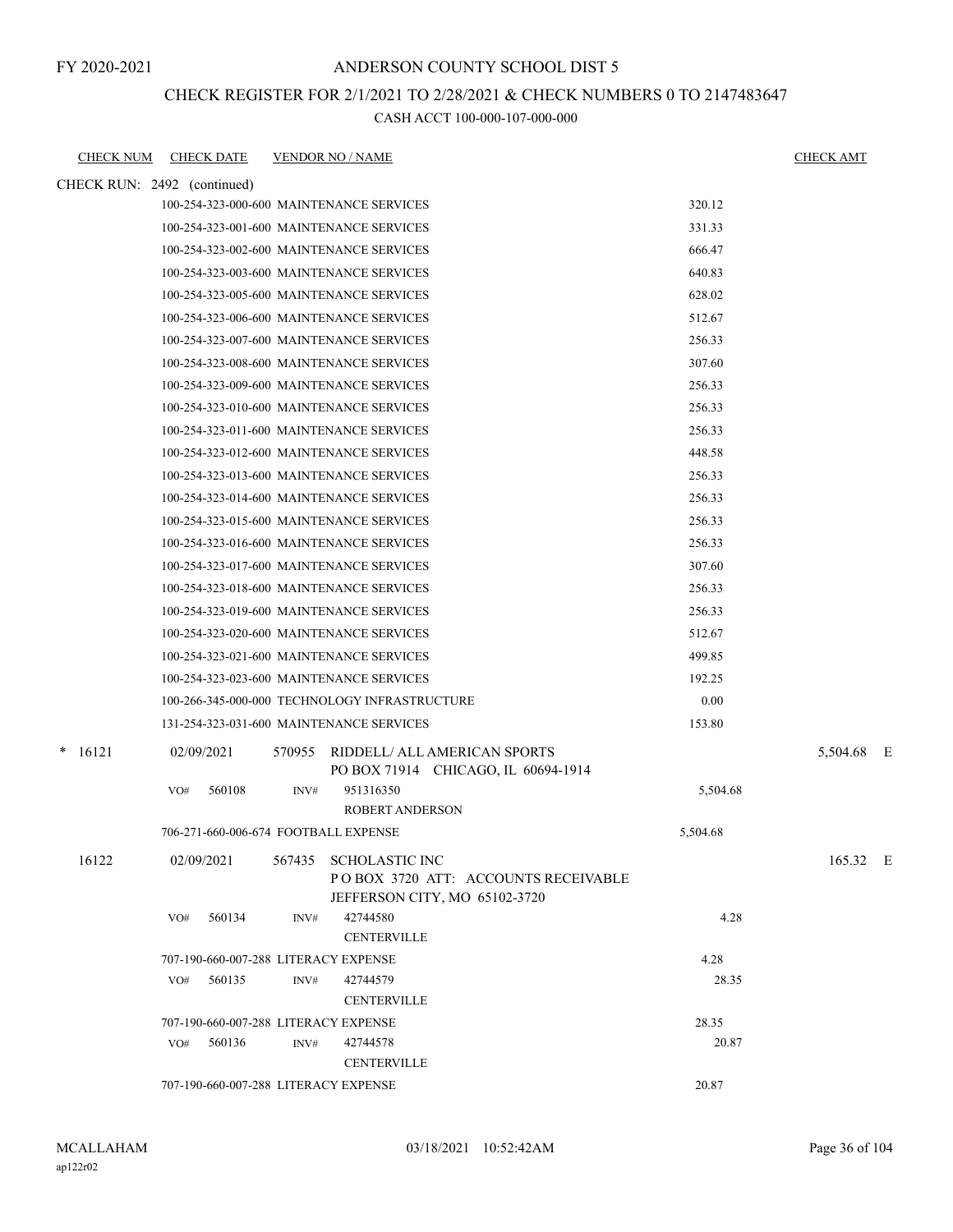FY 2020-2021

# ANDERSON COUNTY SCHOOL DIST 5

## CHECK REGISTER FOR 2/1/2021 TO 2/28/2021 & CHECK NUMBERS 0 TO 2147483647

CASH ACCT 100-000-107-000-000

| CHECK NUM | CHECK DATE | VENDOR NO / NAME | | CHECK AMT |
|---|---|---|---|---|
| CHECK RUN: 2492 (continued) | | | | |
| | | 100-254-323-000-600 MAINTENANCE SERVICES | 320.12 | |
| | | 100-254-323-001-600 MAINTENANCE SERVICES | 331.33 | |
| | | 100-254-323-002-600 MAINTENANCE SERVICES | 666.47 | |
| | | 100-254-323-003-600 MAINTENANCE SERVICES | 640.83 | |
| | | 100-254-323-005-600 MAINTENANCE SERVICES | 628.02 | |
| | | 100-254-323-006-600 MAINTENANCE SERVICES | 512.67 | |
| | | 100-254-323-007-600 MAINTENANCE SERVICES | 256.33 | |
| | | 100-254-323-008-600 MAINTENANCE SERVICES | 307.60 | |
| | | 100-254-323-009-600 MAINTENANCE SERVICES | 256.33 | |
| | | 100-254-323-010-600 MAINTENANCE SERVICES | 256.33 | |
| | | 100-254-323-011-600 MAINTENANCE SERVICES | 256.33 | |
| | | 100-254-323-012-600 MAINTENANCE SERVICES | 448.58 | |
| | | 100-254-323-013-600 MAINTENANCE SERVICES | 256.33 | |
| | | 100-254-323-014-600 MAINTENANCE SERVICES | 256.33 | |
| | | 100-254-323-015-600 MAINTENANCE SERVICES | 256.33 | |
| | | 100-254-323-016-600 MAINTENANCE SERVICES | 256.33 | |
| | | 100-254-323-017-600 MAINTENANCE SERVICES | 307.60 | |
| | | 100-254-323-018-600 MAINTENANCE SERVICES | 256.33 | |
| | | 100-254-323-019-600 MAINTENANCE SERVICES | 256.33 | |
| | | 100-254-323-020-600 MAINTENANCE SERVICES | 512.67 | |
| | | 100-254-323-021-600 MAINTENANCE SERVICES | 499.85 | |
| | | 100-254-323-023-600 MAINTENANCE SERVICES | 192.25 | |
| | | 100-266-345-000-000 TECHNOLOGY INFRASTRUCTURE | 0.00 | |
| | | 131-254-323-031-600 MAINTENANCE SERVICES | 153.80 | |
| * 16121 | 02/09/2021 | 570955 RIDDELL/ ALL AMERICAN SPORTS<br>PO BOX 71914 CHICAGO, IL 60694-1914 | | 5,504.68 E |
| | VO# 560108 | INV# 951316350<br>ROBERT ANDERSON | 5,504.68 | |
| | | 706-271-660-006-674 FOOTBALL EXPENSE | 5,504.68 | |
| 16122 | 02/09/2021 | 567435 SCHOLASTIC INC<br>P O BOX 3720 ATT: ACCOUNTS RECEIVABLE<br>JEFFERSON CITY, MO 65102-3720 | | 165.32 E |
| | VO# 560134 | INV# 42744580<br>CENTERVILLE | 4.28 | |
| | | 707-190-660-007-288 LITERACY EXPENSE | 4.28 | |
| | VO# 560135 | INV# 42744579<br>CENTERVILLE | 28.35 | |
| | | 707-190-660-007-288 LITERACY EXPENSE | 28.35 | |
| | VO# 560136 | INV# 42744578<br>CENTERVILLE | 20.87 | |
| | | 707-190-660-007-288 LITERACY EXPENSE | 20.87 | |

MCALLAHAM
ap122r02

03/18/2021 10:52:42AM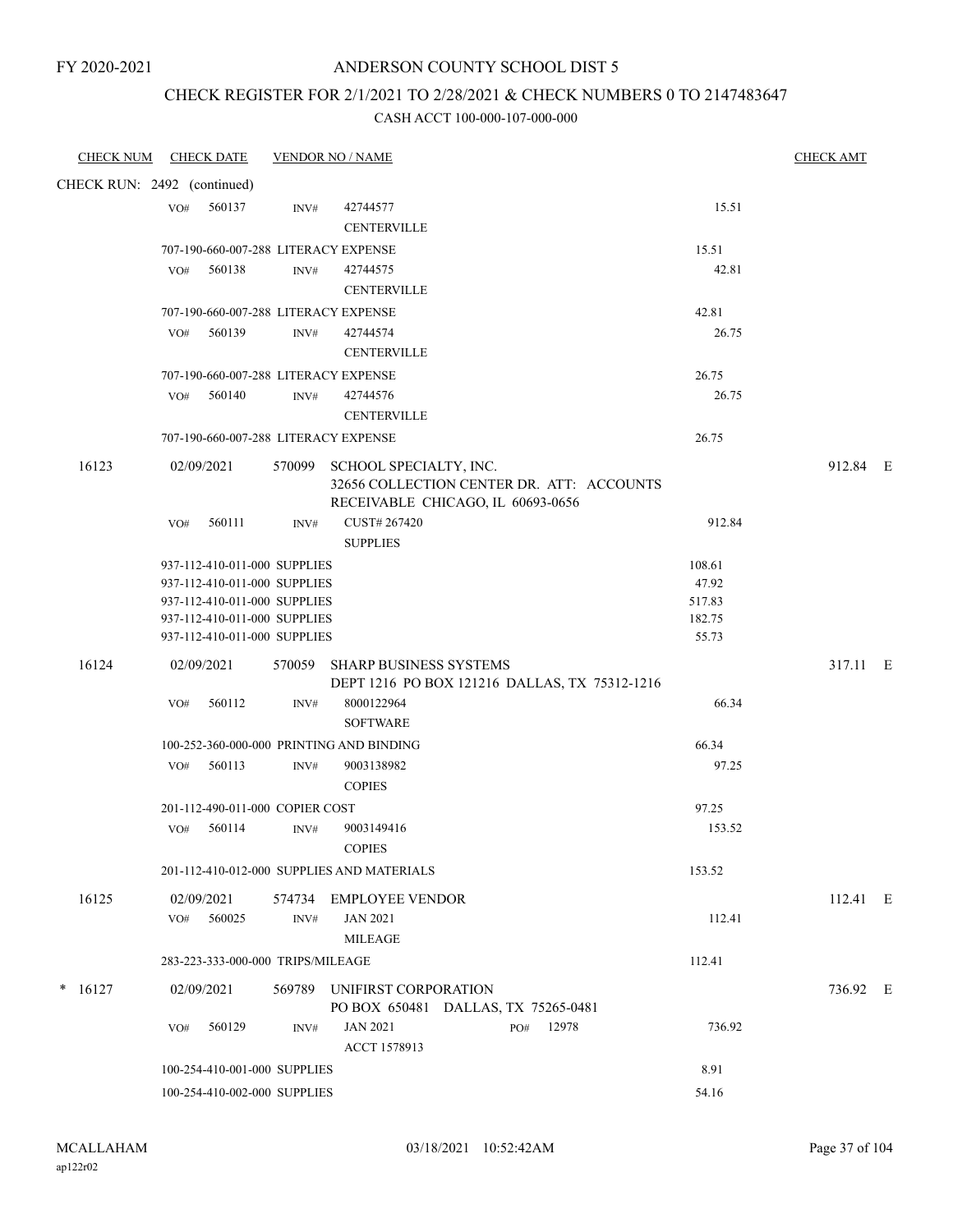FY 2020-2021

# ANDERSON COUNTY SCHOOL DIST 5

## CHECK REGISTER FOR 2/1/2021 TO 2/28/2021 & CHECK NUMBERS 0 TO 2147483647

CASH ACCT 100-000-107-000-000

| CHECK NUM | CHECK DATE | VENDOR NO / NAME | | CHECK AMT | |
|---|---|---|---|---|---|
| CHECK RUN: 2492 (continued) | | | | | |
| | VO# 560137 | INV# 42744577 CENTERVILLE | 15.51 | | |
| | 707-190-660-007-288 LITERACY EXPENSE | | 15.51 | | |
| | VO# 560138 | INV# 42744575 CENTERVILLE | 42.81 | | |
| | 707-190-660-007-288 LITERACY EXPENSE | | 42.81 | | |
| | VO# 560139 | INV# 42744574 CENTERVILLE | 26.75 | | |
| | 707-190-660-007-288 LITERACY EXPENSE | | 26.75 | | |
| | VO# 560140 | INV# 42744576 CENTERVILLE | 26.75 | | |
| | 707-190-660-007-288 LITERACY EXPENSE | | 26.75 | | |
| 16123 | 02/09/2021 | 570099 SCHOOL SPECIALTY, INC. 32656 COLLECTION CENTER DR. ATT: ACCOUNTS RECEIVABLE CHICAGO, IL 60693-0656 | | 912.84 | E |
| | VO# 560111 | INV# CUST# 267420 SUPPLIES | 912.84 | | |
| | 937-112-410-011-000 SUPPLIES | | 108.61 | | |
| | 937-112-410-011-000 SUPPLIES | | 47.92 | | |
| | 937-112-410-011-000 SUPPLIES | | 517.83 | | |
| | 937-112-410-011-000 SUPPLIES | | 182.75 | | |
| | 937-112-410-011-000 SUPPLIES | | 55.73 | | |
| 16124 | 02/09/2021 | 570059 SHARP BUSINESS SYSTEMS DEPT 1216 PO BOX 121216 DALLAS, TX 75312-1216 | | 317.11 | E |
| | VO# 560112 | INV# 8000122964 SOFTWARE | 66.34 | | |
| | 100-252-360-000-000 PRINTING AND BINDING | | 66.34 | | |
| | VO# 560113 | INV# 9003138982 COPIES | 97.25 | | |
| | 201-112-490-011-000 COPIER COST | | 97.25 | | |
| | VO# 560114 | INV# 9003149416 COPIES | 153.52 | | |
| | 201-112-410-012-000 SUPPLIES AND MATERIALS | | 153.52 | | |
| 16125 | 02/09/2021 | 574734 EMPLOYEE VENDOR | | 112.41 | E |
| | VO# 560025 | INV# JAN 2021 MILEAGE | 112.41 | | |
| | 283-223-333-000-000 TRIPS/MILEAGE | | 112.41 | | |
| * 16127 | 02/09/2021 | 569789 UNIFIRST CORPORATION PO BOX 650481 DALLAS, TX 75265-0481 | | 736.92 | E |
| | VO# 560129 | INV# JAN 2021 ACCT 1578913 PO# 12978 | 736.92 | | |
| | 100-254-410-001-000 SUPPLIES | | 8.91 | | |
| | 100-254-410-002-000 SUPPLIES | | 54.16 | | |

MCALLAHAM ap122r02 03/18/2021 10:52:42AM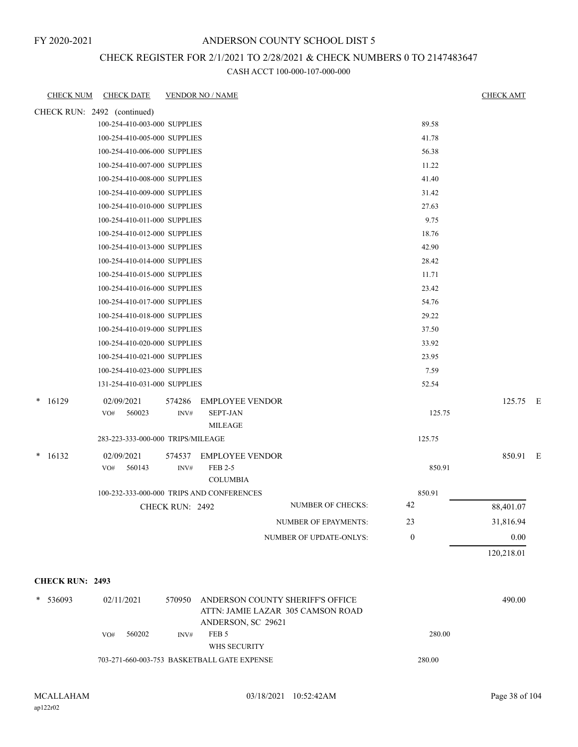FY 2020-2021

# ANDERSON COUNTY SCHOOL DIST 5

## CHECK REGISTER FOR 2/1/2021 TO 2/28/2021 & CHECK NUMBERS 0 TO 2147483647

### CASH ACCT 100-000-107-000-000

| CHECK NUM | CHECK DATE | VENDOR NO / NAME | | | CHECK AMT | |
|---|---|---|---|---|---|---|
| CHECK RUN: 2492 (continued) | | | | | | |
| | 100-254-410-003-000 SUPPLIES | | | 89.58 | | |
| | 100-254-410-005-000 SUPPLIES | | | 41.78 | | |
| | 100-254-410-006-000 SUPPLIES | | | 56.38 | | |
| | 100-254-410-007-000 SUPPLIES | | | 11.22 | | |
| | 100-254-410-008-000 SUPPLIES | | | 41.40 | | |
| | 100-254-410-009-000 SUPPLIES | | | 31.42 | | |
| | 100-254-410-010-000 SUPPLIES | | | 27.63 | | |
| | 100-254-410-011-000 SUPPLIES | | | 9.75 | | |
| | 100-254-410-012-000 SUPPLIES | | | 18.76 | | |
| | 100-254-410-013-000 SUPPLIES | | | 42.90 | | |
| | 100-254-410-014-000 SUPPLIES | | | 28.42 | | |
| | 100-254-410-015-000 SUPPLIES | | | 11.71 | | |
| | 100-254-410-016-000 SUPPLIES | | | 23.42 | | |
| | 100-254-410-017-000 SUPPLIES | | | 54.76 | | |
| | 100-254-410-018-000 SUPPLIES | | | 29.22 | | |
| | 100-254-410-019-000 SUPPLIES | | | 37.50 | | |
| | 100-254-410-020-000 SUPPLIES | | | 33.92 | | |
| | 100-254-410-021-000 SUPPLIES | | | 23.95 | | |
| | 100-254-410-023-000 SUPPLIES | | | 7.59 | | |
| | 131-254-410-031-000 SUPPLIES | | | 52.54 | | |
| * 16129 | 02/09/2021 | 574286 EMPLOYEE VENDOR | | | 125.75 | E |
| | VO# 560023 | INV# SEPT-JAN MILEAGE | | 125.75 | | |
| | 283-223-333-000-000 TRIPS/MILEAGE | | | 125.75 | | |
| * 16132 | 02/09/2021 | 574537 EMPLOYEE VENDOR | | | 850.91 | E |
| | VO# 560143 | INV# FEB 2-5 COLUMBIA | | 850.91 | | |
| | 100-232-333-000-000 TRIPS AND CONFERENCES | | | 850.91 | | |
| | | CHECK RUN: 2492 | NUMBER OF CHECKS: | 42 | 88,401.07 | |
| | | | NUMBER OF EPAYMENTS: | 23 | 31,816.94 | |
| | | | NUMBER OF UPDATE-ONLYS: | 0 | 0.00 | |
| | | | | | 120,218.01 | |

**CHECK RUN: 2493**

| CHECK NUM | CHECK DATE | VENDOR NO / NAME | | CHECK AMT |
|---|---|---|---|---|
| * 536093 | 02/11/2021 | 570950 ANDERSON COUNTY SHERIFF'S OFFICE<br>ATTN: JAMIE LAZAR 305 CAMSON ROAD<br>ANDERSON, SC 29621 | | 490.00 |
| | VO# 560202 | INV# FEB 5<br>WHS SECURITY | 280.00 | |
| | 703-271-660-003-753 BASKETBALL GATE EXPENSE | | 280.00 | |

MCALLAHAM
ap122r02

03/18/2021 10:52:42AM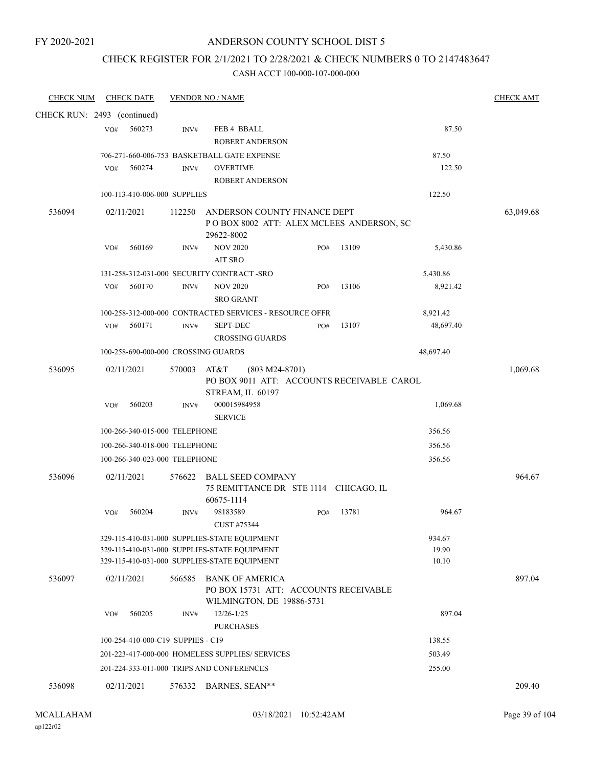FY 2020-2021

# ANDERSON COUNTY SCHOOL DIST 5

## CHECK REGISTER FOR 2/1/2021 TO 2/28/2021 & CHECK NUMBERS 0 TO 2147483647

CASH ACCT 100-000-107-000-000

| CHECK NUM | CHECK DATE | VENDOR NO / NAME | | | CHECK AMT |
|---|---|---|---|---|---|
| CHECK RUN: 2493 (continued) | | | | | |
| | VO# 560273 | INV# FEB 4 BBALL<br>ROBERT ANDERSON | | 87.50 | |
| | 706-271-660-006-753 BASKETBALL GATE EXPENSE | | | 87.50 | |
| | VO# 560274 | INV# OVERTIME<br>ROBERT ANDERSON | | 122.50 | |
| | 100-113-410-006-000 SUPPLIES | | | 122.50 | |
| 536094 | 02/11/2021 | 112250 ANDERSON COUNTY FINANCE DEPT<br>P O BOX 8002 ATT: ALEX MCLEES ANDERSON, SC 29622-8002 | | | 63,049.68 |
| | VO# 560169 | INV# NOV 2020<br>AIT SRO | PO# 13109 | 5,430.86 | |
| | 131-258-312-031-000 SECURITY CONTRACT -SRO | | | 5,430.86 | |
| | VO# 560170 | INV# NOV 2020<br>SRO GRANT | PO# 13106 | 8,921.42 | |
| | 100-258-312-000-000 CONTRACTED SERVICES - RESOURCE OFFR | | | 8,921.42 | |
| | VO# 560171 | INV# SEPT-DEC<br>CROSSING GUARDS | PO# 13107 | 48,697.40 | |
| | 100-258-690-000-000 CROSSING GUARDS | | | 48,697.40 | |
| 536095 | 02/11/2021 | 570003 AT&T (803 M24-8701)<br>PO BOX 9011 ATT: ACCOUNTS RECEIVABLE CAROL STREAM, IL 60197 | | | 1,069.68 |
| | VO# 560203 | INV# 000015984958<br>SERVICE | | 1,069.68 | |
| | 100-266-340-015-000 TELEPHONE | | | 356.56 | |
| | 100-266-340-018-000 TELEPHONE | | | 356.56 | |
| | 100-266-340-023-000 TELEPHONE | | | 356.56 | |
| 536096 | 02/11/2021 | 576622 BALL SEED COMPANY<br>75 REMITTANCE DR STE 1114 CHICAGO, IL 60675-1114 | | | 964.67 |
| | VO# 560204 | INV# 98183589<br>CUST #75344 | PO# 13781 | 964.67 | |
| | 329-115-410-031-000 SUPPLIES-STATE EQUIPMENT | | | 934.67 | |
| | 329-115-410-031-000 SUPPLIES-STATE EQUIPMENT | | | 19.90 | |
| | 329-115-410-031-000 SUPPLIES-STATE EQUIPMENT | | | 10.10 | |
| 536097 | 02/11/2021 | 566585 BANK OF AMERICA<br>PO BOX 15731 ATT: ACCOUNTS RECEIVABLE WILMINGTON, DE 19886-5731 | | | 897.04 |
| | VO# 560205 | INV# 12/26-1/25<br>PURCHASES | | 897.04 | |
| | 100-254-410-000-C19 SUPPIES - C19 | | | 138.55 | |
| | 201-223-417-000-000 HOMELESS SUPPLIES/ SERVICES | | | 503.49 | |
| | 201-224-333-011-000 TRIPS AND CONFERENCES | | | 255.00 | |
| 536098 | 02/11/2021 | 576332 BARNES, SEAN** | | | 209.40 |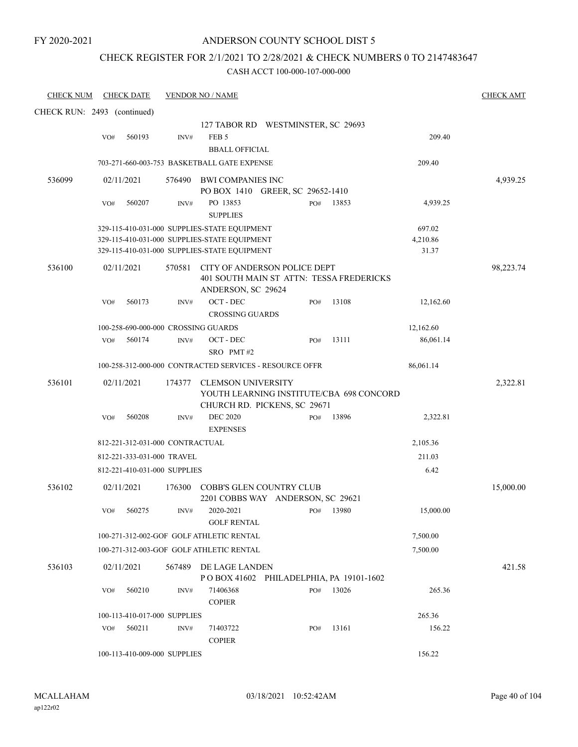FY 2020-2021

# ANDERSON COUNTY SCHOOL DIST 5

## CHECK REGISTER FOR 2/1/2021 TO 2/28/2021 & CHECK NUMBERS 0 TO 2147483647

### CASH ACCT 100-000-107-000-000

| CHECK NUM | CHECK DATE | VENDOR NO / NAME | | | | CHECK AMT |
|---|---|---|---|---|---|---|
| CHECK RUN: 2493 (continued) | | | | | | |
| | | 127 TABOR RD WESTMINSTER, SC 29693 | | | | |
| | VO# 560193 | INV# FEB 5 BBALL OFFICIAL | | | 209.40 | |
| | | 703-271-660-003-753 BASKETBALL GATE EXPENSE | | | 209.40 | |
| 536099 | 02/11/2021 | 576490 BWI COMPANIES INC PO BOX 1410 GREER, SC 29652-1410 | | | | 4,939.25 |
| | VO# 560207 | INV# PO 13853 SUPPLIES | PO# 13853 | | 4,939.25 | |
| | | 329-115-410-031-000 SUPPLIES-STATE EQUIPMENT | | | 697.02 | |
| | | 329-115-410-031-000 SUPPLIES-STATE EQUIPMENT | | | 4,210.86 | |
| | | 329-115-410-031-000 SUPPLIES-STATE EQUIPMENT | | | 31.37 | |
| 536100 | 02/11/2021 | 570581 CITY OF ANDERSON POLICE DEPT 401 SOUTH MAIN ST ATTN: TESSA FREDERICKS ANDERSON, SC 29624 | | | | 98,223.74 |
| | VO# 560173 | INV# OCT - DEC CROSSING GUARDS | PO# 13108 | | 12,162.60 | |
| | | 100-258-690-000-000 CROSSING GUARDS | | | 12,162.60 | |
| | VO# 560174 | INV# OCT - DEC SRO PMT #2 | PO# 13111 | | 86,061.14 | |
| | | 100-258-312-000-000 CONTRACTED SERVICES - RESOURCE OFFR | | | 86,061.14 | |
| 536101 | 02/11/2021 | 174377 CLEMSON UNIVERSITY YOUTH LEARNING INSTITUTE/CBA 698 CONCORD CHURCH RD. PICKENS, SC 29671 | | | | 2,322.81 |
| | VO# 560208 | INV# DEC 2020 EXPENSES | PO# 13896 | | 2,322.81 | |
| | | 812-221-312-031-000 CONTRACTUAL | | | 2,105.36 | |
| | | 812-221-333-031-000 TRAVEL | | | 211.03 | |
| | | 812-221-410-031-000 SUPPLIES | | | 6.42 | |
| 536102 | 02/11/2021 | 176300 COBB'S GLEN COUNTRY CLUB 2201 COBBS WAY ANDERSON, SC 29621 | | | | 15,000.00 |
| | VO# 560275 | INV# 2020-2021 GOLF RENTAL | PO# 13980 | | 15,000.00 | |
| | | 100-271-312-002-GOF GOLF ATHLETIC RENTAL | | | 7,500.00 | |
| | | 100-271-312-003-GOF GOLF ATHLETIC RENTAL | | | 7,500.00 | |
| 536103 | 02/11/2021 | 567489 DE LAGE LANDEN P O BOX 41602 PHILADELPHIA, PA 19101-1602 | | | | 421.58 |
| | VO# 560210 | INV# 71406368 COPIER | PO# 13026 | | 265.36 | |
| | | 100-113-410-017-000 SUPPLIES | | | 265.36 | |
| | VO# 560211 | INV# 71403722 COPIER | PO# 13161 | | 156.22 | |
| | | 100-113-410-009-000 SUPPLIES | | | 156.22 | |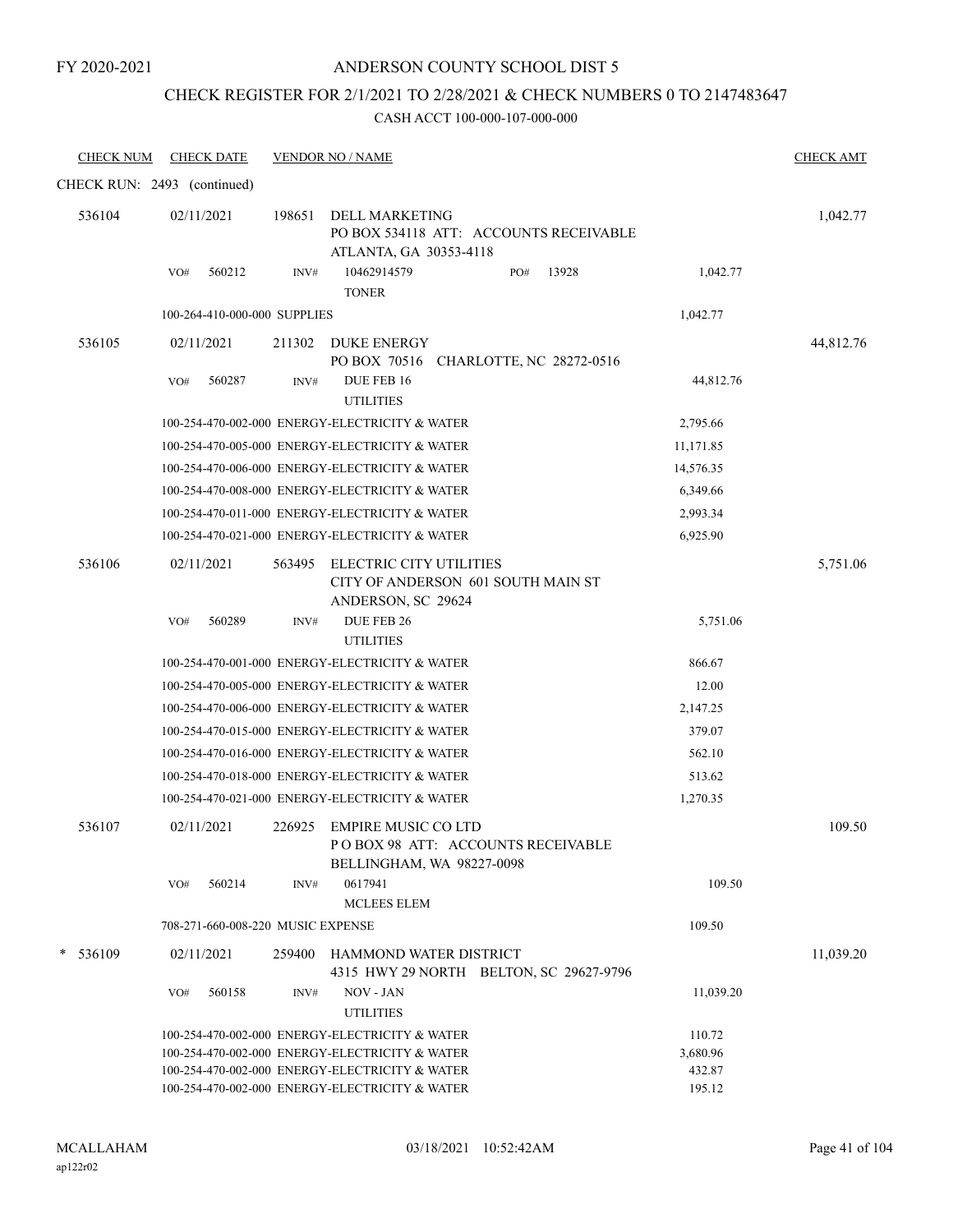FY 2020-2021

# ANDERSON COUNTY SCHOOL DIST 5

## CHECK REGISTER FOR 2/1/2021 TO 2/28/2021 & CHECK NUMBERS 0 TO 2147483647

### CASH ACCT 100-000-107-000-000

| CHECK NUM | CHECK DATE | VENDOR NO / NAME | | CHECK AMT |
|---|---|---|---|---|
| CHECK RUN: 2493 (continued) | | | | |
| 536104 | 02/11/2021 | 198651 DELL MARKETING<br>PO BOX 534118 ATT: ACCOUNTS RECEIVABLE<br>ATLANTA, GA 30353-4118 | | 1,042.77 |
| | VO# 560212 | INV# 10462914579 PO# 13928<br>TONER | 1,042.77 | |
| | 100-264-410-000-000 SUPPLIES | | 1,042.77 | |
| 536105 | 02/11/2021 | 211302 DUKE ENERGY<br>PO BOX 70516 CHARLOTTE, NC 28272-0516 | | 44,812.76 |
| | VO# 560287 | INV# DUE FEB 16<br>UTILITIES | 44,812.76 | |
| | 100-254-470-002-000 ENERGY-ELECTRICITY & WATER | | 2,795.66 | |
| | 100-254-470-005-000 ENERGY-ELECTRICITY & WATER | | 11,171.85 | |
| | 100-254-470-006-000 ENERGY-ELECTRICITY & WATER | | 14,576.35 | |
| | 100-254-470-008-000 ENERGY-ELECTRICITY & WATER | | 6,349.66 | |
| | 100-254-470-011-000 ENERGY-ELECTRICITY & WATER | | 2,993.34 | |
| | 100-254-470-021-000 ENERGY-ELECTRICITY & WATER | | 6,925.90 | |
| 536106 | 02/11/2021 | 563495 ELECTRIC CITY UTILITIES<br>CITY OF ANDERSON 601 SOUTH MAIN ST<br>ANDERSON, SC 29624 | | 5,751.06 |
| | VO# 560289 | INV# DUE FEB 26<br>UTILITIES | 5,751.06 | |
| | 100-254-470-001-000 ENERGY-ELECTRICITY & WATER | | 866.67 | |
| | 100-254-470-005-000 ENERGY-ELECTRICITY & WATER | | 12.00 | |
| | 100-254-470-006-000 ENERGY-ELECTRICITY & WATER | | 2,147.25 | |
| | 100-254-470-015-000 ENERGY-ELECTRICITY & WATER | | 379.07 | |
| | 100-254-470-016-000 ENERGY-ELECTRICITY & WATER | | 562.10 | |
| | 100-254-470-018-000 ENERGY-ELECTRICITY & WATER | | 513.62 | |
| | 100-254-470-021-000 ENERGY-ELECTRICITY & WATER | | 1,270.35 | |
| 536107 | 02/11/2021 | 226925 EMPIRE MUSIC CO LTD<br>P O BOX 98 ATT: ACCOUNTS RECEIVABLE<br>BELLINGHAM, WA 98227-0098 | | 109.50 |
| | VO# 560214 | INV# 0617941<br>MCLEES ELEM | 109.50 | |
| | 708-271-660-008-220 MUSIC EXPENSE | | 109.50 | |
| * 536109 | 02/11/2021 | 259400 HAMMOND WATER DISTRICT<br>4315 HWY 29 NORTH BELTON, SC 29627-9796 | | 11,039.20 |
| | VO# 560158 | INV# NOV - JAN<br>UTILITIES | 11,039.20 | |
| | 100-254-470-002-000 ENERGY-ELECTRICITY & WATER | | 110.72 | |
| | 100-254-470-002-000 ENERGY-ELECTRICITY & WATER | | 3,680.96 | |
| | 100-254-470-002-000 ENERGY-ELECTRICITY & WATER | | 432.87 | |
| | 100-254-470-002-000 ENERGY-ELECTRICITY & WATER | | 195.12 | |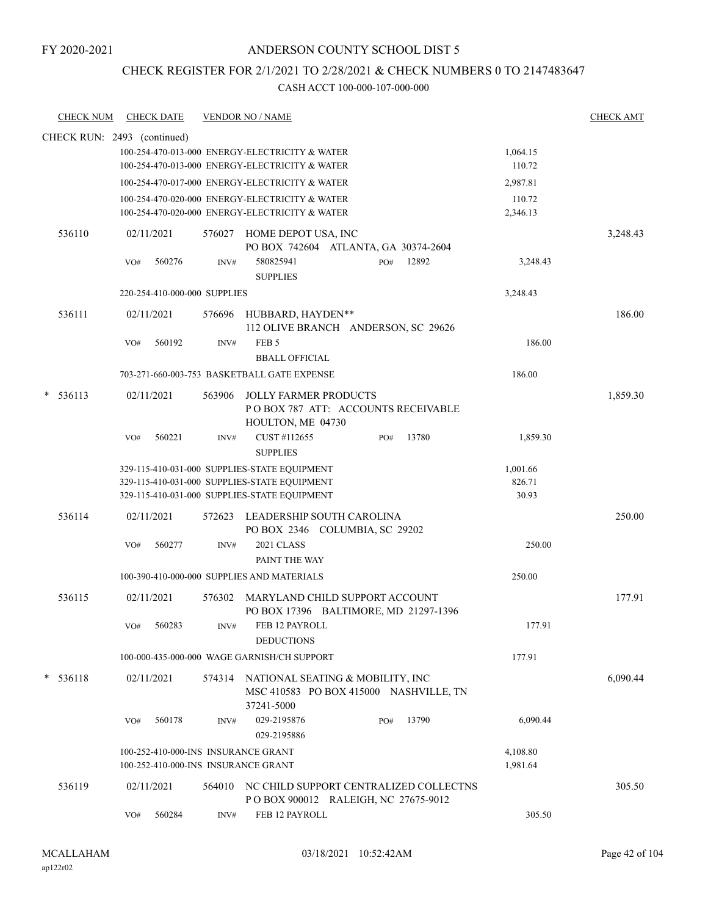FY 2020-2021

ANDERSON COUNTY SCHOOL DIST 5

CHECK REGISTER FOR 2/1/2021 TO 2/28/2021 & CHECK NUMBERS 0 TO 2147483647

CASH ACCT 100-000-107-000-000

| CHECK NUM | CHECK DATE | VENDOR NO / NAME | | CHECK AMT |
|---|---|---|---|---|
| CHECK RUN: 2493 (continued) | | | | |
| | | 100-254-470-013-000 ENERGY-ELECTRICITY & WATER | 1,064.15 | |
| | | 100-254-470-013-000 ENERGY-ELECTRICITY & WATER | 110.72 | |
| | | 100-254-470-017-000 ENERGY-ELECTRICITY & WATER | 2,987.81 | |
| | | 100-254-470-020-000 ENERGY-ELECTRICITY & WATER | 110.72 | |
| | | 100-254-470-020-000 ENERGY-ELECTRICITY & WATER | 2,346.13 | |
| 536110 | 02/11/2021 | 576027 HOME DEPOT USA, INC<br>PO BOX 742604 ATLANTA, GA 30374-2604 | | 3,248.43 |
| | VO# 560276 | INV# 580825941 PO# 12892<br>SUPPLIES | 3,248.43 | |
| | | 220-254-410-000-000 SUPPLIES | 3,248.43 | |
| 536111 | 02/11/2021 | 576696 HUBBARD, HAYDEN**<br>112 OLIVE BRANCH ANDERSON, SC 29626 | | 186.00 |
| | VO# 560192 | INV# FEB 5<br>BBALL OFFICIAL | 186.00 | |
| | | 703-271-660-003-753 BASKETBALL GATE EXPENSE | 186.00 | |
| * 536113 | 02/11/2021 | 563906 JOLLY FARMER PRODUCTS<br>P O BOX 787 ATT: ACCOUNTS RECEIVABLE<br>HOULTON, ME 04730 | | 1,859.30 |
| | VO# 560221 | INV# CUST #112655 PO# 13780<br>SUPPLIES | 1,859.30 | |
| | | 329-115-410-031-000 SUPPLIES-STATE EQUIPMENT | 1,001.66 | |
| | | 329-115-410-031-000 SUPPLIES-STATE EQUIPMENT | 826.71 | |
| | | 329-115-410-031-000 SUPPLIES-STATE EQUIPMENT | 30.93 | |
| 536114 | 02/11/2021 | 572623 LEADERSHIP SOUTH CAROLINA<br>PO BOX 2346 COLUMBIA, SC 29202 | | 250.00 |
| | VO# 560277 | INV# 2021 CLASS<br>PAINT THE WAY | 250.00 | |
| | | 100-390-410-000-000 SUPPLIES AND MATERIALS | 250.00 | |
| 536115 | 02/11/2021 | 576302 MARYLAND CHILD SUPPORT ACCOUNT<br>PO BOX 17396 BALTIMORE, MD 21297-1396 | | 177.91 |
| | VO# 560283 | INV# FEB 12 PAYROLL<br>DEDUCTIONS | 177.91 | |
| | | 100-000-435-000-000 WAGE GARNISH/CH SUPPORT | 177.91 | |
| * 536118 | 02/11/2021 | 574314 NATIONAL SEATING & MOBILITY, INC<br>MSC 410583 PO BOX 415000 NASHVILLE, TN<br>37241-5000 | | 6,090.44 |
| | VO# 560178 | INV# 029-2195876 PO# 13790<br>029-2195886 | 6,090.44 | |
| | | 100-252-410-000-INS INSURANCE GRANT | 4,108.80 | |
| | | 100-252-410-000-INS INSURANCE GRANT | 1,981.64 | |
| 536119 | 02/11/2021 | 564010 NC CHILD SUPPORT CENTRALIZED COLLECTNS<br>P O BOX 900012 RALEIGH, NC 27675-9012 | | 305.50 |
| | VO# 560284 | INV# FEB 12 PAYROLL | 305.50 | |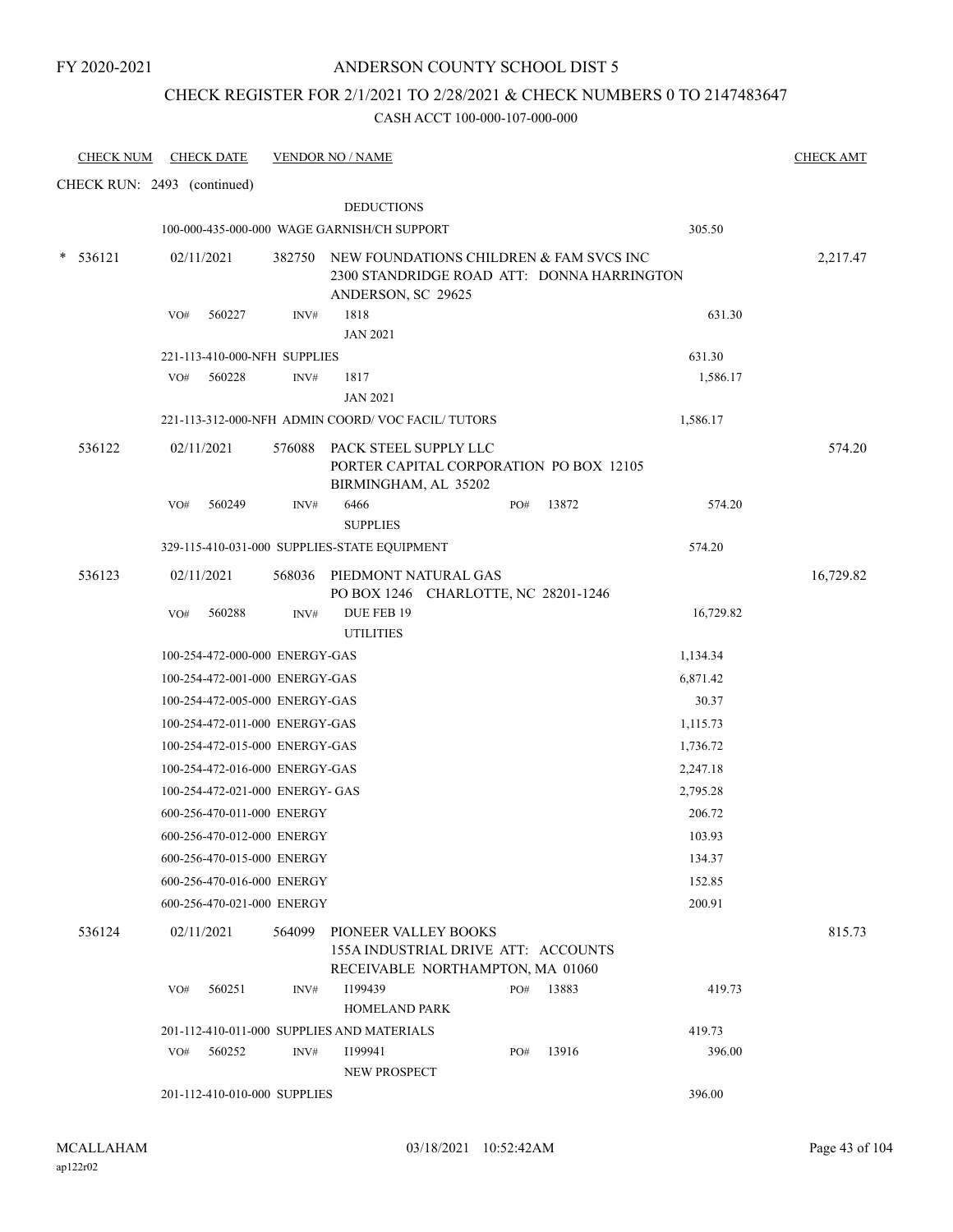FY 2020-2021

# ANDERSON COUNTY SCHOOL DIST 5

## CHECK REGISTER FOR 2/1/2021 TO 2/28/2021 & CHECK NUMBERS 0 TO 2147483647

CASH ACCT 100-000-107-000-000

| CHECK NUM | CHECK DATE | VENDOR NO / NAME | | CHECK AMT |
|---|---|---|---|---|
| CHECK RUN: 2493 (continued) | | | | |
| | | DEDUCTIONS | | |
| | | 100-000-435-000-000 WAGE GARNISH/CH SUPPORT | 305.50 | |
| * 536121 | 02/11/2021 | 382750 NEW FOUNDATIONS CHILDREN & FAM SVCS INC 2300 STANDRIDGE ROAD ATT: DONNA HARRINGTON ANDERSON, SC 29625 | | 2,217.47 |
| | | VO# 560227 INV# 1818 JAN 2021 | 631.30 | |
| | | 221-113-410-000-NFH SUPPLIES | 631.30 | |
| | | VO# 560228 INV# 1817 JAN 2021 | 1,586.17 | |
| | | 221-113-312-000-NFH ADMIN COORD/ VOC FACIL/ TUTORS | 1,586.17 | |
| 536122 | 02/11/2021 | 576088 PACK STEEL SUPPLY LLC PORTER CAPITAL CORPORATION PO BOX 12105 BIRMINGHAM, AL 35202 | | 574.20 |
| | | VO# 560249 INV# 6466 PO# 13872 SUPPLIES | 574.20 | |
| | | 329-115-410-031-000 SUPPLIES-STATE EQUIPMENT | 574.20 | |
| 536123 | 02/11/2021 | 568036 PIEDMONT NATURAL GAS PO BOX 1246 CHARLOTTE, NC 28201-1246 | | 16,729.82 |
| | | VO# 560288 INV# DUE FEB 19 UTILITIES | 16,729.82 | |
| | | 100-254-472-000-000 ENERGY-GAS | 1,134.34 | |
| | | 100-254-472-001-000 ENERGY-GAS | 6,871.42 | |
| | | 100-254-472-005-000 ENERGY-GAS | 30.37 | |
| | | 100-254-472-011-000 ENERGY-GAS | 1,115.73 | |
| | | 100-254-472-015-000 ENERGY-GAS | 1,736.72 | |
| | | 100-254-472-016-000 ENERGY-GAS | 2,247.18 | |
| | | 100-254-472-021-000 ENERGY- GAS | 2,795.28 | |
| | | 600-256-470-011-000 ENERGY | 206.72 | |
| | | 600-256-470-012-000 ENERGY | 103.93 | |
| | | 600-256-470-015-000 ENERGY | 134.37 | |
| | | 600-256-470-016-000 ENERGY | 152.85 | |
| | | 600-256-470-021-000 ENERGY | 200.91 | |
| 536124 | 02/11/2021 | 564099 PIONEER VALLEY BOOKS 155A INDUSTRIAL DRIVE ATT: ACCOUNTS RECEIVABLE NORTHAMPTON, MA 01060 | | 815.73 |
| | | VO# 560251 INV# I199439 PO# 13883 HOMELAND PARK | 419.73 | |
| | | 201-112-410-011-000 SUPPLIES AND MATERIALS | 419.73 | |
| | | VO# 560252 INV# I199941 PO# 13916 NEW PROSPECT | 396.00 | |
| | | 201-112-410-010-000 SUPPLIES | 396.00 | |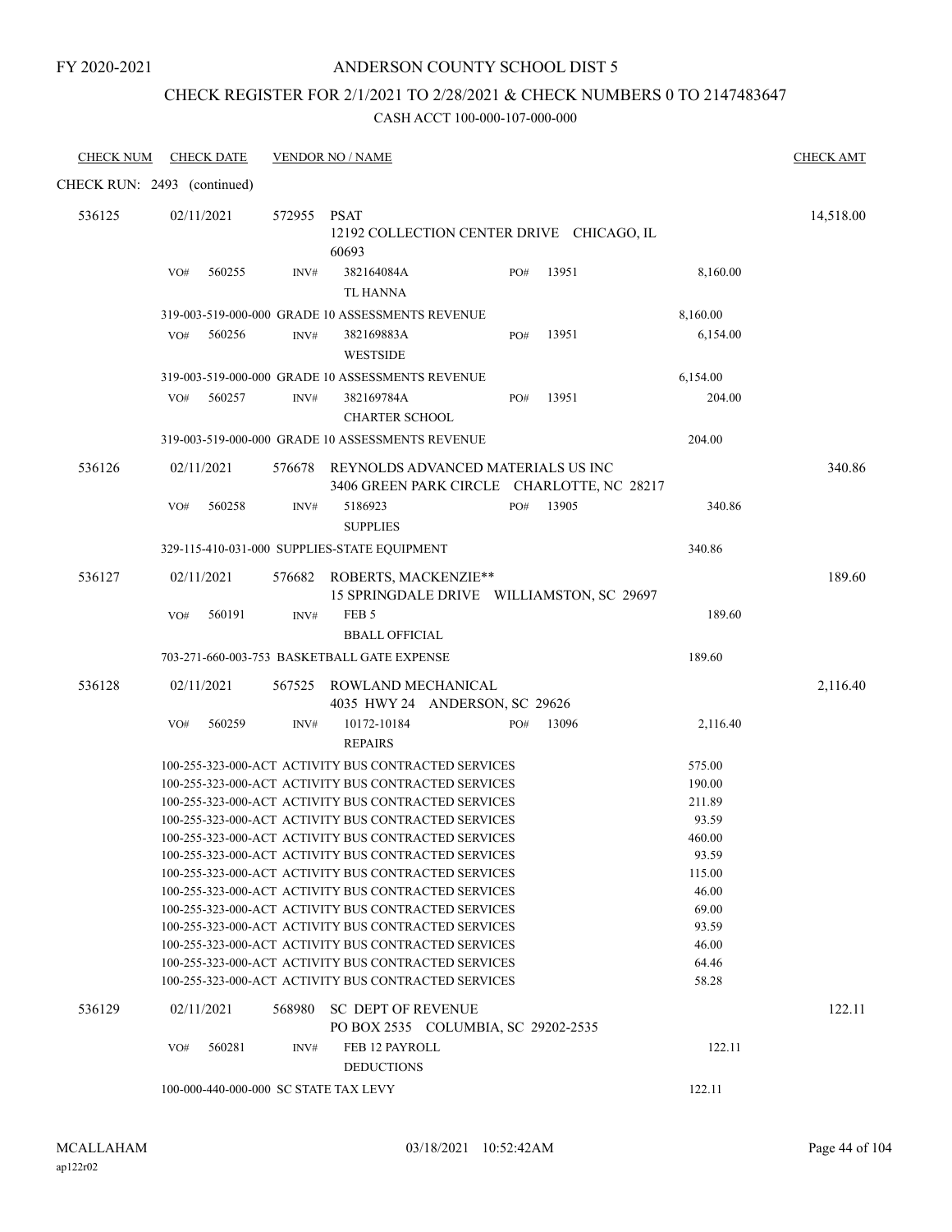FY 2020-2021

# ANDERSON COUNTY SCHOOL DIST 5

## CHECK REGISTER FOR 2/1/2021 TO 2/28/2021 & CHECK NUMBERS 0 TO 2147483647

### CASH ACCT 100-000-107-000-000

| CHECK NUM | CHECK DATE | VENDOR NO / NAME | | | CHECK AMT |
|---|---|---|---|---|---|
| CHECK RUN: 2493 (continued) | | | | | |
| 536125 | 02/11/2021 | 572955 PSAT<br>12192 COLLECTION CENTER DRIVE CHICAGO, IL 60693 | | | 14,518.00 |
| | VO# 560255 | INV# 382164084A<br>TL HANNA | PO# 13951 | 8,160.00 | |
| | 319-003-519-000-000 GRADE 10 ASSESSMENTS REVENUE | | | 8,160.00 | |
| | VO# 560256 | INV# 382169883A<br>WESTSIDE | PO# 13951 | 6,154.00 | |
| | 319-003-519-000-000 GRADE 10 ASSESSMENTS REVENUE | | | 6,154.00 | |
| | VO# 560257 | INV# 382169784A<br>CHARTER SCHOOL | PO# 13951 | 204.00 | |
| | 319-003-519-000-000 GRADE 10 ASSESSMENTS REVENUE | | | 204.00 | |
| 536126 | 02/11/2021 | 576678 REYNOLDS ADVANCED MATERIALS US INC<br>3406 GREEN PARK CIRCLE CHARLOTTE, NC 28217 | | | 340.86 |
| | VO# 560258 | INV# 5186923<br>SUPPLIES | PO# 13905 | 340.86 | |
| | 329-115-410-031-000 SUPPLIES-STATE EQUIPMENT | | | 340.86 | |
| 536127 | 02/11/2021 | 576682 ROBERTS, MACKENZIE**<br>15 SPRINGDALE DRIVE WILLIAMSTON, SC 29697 | | | 189.60 |
| | VO# 560191 | INV# FEB 5<br>BBALL OFFICIAL | | 189.60 | |
| | 703-271-660-003-753 BASKETBALL GATE EXPENSE | | | 189.60 | |
| 536128 | 02/11/2021 | 567525 ROWLAND MECHANICAL<br>4035 HWY 24 ANDERSON, SC 29626 | | | 2,116.40 |
| | VO# 560259 | INV# 10172-10184<br>REPAIRS | PO# 13096 | 2,116.40 | |
| | 100-255-323-000-ACT ACTIVITY BUS CONTRACTED SERVICES | | | 575.00 | |
| | 100-255-323-000-ACT ACTIVITY BUS CONTRACTED SERVICES | | | 190.00 | |
| | 100-255-323-000-ACT ACTIVITY BUS CONTRACTED SERVICES | | | 211.89 | |
| | 100-255-323-000-ACT ACTIVITY BUS CONTRACTED SERVICES | | | 93.59 | |
| | 100-255-323-000-ACT ACTIVITY BUS CONTRACTED SERVICES | | | 460.00 | |
| | 100-255-323-000-ACT ACTIVITY BUS CONTRACTED SERVICES | | | 93.59 | |
| | 100-255-323-000-ACT ACTIVITY BUS CONTRACTED SERVICES | | | 115.00 | |
| | 100-255-323-000-ACT ACTIVITY BUS CONTRACTED SERVICES | | | 46.00 | |
| | 100-255-323-000-ACT ACTIVITY BUS CONTRACTED SERVICES | | | 69.00 | |
| | 100-255-323-000-ACT ACTIVITY BUS CONTRACTED SERVICES | | | 93.59 | |
| | 100-255-323-000-ACT ACTIVITY BUS CONTRACTED SERVICES | | | 46.00 | |
| | 100-255-323-000-ACT ACTIVITY BUS CONTRACTED SERVICES | | | 64.46 | |
| | 100-255-323-000-ACT ACTIVITY BUS CONTRACTED SERVICES | | | 58.28 | |
| 536129 | 02/11/2021 | 568980 SC DEPT OF REVENUE<br>PO BOX 2535 COLUMBIA, SC 29202-2535 | | | 122.11 |
| | VO# 560281 | INV# FEB 12 PAYROLL<br>DEDUCTIONS | | 122.11 | |
| | 100-000-440-000-000 SC STATE TAX LEVY | | | 122.11 | |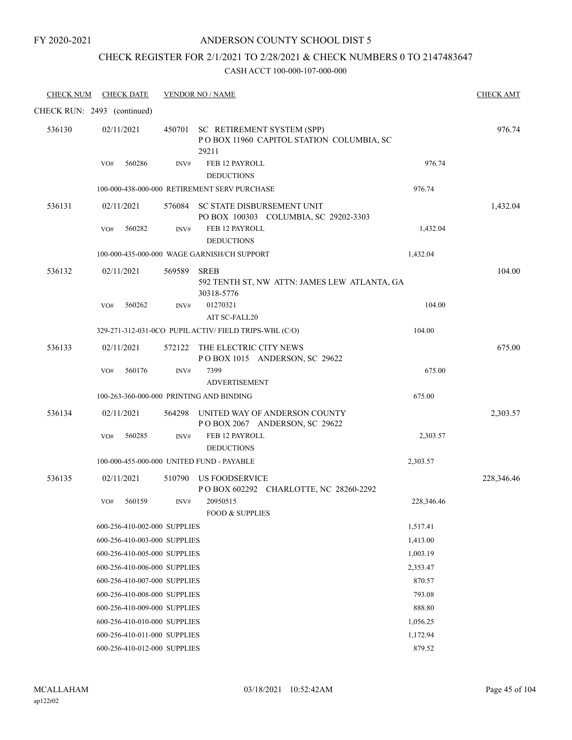FY 2020-2021

# ANDERSON COUNTY SCHOOL DIST 5

## CHECK REGISTER FOR 2/1/2021 TO 2/28/2021 & CHECK NUMBERS 0 TO 2147483647

CASH ACCT 100-000-107-000-000

| CHECK NUM | CHECK DATE | VENDOR NO / NAME | | CHECK AMT |
|---|---|---|---|---|
| CHECK RUN: 2493 (continued) | | | | |
| 536130 | 02/11/2021 | 450701 SC RETIREMENT SYSTEM (SPP) P O BOX 11960 CAPITOL STATION COLUMBIA, SC 29211 | | 976.74 |
| | VO# 560286 | INV# FEB 12 PAYROLL DEDUCTIONS | 976.74 | |
| | 100-000-438-000-000 RETIREMENT SERV PURCHASE | | 976.74 | |
| 536131 | 02/11/2021 | 576084 SC STATE DISBURSEMENT UNIT PO BOX 100303 COLUMBIA, SC 29202-3303 | | 1,432.04 |
| | VO# 560282 | INV# FEB 12 PAYROLL DEDUCTIONS | 1,432.04 | |
| | 100-000-435-000-000 WAGE GARNISH/CH SUPPORT | | 1,432.04 | |
| 536132 | 02/11/2021 | 569589 SREB 592 TENTH ST, NW ATTN: JAMES LEW ATLANTA, GA 30318-5776 | | 104.00 |
| | VO# 560262 | INV# 01270321 AIT SC-FALL20 | 104.00 | |
| | 329-271-312-031-0CO PUPIL ACTIV/ FIELD TRIPS-WBL (C/O) | | 104.00 | |
| 536133 | 02/11/2021 | 572122 THE ELECTRIC CITY NEWS P O BOX 1015 ANDERSON, SC 29622 | | 675.00 |
| | VO# 560176 | INV# 7399 ADVERTISEMENT | 675.00 | |
| | 100-263-360-000-000 PRINTING AND BINDING | | 675.00 | |
| 536134 | 02/11/2021 | 564298 UNITED WAY OF ANDERSON COUNTY P O BOX 2067 ANDERSON, SC 29622 | | 2,303.57 |
| | VO# 560285 | INV# FEB 12 PAYROLL DEDUCTIONS | 2,303.57 | |
| | 100-000-455-000-000 UNITED FUND - PAYABLE | | 2,303.57 | |
| 536135 | 02/11/2021 | 510790 US FOODSERVICE P O BOX 602292 CHARLOTTE, NC 28260-2292 | | 228,346.46 |
| | VO# 560159 | INV# 20950515 FOOD & SUPPLIES | 228,346.46 | |
| | 600-256-410-002-000 SUPPLIES | | 1,517.41 | |
| | 600-256-410-003-000 SUPPLIES | | 1,413.00 | |
| | 600-256-410-005-000 SUPPLIES | | 1,003.19 | |
| | 600-256-410-006-000 SUPPLIES | | 2,353.47 | |
| | 600-256-410-007-000 SUPPLIES | | 870.57 | |
| | 600-256-410-008-000 SUPPLIES | | 793.08 | |
| | 600-256-410-009-000 SUPPLIES | | 888.80 | |
| | 600-256-410-010-000 SUPPLIES | | 1,056.25 | |
| | 600-256-410-011-000 SUPPLIES | | 1,172.94 | |
| | 600-256-410-012-000 SUPPLIES | | 879.52 | |

MCALLAHAM ap122r02 03/18/2021 10:52:42AM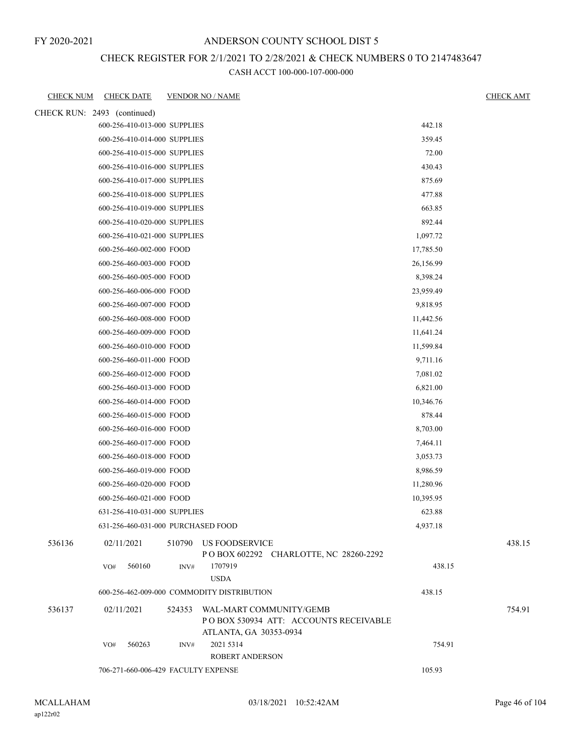FY 2020-2021

# ANDERSON COUNTY SCHOOL DIST 5

## CHECK REGISTER FOR 2/1/2021 TO 2/28/2021 & CHECK NUMBERS 0 TO 2147483647

### CASH ACCT 100-000-107-000-000

| CHECK NUM | CHECK DATE | VENDOR NO / NAME | | CHECK AMT |
|---|---|---|---|---|
| CHECK RUN: 2493 (continued) | | | | |
| | 600-256-410-013-000 SUPPLIES | | 442.18 | |
| | 600-256-410-014-000 SUPPLIES | | 359.45 | |
| | 600-256-410-015-000 SUPPLIES | | 72.00 | |
| | 600-256-410-016-000 SUPPLIES | | 430.43 | |
| | 600-256-410-017-000 SUPPLIES | | 875.69 | |
| | 600-256-410-018-000 SUPPLIES | | 477.88 | |
| | 600-256-410-019-000 SUPPLIES | | 663.85 | |
| | 600-256-410-020-000 SUPPLIES | | 892.44 | |
| | 600-256-410-021-000 SUPPLIES | | 1,097.72 | |
| | 600-256-460-002-000 FOOD | | 17,785.50 | |
| | 600-256-460-003-000 FOOD | | 26,156.99 | |
| | 600-256-460-005-000 FOOD | | 8,398.24 | |
| | 600-256-460-006-000 FOOD | | 23,959.49 | |
| | 600-256-460-007-000 FOOD | | 9,818.95 | |
| | 600-256-460-008-000 FOOD | | 11,442.56 | |
| | 600-256-460-009-000 FOOD | | 11,641.24 | |
| | 600-256-460-010-000 FOOD | | 11,599.84 | |
| | 600-256-460-011-000 FOOD | | 9,711.16 | |
| | 600-256-460-012-000 FOOD | | 7,081.02 | |
| | 600-256-460-013-000 FOOD | | 6,821.00 | |
| | 600-256-460-014-000 FOOD | | 10,346.76 | |
| | 600-256-460-015-000 FOOD | | 878.44 | |
| | 600-256-460-016-000 FOOD | | 8,703.00 | |
| | 600-256-460-017-000 FOOD | | 7,464.11 | |
| | 600-256-460-018-000 FOOD | | 3,053.73 | |
| | 600-256-460-019-000 FOOD | | 8,986.59 | |
| | 600-256-460-020-000 FOOD | | 11,280.96 | |
| | 600-256-460-021-000 FOOD | | 10,395.95 | |
| | 631-256-410-031-000 SUPPLIES | | 623.88 | |
| | 631-256-460-031-000 PURCHASED FOOD | | 4,937.18 | |
| 536136 | 02/11/2021 | 510790 US FOODSERVICE<br>P O BOX 602292 CHARLOTTE, NC 28260-2292 | | 438.15 |
| | VO# 560160 | INV# 1707919<br>USDA | 438.15 | |
| | 600-256-462-009-000 COMMODITY DISTRIBUTION | | 438.15 | |
| 536137 | 02/11/2021 | 524353 WAL-MART COMMUNITY/GEMB<br>P O BOX 530934 ATT: ACCOUNTS RECEIVABLE<br>ATLANTA, GA 30353-0934 | | 754.91 |
| | VO# 560263 | INV# 2021 5314<br>ROBERT ANDERSON | 754.91 | |
| | 706-271-660-006-429 FACULTY EXPENSE | | 105.93 | |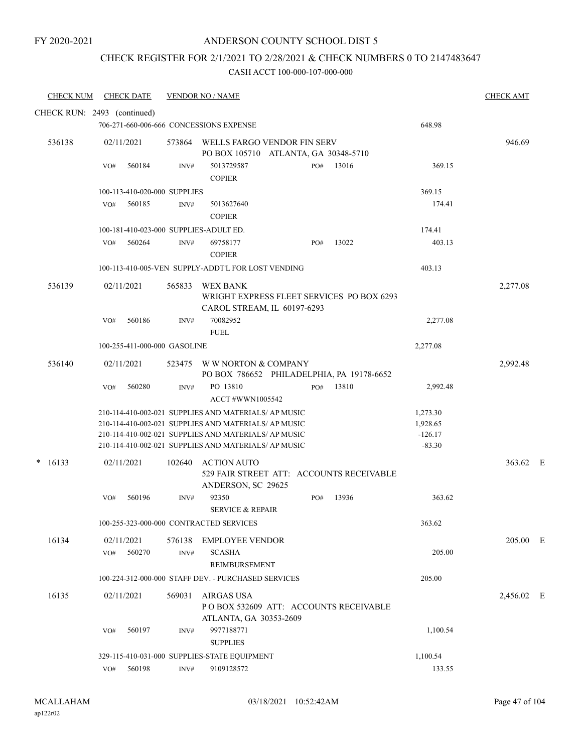FY 2020-2021

# ANDERSON COUNTY SCHOOL DIST 5

## CHECK REGISTER FOR 2/1/2021 TO 2/28/2021 & CHECK NUMBERS 0 TO 2147483647

CASH ACCT 100-000-107-000-000

| CHECK NUM | CHECK DATE | VENDOR NO / NAME | | | CHECK AMT |
|---|---|---|---|---|---|
| CHECK RUN: 2493 (continued) | | | | | |
| | 706-271-660-006-666 CONCESSIONS EXPENSE | | | 648.98 | |
| 536138 | 02/11/2021 | 573864 WELLS FARGO VENDOR FIN SERV<br>PO BOX 105710 ATLANTA, GA 30348-5710 | | | 946.69 |
| | VO# 560184 | INV# 5013729587<br>COPIER | PO# 13016 | 369.15 | |
| | 100-113-410-020-000 SUPPLIES | | | 369.15 | |
| | VO# 560185 | INV# 5013627640<br>COPIER | | 174.41 | |
| | 100-181-410-023-000 SUPPLIES-ADULT ED. | | | 174.41 | |
| | VO# 560264 | INV# 69758177<br>COPIER | PO# 13022 | 403.13 | |
| | 100-113-410-005-VEN SUPPLY-ADDT'L FOR LOST VENDING | | | 403.13 | |
| 536139 | 02/11/2021 | 565833 WEX BANK<br>WRIGHT EXPRESS FLEET SERVICES PO BOX 6293<br>CAROL STREAM, IL 60197-6293 | | | 2,277.08 |
| | VO# 560186 | INV# 70082952<br>FUEL | | 2,277.08 | |
| | 100-255-411-000-000 GASOLINE | | | 2,277.08 | |
| 536140 | 02/11/2021 | 523475 W W NORTON & COMPANY<br>PO BOX 786652 PHILADELPHIA, PA 19178-6652 | | | 2,992.48 |
| | VO# 560280 | INV# PO 13810<br>ACCT #WWN1005542 | PO# 13810 | 2,992.48 | |
| | 210-114-410-002-021 SUPPLIES AND MATERIALS/ AP MUSIC | | | 1,273.30 | |
| | 210-114-410-002-021 SUPPLIES AND MATERIALS/ AP MUSIC | | | 1,928.65 | |
| | 210-114-410-002-021 SUPPLIES AND MATERIALS/ AP MUSIC | | | -126.17 | |
| | 210-114-410-002-021 SUPPLIES AND MATERIALS/ AP MUSIC | | | -83.30 | |
| * 16133 | 02/11/2021 | 102640 ACTION AUTO<br>529 FAIR STREET ATT: ACCOUNTS RECEIVABLE<br>ANDERSON, SC 29625 | | | 363.62 E |
| | VO# 560196 | INV# 92350<br>SERVICE & REPAIR | PO# 13936 | 363.62 | |
| | 100-255-323-000-000 CONTRACTED SERVICES | | | 363.62 | |
| 16134 | 02/11/2021 | 576138 EMPLOYEE VENDOR | | | 205.00 E |
| | VO# 560270 | INV# SCASHA<br>REIMBURSEMENT | | 205.00 | |
| | 100-224-312-000-000 STAFF DEV. - PURCHASED SERVICES | | | 205.00 | |
| 16135 | 02/11/2021 | 569031 AIRGAS USA<br>P O BOX 532609 ATT: ACCOUNTS RECEIVABLE<br>ATLANTA, GA 30353-2609 | | | 2,456.02 E |
| | VO# 560197 | INV# 9977188771<br>SUPPLIES | | 1,100.54 | |
| | 329-115-410-031-000 SUPPLIES-STATE EQUIPMENT | | | 1,100.54 | |
| | VO# 560198 | INV# 9109128572 | | 133.55 | |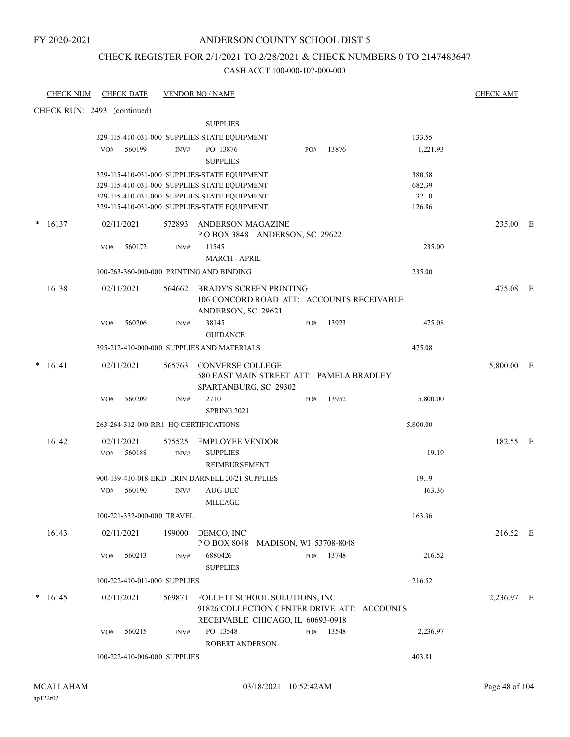FY 2020-2021

# ANDERSON COUNTY SCHOOL DIST 5

## CHECK REGISTER FOR 2/1/2021 TO 2/28/2021 & CHECK NUMBERS 0 TO 2147483647

CASH ACCT 100-000-107-000-000

| CHECK NUM | CHECK DATE | VENDOR NO / NAME | | | CHECK AMT | |
|---|---|---|---|---|---|---|
| CHECK RUN: 2493 (continued) | | | | | | |
| | | SUPPLIES | | | | |
| | | 329-115-410-031-000 SUPPLIES-STATE EQUIPMENT | | 133.55 | | |
| | VO# 560199 | INV# PO 13876 SUPPLIES | PO# 13876 | 1,221.93 | | |
| | | 329-115-410-031-000 SUPPLIES-STATE EQUIPMENT | | 380.58 | | |
| | | 329-115-410-031-000 SUPPLIES-STATE EQUIPMENT | | 682.39 | | |
| | | 329-115-410-031-000 SUPPLIES-STATE EQUIPMENT | | 32.10 | | |
| | | 329-115-410-031-000 SUPPLIES-STATE EQUIPMENT | | 126.86 | | |
| * 16137 | 02/11/2021 | 572893 ANDERSON MAGAZINE P O BOX 3848 ANDERSON, SC 29622 | | | 235.00 | E |
| | VO# 560172 | INV# 11545 MARCH - APRIL | | 235.00 | | |
| | | 100-263-360-000-000 PRINTING AND BINDING | | 235.00 | | |
| 16138 | 02/11/2021 | 564662 BRADY'S SCREEN PRINTING 106 CONCORD ROAD ATT: ACCOUNTS RECEIVABLE ANDERSON, SC 29621 | | | 475.08 | E |
| | VO# 560206 | INV# 38145 GUIDANCE | PO# 13923 | 475.08 | | |
| | | 395-212-410-000-000 SUPPLIES AND MATERIALS | | 475.08 | | |
| * 16141 | 02/11/2021 | 565763 CONVERSE COLLEGE 580 EAST MAIN STREET ATT: PAMELA BRADLEY SPARTANBURG, SC 29302 | | | 5,800.00 | E |
| | VO# 560209 | INV# 2710 SPRING 2021 | PO# 13952 | 5,800.00 | | |
| | | 263-264-312-000-RR1 HQ CERTIFICATIONS | | 5,800.00 | | |
| 16142 | 02/11/2021 | 575525 EMPLOYEE VENDOR | | | 182.55 | E |
| | VO# 560188 | INV# SUPPLIES REIMBURSEMENT | | 19.19 | | |
| | | 900-139-410-018-EKD ERIN DARNELL 20/21 SUPPLIES | | 19.19 | | |
| | VO# 560190 | INV# AUG-DEC MILEAGE | | 163.36 | | |
| | | 100-221-332-000-000 TRAVEL | | 163.36 | | |
| 16143 | 02/11/2021 | 199000 DEMCO, INC P O BOX 8048 MADISON, WI 53708-8048 | | | 216.52 | E |
| | VO# 560213 | INV# 6880426 SUPPLIES | PO# 13748 | 216.52 | | |
| | | 100-222-410-011-000 SUPPLIES | | 216.52 | | |
| * 16145 | 02/11/2021 | 569871 FOLLETT SCHOOL SOLUTIONS, INC 91826 COLLECTION CENTER DRIVE ATT: ACCOUNTS RECEIVABLE CHICAGO, IL 60693-0918 | | | 2,236.97 | E |
| | VO# 560215 | INV# PO 13548 ROBERT ANDERSON | PO# 13548 | 2,236.97 | | |
| | | 100-222-410-006-000 SUPPLIES | | 403.81 | | |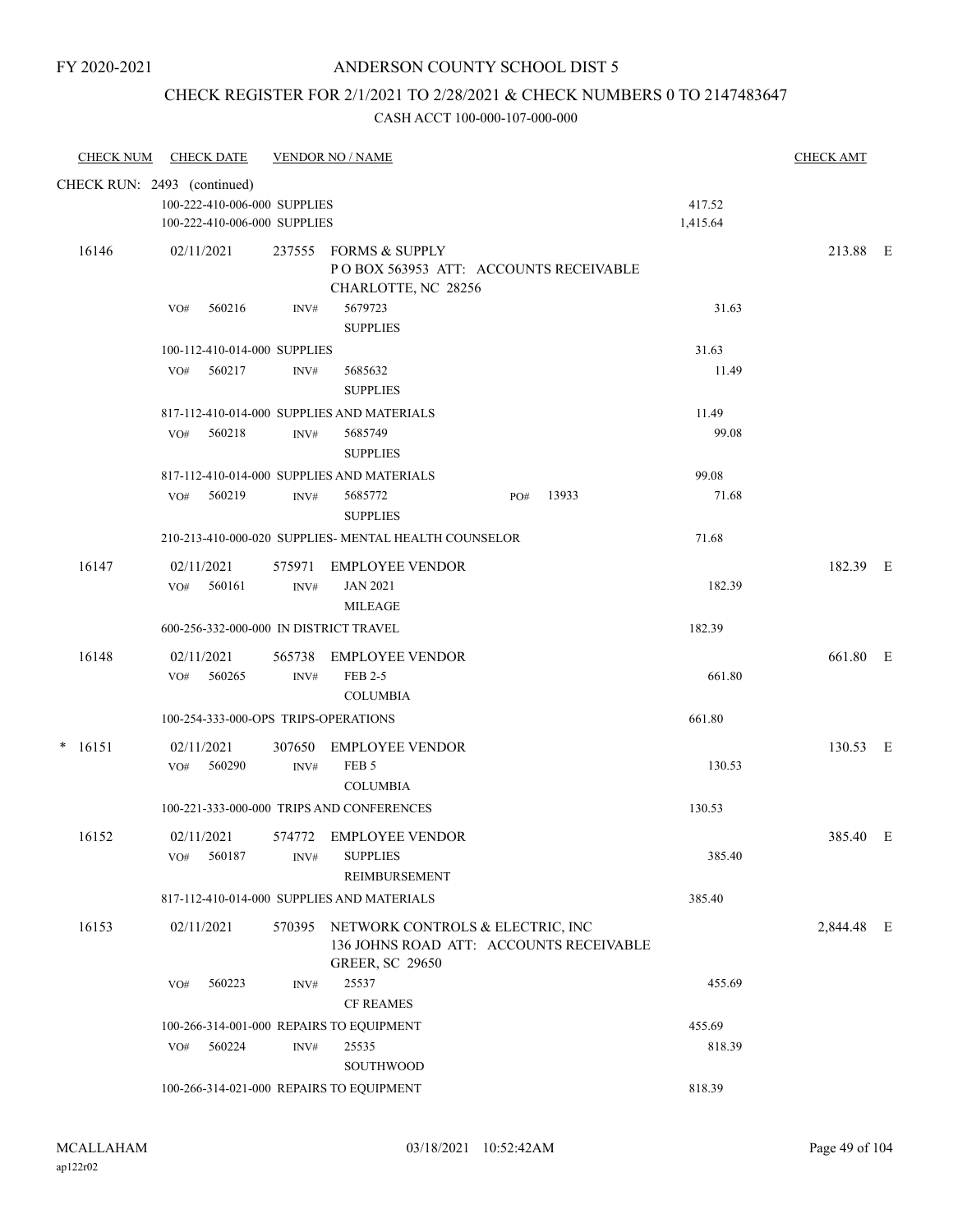FY 2020-2021

# ANDERSON COUNTY SCHOOL DIST 5

## CHECK REGISTER FOR 2/1/2021 TO 2/28/2021 & CHECK NUMBERS 0 TO 2147483647

### CASH ACCT 100-000-107-000-000

| CHECK NUM | CHECK DATE | VENDOR NO / NAME | | CHECK AMT | |
|---|---|---|---|---|---|
| CHECK RUN: 2493 (continued) | | | | | |
| | 100-222-410-006-000 SUPPLIES | | 417.52 | | |
| | 100-222-410-006-000 SUPPLIES | | 1,415.64 | | |
| 16146 | 02/11/2021 | 237555 FORMS & SUPPLY<br>P O BOX 563953 ATT: ACCOUNTS RECEIVABLE<br>CHARLOTTE, NC 28256 | | 213.88 | E |
| | VO# 560216 | INV# 5679723<br>SUPPLIES | 31.63 | | |
| | 100-112-410-014-000 SUPPLIES | | 31.63 | | |
| | VO# 560217 | INV# 5685632<br>SUPPLIES | 11.49 | | |
| | 817-112-410-014-000 SUPPLIES AND MATERIALS | | 11.49 | | |
| | VO# 560218 | INV# 5685749<br>SUPPLIES | 99.08 | | |
| | 817-112-410-014-000 SUPPLIES AND MATERIALS | | 99.08 | | |
| | VO# 560219 | INV# 5685772 PO# 13933<br>SUPPLIES | 71.68 | | |
| | 210-213-410-000-020 SUPPLIES- MENTAL HEALTH COUNSELOR | | 71.68 | | |
| 16147 | 02/11/2021 | 575971 EMPLOYEE VENDOR | | 182.39 | E |
| | VO# 560161 | INV# JAN 2021<br>MILEAGE | 182.39 | | |
| | 600-256-332-000-000 IN DISTRICT TRAVEL | | 182.39 | | |
| 16148 | 02/11/2021 | 565738 EMPLOYEE VENDOR | | 661.80 | E |
| | VO# 560265 | INV# FEB 2-5<br>COLUMBIA | 661.80 | | |
| | 100-254-333-000-OPS TRIPS-OPERATIONS | | 661.80 | | |
| * 16151 | 02/11/2021 | 307650 EMPLOYEE VENDOR | | 130.53 | E |
| | VO# 560290 | INV# FEB 5<br>COLUMBIA | 130.53 | | |
| | 100-221-333-000-000 TRIPS AND CONFERENCES | | 130.53 | | |
| 16152 | 02/11/2021 | 574772 EMPLOYEE VENDOR | | 385.40 | E |
| | VO# 560187 | INV# SUPPLIES<br>REIMBURSEMENT | 385.40 | | |
| | 817-112-410-014-000 SUPPLIES AND MATERIALS | | 385.40 | | |
| 16153 | 02/11/2021 | 570395 NETWORK CONTROLS & ELECTRIC, INC<br>136 JOHNS ROAD ATT: ACCOUNTS RECEIVABLE<br>GREER, SC 29650 | | 2,844.48 | E |
| | VO# 560223 | INV# 25537<br>CF REAMES | 455.69 | | |
| | 100-266-314-001-000 REPAIRS TO EQUIPMENT | | 455.69 | | |
| | VO# 560224 | INV# 25535<br>SOUTHWOOD | 818.39 | | |
| | 100-266-314-021-000 REPAIRS TO EQUIPMENT | | 818.39 | | |

MCALLAHAM
ap122r02

03/18/2021 10:52:42AM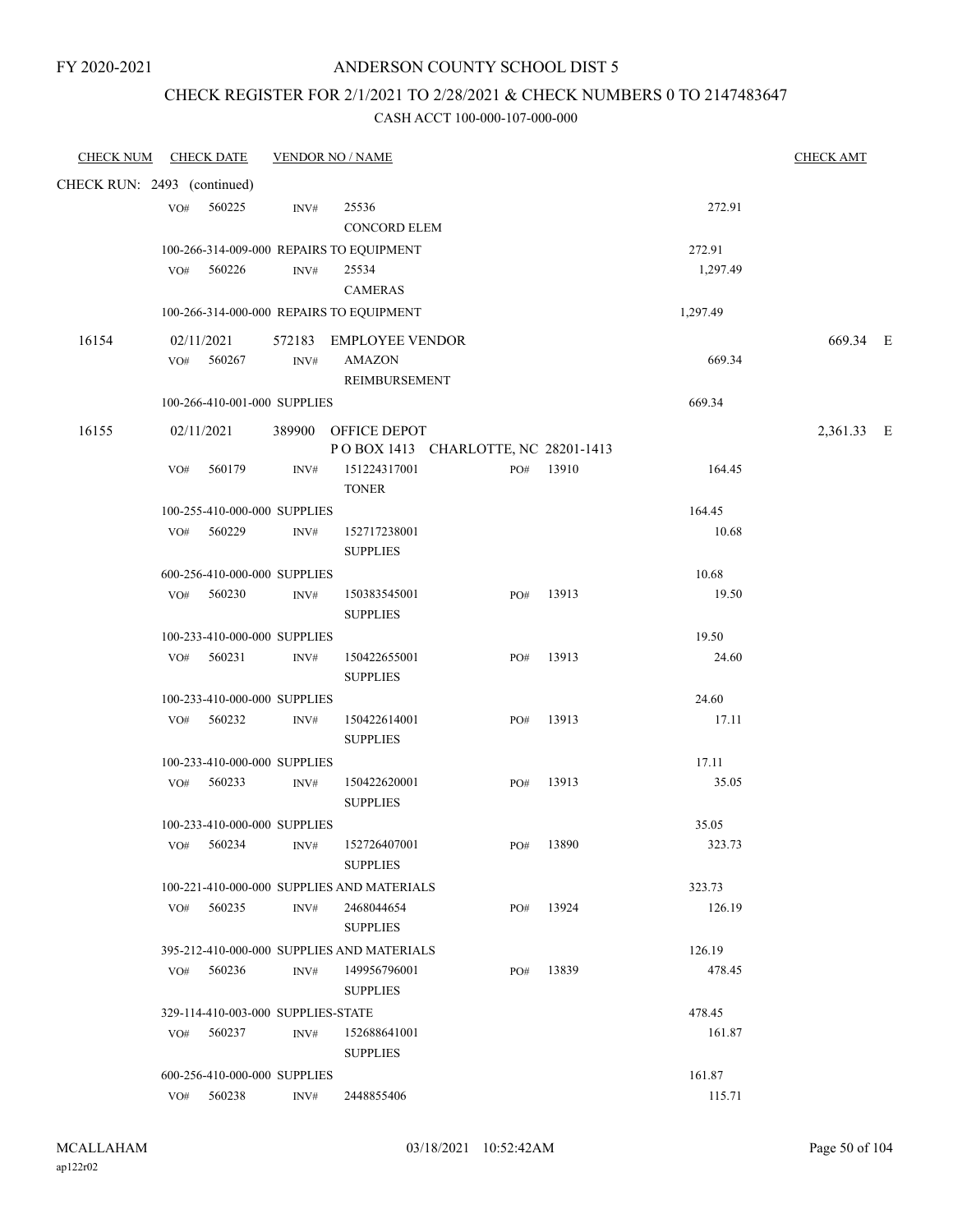FY 2020-2021

# ANDERSON COUNTY SCHOOL DIST 5

## CHECK REGISTER FOR 2/1/2021 TO 2/28/2021 & CHECK NUMBERS 0 TO 2147483647

### CASH ACCT 100-000-107-000-000

| CHECK NUM | CHECK DATE | VENDOR NO / NAME | | | | CHECK AMT |
|---|---|---|---|---|---|---|
| CHECK RUN: 2493 (continued) | | | | | | |
| | VO# 560225 | INV# 25536 CONCORD ELEM | | | 272.91 | |
| | 100-266-314-009-000 REPAIRS TO EQUIPMENT | | | | 272.91 | |
| | VO# 560226 | INV# 25534 CAMERAS | | | 1,297.49 | |
| | 100-266-314-000-000 REPAIRS TO EQUIPMENT | | | | 1,297.49 | |
| 16154 | 02/11/2021 | 572183 EMPLOYEE VENDOR | | | | 669.34 E |
| | VO# 560267 | INV# AMAZON REIMBURSEMENT | | | 669.34 | |
| | 100-266-410-001-000 SUPPLIES | | | | 669.34 | |
| 16155 | 02/11/2021 | 389900 OFFICE DEPOT P O BOX 1413 CHARLOTTE, NC 28201-1413 | | | | 2,361.33 E |
| | VO# 560179 | INV# 151224317001 TONER | PO# | 13910 | 164.45 | |
| | 100-255-410-000-000 SUPPLIES | | | | 164.45 | |
| | VO# 560229 | INV# 152717238001 SUPPLIES | | | 10.68 | |
| | 600-256-410-000-000 SUPPLIES | | | | 10.68 | |
| | VO# 560230 | INV# 150383545001 SUPPLIES | PO# | 13913 | 19.50 | |
| | 100-233-410-000-000 SUPPLIES | | | | 19.50 | |
| | VO# 560231 | INV# 150422655001 SUPPLIES | PO# | 13913 | 24.60 | |
| | 100-233-410-000-000 SUPPLIES | | | | 24.60 | |
| | VO# 560232 | INV# 150422614001 SUPPLIES | PO# | 13913 | 17.11 | |
| | 100-233-410-000-000 SUPPLIES | | | | 17.11 | |
| | VO# 560233 | INV# 150422620001 SUPPLIES | PO# | 13913 | 35.05 | |
| | 100-233-410-000-000 SUPPLIES | | | | 35.05 | |
| | VO# 560234 | INV# 152726407001 SUPPLIES | PO# | 13890 | 323.73 | |
| | 100-221-410-000-000 SUPPLIES AND MATERIALS | | | | 323.73 | |
| | VO# 560235 | INV# 2468044654 SUPPLIES | PO# | 13924 | 126.19 | |
| | 395-212-410-000-000 SUPPLIES AND MATERIALS | | | | 126.19 | |
| | VO# 560236 | INV# 149956796001 SUPPLIES | PO# | 13839 | 478.45 | |
| | 329-114-410-003-000 SUPPLIES-STATE | | | | 478.45 | |
| | VO# 560237 | INV# 152688641001 SUPPLIES | | | 161.87 | |
| | 600-256-410-000-000 SUPPLIES | | | | 161.87 | |
| | VO# 560238 | INV# 2448855406 | | | 115.71 | |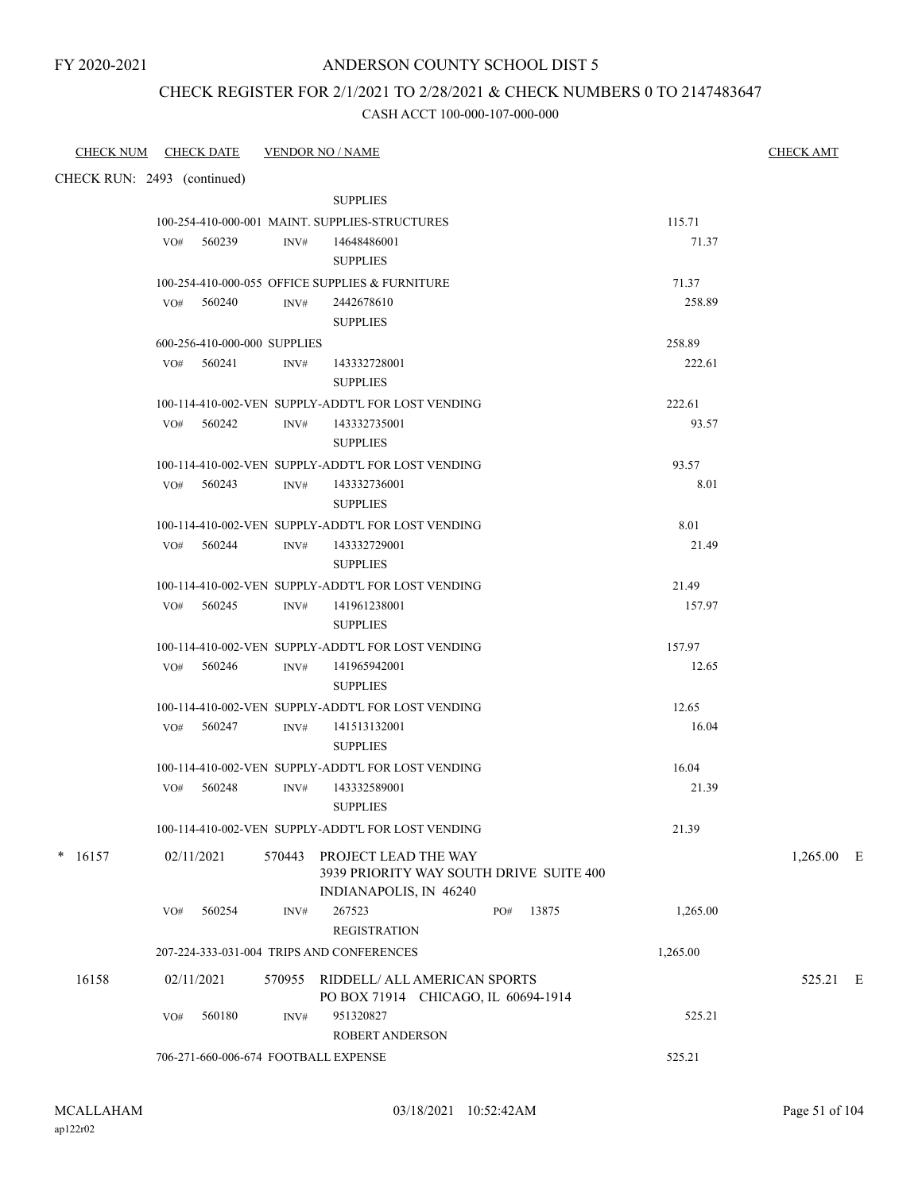FY 2020-2021

# ANDERSON COUNTY SCHOOL DIST 5

## CHECK REGISTER FOR 2/1/2021 TO 2/28/2021 & CHECK NUMBERS 0 TO 2147483647

CASH ACCT 100-000-107-000-000

| CHECK NUM | CHECK DATE | VENDOR NO / NAME | | CHECK AMT |
|---|---|---|---|---|
| CHECK RUN: 2493 (continued) | | | | |
| | | SUPPLIES | | |
| | | 100-254-410-000-001 MAINT. SUPPLIES-STRUCTURES | 115.71 | |
| | VO# 560239 | INV# 14648486001 SUPPLIES | 71.37 | |
| | | 100-254-410-000-055 OFFICE SUPPLIES & FURNITURE | 71.37 | |
| | VO# 560240 | INV# 2442678610 SUPPLIES | 258.89 | |
| | | 600-256-410-000-000 SUPPLIES | 258.89 | |
| | VO# 560241 | INV# 143332728001 SUPPLIES | 222.61 | |
| | | 100-114-410-002-VEN SUPPLY-ADDT'L FOR LOST VENDING | 222.61 | |
| | VO# 560242 | INV# 143332735001 SUPPLIES | 93.57 | |
| | | 100-114-410-002-VEN SUPPLY-ADDT'L FOR LOST VENDING | 93.57 | |
| | VO# 560243 | INV# 143332736001 SUPPLIES | 8.01 | |
| | | 100-114-410-002-VEN SUPPLY-ADDT'L FOR LOST VENDING | 8.01 | |
| | VO# 560244 | INV# 143332729001 SUPPLIES | 21.49 | |
| | | 100-114-410-002-VEN SUPPLY-ADDT'L FOR LOST VENDING | 21.49 | |
| | VO# 560245 | INV# 141961238001 SUPPLIES | 157.97 | |
| | | 100-114-410-002-VEN SUPPLY-ADDT'L FOR LOST VENDING | 157.97 | |
| | VO# 560246 | INV# 141965942001 SUPPLIES | 12.65 | |
| | | 100-114-410-002-VEN SUPPLY-ADDT'L FOR LOST VENDING | 12.65 | |
| | VO# 560247 | INV# 141513132001 SUPPLIES | 16.04 | |
| | | 100-114-410-002-VEN SUPPLY-ADDT'L FOR LOST VENDING | 16.04 | |
| | VO# 560248 | INV# 143332589001 SUPPLIES | 21.39 | |
| | | 100-114-410-002-VEN SUPPLY-ADDT'L FOR LOST VENDING | 21.39 | |
| * 16157 | 02/11/2021 | 570443 PROJECT LEAD THE WAY 3939 PRIORITY WAY SOUTH DRIVE SUITE 400 INDIANAPOLIS, IN 46240 | | 1,265.00 E |
| | VO# 560254 | INV# 267523 PO# 13875 REGISTRATION | 1,265.00 | |
| | | 207-224-333-031-004 TRIPS AND CONFERENCES | 1,265.00 | |
| 16158 | 02/11/2021 | 570955 RIDDELL/ ALL AMERICAN SPORTS PO BOX 71914 CHICAGO, IL 60694-1914 | | 525.21 E |
| | VO# 560180 | INV# 951320827 ROBERT ANDERSON | 525.21 | |
| | | 706-271-660-006-674 FOOTBALL EXPENSE | 525.21 | |

MCALLAHAM ap122r02 03/18/2021 10:52:42AM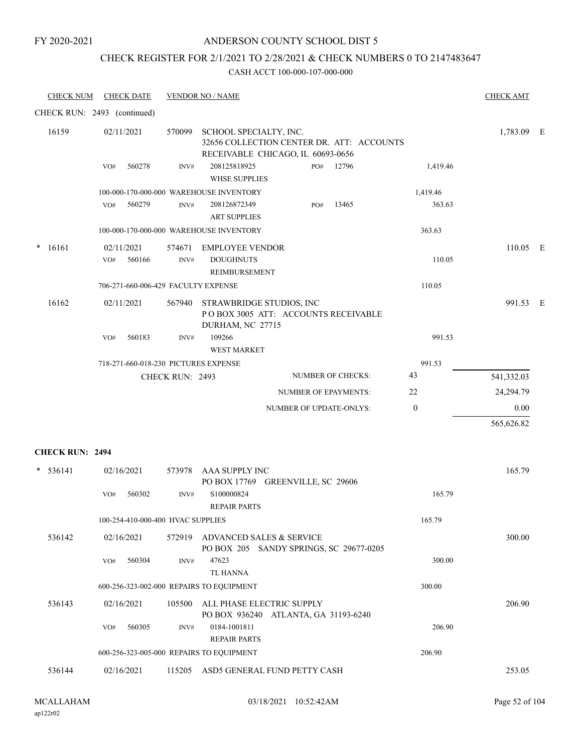FY 2020-2021

# ANDERSON COUNTY SCHOOL DIST 5

## CHECK REGISTER FOR 2/1/2021 TO 2/28/2021 & CHECK NUMBERS 0 TO 2147483647

CASH ACCT 100-000-107-000-000

| CHECK NUM | CHECK DATE | VENDOR NO / NAME | | | CHECK AMT | |
|---|---|---|---|---|---|---|
| CHECK RUN: 2493 (continued) | | | | | | |
| 16159 | 02/11/2021 | 570099 SCHOOL SPECIALTY, INC.<br>32656 COLLECTION CENTER DR. ATT: ACCOUNTS RECEIVABLE CHICAGO, IL 60693-0656 | | | 1,783.09 | E |
| | VO# 560278 | INV# 208125818925 WHSE SUPPLIES | PO# 12796 | 1,419.46 | | |
| | 100-000-170-000-000 WAREHOUSE INVENTORY | | | 1,419.46 | | |
| | VO# 560279 | INV# 208126872349 ART SUPPLIES | PO# 13465 | 363.63 | | |
| | 100-000-170-000-000 WAREHOUSE INVENTORY | | | 363.63 | | |
| * 16161 | 02/11/2021 | 574671 EMPLOYEE VENDOR | | | 110.05 | E |
| | VO# 560166 | INV# DOUGHNUTS REIMBURSEMENT | | 110.05 | | |
| | 706-271-660-006-429 FACULTY EXPENSE | | | 110.05 | | |
| 16162 | 02/11/2021 | 567940 STRAWBRIDGE STUDIOS, INC<br>P O BOX 3005 ATT: ACCOUNTS RECEIVABLE DURHAM, NC 27715 | | | 991.53 | E |
| | VO# 560183 | INV# 109266 WEST MARKET | | 991.53 | | |
| | 718-271-660-018-230 PICTURES EXPENSE | | | 991.53 | | |
| | CHECK RUN: 2493 | | NUMBER OF CHECKS: | 43 | 541,332.03 | |
| | | | NUMBER OF EPAYMENTS: | 22 | 24,294.79 | |
| | | | NUMBER OF UPDATE-ONLYS: | 0 | 0.00 | |
| | | | | | 565,626.82 | |

**CHECK RUN: 2494**

| CHECK NUM | CHECK DATE | VENDOR NO / NAME | | | CHECK AMT |
|---|---|---|---|---|---|
| * 536141 | 02/16/2021 | 573978 AAA SUPPLY INC<br>PO BOX 17769 GREENVILLE, SC 29606 | | | 165.79 |
| | VO# 560302 | INV# S100000824 REPAIR PARTS | | 165.79 | |
| | 100-254-410-000-400 HVAC SUPPLIES | | | 165.79 | |
| 536142 | 02/16/2021 | 572919 ADVANCED SALES & SERVICE<br>PO BOX 205 SANDY SPRINGS, SC 29677-0205 | | | 300.00 |
| | VO# 560304 | INV# 47623 TL HANNA | | 300.00 | |
| | 600-256-323-002-000 REPAIRS TO EQUIPMENT | | | 300.00 | |
| 536143 | 02/16/2021 | 105500 ALL PHASE ELECTRIC SUPPLY<br>PO BOX 936240 ATLANTA, GA 31193-6240 | | | 206.90 |
| | VO# 560305 | INV# 0184-1001811 REPAIR PARTS | | 206.90 | |
| | 600-256-323-005-000 REPAIRS TO EQUIPMENT | | | 206.90 | |
| 536144 | 02/16/2021 | 115205 ASD5 GENERAL FUND PETTY CASH | | | 253.05 |

MCALLAHAM
ap122r02

03/18/2021 10:52:42AM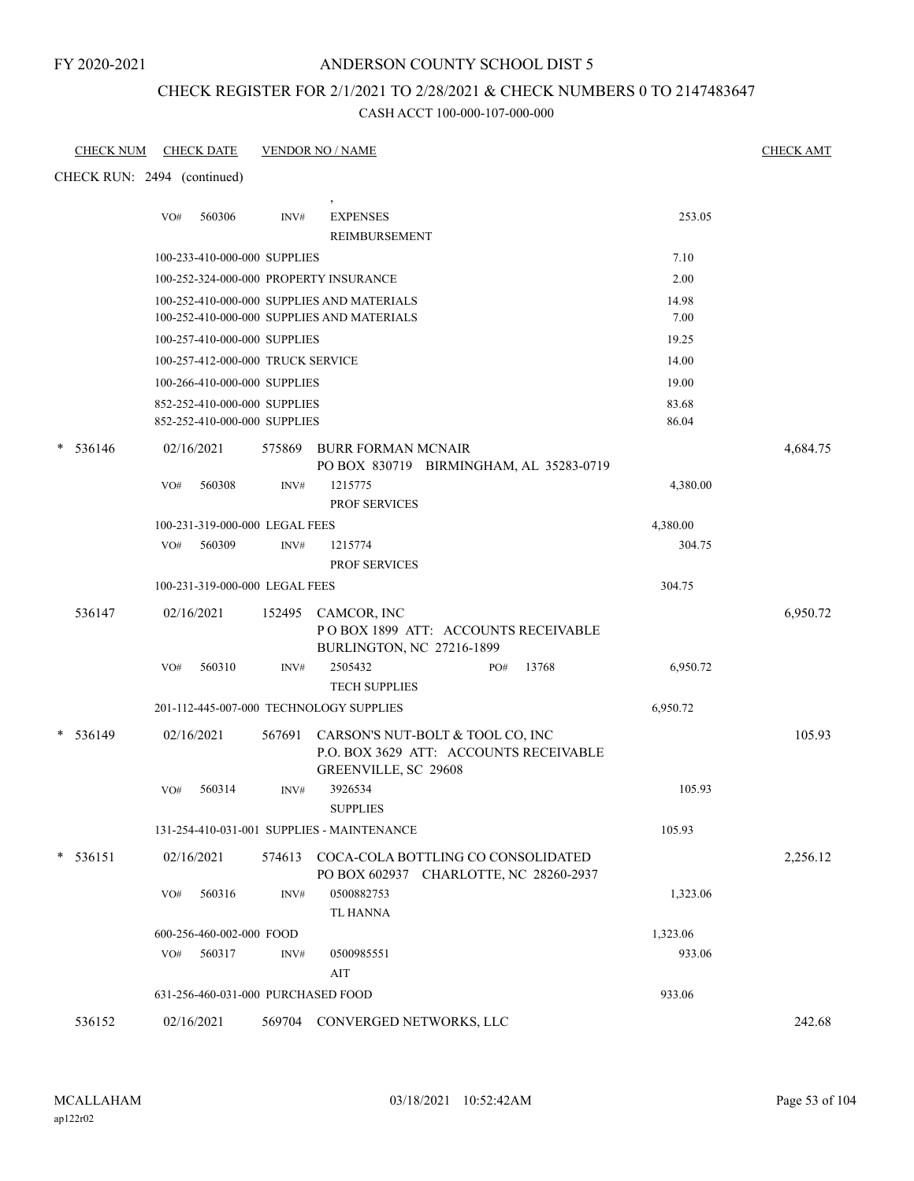FY 2020-2021

# ANDERSON COUNTY SCHOOL DIST 5

## CHECK REGISTER FOR 2/1/2021 TO 2/28/2021 & CHECK NUMBERS 0 TO 2147483647

CASH ACCT 100-000-107-000-000

| CHECK NUM | CHECK DATE | VENDOR NO / NAME | | CHECK AMT |
|---|---|---|---|---|
| CHECK RUN: 2494 (continued) | | | | |
| | VO# 560306 | INV# , EXPENSES REIMBURSEMENT | 253.05 | |
| | 100-233-410-000-000 SUPPLIES | | 7.10 | |
| | 100-252-324-000-000 PROPERTY INSURANCE | | 2.00 | |
| | 100-252-410-000-000 SUPPLIES AND MATERIALS | | 14.98 | |
| | 100-252-410-000-000 SUPPLIES AND MATERIALS | | 7.00 | |
| | 100-257-410-000-000 SUPPLIES | | 19.25 | |
| | 100-257-412-000-000 TRUCK SERVICE | | 14.00 | |
| | 100-266-410-000-000 SUPPLIES | | 19.00 | |
| | 852-252-410-000-000 SUPPLIES | | 83.68 | |
| | 852-252-410-000-000 SUPPLIES | | 86.04 | |
| * 536146 | 02/16/2021 | 575869 BURR FORMAN MCNAIR PO BOX 830719 BIRMINGHAM, AL 35283-0719 | | 4,684.75 |
| | VO# 560308 | INV# 1215775 PROF SERVICES | 4,380.00 | |
| | 100-231-319-000-000 LEGAL FEES | | 4,380.00 | |
| | VO# 560309 | INV# 1215774 PROF SERVICES | 304.75 | |
| | 100-231-319-000-000 LEGAL FEES | | 304.75 | |
| 536147 | 02/16/2021 | 152495 CAMCOR, INC P O BOX 1899 ATT: ACCOUNTS RECEIVABLE BURLINGTON, NC 27216-1899 | | 6,950.72 |
| | VO# 560310 | INV# 2505432 PO# 13768 TECH SUPPLIES | 6,950.72 | |
| | 201-112-445-007-000 TECHNOLOGY SUPPLIES | | 6,950.72 | |
| * 536149 | 02/16/2021 | 567691 CARSON'S NUT-BOLT & TOOL CO, INC P.O. BOX 3629 ATT: ACCOUNTS RECEIVABLE GREENVILLE, SC 29608 | | 105.93 |
| | VO# 560314 | INV# 3926534 SUPPLIES | 105.93 | |
| | 131-254-410-031-001 SUPPLIES - MAINTENANCE | | 105.93 | |
| * 536151 | 02/16/2021 | 574613 COCA-COLA BOTTLING CO CONSOLIDATED PO BOX 602937 CHARLOTTE, NC 28260-2937 | | 2,256.12 |
| | VO# 560316 | INV# 0500882753 TL HANNA | 1,323.06 | |
| | 600-256-460-002-000 FOOD | | 1,323.06 | |
| | VO# 560317 | INV# 0500985551 AIT | 933.06 | |
| | 631-256-460-031-000 PURCHASED FOOD | | 933.06 | |
| 536152 | 02/16/2021 | 569704 CONVERGED NETWORKS, LLC | | 242.68 |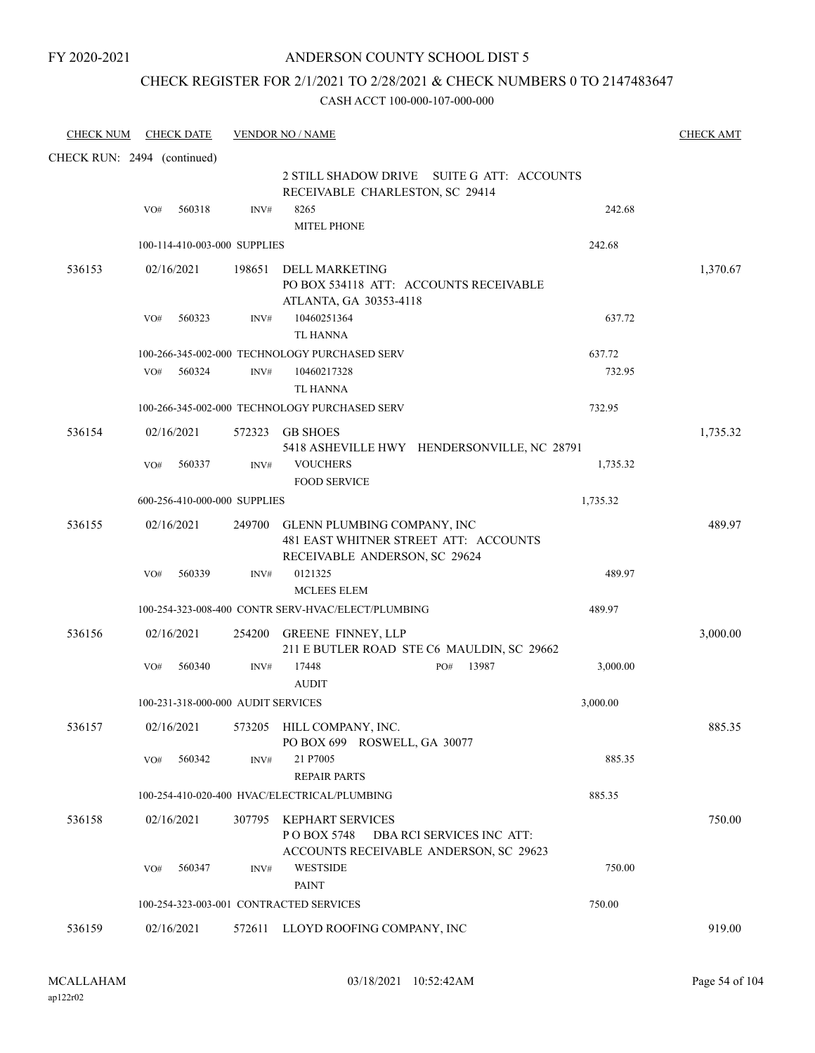FY 2020-2021

# ANDERSON COUNTY SCHOOL DIST 5

## CHECK REGISTER FOR 2/1/2021 TO 2/28/2021 & CHECK NUMBERS 0 TO 2147483647

CASH ACCT 100-000-107-000-000

| CHECK NUM | CHECK DATE | VENDOR NO / NAME | | CHECK AMT |
|---|---|---|---|---|
| CHECK RUN: 2494 (continued) | | | | |
| | | 2 STILL SHADOW DRIVE SUITE G ATT: ACCOUNTS RECEIVABLE CHARLESTON, SC 29414 | | |
| | VO# 560318 | INV# 8265<br>MITEL PHONE | 242.68 | |
| | 100-114-410-003-000 SUPPLIES | | 242.68 | |
| 536153 | 02/16/2021 | 198651 DELL MARKETING<br>PO BOX 534118 ATT: ACCOUNTS RECEIVABLE ATLANTA, GA 30353-4118 | | 1,370.67 |
| | VO# 560323 | INV# 10460251364<br>TL HANNA | 637.72 | |
| | 100-266-345-002-000 TECHNOLOGY PURCHASED SERV | | 637.72 | |
| | VO# 560324 | INV# 10460217328<br>TL HANNA | 732.95 | |
| | 100-266-345-002-000 TECHNOLOGY PURCHASED SERV | | 732.95 | |
| 536154 | 02/16/2021 | 572323 GB SHOES<br>5418 ASHEVILLE HWY HENDERSONVILLE, NC 28791 | | 1,735.32 |
| | VO# 560337 | INV# VOUCHERS<br>FOOD SERVICE | 1,735.32 | |
| | 600-256-410-000-000 SUPPLIES | | 1,735.32 | |
| 536155 | 02/16/2021 | 249700 GLENN PLUMBING COMPANY, INC<br>481 EAST WHITNER STREET ATT: ACCOUNTS RECEIVABLE ANDERSON, SC 29624 | | 489.97 |
| | VO# 560339 | INV# 0121325<br>MCLEES ELEM | 489.97 | |
| | 100-254-323-008-400 CONTR SERV-HVAC/ELECT/PLUMBING | | 489.97 | |
| 536156 | 02/16/2021 | 254200 GREENE FINNEY, LLP<br>211 E BUTLER ROAD STE C6 MAULDIN, SC 29662 | | 3,000.00 |
| | VO# 560340 | INV# 17448 PO# 13987<br>AUDIT | 3,000.00 | |
| | 100-231-318-000-000 AUDIT SERVICES | | 3,000.00 | |
| 536157 | 02/16/2021 | 573205 HILL COMPANY, INC.<br>PO BOX 699 ROSWELL, GA 30077 | | 885.35 |
| | VO# 560342 | INV# 21 P7005<br>REPAIR PARTS | 885.35 | |
| | 100-254-410-020-400 HVAC/ELECTRICAL/PLUMBING | | 885.35 | |
| 536158 | 02/16/2021 | 307795 KEPHART SERVICES<br>P O BOX 5748 DBA RCI SERVICES INC ATT: ACCOUNTS RECEIVABLE ANDERSON, SC 29623 | | 750.00 |
| | VO# 560347 | INV# WESTSIDE<br>PAINT | 750.00 | |
| | 100-254-323-003-001 CONTRACTED SERVICES | | 750.00 | |
| 536159 | 02/16/2021 | 572611 LLOYD ROOFING COMPANY, INC | | 919.00 |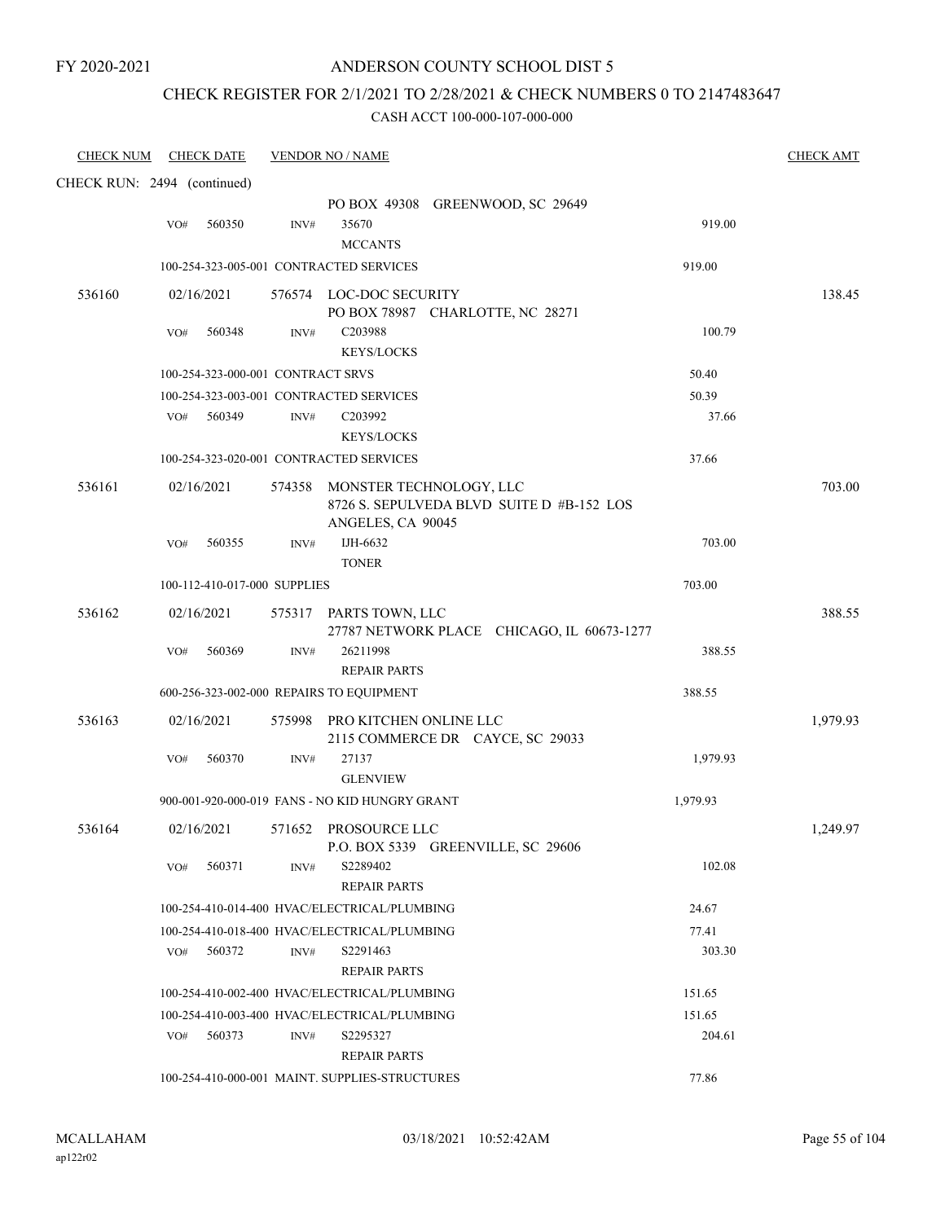FY 2020-2021

# ANDERSON COUNTY SCHOOL DIST 5

## CHECK REGISTER FOR 2/1/2021 TO 2/28/2021 & CHECK NUMBERS 0 TO 2147483647

CASH ACCT 100-000-107-000-000

| CHECK NUM | CHECK DATE | VENDOR NO / NAME | | CHECK AMT |
|---|---|---|---|---|
| CHECK RUN: 2494 (continued) | | | | |
| | | PO BOX 49308 GREENWOOD, SC 29649 | | |
| | VO# 560350 | INV# 35670<br>MCCANTS | 919.00 | |
| | | 100-254-323-005-001 CONTRACTED SERVICES | 919.00 | |
| 536160 | 02/16/2021 | 576574 LOC-DOC SECURITY<br>PO BOX 78987 CHARLOTTE, NC 28271 | | 138.45 |
| | VO# 560348 | INV# C203988<br>KEYS/LOCKS | 100.79 | |
| | | 100-254-323-000-001 CONTRACT SRVS | 50.40 | |
| | | 100-254-323-003-001 CONTRACTED SERVICES | 50.39 | |
| | VO# 560349 | INV# C203992<br>KEYS/LOCKS | 37.66 | |
| | | 100-254-323-020-001 CONTRACTED SERVICES | 37.66 | |
| 536161 | 02/16/2021 | 574358 MONSTER TECHNOLOGY, LLC<br>8726 S. SEPULVEDA BLVD SUITE D #B-152 LOS ANGELES, CA 90045 | | 703.00 |
| | VO# 560355 | INV# IJH-6632<br>TONER | 703.00 | |
| | | 100-112-410-017-000 SUPPLIES | 703.00 | |
| 536162 | 02/16/2021 | 575317 PARTS TOWN, LLC<br>27787 NETWORK PLACE CHICAGO, IL 60673-1277 | | 388.55 |
| | VO# 560369 | INV# 26211998<br>REPAIR PARTS | 388.55 | |
| | | 600-256-323-002-000 REPAIRS TO EQUIPMENT | 388.55 | |
| 536163 | 02/16/2021 | 575998 PRO KITCHEN ONLINE LLC<br>2115 COMMERCE DR CAYCE, SC 29033 | | 1,979.93 |
| | VO# 560370 | INV# 27137<br>GLENVIEW | 1,979.93 | |
| | | 900-001-920-000-019 FANS - NO KID HUNGRY GRANT | 1,979.93 | |
| 536164 | 02/16/2021 | 571652 PROSOURCE LLC<br>P.O. BOX 5339 GREENVILLE, SC 29606 | | 1,249.97 |
| | VO# 560371 | INV# S2289402<br>REPAIR PARTS | 102.08 | |
| | | 100-254-410-014-400 HVAC/ELECTRICAL/PLUMBING | 24.67 | |
| | | 100-254-410-018-400 HVAC/ELECTRICAL/PLUMBING | 77.41 | |
| | VO# 560372 | INV# S2291463<br>REPAIR PARTS | 303.30 | |
| | | 100-254-410-002-400 HVAC/ELECTRICAL/PLUMBING | 151.65 | |
| | | 100-254-410-003-400 HVAC/ELECTRICAL/PLUMBING | 151.65 | |
| | VO# 560373 | INV# S2295327<br>REPAIR PARTS | 204.61 | |
| | | 100-254-410-000-001 MAINT. SUPPLIES-STRUCTURES | 77.86 | |

MCALLAHAM ap122r02 03/18/2021 10:52:42AM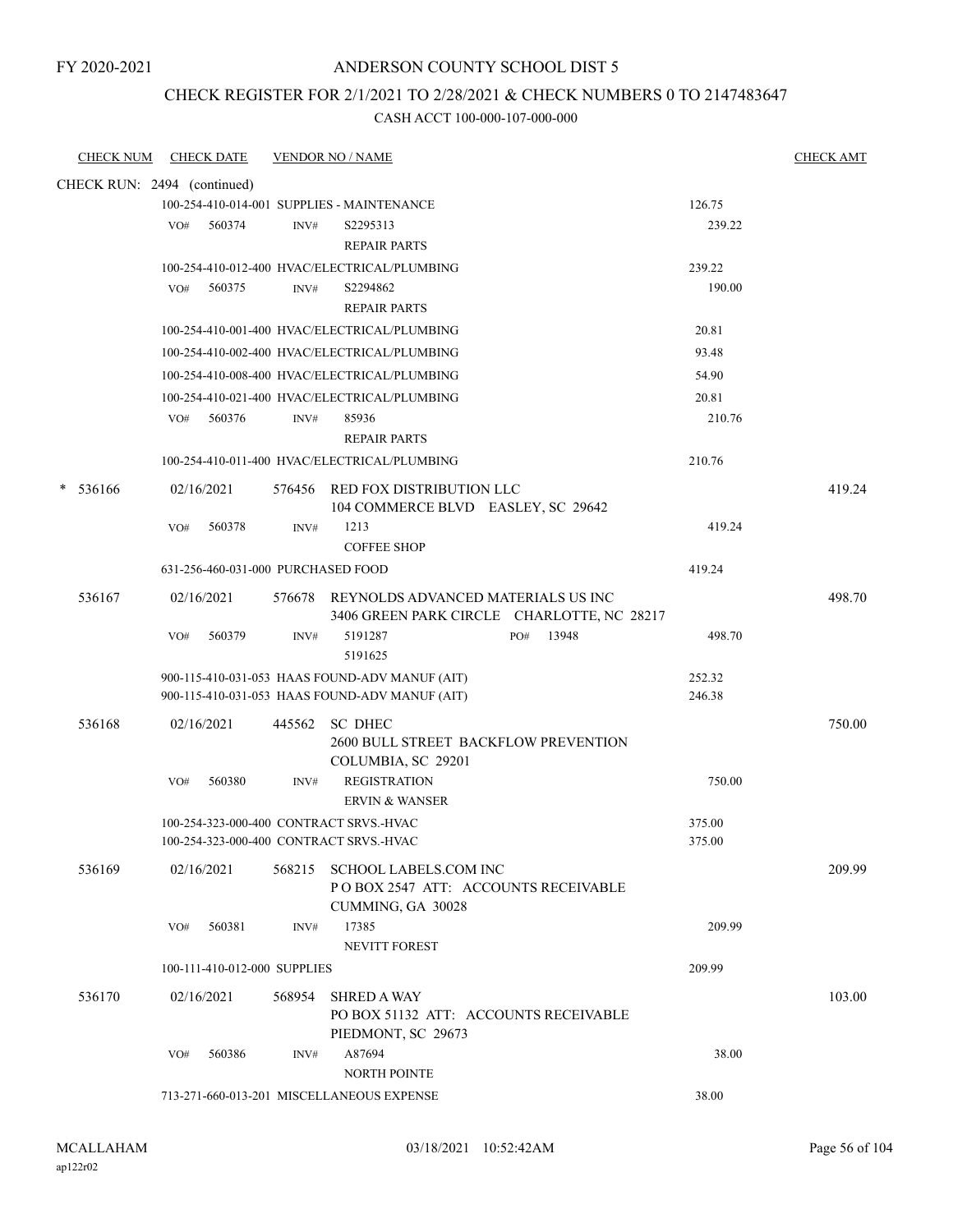FY 2020-2021

# ANDERSON COUNTY SCHOOL DIST 5

## CHECK REGISTER FOR 2/1/2021 TO 2/28/2021 & CHECK NUMBERS 0 TO 2147483647

### CASH ACCT 100-000-107-000-000

| CHECK NUM | CHECK DATE | VENDOR NO / NAME | | CHECK AMT |
|---|---|---|---|---|
| CHECK RUN: 2494 (continued) | | | | |
| | | 100-254-410-014-001 SUPPLIES - MAINTENANCE | 126.75 | |
| | VO# 560374 | INV# S2295313 REPAIR PARTS | 239.22 | |
| | | 100-254-410-012-400 HVAC/ELECTRICAL/PLUMBING | 239.22 | |
| | VO# 560375 | INV# S2294862 REPAIR PARTS | 190.00 | |
| | | 100-254-410-001-400 HVAC/ELECTRICAL/PLUMBING | 20.81 | |
| | | 100-254-410-002-400 HVAC/ELECTRICAL/PLUMBING | 93.48 | |
| | | 100-254-410-008-400 HVAC/ELECTRICAL/PLUMBING | 54.90 | |
| | | 100-254-410-021-400 HVAC/ELECTRICAL/PLUMBING | 20.81 | |
| | VO# 560376 | INV# 85936 REPAIR PARTS | 210.76 | |
| | | 100-254-410-011-400 HVAC/ELECTRICAL/PLUMBING | 210.76 | |
| * 536166 | 02/16/2021 | 576456 RED FOX DISTRIBUTION LLC 104 COMMERCE BLVD EASLEY, SC 29642 | | 419.24 |
| | VO# 560378 | INV# 1213 COFFEE SHOP | 419.24 | |
| | | 631-256-460-031-000 PURCHASED FOOD | 419.24 | |
| 536167 | 02/16/2021 | 576678 REYNOLDS ADVANCED MATERIALS US INC 3406 GREEN PARK CIRCLE CHARLOTTE, NC 28217 | | 498.70 |
| | VO# 560379 | INV# 5191287 PO# 13948 5191625 | 498.70 | |
| | | 900-115-410-031-053 HAAS FOUND-ADV MANUF (AIT) | 252.32 | |
| | | 900-115-410-031-053 HAAS FOUND-ADV MANUF (AIT) | 246.38 | |
| 536168 | 02/16/2021 | 445562 SC DHEC 2600 BULL STREET BACKFLOW PREVENTION COLUMBIA, SC 29201 | | 750.00 |
| | VO# 560380 | INV# REGISTRATION ERVIN & WANSER | 750.00 | |
| | | 100-254-323-000-400 CONTRACT SRVS.-HVAC | 375.00 | |
| | | 100-254-323-000-400 CONTRACT SRVS.-HVAC | 375.00 | |
| 536169 | 02/16/2021 | 568215 SCHOOL LABELS.COM INC P O BOX 2547 ATT: ACCOUNTS RECEIVABLE CUMMING, GA 30028 | | 209.99 |
| | VO# 560381 | INV# 17385 NEVITT FOREST | 209.99 | |
| | | 100-111-410-012-000 SUPPLIES | 209.99 | |
| 536170 | 02/16/2021 | 568954 SHRED A WAY PO BOX 51132 ATT: ACCOUNTS RECEIVABLE PIEDMONT, SC 29673 | | 103.00 |
| | VO# 560386 | INV# A87694 NORTH POINTE | 38.00 | |
| | | 713-271-660-013-201 MISCELLANEOUS EXPENSE | 38.00 | |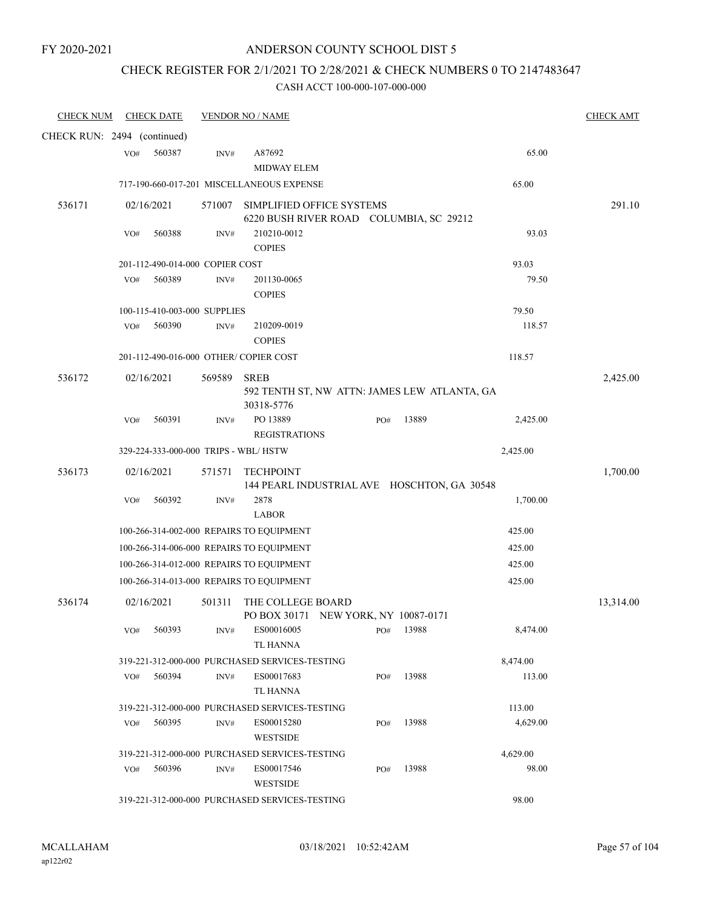FY 2020-2021

# ANDERSON COUNTY SCHOOL DIST 5

## CHECK REGISTER FOR 2/1/2021 TO 2/28/2021 & CHECK NUMBERS 0 TO 2147483647

CASH ACCT 100-000-107-000-000

| CHECK NUM | CHECK DATE | VENDOR NO / NAME | | | CHECK AMT |
|---|---|---|---|---|---|
| CHECK RUN: 2494 (continued) | | | | | |
| | VO# 560387 | INV# A87692<br>MIDWAY ELEM | | 65.00 | |
| | 717-190-660-017-201 MISCELLANEOUS EXPENSE | | | 65.00 | |
| 536171 | 02/16/2021 | 571007 SIMPLIFIED OFFICE SYSTEMS<br>6220 BUSH RIVER ROAD COLUMBIA, SC 29212 | | | 291.10 |
| | VO# 560388 | INV# 210210-0012<br>COPIES | | 93.03 | |
| | 201-112-490-014-000 COPIER COST | | | 93.03 | |
| | VO# 560389 | INV# 201130-0065<br>COPIES | | 79.50 | |
| | 100-115-410-003-000 SUPPLIES | | | 79.50 | |
| | VO# 560390 | INV# 210209-0019<br>COPIES | | 118.57 | |
| | 201-112-490-016-000 OTHER/ COPIER COST | | | 118.57 | |
| 536172 | 02/16/2021 | 569589 SREB<br>592 TENTH ST, NW ATTN: JAMES LEW ATLANTA, GA 30318-5776 | | | 2,425.00 |
| | VO# 560391 | INV# PO 13889<br>REGISTRATIONS | PO# 13889 | 2,425.00 | |
| | 329-224-333-000-000 TRIPS - WBL/ HSTW | | | 2,425.00 | |
| 536173 | 02/16/2021 | 571571 TECHPOINT<br>144 PEARL INDUSTRIAL AVE HOSCHTON, GA 30548 | | | 1,700.00 |
| | VO# 560392 | INV# 2878<br>LABOR | | 1,700.00 | |
| | 100-266-314-002-000 REPAIRS TO EQUIPMENT | | | 425.00 | |
| | 100-266-314-006-000 REPAIRS TO EQUIPMENT | | | 425.00 | |
| | 100-266-314-012-000 REPAIRS TO EQUIPMENT | | | 425.00 | |
| | 100-266-314-013-000 REPAIRS TO EQUIPMENT | | | 425.00 | |
| 536174 | 02/16/2021 | 501311 THE COLLEGE BOARD<br>PO BOX 30171 NEW YORK, NY 10087-0171 | | | 13,314.00 |
| | VO# 560393 | INV# ES00016005<br>TL HANNA | PO# 13988 | 8,474.00 | |
| | 319-221-312-000-000 PURCHASED SERVICES-TESTING | | | 8,474.00 | |
| | VO# 560394 | INV# ES00017683<br>TL HANNA | PO# 13988 | 113.00 | |
| | 319-221-312-000-000 PURCHASED SERVICES-TESTING | | | 113.00 | |
| | VO# 560395 | INV# ES00015280<br>WESTSIDE | PO# 13988 | 4,629.00 | |
| | 319-221-312-000-000 PURCHASED SERVICES-TESTING | | | 4,629.00 | |
| | VO# 560396 | INV# ES00017546<br>WESTSIDE | PO# 13988 | 98.00 | |
| | 319-221-312-000-000 PURCHASED SERVICES-TESTING | | | 98.00 | |

MCALLAHAM
ap122r02

03/18/2021 10:52:42AM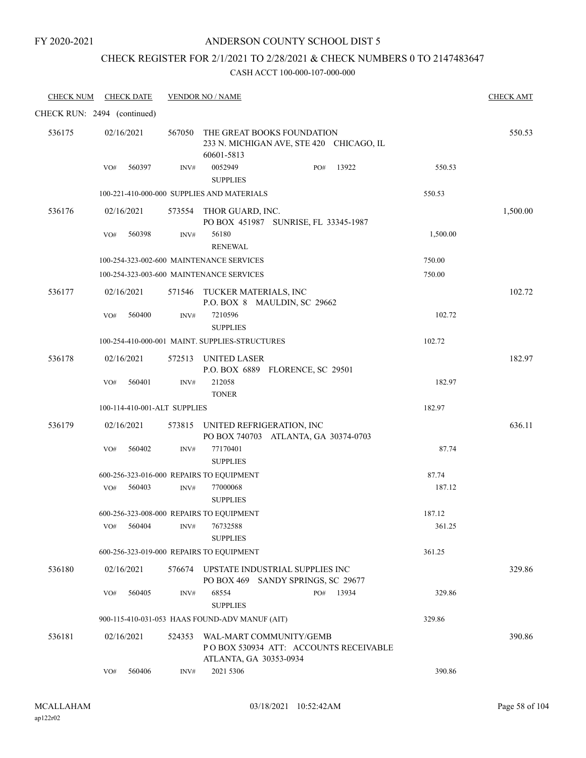FY 2020-2021

# ANDERSON COUNTY SCHOOL DIST 5

## CHECK REGISTER FOR 2/1/2021 TO 2/28/2021 & CHECK NUMBERS 0 TO 2147483647

CASH ACCT 100-000-107-000-000

| CHECK NUM | CHECK DATE | VENDOR NO / NAME | | | CHECK AMT |
|---|---|---|---|---|---|
| CHECK RUN: 2494 (continued) | | | | | |
| 536175 | 02/16/2021 | 567050 THE GREAT BOOKS FOUNDATION<br>233 N. MICHIGAN AVE, STE 420 CHICAGO, IL 60601-5813 | | | 550.53 |
| | VO# 560397 | INV# 0052949<br>SUPPLIES | PO# 13922 | 550.53 | |
| | 100-221-410-000-000 SUPPLIES AND MATERIALS | | | 550.53 | |
| 536176 | 02/16/2021 | 573554 THOR GUARD, INC.<br>PO BOX 451987 SUNRISE, FL 33345-1987 | | | 1,500.00 |
| | VO# 560398 | INV# 56180<br>RENEWAL | | 1,500.00 | |
| | 100-254-323-002-600 MAINTENANCE SERVICES | | | 750.00 | |
| | 100-254-323-003-600 MAINTENANCE SERVICES | | | 750.00 | |
| 536177 | 02/16/2021 | 571546 TUCKER MATERIALS, INC<br>P.O. BOX 8 MAULDIN, SC 29662 | | | 102.72 |
| | VO# 560400 | INV# 7210596<br>SUPPLIES | | 102.72 | |
| | 100-254-410-000-001 MAINT. SUPPLIES-STRUCTURES | | | 102.72 | |
| 536178 | 02/16/2021 | 572513 UNITED LASER<br>P.O. BOX 6889 FLORENCE, SC 29501 | | | 182.97 |
| | VO# 560401 | INV# 212058<br>TONER | | 182.97 | |
| | 100-114-410-001-ALT SUPPLIES | | | 182.97 | |
| 536179 | 02/16/2021 | 573815 UNITED REFRIGERATION, INC<br>PO BOX 740703 ATLANTA, GA 30374-0703 | | | 636.11 |
| | VO# 560402 | INV# 77170401<br>SUPPLIES | | 87.74 | |
| | 600-256-323-016-000 REPAIRS TO EQUIPMENT | | | 87.74 | |
| | VO# 560403 | INV# 77000068<br>SUPPLIES | | 187.12 | |
| | 600-256-323-008-000 REPAIRS TO EQUIPMENT | | | 187.12 | |
| | VO# 560404 | INV# 76732588<br>SUPPLIES | | 361.25 | |
| | 600-256-323-019-000 REPAIRS TO EQUIPMENT | | | 361.25 | |
| 536180 | 02/16/2021 | 576674 UPSTATE INDUSTRIAL SUPPLIES INC<br>PO BOX 469 SANDY SPRINGS, SC 29677 | | | 329.86 |
| | VO# 560405 | INV# 68554<br>SUPPLIES | PO# 13934 | 329.86 | |
| | 900-115-410-031-053 HAAS FOUND-ADV MANUF (AIT) | | | 329.86 | |
| 536181 | 02/16/2021 | 524353 WAL-MART COMMUNITY/GEMB<br>P O BOX 530934 ATT: ACCOUNTS RECEIVABLE<br>ATLANTA, GA 30353-0934 | | | 390.86 |
| | VO# 560406 | INV# 2021 5306 | | 390.86 | |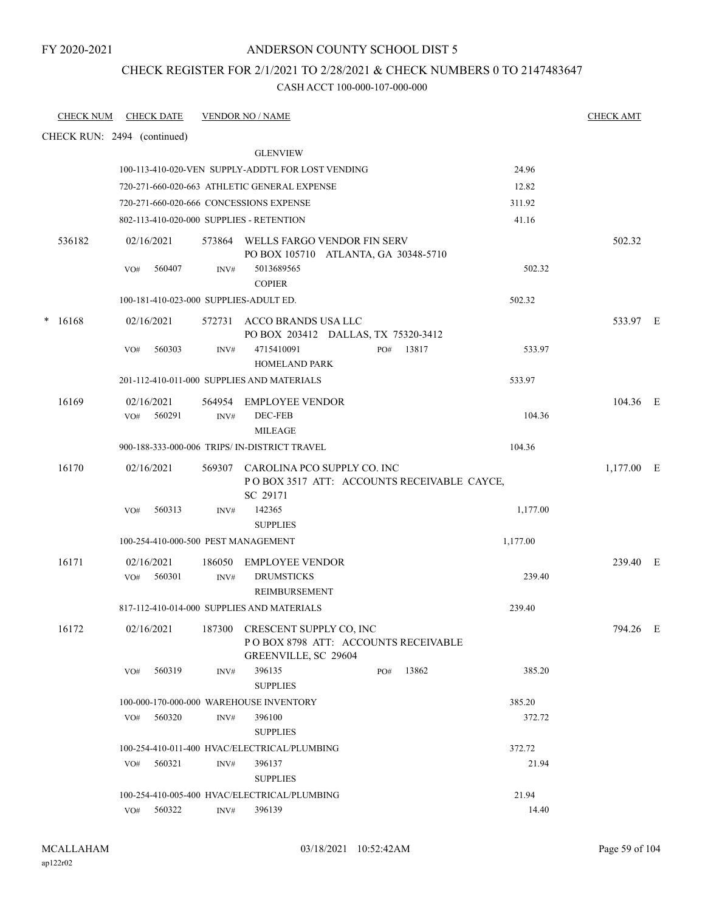FY 2020-2021

# ANDERSON COUNTY SCHOOL DIST 5

## CHECK REGISTER FOR 2/1/2021 TO 2/28/2021 & CHECK NUMBERS 0 TO 2147483647

CASH ACCT 100-000-107-000-000

| CHECK NUM | CHECK DATE | VENDOR NO / NAME | | CHECK AMT |
|---|---|---|---|---|
| CHECK RUN: 2494 (continued) | | | | |
| | | GLENVIEW | | |
| | | 100-113-410-020-VEN SUPPLY-ADDT'L FOR LOST VENDING | 24.96 | |
| | | 720-271-660-020-663 ATHLETIC GENERAL EXPENSE | 12.82 | |
| | | 720-271-660-020-666 CONCESSIONS EXPENSE | 311.92 | |
| | | 802-113-410-020-000 SUPPLIES - RETENTION | 41.16 | |
| 536182 | 02/16/2021 | 573864 WELLS FARGO VENDOR FIN SERV PO BOX 105710 ATLANTA, GA 30348-5710 | | 502.32 |
| | VO# 560407 | INV# 5013689565 COPIER | 502.32 | |
| | | 100-181-410-023-000 SUPPLIES-ADULT ED. | 502.32 | |
| * 16168 | 02/16/2021 | 572731 ACCO BRANDS USA LLC PO BOX 203412 DALLAS, TX 75320-3412 | | 533.97 E |
| | VO# 560303 | INV# 4715410091 PO# 13817 HOMELAND PARK | 533.97 | |
| | | 201-112-410-011-000 SUPPLIES AND MATERIALS | 533.97 | |
| 16169 | 02/16/2021 | 564954 EMPLOYEE VENDOR | | 104.36 E |
| | VO# 560291 | INV# DEC-FEB MILEAGE | 104.36 | |
| | | 900-188-333-000-006 TRIPS/ IN-DISTRICT TRAVEL | 104.36 | |
| 16170 | 02/16/2021 | 569307 CAROLINA PCO SUPPLY CO. INC P O BOX 3517 ATT: ACCOUNTS RECEIVABLE CAYCE, SC 29171 | | 1,177.00 E |
| | VO# 560313 | INV# 142365 SUPPLIES | 1,177.00 | |
| | | 100-254-410-000-500 PEST MANAGEMENT | 1,177.00 | |
| 16171 | 02/16/2021 | 186050 EMPLOYEE VENDOR | | 239.40 E |
| | VO# 560301 | INV# DRUMSTICKS REIMBURSEMENT | 239.40 | |
| | | 817-112-410-014-000 SUPPLIES AND MATERIALS | 239.40 | |
| 16172 | 02/16/2021 | 187300 CRESCENT SUPPLY CO, INC P O BOX 8798 ATT: ACCOUNTS RECEIVABLE GREENVILLE, SC 29604 | | 794.26 E |
| | VO# 560319 | INV# 396135 PO# 13862 SUPPLIES | 385.20 | |
| | | 100-000-170-000-000 WAREHOUSE INVENTORY | 385.20 | |
| | VO# 560320 | INV# 396100 SUPPLIES | 372.72 | |
| | | 100-254-410-011-400 HVAC/ELECTRICAL/PLUMBING | 372.72 | |
| | VO# 560321 | INV# 396137 SUPPLIES | 21.94 | |
| | | 100-254-410-005-400 HVAC/ELECTRICAL/PLUMBING | 21.94 | |
| | VO# 560322 | INV# 396139 | 14.40 | |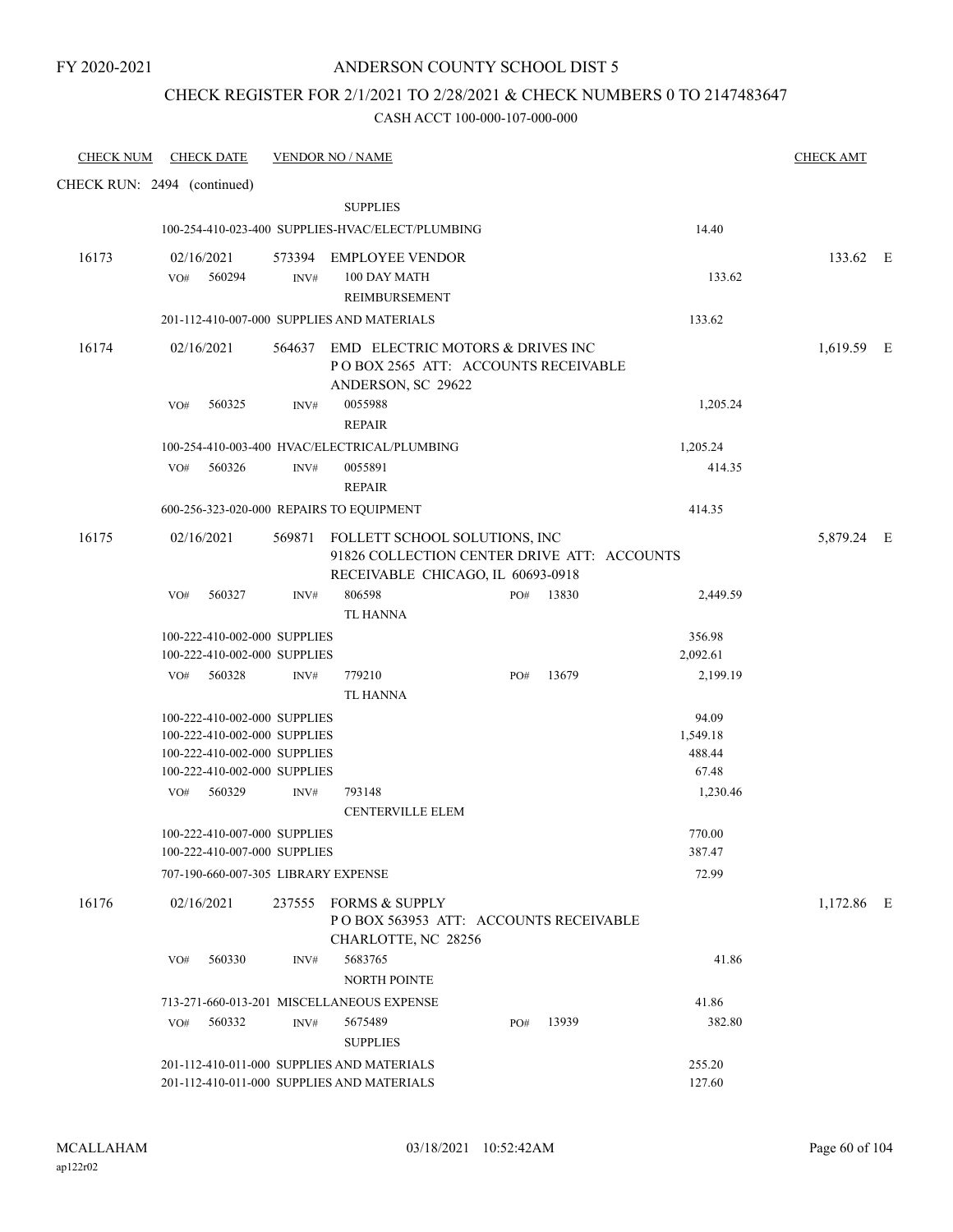FY 2020-2021

# ANDERSON COUNTY SCHOOL DIST 5

## CHECK REGISTER FOR 2/1/2021 TO 2/28/2021 & CHECK NUMBERS 0 TO 2147483647

CASH ACCT 100-000-107-000-000

| CHECK NUM | CHECK DATE | VENDOR NO / NAME | | CHECK AMT |
|---|---|---|---|---|
| CHECK RUN: 2494 (continued) | | | | |
| | | SUPPLIES | | |
| | 100-254-410-023-400 SUPPLIES-HVAC/ELECT/PLUMBING | | 14.40 | |
| 16173 | 02/16/2021 | 573394 EMPLOYEE VENDOR | | 133.62 E |
| | VO# 560294 INV# | 100 DAY MATH REIMBURSEMENT | 133.62 | |
| | 201-112-410-007-000 SUPPLIES AND MATERIALS | | 133.62 | |
| 16174 | 02/16/2021 | 564637 EMD ELECTRIC MOTORS & DRIVES INC P O BOX 2565 ATT: ACCOUNTS RECEIVABLE ANDERSON, SC 29622 | | 1,619.59 E |
| | VO# 560325 INV# | 0055988 REPAIR | 1,205.24 | |
| | 100-254-410-003-400 HVAC/ELECTRICAL/PLUMBING | | 1,205.24 | |
| | VO# 560326 INV# | 0055891 REPAIR | 414.35 | |
| | 600-256-323-020-000 REPAIRS TO EQUIPMENT | | 414.35 | |
| 16175 | 02/16/2021 | 569871 FOLLETT SCHOOL SOLUTIONS, INC 91826 COLLECTION CENTER DRIVE ATT: ACCOUNTS RECEIVABLE CHICAGO, IL 60693-0918 | | 5,879.24 E |
| | VO# 560327 INV# | 806598 PO# 13830 TL HANNA | 2,449.59 | |
| | 100-222-410-002-000 SUPPLIES | | 356.98 | |
| | 100-222-410-002-000 SUPPLIES | | 2,092.61 | |
| | VO# 560328 INV# | 779210 PO# 13679 TL HANNA | 2,199.19 | |
| | 100-222-410-002-000 SUPPLIES | | 94.09 | |
| | 100-222-410-002-000 SUPPLIES | | 1,549.18 | |
| | 100-222-410-002-000 SUPPLIES | | 488.44 | |
| | 100-222-410-002-000 SUPPLIES | | 67.48 | |
| | VO# 560329 INV# | 793148 CENTERVILLE ELEM | 1,230.46 | |
| | 100-222-410-007-000 SUPPLIES | | 770.00 | |
| | 100-222-410-007-000 SUPPLIES | | 387.47 | |
| | 707-190-660-007-305 LIBRARY EXPENSE | | 72.99 | |
| 16176 | 02/16/2021 | 237555 FORMS & SUPPLY P O BOX 563953 ATT: ACCOUNTS RECEIVABLE CHARLOTTE, NC 28256 | | 1,172.86 E |
| | VO# 560330 INV# | 5683765 NORTH POINTE | 41.86 | |
| | 713-271-660-013-201 MISCELLANEOUS EXPENSE | | 41.86 | |
| | VO# 560332 INV# | 5675489 PO# 13939 SUPPLIES | 382.80 | |
| | 201-112-410-011-000 SUPPLIES AND MATERIALS | | 255.20 | |
| | 201-112-410-011-000 SUPPLIES AND MATERIALS | | 127.60 | |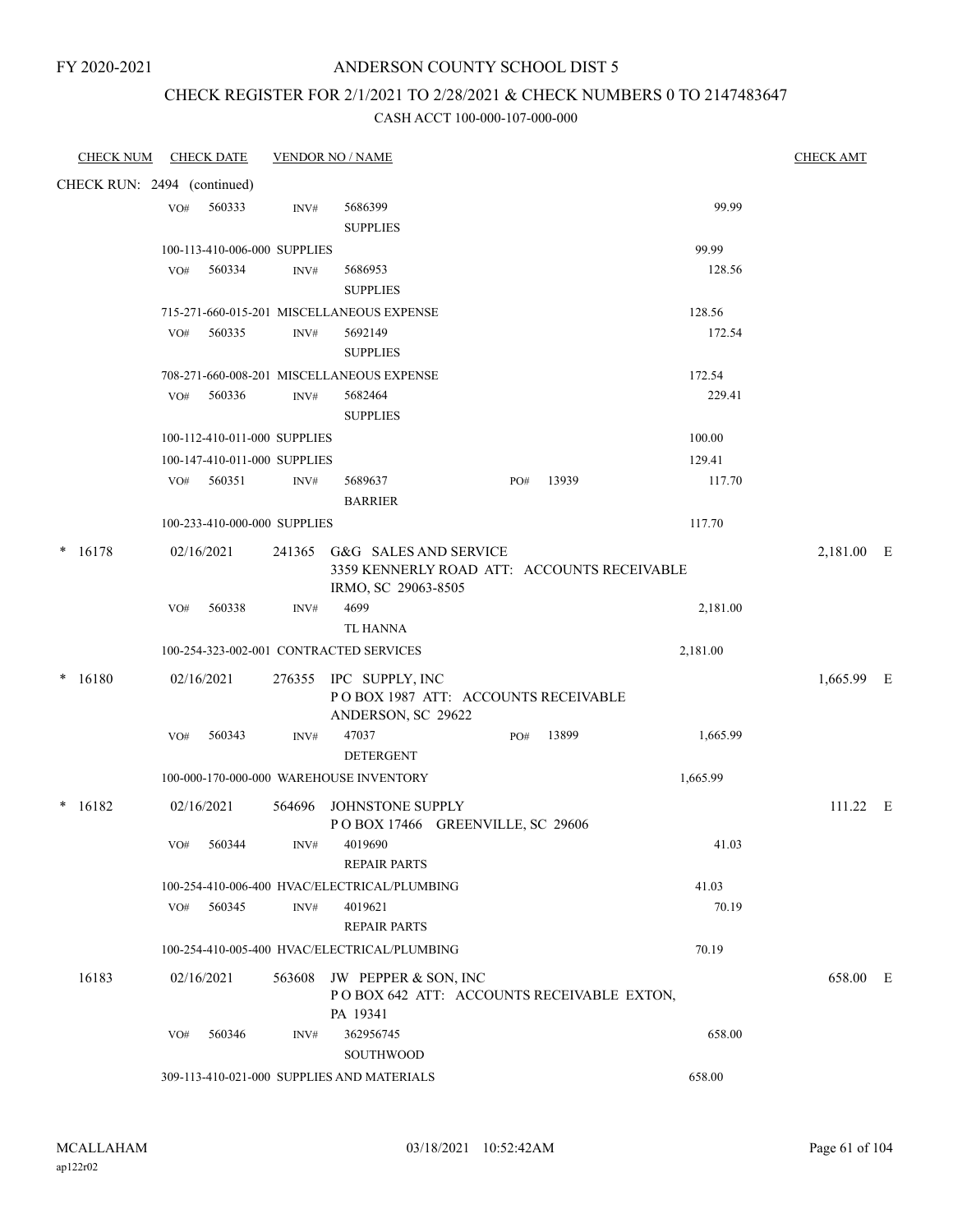FY 2020-2021

# ANDERSON COUNTY SCHOOL DIST 5

## CHECK REGISTER FOR 2/1/2021 TO 2/28/2021 & CHECK NUMBERS 0 TO 2147483647

### CASH ACCT 100-000-107-000-000

| CHECK NUM | CHECK DATE | VENDOR NO / NAME | | CHECK AMT |
|---|---|---|---|---|
| CHECK RUN: 2494 (continued) | | | | |
| | VO# 560333 | INV# 5686399 SUPPLIES | 99.99 | |
| | 100-113-410-006-000 SUPPLIES | | 99.99 | |
| | VO# 560334 | INV# 5686953 SUPPLIES | 128.56 | |
| | 715-271-660-015-201 MISCELLANEOUS EXPENSE | | 128.56 | |
| | VO# 560335 | INV# 5692149 SUPPLIES | 172.54 | |
| | 708-271-660-008-201 MISCELLANEOUS EXPENSE | | 172.54 | |
| | VO# 560336 | INV# 5682464 SUPPLIES | 229.41 | |
| | 100-112-410-011-000 SUPPLIES | | 100.00 | |
| | 100-147-410-011-000 SUPPLIES | | 129.41 | |
| | VO# 560351 | INV# 5689637 BARRIER PO# 13939 | 117.70 | |
| | 100-233-410-000-000 SUPPLIES | | 117.70 | |
| * 16178 | 02/16/2021 | 241365 G&G SALES AND SERVICE 3359 KENNERLY ROAD ATT: ACCOUNTS RECEIVABLE IRMO, SC 29063-8505 | | 2,181.00 E |
| | VO# 560338 | INV# 4699 TL HANNA | 2,181.00 | |
| | 100-254-323-002-001 CONTRACTED SERVICES | | 2,181.00 | |
| * 16180 | 02/16/2021 | 276355 IPC SUPPLY, INC P O BOX 1987 ATT: ACCOUNTS RECEIVABLE ANDERSON, SC 29622 | | 1,665.99 E |
| | VO# 560343 | INV# 47037 DETERGENT PO# 13899 | 1,665.99 | |
| | 100-000-170-000-000 WAREHOUSE INVENTORY | | 1,665.99 | |
| * 16182 | 02/16/2021 | 564696 JOHNSTONE SUPPLY P O BOX 17466 GREENVILLE, SC 29606 | | 111.22 E |
| | VO# 560344 | INV# 4019690 REPAIR PARTS | 41.03 | |
| | 100-254-410-006-400 HVAC/ELECTRICAL/PLUMBING | | 41.03 | |
| | VO# 560345 | INV# 4019621 REPAIR PARTS | 70.19 | |
| | 100-254-410-005-400 HVAC/ELECTRICAL/PLUMBING | | 70.19 | |
| 16183 | 02/16/2021 | 563608 JW PEPPER & SON, INC P O BOX 642 ATT: ACCOUNTS RECEIVABLE EXTON, PA 19341 | | 658.00 E |
| | VO# 560346 | INV# 362956745 SOUTHWOOD | 658.00 | |
| | 309-113-410-021-000 SUPPLIES AND MATERIALS | | 658.00 | |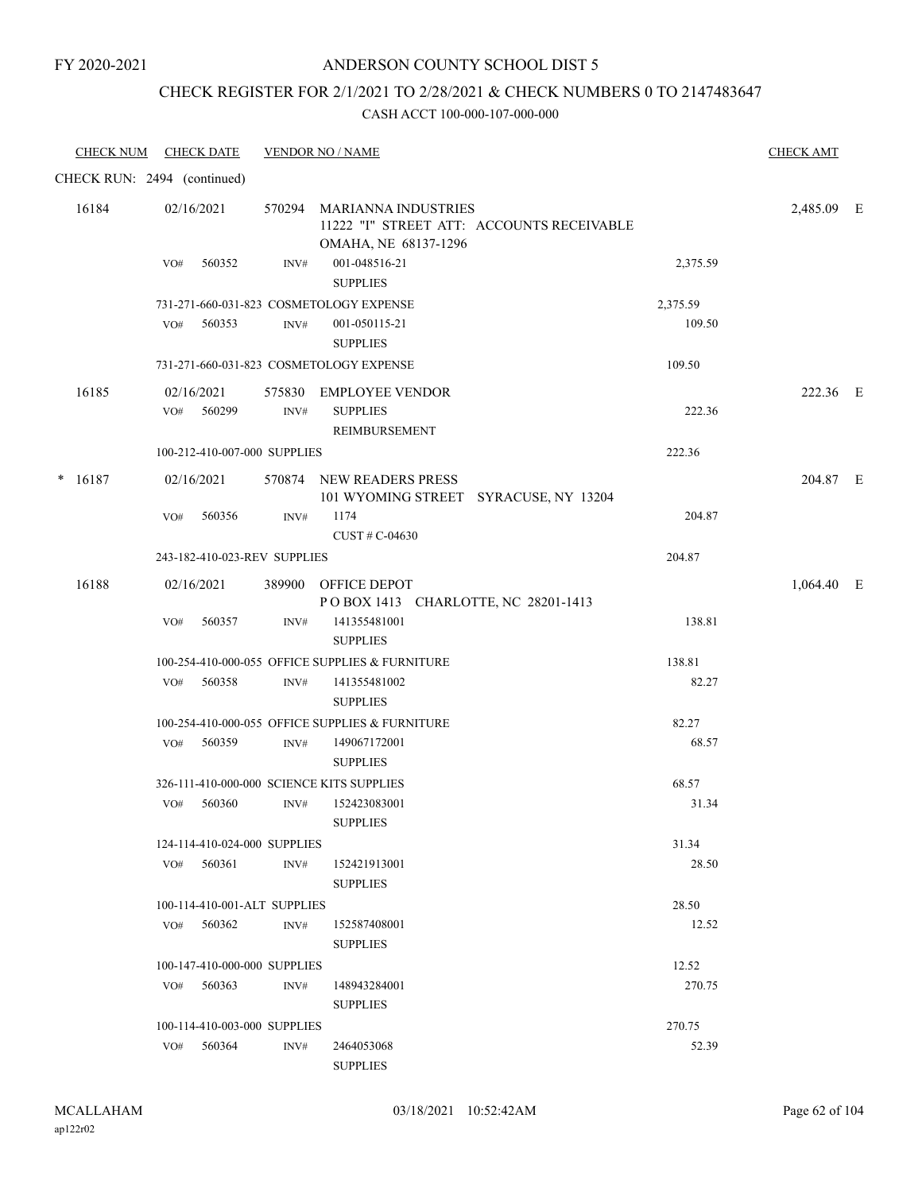FY 2020-2021

# ANDERSON COUNTY SCHOOL DIST 5

## CHECK REGISTER FOR 2/1/2021 TO 2/28/2021 & CHECK NUMBERS 0 TO 2147483647

### CASH ACCT 100-000-107-000-000

| CHECK NUM | CHECK DATE | VENDOR NO / NAME | | | CHECK AMT |
|---|---|---|---|---|---|
| CHECK RUN: 2494 (continued) | | | | | |
| 16184 | 02/16/2021 | 570294 MARIANNA INDUSTRIES<br>11222 "I" STREET ATT: ACCOUNTS RECEIVABLE<br>OMAHA, NE 68137-1296 | | | 2,485.09 E |
| | VO# 560352 | INV# 001-048516-21<br>SUPPLIES | | 2,375.59 | |
| | 731-271-660-031-823 COSMETOLOGY EXPENSE | | | 2,375.59 | |
| | VO# 560353 | INV# 001-050115-21<br>SUPPLIES | | 109.50 | |
| | 731-271-660-031-823 COSMETOLOGY EXPENSE | | | 109.50 | |
| 16185 | 02/16/2021 | 575830 EMPLOYEE VENDOR | | | 222.36 E |
| | VO# 560299 | INV# SUPPLIES<br>REIMBURSEMENT | | 222.36 | |
| | 100-212-410-007-000 SUPPLIES | | | 222.36 | |
| * 16187 | 02/16/2021 | 570874 NEW READERS PRESS<br>101 WYOMING STREET SYRACUSE, NY 13204 | | | 204.87 E |
| | VO# 560356 | INV# 1174<br>CUST # C-04630 | | 204.87 | |
| | 243-182-410-023-REV SUPPLIES | | | 204.87 | |
| 16188 | 02/16/2021 | 389900 OFFICE DEPOT<br>P O BOX 1413 CHARLOTTE, NC 28201-1413 | | | 1,064.40 E |
| | VO# 560357 | INV# 141355481001<br>SUPPLIES | | 138.81 | |
| | 100-254-410-000-055 OFFICE SUPPLIES & FURNITURE | | | 138.81 | |
| | VO# 560358 | INV# 141355481002<br>SUPPLIES | | 82.27 | |
| | 100-254-410-000-055 OFFICE SUPPLIES & FURNITURE | | | 82.27 | |
| | VO# 560359 | INV# 149067172001<br>SUPPLIES | | 68.57 | |
| | 326-111-410-000-000 SCIENCE KITS SUPPLIES | | | 68.57 | |
| | VO# 560360 | INV# 152423083001<br>SUPPLIES | | 31.34 | |
| | 124-114-410-024-000 SUPPLIES | | | 31.34 | |
| | VO# 560361 | INV# 152421913001<br>SUPPLIES | | 28.50 | |
| | 100-114-410-001-ALT SUPPLIES | | | 28.50 | |
| | VO# 560362 | INV# 152587408001<br>SUPPLIES | | 12.52 | |
| | 100-147-410-000-000 SUPPLIES | | | 12.52 | |
| | VO# 560363 | INV# 148943284001<br>SUPPLIES | | 270.75 | |
| | 100-114-410-003-000 SUPPLIES | | | 270.75 | |
| | VO# 560364 | INV# 2464053068<br>SUPPLIES | | 52.39 | |

MCALLAHAM
ap122r02

03/18/2021 10:52:42AM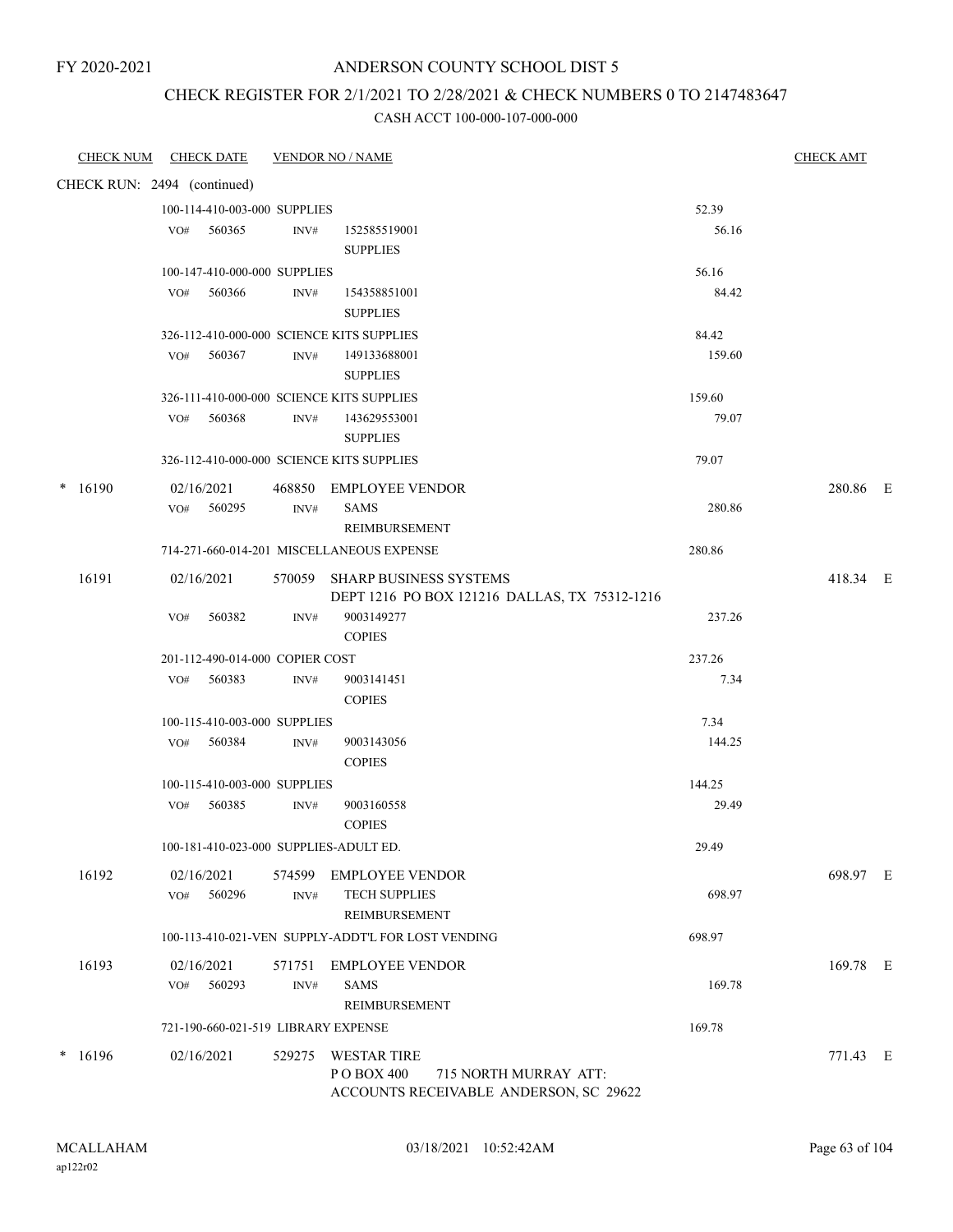FY 2020-2021

# ANDERSON COUNTY SCHOOL DIST 5

## CHECK REGISTER FOR 2/1/2021 TO 2/28/2021 & CHECK NUMBERS 0 TO 2147483647

### CASH ACCT 100-000-107-000-000

| CHECK NUM | CHECK DATE | VENDOR NO / NAME | | CHECK AMT |
|---|---|---|---|---|
| CHECK RUN: 2494 (continued) | | | | |
| | 100-114-410-003-000 SUPPLIES | | 52.39 | |
| | VO# 560365 | INV# 152585519001 SUPPLIES | 56.16 | |
| | 100-147-410-000-000 SUPPLIES | | 56.16 | |
| | VO# 560366 | INV# 154358851001 SUPPLIES | 84.42 | |
| | 326-112-410-000-000 SCIENCE KITS SUPPLIES | | 84.42 | |
| | VO# 560367 | INV# 149133688001 SUPPLIES | 159.60 | |
| | 326-111-410-000-000 SCIENCE KITS SUPPLIES | | 159.60 | |
| | VO# 560368 | INV# 143629553001 SUPPLIES | 79.07 | |
| | 326-112-410-000-000 SCIENCE KITS SUPPLIES | | 79.07 | |
| * 16190 | 02/16/2021 | 468850 EMPLOYEE VENDOR | | 280.86 E |
| | VO# 560295 | INV# SAMS REIMBURSEMENT | 280.86 | |
| | 714-271-660-014-201 MISCELLANEOUS EXPENSE | | 280.86 | |
| 16191 | 02/16/2021 | 570059 SHARP BUSINESS SYSTEMS DEPT 1216 PO BOX 121216 DALLAS, TX 75312-1216 | | 418.34 E |
| | VO# 560382 | INV# 9003149277 COPIES | 237.26 | |
| | 201-112-490-014-000 COPIER COST | | 237.26 | |
| | VO# 560383 | INV# 9003141451 COPIES | 7.34 | |
| | 100-115-410-003-000 SUPPLIES | | 7.34 | |
| | VO# 560384 | INV# 9003143056 COPIES | 144.25 | |
| | 100-115-410-003-000 SUPPLIES | | 144.25 | |
| | VO# 560385 | INV# 9003160558 COPIES | 29.49 | |
| | 100-181-410-023-000 SUPPLIES-ADULT ED. | | 29.49 | |
| 16192 | 02/16/2021 | 574599 EMPLOYEE VENDOR | | 698.97 E |
| | VO# 560296 | INV# TECH SUPPLIES REIMBURSEMENT | 698.97 | |
| | 100-113-410-021-VEN SUPPLY-ADDT'L FOR LOST VENDING | | 698.97 | |
| 16193 | 02/16/2021 | 571751 EMPLOYEE VENDOR | | 169.78 E |
| | VO# 560293 | INV# SAMS REIMBURSEMENT | 169.78 | |
| | 721-190-660-021-519 LIBRARY EXPENSE | | 169.78 | |
| * 16196 | 02/16/2021 | 529275 WESTAR TIRE P O BOX 400 715 NORTH MURRAY ATT: ACCOUNTS RECEIVABLE ANDERSON, SC 29622 | | 771.43 E |

MCALLAHAM
ap122r02

03/18/2021 10:52:42AM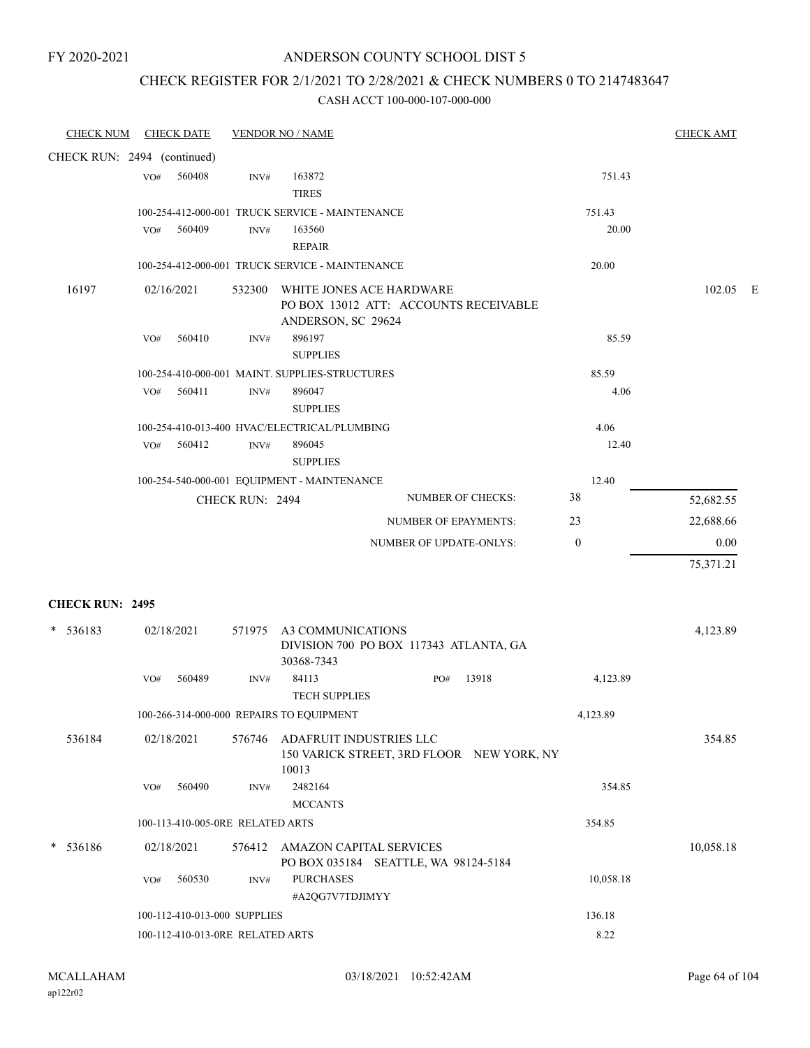FY 2020-2021

# ANDERSON COUNTY SCHOOL DIST 5

## CHECK REGISTER FOR 2/1/2021 TO 2/28/2021 & CHECK NUMBERS 0 TO 2147483647

CASH ACCT 100-000-107-000-000

| CHECK NUM | CHECK DATE | VENDOR NO / NAME | | | CHECK AMT |
|---|---|---|---|---|---|
| CHECK RUN: 2494 (continued) | | | | | |
| | VO# 560408 | INV# 163872 TIRES | | 751.43 | |
| | 100-254-412-000-001 TRUCK SERVICE - MAINTENANCE | | | 751.43 | |
| | VO# 560409 | INV# 163560 REPAIR | | 20.00 | |
| | 100-254-412-000-001 TRUCK SERVICE - MAINTENANCE | | | 20.00 | |
| 16197 | 02/16/2021 | 532300 WHITE JONES ACE HARDWARE PO BOX 13012 ATT: ACCOUNTS RECEIVABLE ANDERSON, SC 29624 | | | 102.05 E |
| | VO# 560410 | INV# 896197 SUPPLIES | | 85.59 | |
| | 100-254-410-000-001 MAINT. SUPPLIES-STRUCTURES | | | 85.59 | |
| | VO# 560411 | INV# 896047 SUPPLIES | | 4.06 | |
| | 100-254-410-013-400 HVAC/ELECTRICAL/PLUMBING | | | 4.06 | |
| | VO# 560412 | INV# 896045 SUPPLIES | | 12.40 | |
| | 100-254-540-000-001 EQUIPMENT - MAINTENANCE | | | 12.40 | |
| | CHECK RUN: 2494 | NUMBER OF CHECKS: | | 38 | 52,682.55 |
| | | NUMBER OF EPAYMENTS: | | 23 | 22,688.66 |
| | | NUMBER OF UPDATE-ONLYS: | | 0 | 0.00 |
| | | | | | 75,371.21 |

**CHECK RUN: 2495**

| CHECK NUM | CHECK DATE | VENDOR NO / NAME | | | CHECK AMT |
|---|---|---|---|---|---|
| * 536183 | 02/18/2021 | 571975 A3 COMMUNICATIONS DIVISION 700 PO BOX 117343 ATLANTA, GA 30368-7343 | | | 4,123.89 |
| | VO# 560489 | INV# 84113 TECH SUPPLIES | PO# 13918 | 4,123.89 | |
| | 100-266-314-000-000 REPAIRS TO EQUIPMENT | | | 4,123.89 | |
| 536184 | 02/18/2021 | 576746 ADAFRUIT INDUSTRIES LLC 150 VARICK STREET, 3RD FLOOR NEW YORK, NY 10013 | | | 354.85 |
| | VO# 560490 | INV# 2482164 MCCANTS | | 354.85 | |
| | 100-113-410-005-0RE RELATED ARTS | | | 354.85 | |
| * 536186 | 02/18/2021 | 576412 AMAZON CAPITAL SERVICES PO BOX 035184 SEATTLE, WA 98124-5184 | | | 10,058.18 |
| | VO# 560530 | INV# PURCHASES #A2QG7V7TDJIMYY | | 10,058.18 | |
| | 100-112-410-013-000 SUPPLIES | | | 136.18 | |
| | 100-112-410-013-0RE RELATED ARTS | | | 8.22 | |

MCALLAHAM
ap122r02

03/18/2021 10:52:42AM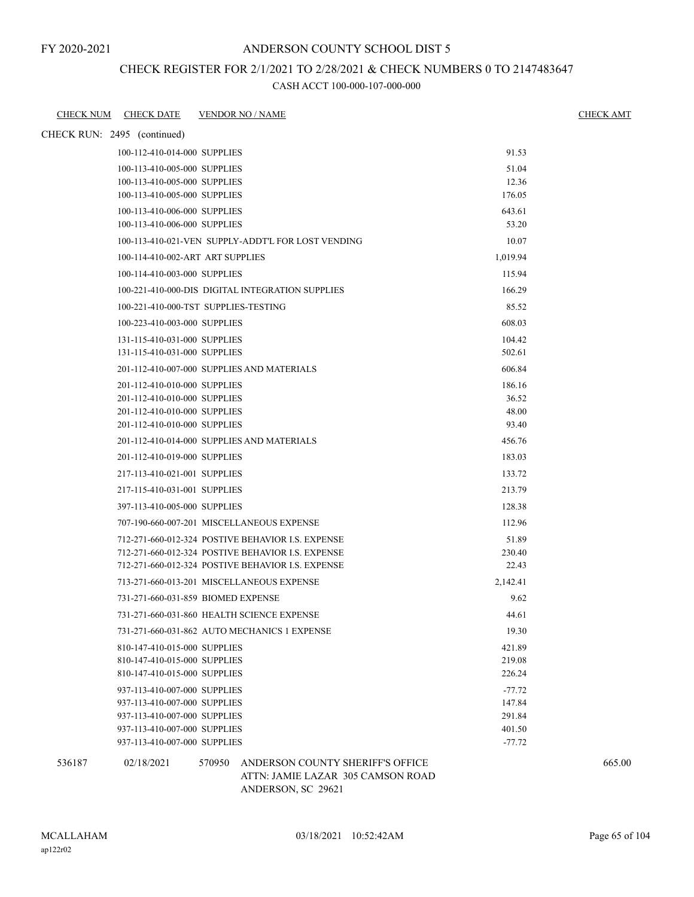FY 2020-2021

# ANDERSON COUNTY SCHOOL DIST 5

## CHECK REGISTER FOR 2/1/2021 TO 2/28/2021 & CHECK NUMBERS 0 TO 2147483647

### CASH ACCT 100-000-107-000-000

| CHECK NUM | CHECK DATE | VENDOR NO / NAME | | CHECK AMT |
|---|---|---|---|---|
| CHECK RUN: 2495 (continued) | | | | |
| | | 100-112-410-014-000 SUPPLIES | 91.53 | |
| | | 100-113-410-005-000 SUPPLIES | 51.04 | |
| | | 100-113-410-005-000 SUPPLIES | 12.36 | |
| | | 100-113-410-005-000 SUPPLIES | 176.05 | |
| | | 100-113-410-006-000 SUPPLIES | 643.61 | |
| | | 100-113-410-006-000 SUPPLIES | 53.20 | |
| | | 100-113-410-021-VEN SUPPLY-ADDT'L FOR LOST VENDING | 10.07 | |
| | | 100-114-410-002-ART ART SUPPLIES | 1,019.94 | |
| | | 100-114-410-003-000 SUPPLIES | 115.94 | |
| | | 100-221-410-000-DIS DIGITAL INTEGRATION SUPPLIES | 166.29 | |
| | | 100-221-410-000-TST SUPPLIES-TESTING | 85.52 | |
| | | 100-223-410-003-000 SUPPLIES | 608.03 | |
| | | 131-115-410-031-000 SUPPLIES | 104.42 | |
| | | 131-115-410-031-000 SUPPLIES | 502.61 | |
| | | 201-112-410-007-000 SUPPLIES AND MATERIALS | 606.84 | |
| | | 201-112-410-010-000 SUPPLIES | 186.16 | |
| | | 201-112-410-010-000 SUPPLIES | 36.52 | |
| | | 201-112-410-010-000 SUPPLIES | 48.00 | |
| | | 201-112-410-010-000 SUPPLIES | 93.40 | |
| | | 201-112-410-014-000 SUPPLIES AND MATERIALS | 456.76 | |
| | | 201-112-410-019-000 SUPPLIES | 183.03 | |
| | | 217-113-410-021-001 SUPPLIES | 133.72 | |
| | | 217-115-410-031-001 SUPPLIES | 213.79 | |
| | | 397-113-410-005-000 SUPPLIES | 128.38 | |
| | | 707-190-660-007-201 MISCELLANEOUS EXPENSE | 112.96 | |
| | | 712-271-660-012-324 POSTIVE BEHAVIOR I.S. EXPENSE | 51.89 | |
| | | 712-271-660-012-324 POSTIVE BEHAVIOR I.S. EXPENSE | 230.40 | |
| | | 712-271-660-012-324 POSTIVE BEHAVIOR I.S. EXPENSE | 22.43 | |
| | | 713-271-660-013-201 MISCELLANEOUS EXPENSE | 2,142.41 | |
| | | 731-271-660-031-859 BIOMED EXPENSE | 9.62 | |
| | | 731-271-660-031-860 HEALTH SCIENCE EXPENSE | 44.61 | |
| | | 731-271-660-031-862 AUTO MECHANICS 1 EXPENSE | 19.30 | |
| | | 810-147-410-015-000 SUPPLIES | 421.89 | |
| | | 810-147-410-015-000 SUPPLIES | 219.08 | |
| | | 810-147-410-015-000 SUPPLIES | 226.24 | |
| | | 937-113-410-007-000 SUPPLIES | -77.72 | |
| | | 937-113-410-007-000 SUPPLIES | 147.84 | |
| | | 937-113-410-007-000 SUPPLIES | 291.84 | |
| | | 937-113-410-007-000 SUPPLIES | 401.50 | |
| | | 937-113-410-007-000 SUPPLIES | -77.72 | |
| 536187 | 02/18/2021 | 570950 ANDERSON COUNTY SHERIFF'S OFFICE<br>ATTN: JAMIE LAZAR 305 CAMSON ROAD<br>ANDERSON, SC 29621 | | 665.00 |

MCALLAHAM
ap122r02

03/18/2021 10:52:42AM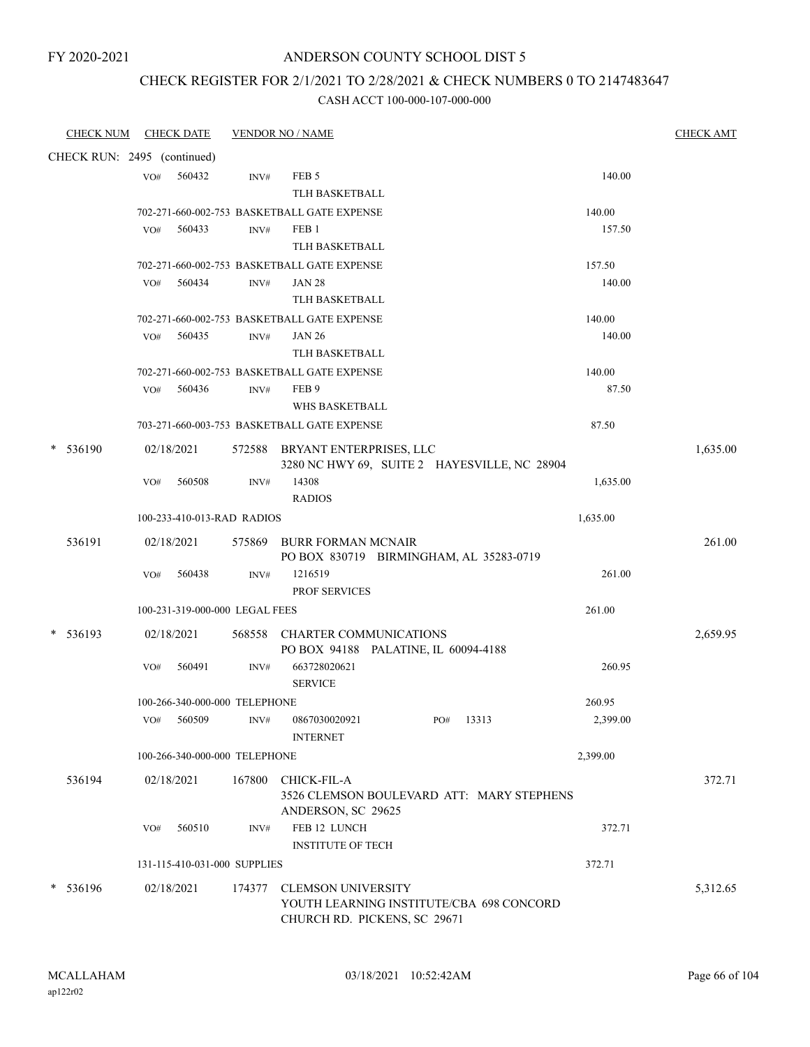FY 2020-2021

# ANDERSON COUNTY SCHOOL DIST 5

## CHECK REGISTER FOR 2/1/2021 TO 2/28/2021 & CHECK NUMBERS 0 TO 2147483647

CASH ACCT 100-000-107-000-000

| CHECK NUM | CHECK DATE | VENDOR NO / NAME | | CHECK AMT |
|---|---|---|---|---|
| CHECK RUN: 2495 (continued) | | | | |
| | VO# 560432 | INV# FEB 5<br>TLH BASKETBALL | 140.00 | |
| | 702-271-660-002-753 BASKETBALL GATE EXPENSE | | 140.00 | |
| | VO# 560433 | INV# FEB 1<br>TLH BASKETBALL | 157.50 | |
| | 702-271-660-002-753 BASKETBALL GATE EXPENSE | | 157.50 | |
| | VO# 560434 | INV# JAN 28<br>TLH BASKETBALL | 140.00 | |
| | 702-271-660-002-753 BASKETBALL GATE EXPENSE | | 140.00 | |
| | VO# 560435 | INV# JAN 26<br>TLH BASKETBALL | 140.00 | |
| | 702-271-660-002-753 BASKETBALL GATE EXPENSE | | 140.00 | |
| | VO# 560436 | INV# FEB 9<br>WHS BASKETBALL | 87.50 | |
| | 703-271-660-003-753 BASKETBALL GATE EXPENSE | | 87.50 | |
| * 536190 | 02/18/2021 | 572588 BRYANT ENTERPRISES, LLC<br>3280 NC HWY 69, SUITE 2 HAYESVILLE, NC 28904 | | 1,635.00 |
| | VO# 560508 | INV# 14308<br>RADIOS | 1,635.00 | |
| | 100-233-410-013-RAD RADIOS | | 1,635.00 | |
| 536191 | 02/18/2021 | 575869 BURR FORMAN MCNAIR<br>PO BOX 830719 BIRMINGHAM, AL 35283-0719 | | 261.00 |
| | VO# 560438 | INV# 1216519<br>PROF SERVICES | 261.00 | |
| | 100-231-319-000-000 LEGAL FEES | | 261.00 | |
| * 536193 | 02/18/2021 | 568558 CHARTER COMMUNICATIONS<br>PO BOX 94188 PALATINE, IL 60094-4188 | | 2,659.95 |
| | VO# 560491 | INV# 663728020621<br>SERVICE | 260.95 | |
| | 100-266-340-000-000 TELEPHONE | | 260.95 | |
| | VO# 560509 | INV# 0867030020921 PO# 13313<br>INTERNET | 2,399.00 | |
| | 100-266-340-000-000 TELEPHONE | | 2,399.00 | |
| 536194 | 02/18/2021 | 167800 CHICK-FIL-A<br>3526 CLEMSON BOULEVARD ATT: MARY STEPHENS<br>ANDERSON, SC 29625 | | 372.71 |
| | VO# 560510 | INV# FEB 12 LUNCH<br>INSTITUTE OF TECH | 372.71 | |
| | 131-115-410-031-000 SUPPLIES | | 372.71 | |
| * 536196 | 02/18/2021 | 174377 CLEMSON UNIVERSITY<br>YOUTH LEARNING INSTITUTE/CBA 698 CONCORD<br>CHURCH RD. PICKENS, SC 29671 | | 5,312.65 |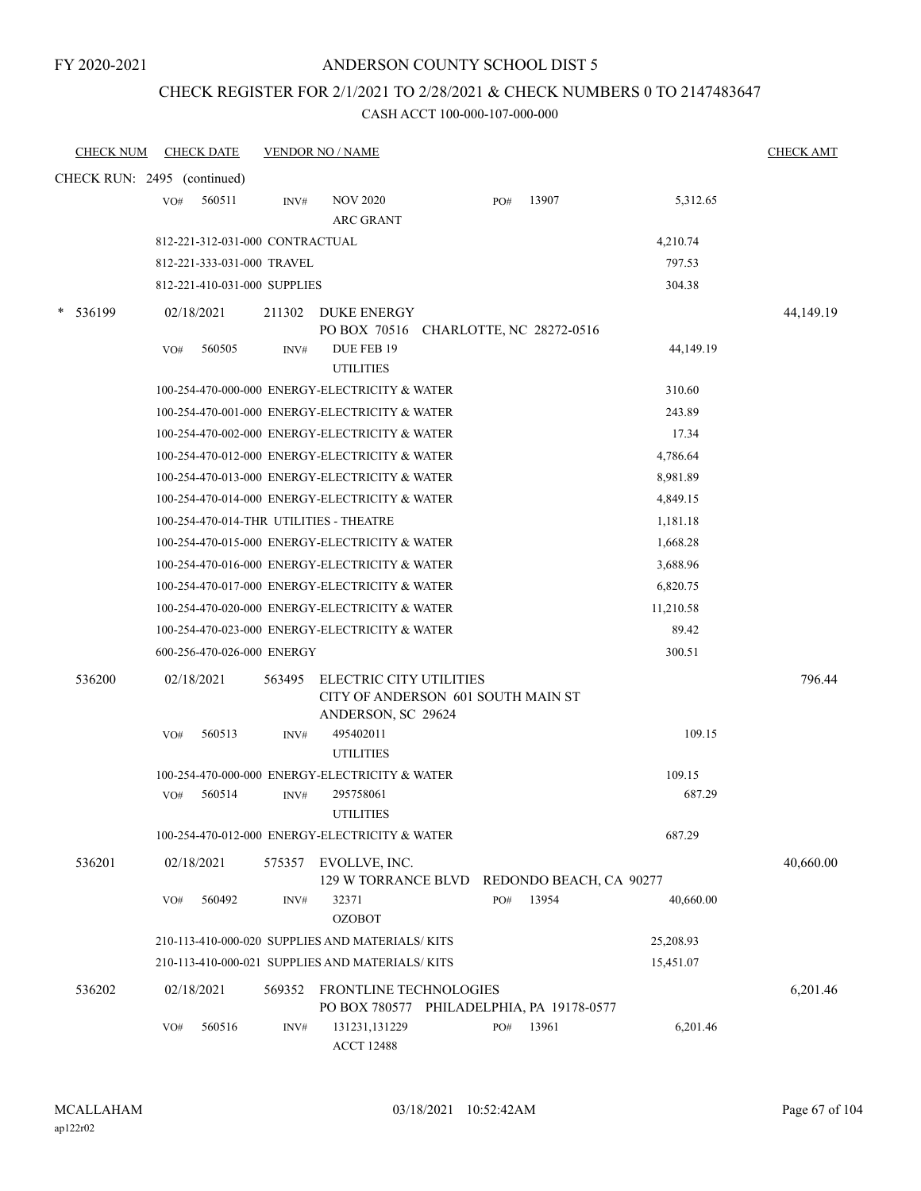FY 2020-2021

ANDERSON COUNTY SCHOOL DIST 5

CHECK REGISTER FOR 2/1/2021 TO 2/28/2021 & CHECK NUMBERS 0 TO 2147483647

CASH ACCT 100-000-107-000-000

| CHECK NUM | CHECK DATE | VENDOR NO / NAME | | | CHECK AMT |
|---|---|---|---|---|---|
| CHECK RUN: 2495 (continued) | | | | | |
| | VO# 560511 | INV# NOV 2020 ARC GRANT | PO# 13907 | 5,312.65 | |
| | 812-221-312-031-000 CONTRACTUAL | | | 4,210.74 | |
| | 812-221-333-031-000 TRAVEL | | | 797.53 | |
| | 812-221-410-031-000 SUPPLIES | | | 304.38 | |
| * 536199 | 02/18/2021 | 211302 DUKE ENERGY PO BOX 70516 CHARLOTTE, NC 28272-0516 | | | 44,149.19 |
| | VO# 560505 | INV# DUE FEB 19 UTILITIES | | 44,149.19 | |
| | 100-254-470-000-000 ENERGY-ELECTRICITY & WATER | | | 310.60 | |
| | 100-254-470-001-000 ENERGY-ELECTRICITY & WATER | | | 243.89 | |
| | 100-254-470-002-000 ENERGY-ELECTRICITY & WATER | | | 17.34 | |
| | 100-254-470-012-000 ENERGY-ELECTRICITY & WATER | | | 4,786.64 | |
| | 100-254-470-013-000 ENERGY-ELECTRICITY & WATER | | | 8,981.89 | |
| | 100-254-470-014-000 ENERGY-ELECTRICITY & WATER | | | 4,849.15 | |
| | 100-254-470-014-THR UTILITIES - THEATRE | | | 1,181.18 | |
| | 100-254-470-015-000 ENERGY-ELECTRICITY & WATER | | | 1,668.28 | |
| | 100-254-470-016-000 ENERGY-ELECTRICITY & WATER | | | 3,688.96 | |
| | 100-254-470-017-000 ENERGY-ELECTRICITY & WATER | | | 6,820.75 | |
| | 100-254-470-020-000 ENERGY-ELECTRICITY & WATER | | | 11,210.58 | |
| | 100-254-470-023-000 ENERGY-ELECTRICITY & WATER | | | 89.42 | |
| | 600-256-470-026-000 ENERGY | | | 300.51 | |
| 536200 | 02/18/2021 | 563495 ELECTRIC CITY UTILITIES CITY OF ANDERSON 601 SOUTH MAIN ST ANDERSON, SC 29624 | | | 796.44 |
| | VO# 560513 | INV# 495402011 UTILITIES | | 109.15 | |
| | 100-254-470-000-000 ENERGY-ELECTRICITY & WATER | | | 109.15 | |
| | VO# 560514 | INV# 295758061 UTILITIES | | 687.29 | |
| | 100-254-470-012-000 ENERGY-ELECTRICITY & WATER | | | 687.29 | |
| 536201 | 02/18/2021 | 575357 EVOLLVE, INC. 129 W TORRANCE BLVD REDONDO BEACH, CA 90277 | | | 40,660.00 |
| | VO# 560492 | INV# 32371 OZOBOT | PO# 13954 | 40,660.00 | |
| | 210-113-410-000-020 SUPPLIES AND MATERIALS/ KITS | | | 25,208.93 | |
| | 210-113-410-000-021 SUPPLIES AND MATERIALS/ KITS | | | 15,451.07 | |
| 536202 | 02/18/2021 | 569352 FRONTLINE TECHNOLOGIES PO BOX 780577 PHILADELPHIA, PA 19178-0577 | | | 6,201.46 |
| | VO# 560516 | INV# 131231,131229 ACCT 12488 | PO# 13961 | 6,201.46 | |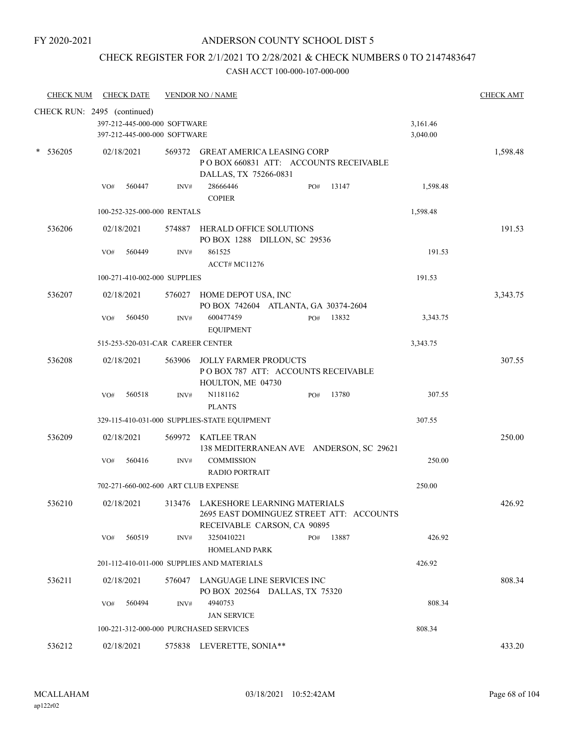FY 2020-2021

# ANDERSON COUNTY SCHOOL DIST 5

## CHECK REGISTER FOR 2/1/2021 TO 2/28/2021 & CHECK NUMBERS 0 TO 2147483647

CASH ACCT 100-000-107-000-000

| CHECK NUM | CHECK DATE | VENDOR NO / NAME | | CHECK AMT |
|---|---|---|---|---|
| CHECK RUN: 2495 (continued) | | | | |
| | 397-212-445-000-000 SOFTWARE | | 3,161.46 | |
| | 397-212-445-000-000 SOFTWARE | | 3,040.00 | |
| * 536205 | 02/18/2021 | 569372 GREAT AMERICA LEASING CORP<br>P O BOX 660831 ATT: ACCOUNTS RECEIVABLE<br>DALLAS, TX 75266-0831 | | 1,598.48 |
| | VO# 560447 INV# 28666446 PO# 13147<br>COPIER | | 1,598.48 | |
| | 100-252-325-000-000 RENTALS | | 1,598.48 | |
| 536206 | 02/18/2021 | 574887 HERALD OFFICE SOLUTIONS<br>PO BOX 1288 DILLON, SC 29536 | | 191.53 |
| | VO# 560449 INV# 861525<br>ACCT# MC11276 | | 191.53 | |
| | 100-271-410-002-000 SUPPLIES | | 191.53 | |
| 536207 | 02/18/2021 | 576027 HOME DEPOT USA, INC<br>PO BOX 742604 ATLANTA, GA 30374-2604 | | 3,343.75 |
| | VO# 560450 INV# 600477459 PO# 13832<br>EQUIPMENT | | 3,343.75 | |
| | 515-253-520-031-CAR CAREER CENTER | | 3,343.75 | |
| 536208 | 02/18/2021 | 563906 JOLLY FARMER PRODUCTS<br>P O BOX 787 ATT: ACCOUNTS RECEIVABLE<br>HOULTON, ME 04730 | | 307.55 |
| | VO# 560518 INV# N1181162 PO# 13780<br>PLANTS | | 307.55 | |
| | 329-115-410-031-000 SUPPLIES-STATE EQUIPMENT | | 307.55 | |
| 536209 | 02/18/2021 | 569972 KATLEE TRAN<br>138 MEDITERRANEAN AVE ANDERSON, SC 29621 | | 250.00 |
| | VO# 560416 INV# COMMISSION<br>RADIO PORTRAIT | | 250.00 | |
| | 702-271-660-002-600 ART CLUB EXPENSE | | 250.00 | |
| 536210 | 02/18/2021 | 313476 LAKESHORE LEARNING MATERIALS<br>2695 EAST DOMINGUEZ STREET ATT: ACCOUNTS<br>RECEIVABLE CARSON, CA 90895 | | 426.92 |
| | VO# 560519 INV# 3250410221 PO# 13887<br>HOMELAND PARK | | 426.92 | |
| | 201-112-410-011-000 SUPPLIES AND MATERIALS | | 426.92 | |
| 536211 | 02/18/2021 | 576047 LANGUAGE LINE SERVICES INC<br>PO BOX 202564 DALLAS, TX 75320 | | 808.34 |
| | VO# 560494 INV# 4940753<br>JAN SERVICE | | 808.34 | |
| | 100-221-312-000-000 PURCHASED SERVICES | | 808.34 | |
| 536212 | 02/18/2021 | 575838 LEVERETTE, SONIA** | | 433.20 |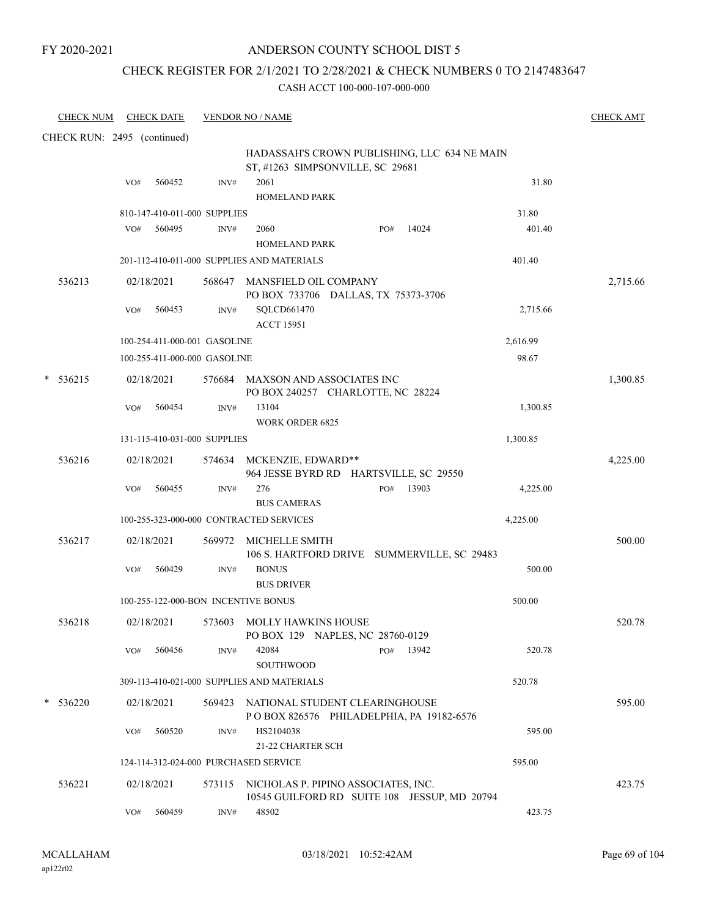FY 2020-2021

# ANDERSON COUNTY SCHOOL DIST 5

## CHECK REGISTER FOR 2/1/2021 TO 2/28/2021 & CHECK NUMBERS 0 TO 2147483647

CASH ACCT 100-000-107-000-000

| CHECK NUM | CHECK DATE | VENDOR NO / NAME | | | CHECK AMT |
|---|---|---|---|---|---|
| CHECK RUN: 2495 (continued) | | | | | |
| | | | HADASSAH'S CROWN PUBLISHING, LLC 634 NE MAIN ST, #1263 SIMPSONVILLE, SC 29681 | | |
| | VO# 560452 | INV# | 2061<br>HOMELAND PARK | 31.80 | |
| | 810-147-410-011-000 SUPPLIES | | | 31.80 | |
| | VO# 560495 | INV# | 2060 PO# 14024<br>HOMELAND PARK | 401.40 | |
| | 201-112-410-011-000 SUPPLIES AND MATERIALS | | | 401.40 | |
| 536213 | 02/18/2021 | 568647 | MANSFIELD OIL COMPANY<br>PO BOX 733706 DALLAS, TX 75373-3706 | | 2,715.66 |
| | VO# 560453 | INV# | SQLCD661470<br>ACCT 15951 | 2,715.66 | |
| | 100-254-411-000-001 GASOLINE | | | 2,616.99 | |
| | 100-255-411-000-000 GASOLINE | | | 98.67 | |
| * 536215 | 02/18/2021 | 576684 | MAXSON AND ASSOCIATES INC<br>PO BOX 240257 CHARLOTTE, NC 28224 | | 1,300.85 |
| | VO# 560454 | INV# | 13104<br>WORK ORDER 6825 | 1,300.85 | |
| | 131-115-410-031-000 SUPPLIES | | | 1,300.85 | |
| 536216 | 02/18/2021 | 574634 | MCKENZIE, EDWARD**<br>964 JESSE BYRD RD HARTSVILLE, SC 29550 | | 4,225.00 |
| | VO# 560455 | INV# | 276 PO# 13903<br>BUS CAMERAS | 4,225.00 | |
| | 100-255-323-000-000 CONTRACTED SERVICES | | | 4,225.00 | |
| 536217 | 02/18/2021 | 569972 | MICHELLE SMITH<br>106 S. HARTFORD DRIVE SUMMERVILLE, SC 29483 | | 500.00 |
| | VO# 560429 | INV# | BONUS<br>BUS DRIVER | 500.00 | |
| | 100-255-122-000-BON INCENTIVE BONUS | | | 500.00 | |
| 536218 | 02/18/2021 | 573603 | MOLLY HAWKINS HOUSE<br>PO BOX 129 NAPLES, NC 28760-0129 | | 520.78 |
| | VO# 560456 | INV# | 42084 PO# 13942<br>SOUTHWOOD | 520.78 | |
| | 309-113-410-021-000 SUPPLIES AND MATERIALS | | | 520.78 | |
| * 536220 | 02/18/2021 | 569423 | NATIONAL STUDENT CLEARINGHOUSE<br>P O BOX 826576 PHILADELPHIA, PA 19182-6576 | | 595.00 |
| | VO# 560520 | INV# | HS2104038<br>21-22 CHARTER SCH | 595.00 | |
| | 124-114-312-024-000 PURCHASED SERVICE | | | 595.00 | |
| 536221 | 02/18/2021 | 573115 | NICHOLAS P. PIPINO ASSOCIATES, INC.<br>10545 GUILFORD RD SUITE 108 JESSUP, MD 20794 | | 423.75 |
| | VO# 560459 | INV# | 48502 | 423.75 | |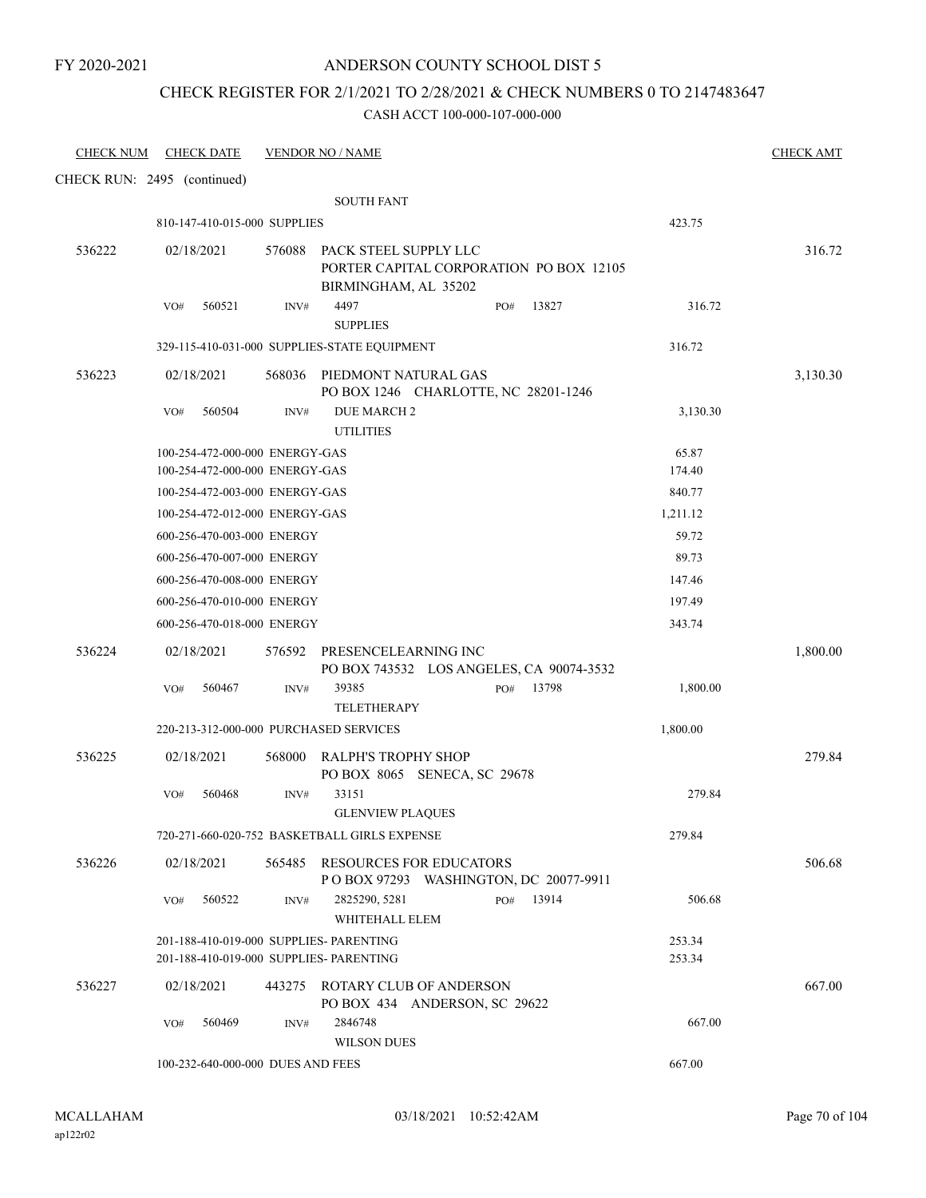FY 2020-2021

# ANDERSON COUNTY SCHOOL DIST 5

## CHECK REGISTER FOR 2/1/2021 TO 2/28/2021 & CHECK NUMBERS 0 TO 2147483647

### CASH ACCT 100-000-107-000-000

| CHECK NUM | CHECK DATE | VENDOR NO / NAME | | | CHECK AMT |
|---|---|---|---|---|---|
| CHECK RUN: 2495 (continued) | | | | | |
| | | | SOUTH FANT | | |
| | 810-147-410-015-000 SUPPLIES | | | 423.75 | |
| 536222 | 02/18/2021 | 576088 | PACK STEEL SUPPLY LLC<br>PORTER CAPITAL CORPORATION PO BOX 12105<br>BIRMINGHAM, AL 35202 | | 316.72 |
| | VO# 560521 | INV# | 4497 PO# 13827<br>SUPPLIES | 316.72 | |
| | 329-115-410-031-000 SUPPLIES-STATE EQUIPMENT | | | 316.72 | |
| 536223 | 02/18/2021 | 568036 | PIEDMONT NATURAL GAS<br>PO BOX 1246 CHARLOTTE, NC 28201-1246 | | 3,130.30 |
| | VO# 560504 | INV# | DUE MARCH 2<br>UTILITIES | 3,130.30 | |
| | 100-254-472-000-000 ENERGY-GAS | | | 65.87 | |
| | 100-254-472-000-000 ENERGY-GAS | | | 174.40 | |
| | 100-254-472-003-000 ENERGY-GAS | | | 840.77 | |
| | 100-254-472-012-000 ENERGY-GAS | | | 1,211.12 | |
| | 600-256-470-003-000 ENERGY | | | 59.72 | |
| | 600-256-470-007-000 ENERGY | | | 89.73 | |
| | 600-256-470-008-000 ENERGY | | | 147.46 | |
| | 600-256-470-010-000 ENERGY | | | 197.49 | |
| | 600-256-470-018-000 ENERGY | | | 343.74 | |
| 536224 | 02/18/2021 | 576592 | PRESENCELEARNING INC<br>PO BOX 743532 LOS ANGELES, CA 90074-3532 | | 1,800.00 |
| | VO# 560467 | INV# | 39385 PO# 13798<br>TELETHERAPY | 1,800.00 | |
| | 220-213-312-000-000 PURCHASED SERVICES | | | 1,800.00 | |
| 536225 | 02/18/2021 | 568000 | RALPH'S TROPHY SHOP<br>PO BOX 8065 SENECA, SC 29678 | | 279.84 |
| | VO# 560468 | INV# | 33151<br>GLENVIEW PLAQUES | 279.84 | |
| | 720-271-660-020-752 BASKETBALL GIRLS EXPENSE | | | 279.84 | |
| 536226 | 02/18/2021 | 565485 | RESOURCES FOR EDUCATORS<br>P O BOX 97293 WASHINGTON, DC 20077-9911 | | 506.68 |
| | VO# 560522 | INV# | 2825290, 5281 PO# 13914<br>WHITEHALL ELEM | 506.68 | |
| | 201-188-410-019-000 SUPPLIES- PARENTING | | | 253.34 | |
| | 201-188-410-019-000 SUPPLIES- PARENTING | | | 253.34 | |
| 536227 | 02/18/2021 | 443275 | ROTARY CLUB OF ANDERSON<br>PO BOX 434 ANDERSON, SC 29622 | | 667.00 |
| | VO# 560469 | INV# | 2846748<br>WILSON DUES | 667.00 | |
| | 100-232-640-000-000 DUES AND FEES | | | 667.00 | |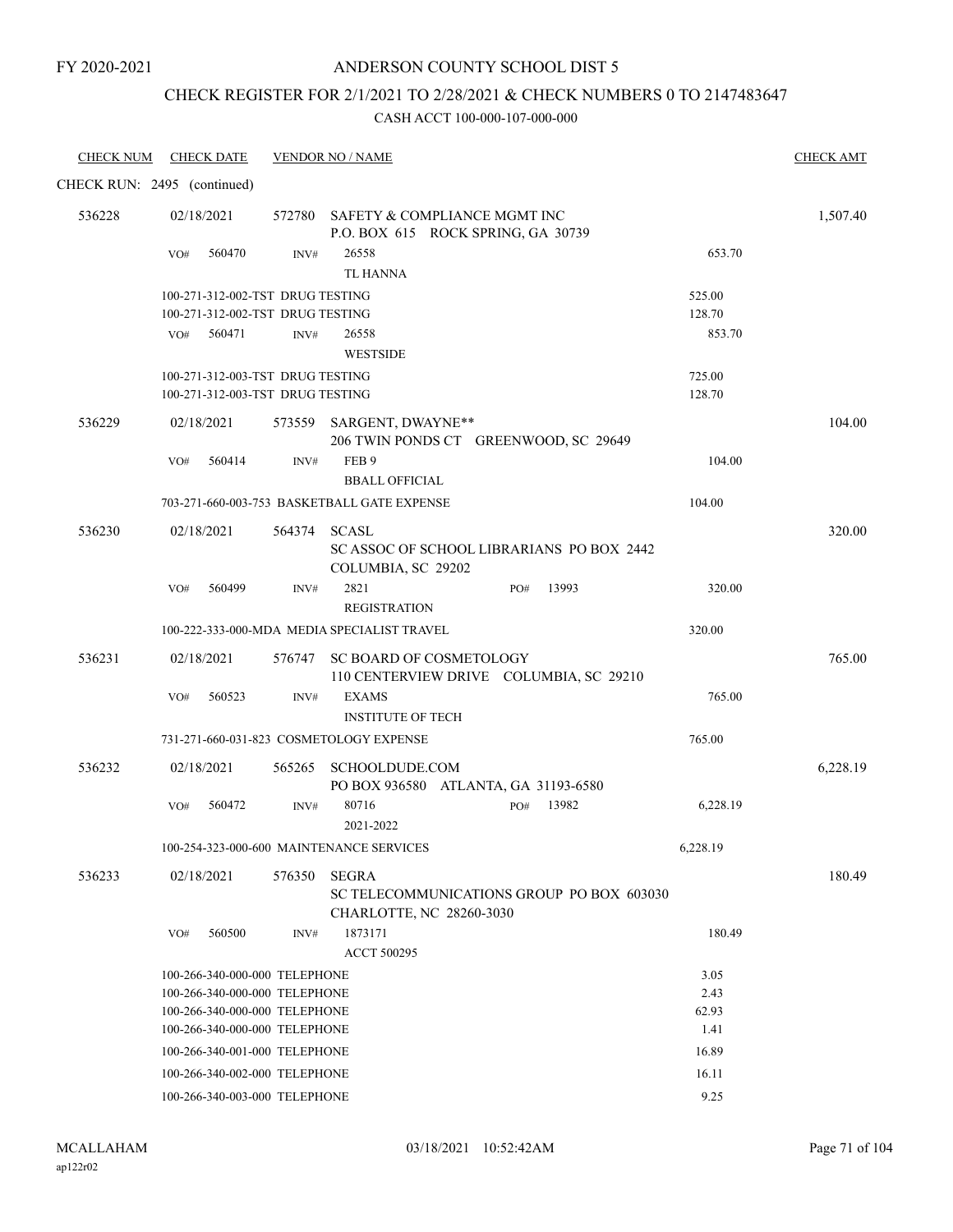FY 2020-2021

# ANDERSON COUNTY SCHOOL DIST 5

## CHECK REGISTER FOR 2/1/2021 TO 2/28/2021 & CHECK NUMBERS 0 TO 2147483647

CASH ACCT 100-000-107-000-000

| CHECK NUM | CHECK DATE | VENDOR NO / NAME | | CHECK AMT |
|---|---|---|---|---|
| CHECK RUN: 2495 (continued) | | | | |
| 536228 | 02/18/2021 | 572780 SAFETY & COMPLIANCE MGMT INC<br>P.O. BOX 615 ROCK SPRING, GA 30739 | | 1,507.40 |
| | VO# 560470 | INV# 26558<br>TL HANNA | 653.70 | |
| | 100-271-312-002-TST DRUG TESTING | | 525.00 | |
| | 100-271-312-002-TST DRUG TESTING | | 128.70 | |
| | VO# 560471 | INV# 26558<br>WESTSIDE | 853.70 | |
| | 100-271-312-003-TST DRUG TESTING | | 725.00 | |
| | 100-271-312-003-TST DRUG TESTING | | 128.70 | |
| 536229 | 02/18/2021 | 573559 SARGENT, DWAYNE**<br>206 TWIN PONDS CT GREENWOOD, SC 29649 | | 104.00 |
| | VO# 560414 | INV# FEB 9<br>BBALL OFFICIAL | 104.00 | |
| | 703-271-660-003-753 BASKETBALL GATE EXPENSE | | 104.00 | |
| 536230 | 02/18/2021 | 564374 SCASL<br>SC ASSOC OF SCHOOL LIBRARIANS PO BOX 2442<br>COLUMBIA, SC 29202 | | 320.00 |
| | VO# 560499 | INV# 2821 PO# 13993<br>REGISTRATION | 320.00 | |
| | 100-222-333-000-MDA MEDIA SPECIALIST TRAVEL | | 320.00 | |
| 536231 | 02/18/2021 | 576747 SC BOARD OF COSMETOLOGY<br>110 CENTERVIEW DRIVE COLUMBIA, SC 29210 | | 765.00 |
| | VO# 560523 | INV# EXAMS<br>INSTITUTE OF TECH | 765.00 | |
| | 731-271-660-031-823 COSMETOLOGY EXPENSE | | 765.00 | |
| 536232 | 02/18/2021 | 565265 SCHOOLDUDE.COM<br>PO BOX 936580 ATLANTA, GA 31193-6580 | | 6,228.19 |
| | VO# 560472 | INV# 80716 PO# 13982<br>2021-2022 | 6,228.19 | |
| | 100-254-323-000-600 MAINTENANCE SERVICES | | 6,228.19 | |
| 536233 | 02/18/2021 | 576350 SEGRA<br>SC TELECOMMUNICATIONS GROUP PO BOX 603030<br>CHARLOTTE, NC 28260-3030 | | 180.49 |
| | VO# 560500 | INV# 1873171<br>ACCT 500295 | 180.49 | |
| | 100-266-340-000-000 TELEPHONE | | 3.05 | |
| | 100-266-340-000-000 TELEPHONE | | 2.43 | |
| | 100-266-340-000-000 TELEPHONE | | 62.93 | |
| | 100-266-340-000-000 TELEPHONE | | 1.41 | |
| | 100-266-340-001-000 TELEPHONE | | 16.89 | |
| | 100-266-340-002-000 TELEPHONE | | 16.11 | |
| | 100-266-340-003-000 TELEPHONE | | 9.25 | |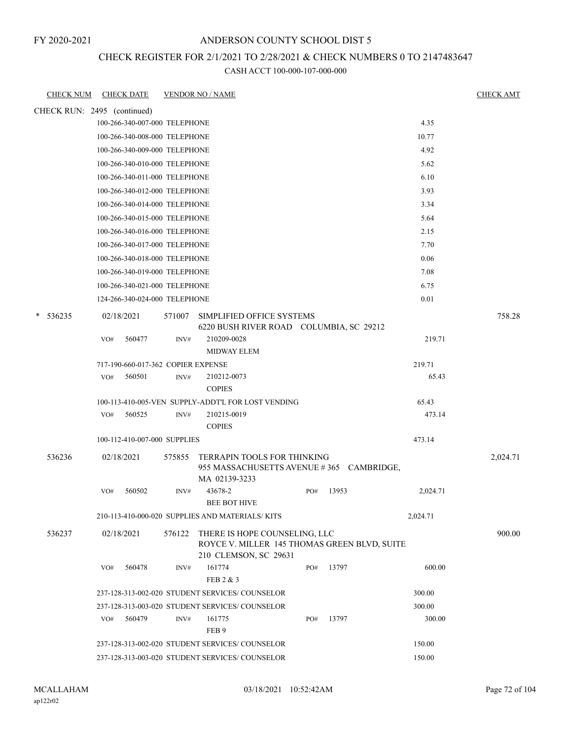FY 2020-2021

# ANDERSON COUNTY SCHOOL DIST 5

## CHECK REGISTER FOR 2/1/2021 TO 2/28/2021 & CHECK NUMBERS 0 TO 2147483647

CASH ACCT 100-000-107-000-000

| CHECK NUM | CHECK DATE | VENDOR NO / NAME | | CHECK AMT |
|---|---|---|---|---|
| CHECK RUN: 2495 (continued) | | | | |
| | 100-266-340-007-000 TELEPHONE | | 4.35 | |
| | 100-266-340-008-000 TELEPHONE | | 10.77 | |
| | 100-266-340-009-000 TELEPHONE | | 4.92 | |
| | 100-266-340-010-000 TELEPHONE | | 5.62 | |
| | 100-266-340-011-000 TELEPHONE | | 6.10 | |
| | 100-266-340-012-000 TELEPHONE | | 3.93 | |
| | 100-266-340-014-000 TELEPHONE | | 3.34 | |
| | 100-266-340-015-000 TELEPHONE | | 5.64 | |
| | 100-266-340-016-000 TELEPHONE | | 2.15 | |
| | 100-266-340-017-000 TELEPHONE | | 7.70 | |
| | 100-266-340-018-000 TELEPHONE | | 0.06 | |
| | 100-266-340-019-000 TELEPHONE | | 7.08 | |
| | 100-266-340-021-000 TELEPHONE | | 6.75 | |
| | 124-266-340-024-000 TELEPHONE | | 0.01 | |
| * 536235 | 02/18/2021 | 571007 SIMPLIFIED OFFICE SYSTEMS<br>6220 BUSH RIVER ROAD COLUMBIA, SC 29212 | | 758.28 |
| | VO# 560477 | INV# 210209-0028<br>MIDWAY ELEM | 219.71 | |
| | 717-190-660-017-362 COPIER EXPENSE | | 219.71 | |
| | VO# 560501 | INV# 210212-0073<br>COPIES | 65.43 | |
| | 100-113-410-005-VEN SUPPLY-ADDT'L FOR LOST VENDING | | 65.43 | |
| | VO# 560525 | INV# 210215-0019<br>COPIES | 473.14 | |
| | 100-112-410-007-000 SUPPLIES | | 473.14 | |
| 536236 | 02/18/2021 | 575855 TERRAPIN TOOLS FOR THINKING<br>955 MASSACHUSETTS AVENUE # 365 CAMBRIDGE, MA 02139-3233 | | 2,024.71 |
| | VO# 560502 | INV# 43678-2 PO# 13953<br>BEE BOT HIVE | 2,024.71 | |
| | 210-113-410-000-020 SUPPLIES AND MATERIALS/ KITS | | 2,024.71 | |
| 536237 | 02/18/2021 | 576122 THERE IS HOPE COUNSELING, LLC<br>ROYCE V. MILLER 145 THOMAS GREEN BLVD, SUITE 210 CLEMSON, SC 29631 | | 900.00 |
| | VO# 560478 | INV# 161774 PO# 13797<br>FEB 2 & 3 | 600.00 | |
| | 237-128-313-002-020 STUDENT SERVICES/ COUNSELOR | | 300.00 | |
| | 237-128-313-003-020 STUDENT SERVICES/ COUNSELOR | | 300.00 | |
| | VO# 560479 | INV# 161775 PO# 13797<br>FEB 9 | 300.00 | |
| | 237-128-313-002-020 STUDENT SERVICES/ COUNSELOR | | 150.00 | |
| | 237-128-313-003-020 STUDENT SERVICES/ COUNSELOR | | 150.00 | |

MCALLAHAM
ap122r02

03/18/2021 10:52:42AM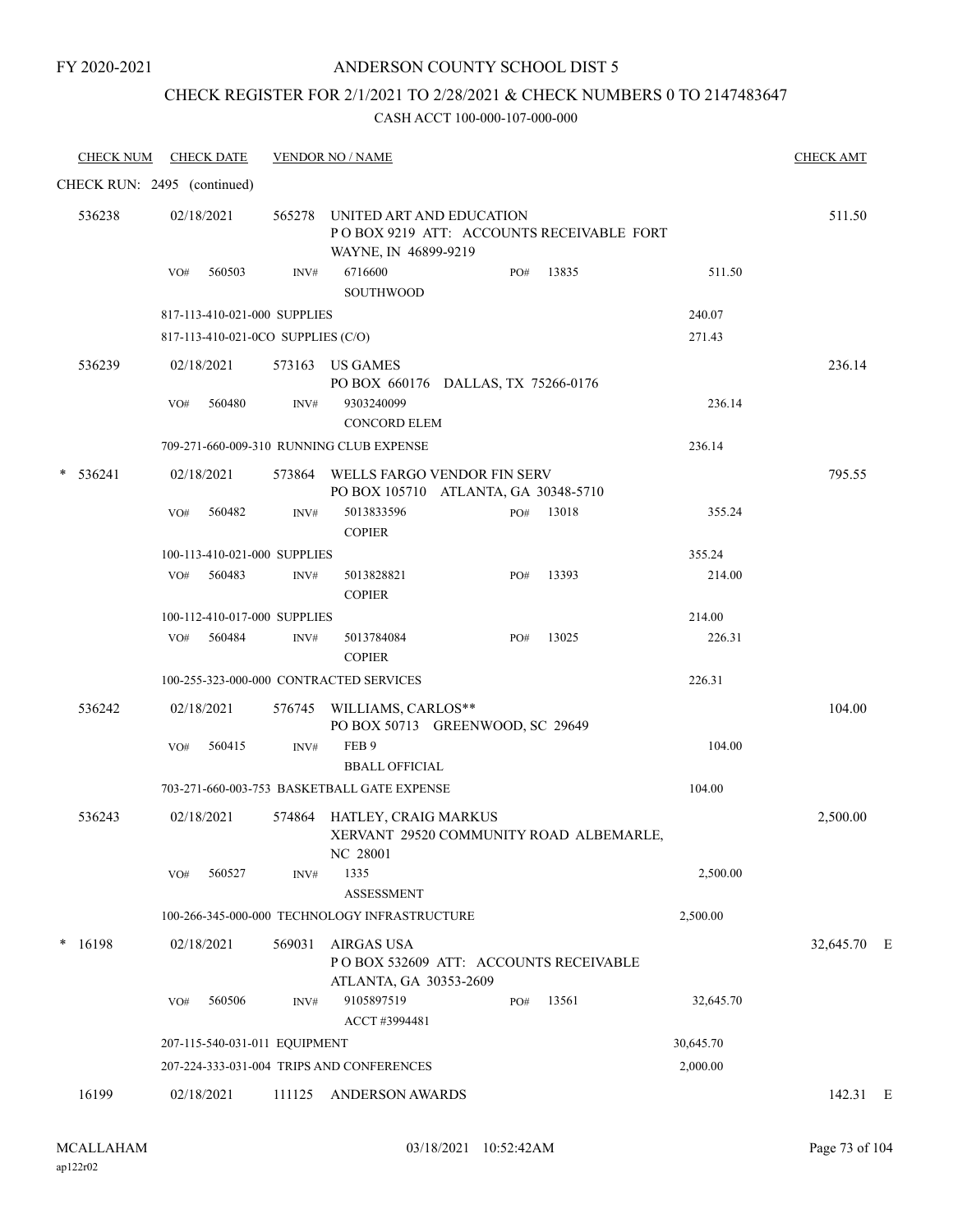FY 2020-2021

# ANDERSON COUNTY SCHOOL DIST 5

## CHECK REGISTER FOR 2/1/2021 TO 2/28/2021 & CHECK NUMBERS 0 TO 2147483647

CASH ACCT 100-000-107-000-000

| CHECK NUM | CHECK DATE | VENDOR NO / NAME | | | CHECK AMT |
|---|---|---|---|---|---|
| CHECK RUN: 2495 (continued) | | | | | |
| 536238 | 02/18/2021 | 565278 UNITED ART AND EDUCATION<br>P O BOX 9219 ATT: ACCOUNTS RECEIVABLE FORT WAYNE, IN 46899-9219 | | | 511.50 |
| | VO# 560503 | INV# 6716600<br>SOUTHWOOD | PO# 13835 | 511.50 | |
| | 817-113-410-021-000 SUPPLIES | | | 240.07 | |
| | 817-113-410-021-0CO SUPPLIES (C/O) | | | 271.43 | |
| 536239 | 02/18/2021 | 573163 US GAMES<br>PO BOX 660176 DALLAS, TX 75266-0176 | | | 236.14 |
| | VO# 560480 | INV# 9303240099<br>CONCORD ELEM | | 236.14 | |
| | 709-271-660-009-310 RUNNING CLUB EXPENSE | | | 236.14 | |
| * 536241 | 02/18/2021 | 573864 WELLS FARGO VENDOR FIN SERV<br>PO BOX 105710 ATLANTA, GA 30348-5710 | | | 795.55 |
| | VO# 560482 | INV# 5013833596<br>COPIER | PO# 13018 | 355.24 | |
| | 100-113-410-021-000 SUPPLIES | | | 355.24 | |
| | VO# 560483 | INV# 5013828821<br>COPIER | PO# 13393 | 214.00 | |
| | 100-112-410-017-000 SUPPLIES | | | 214.00 | |
| | VO# 560484 | INV# 5013784084<br>COPIER | PO# 13025 | 226.31 | |
| | 100-255-323-000-000 CONTRACTED SERVICES | | | 226.31 | |
| 536242 | 02/18/2021 | 576745 WILLIAMS, CARLOS**<br>PO BOX 50713 GREENWOOD, SC 29649 | | | 104.00 |
| | VO# 560415 | INV# FEB 9<br>BBALL OFFICIAL | | 104.00 | |
| | 703-271-660-003-753 BASKETBALL GATE EXPENSE | | | 104.00 | |
| 536243 | 02/18/2021 | 574864 HATLEY, CRAIG MARKUS<br>XERVANT 29520 COMMUNITY ROAD ALBEMARLE, NC 28001 | | | 2,500.00 |
| | VO# 560527 | INV# 1335<br>ASSESSMENT | | 2,500.00 | |
| | 100-266-345-000-000 TECHNOLOGY INFRASTRUCTURE | | | 2,500.00 | |
| * 16198 | 02/18/2021 | 569031 AIRGAS USA<br>P O BOX 532609 ATT: ACCOUNTS RECEIVABLE ATLANTA, GA 30353-2609 | | | 32,645.70 E |
| | VO# 560506 | INV# 9105897519<br>ACCT #3994481 | PO# 13561 | 32,645.70 | |
| | 207-115-540-031-011 EQUIPMENT | | | 30,645.70 | |
| | 207-224-333-031-004 TRIPS AND CONFERENCES | | | 2,000.00 | |
| 16199 | 02/18/2021 | 111125 ANDERSON AWARDS | | | 142.31 E |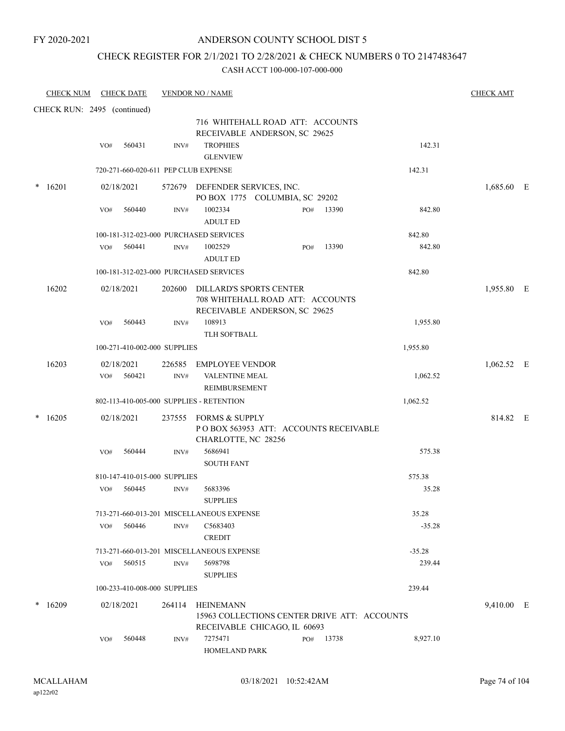FY 2020-2021

# ANDERSON COUNTY SCHOOL DIST 5

## CHECK REGISTER FOR 2/1/2021 TO 2/28/2021 & CHECK NUMBERS 0 TO 2147483647

CASH ACCT 100-000-107-000-000

| CHECK NUM | CHECK DATE | VENDOR NO / NAME | | | CHECK AMT |
|---|---|---|---|---|---|
| CHECK RUN: 2495 (continued) | | | | | |
| | | | 716 WHITEHALL ROAD ATT: ACCOUNTS RECEIVABLE ANDERSON, SC 29625 | | |
| | VO# 560431 | INV# | TROPHIES GLENVIEW | 142.31 | |
| | 720-271-660-020-611 PEP CLUB EXPENSE | | | 142.31 | |
| * 16201 | 02/18/2021 | 572679 | DEFENDER SERVICES, INC. PO BOX 1775 COLUMBIA, SC 29202 | | 1,685.60 E |
| | VO# 560440 | INV# | 1002334 PO# 13390 ADULT ED | 842.80 | |
| | 100-181-312-023-000 PURCHASED SERVICES | | | 842.80 | |
| | VO# 560441 | INV# | 1002529 PO# 13390 ADULT ED | 842.80 | |
| | 100-181-312-023-000 PURCHASED SERVICES | | | 842.80 | |
| 16202 | 02/18/2021 | 202600 | DILLARD'S SPORTS CENTER 708 WHITEHALL ROAD ATT: ACCOUNTS RECEIVABLE ANDERSON, SC 29625 | | 1,955.80 E |
| | VO# 560443 | INV# | 108913 TLH SOFTBALL | 1,955.80 | |
| | 100-271-410-002-000 SUPPLIES | | | 1,955.80 | |
| 16203 | 02/18/2021 | 226585 | EMPLOYEE VENDOR | | 1,062.52 E |
| | VO# 560421 | INV# | VALENTINE MEAL REIMBURSEMENT | 1,062.52 | |
| | 802-113-410-005-000 SUPPLIES - RETENTION | | | 1,062.52 | |
| * 16205 | 02/18/2021 | 237555 | FORMS & SUPPLY P O BOX 563953 ATT: ACCOUNTS RECEIVABLE CHARLOTTE, NC 28256 | | 814.82 E |
| | VO# 560444 | INV# | 5686941 SOUTH FANT | 575.38 | |
| | 810-147-410-015-000 SUPPLIES | | | 575.38 | |
| | VO# 560445 | INV# | 5683396 SUPPLIES | 35.28 | |
| | 713-271-660-013-201 MISCELLANEOUS EXPENSE | | | 35.28 | |
| | VO# 560446 | INV# | C5683403 CREDIT | -35.28 | |
| | 713-271-660-013-201 MISCELLANEOUS EXPENSE | | | -35.28 | |
| | VO# 560515 | INV# | 5698798 SUPPLIES | 239.44 | |
| | 100-233-410-008-000 SUPPLIES | | | 239.44 | |
| * 16209 | 02/18/2021 | 264114 | HEINEMANN 15963 COLLECTIONS CENTER DRIVE ATT: ACCOUNTS RECEIVABLE CHICAGO, IL 60693 | | 9,410.00 E |
| | VO# 560448 | INV# | 7275471 PO# 13738 HOMELAND PARK | 8,927.10 | |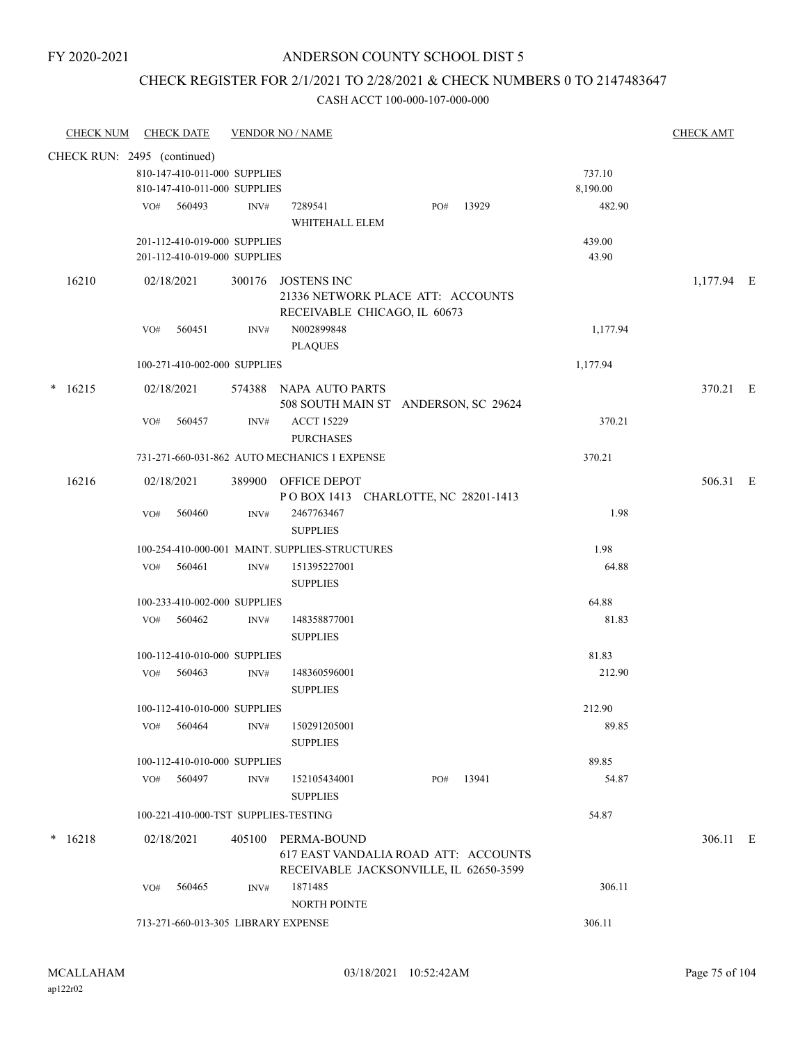FY 2020-2021

# ANDERSON COUNTY SCHOOL DIST 5

## CHECK REGISTER FOR 2/1/2021 TO 2/28/2021 & CHECK NUMBERS 0 TO 2147483647

CASH ACCT 100-000-107-000-000

| CHECK NUM | CHECK DATE | VENDOR NO / NAME | | CHECK AMT |
|---|---|---|---|---|
| CHECK RUN: 2495 (continued) | | | | |
| | 810-147-410-011-000 SUPPLIES | | 737.10 | |
| | 810-147-410-011-000 SUPPLIES | | 8,190.00 | |
| | VO# 560493 INV# 7289541 PO# 13929 | WHITEHALL ELEM | 482.90 | |
| | 201-112-410-019-000 SUPPLIES | | 439.00 | |
| | 201-112-410-019-000 SUPPLIES | | 43.90 | |
| 16210 | 02/18/2021 | 300176 JOSTENS INC 21336 NETWORK PLACE ATT: ACCOUNTS RECEIVABLE CHICAGO, IL 60673 | | 1,177.94 E |
| | VO# 560451 INV# N002899848 | PLAQUES | 1,177.94 | |
| | 100-271-410-002-000 SUPPLIES | | 1,177.94 | |
| * 16215 | 02/18/2021 | 574388 NAPA AUTO PARTS 508 SOUTH MAIN ST ANDERSON, SC 29624 | | 370.21 E |
| | VO# 560457 INV# ACCT 15229 | PURCHASES | 370.21 | |
| | 731-271-660-031-862 AUTO MECHANICS 1 EXPENSE | | 370.21 | |
| 16216 | 02/18/2021 | 389900 OFFICE DEPOT P O BOX 1413 CHARLOTTE, NC 28201-1413 | | 506.31 E |
| | VO# 560460 INV# 2467763467 | SUPPLIES | 1.98 | |
| | 100-254-410-000-001 MAINT. SUPPLIES-STRUCTURES | | 1.98 | |
| | VO# 560461 INV# 151395227001 | SUPPLIES | 64.88 | |
| | 100-233-410-002-000 SUPPLIES | | 64.88 | |
| | VO# 560462 INV# 148358877001 | SUPPLIES | 81.83 | |
| | 100-112-410-010-000 SUPPLIES | | 81.83 | |
| | VO# 560463 INV# 148360596001 | SUPPLIES | 212.90 | |
| | 100-112-410-010-000 SUPPLIES | | 212.90 | |
| | VO# 560464 INV# 150291205001 | SUPPLIES | 89.85 | |
| | 100-112-410-010-000 SUPPLIES | | 89.85 | |
| | VO# 560497 INV# 152105434001 PO# 13941 | SUPPLIES | 54.87 | |
| | 100-221-410-000-TST SUPPLIES-TESTING | | 54.87 | |
| * 16218 | 02/18/2021 | 405100 PERMA-BOUND 617 EAST VANDALIA ROAD ATT: ACCOUNTS RECEIVABLE JACKSONVILLE, IL 62650-3599 | | 306.11 E |
| | VO# 560465 INV# 1871485 | NORTH POINTE | 306.11 | |
| | 713-271-660-013-305 LIBRARY EXPENSE | | 306.11 | |

MCALLAHAM
ap122r02

03/18/2021 10:52:42AM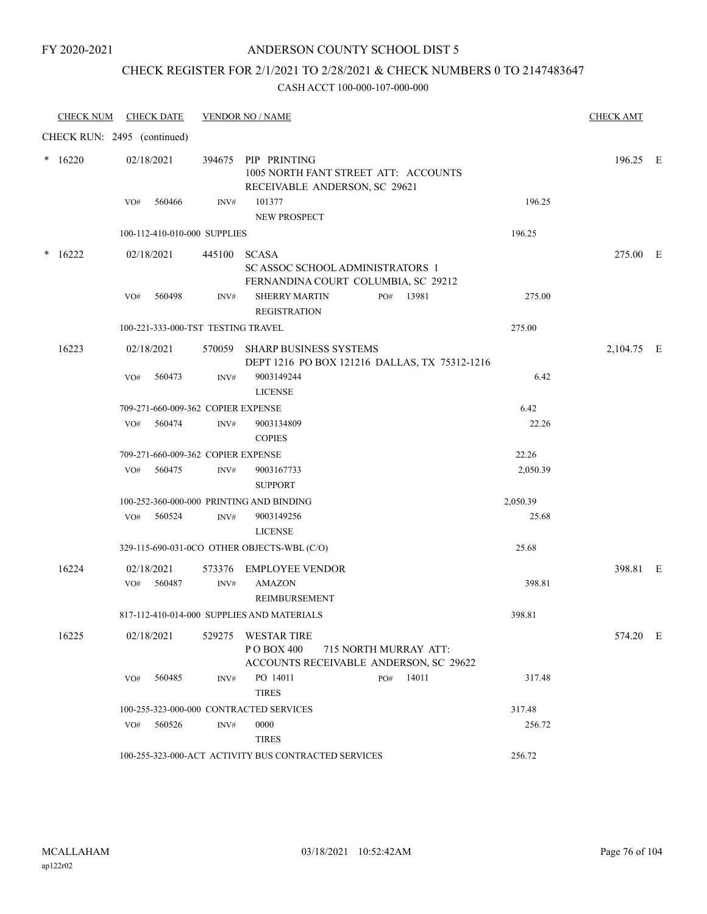FY 2020-2021

# ANDERSON COUNTY SCHOOL DIST 5

## CHECK REGISTER FOR 2/1/2021 TO 2/28/2021 & CHECK NUMBERS 0 TO 2147483647

CASH ACCT 100-000-107-000-000

| CHECK NUM | CHECK DATE | VENDOR NO / NAME | | | CHECK AMT |
|---|---|---|---|---|---|
| CHECK RUN: 2495 (continued) | | | | | |
| * 16220 | 02/18/2021 | 394675 PIP PRINTING<br>1005 NORTH FANT STREET ATT: ACCOUNTS RECEIVABLE ANDERSON, SC 29621 | | | 196.25 E |
| | VO# 560466 | INV# 101377<br>NEW PROSPECT | | 196.25 | |
| | 100-112-410-010-000 SUPPLIES | | | 196.25 | |
| * 16222 | 02/18/2021 | 445100 SCASA<br>SC ASSOC SCHOOL ADMINISTRATORS 1 FERNANDINA COURT COLUMBIA, SC 29212 | | | 275.00 E |
| | VO# 560498 | INV# SHERRY MARTIN<br>REGISTRATION | PO# 13981 | 275.00 | |
| | 100-221-333-000-TST TESTING TRAVEL | | | 275.00 | |
| 16223 | 02/18/2021 | 570059 SHARP BUSINESS SYSTEMS<br>DEPT 1216 PO BOX 121216 DALLAS, TX 75312-1216 | | | 2,104.75 E |
| | VO# 560473 | INV# 9003149244<br>LICENSE | | 6.42 | |
| | 709-271-660-009-362 COPIER EXPENSE | | | 6.42 | |
| | VO# 560474 | INV# 9003134809<br>COPIES | | 22.26 | |
| | 709-271-660-009-362 COPIER EXPENSE | | | 22.26 | |
| | VO# 560475 | INV# 9003167733<br>SUPPORT | | 2,050.39 | |
| | 100-252-360-000-000 PRINTING AND BINDING | | | 2,050.39 | |
| | VO# 560524 | INV# 9003149256<br>LICENSE | | 25.68 | |
| | 329-115-690-031-0CO OTHER OBJECTS-WBL (C/O) | | | 25.68 | |
| 16224 | 02/18/2021 | 573376 EMPLOYEE VENDOR | | | 398.81 E |
| | VO# 560487 | INV# AMAZON<br>REIMBURSEMENT | | 398.81 | |
| | 817-112-410-014-000 SUPPLIES AND MATERIALS | | | 398.81 | |
| 16225 | 02/18/2021 | 529275 WESTAR TIRE<br>P O BOX 400 715 NORTH MURRAY ATT: ACCOUNTS RECEIVABLE ANDERSON, SC 29622 | | | 574.20 E |
| | VO# 560485 | INV# PO 14011<br>TIRES | PO# 14011 | 317.48 | |
| | 100-255-323-000-000 CONTRACTED SERVICES | | | 317.48 | |
| | VO# 560526 | INV# 0000<br>TIRES | | 256.72 | |
| | 100-255-323-000-ACT ACTIVITY BUS CONTRACTED SERVICES | | | 256.72 | |

MCALLAHAM
ap122r02

03/18/2021 10:52:42AM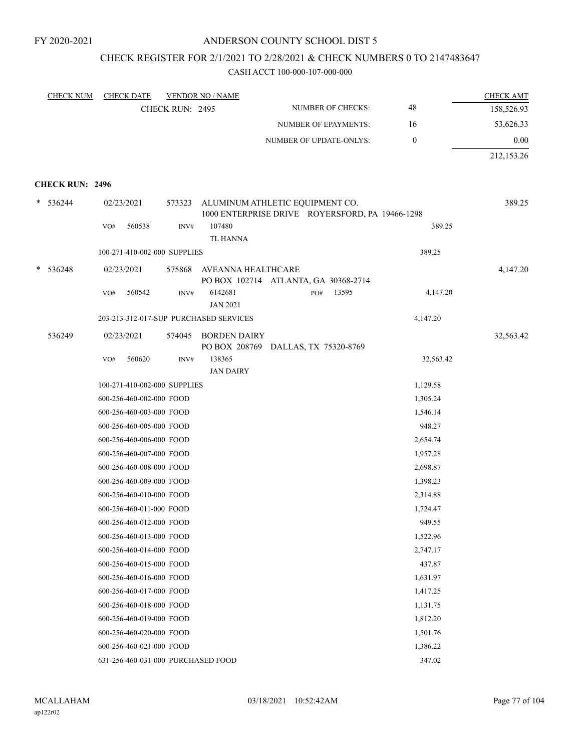FY 2020-2021

ANDERSON COUNTY SCHOOL DIST 5

CHECK REGISTER FOR 2/1/2021 TO 2/28/2021 & CHECK NUMBERS 0 TO 2147483647

CASH ACCT 100-000-107-000-000

| CHECK NUM | CHECK DATE | VENDOR NO / NAME | | | CHECK AMT |
|---|---|---|---|---|---|
| | CHECK RUN: 2495 | | NUMBER OF CHECKS: | 48 | 158,526.93 |
| | | | NUMBER OF EPAYMENTS: | 16 | 53,626.33 |
| | | | NUMBER OF UPDATE-ONLYS: | 0 | 0.00 |
| | | | | | 212,153.26 |

**CHECK RUN: 2496**

| CHECK NUM | CHECK DATE | VENDOR NO / NAME | | | CHECK AMT |
|---|---|---|---|---|---|
| * 536244 | 02/23/2021 | 573323 ALUMINUM ATHLETIC EQUIPMENT CO. 1000 ENTERPRISE DRIVE ROYERSFORD, PA 19466-1298 | | | 389.25 |
| | VO# 560538 | INV# 107480 TL HANNA | | 389.25 | |
| | 100-271-410-002-000 SUPPLIES | | | 389.25 | |
| * 536248 | 02/23/2021 | 575868 AVEANNA HEALTHCARE PO BOX 102714 ATLANTA, GA 30368-2714 | | | 4,147.20 |
| | VO# 560542 | INV# 6142681 JAN 2021 | PO# 13595 | 4,147.20 | |
| | 203-213-312-017-SUP PURCHASED SERVICES | | | 4,147.20 | |
| 536249 | 02/23/2021 | 574045 BORDEN DAIRY PO BOX 208769 DALLAS, TX 75320-8769 | | | 32,563.42 |
| | VO# 560620 | INV# 138365 JAN DAIRY | | 32,563.42 | |
| | 100-271-410-002-000 SUPPLIES | | | 1,129.58 | |
| | 600-256-460-002-000 FOOD | | | 1,305.24 | |
| | 600-256-460-003-000 FOOD | | | 1,546.14 | |
| | 600-256-460-005-000 FOOD | | | 948.27 | |
| | 600-256-460-006-000 FOOD | | | 2,654.74 | |
| | 600-256-460-007-000 FOOD | | | 1,957.28 | |
| | 600-256-460-008-000 FOOD | | | 2,698.87 | |
| | 600-256-460-009-000 FOOD | | | 1,398.23 | |
| | 600-256-460-010-000 FOOD | | | 2,314.88 | |
| | 600-256-460-011-000 FOOD | | | 1,724.47 | |
| | 600-256-460-012-000 FOOD | | | 949.55 | |
| | 600-256-460-013-000 FOOD | | | 1,522.96 | |
| | 600-256-460-014-000 FOOD | | | 2,747.17 | |
| | 600-256-460-015-000 FOOD | | | 437.87 | |
| | 600-256-460-016-000 FOOD | | | 1,631.97 | |
| | 600-256-460-017-000 FOOD | | | 1,417.25 | |
| | 600-256-460-018-000 FOOD | | | 1,131.75 | |
| | 600-256-460-019-000 FOOD | | | 1,812.20 | |
| | 600-256-460-020-000 FOOD | | | 1,501.76 | |
| | 600-256-460-021-000 FOOD | | | 1,386.22 | |
| | 631-256-460-031-000 PURCHASED FOOD | | | 347.02 | |

MCALLAHAM
ap122r02

03/18/2021 10:52:42AM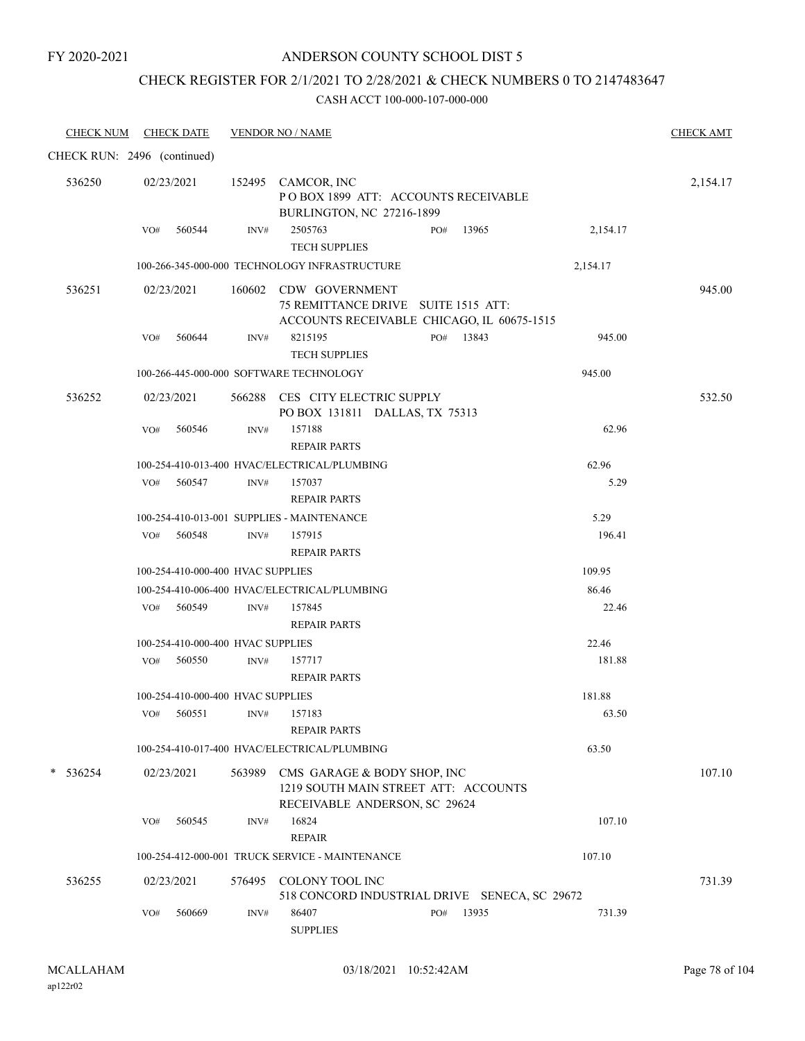FY 2020-2021

# ANDERSON COUNTY SCHOOL DIST 5

## CHECK REGISTER FOR 2/1/2021 TO 2/28/2021 & CHECK NUMBERS 0 TO 2147483647

CASH ACCT 100-000-107-000-000

| CHECK NUM | CHECK DATE | VENDOR NO / NAME | | | CHECK AMT |
|---|---|---|---|---|---|
| CHECK RUN: 2496 (continued) | | | | | |
| 536250 | 02/23/2021 | 152495 CAMCOR, INC<br>P O BOX 1899 ATT: ACCOUNTS RECEIVABLE<br>BURLINGTON, NC 27216-1899 | | | 2,154.17 |
| | VO# 560544 | INV# 2505763<br>TECH SUPPLIES | PO# 13965 | 2,154.17 | |
| | 100-266-345-000-000 TECHNOLOGY INFRASTRUCTURE | | | 2,154.17 | |
| 536251 | 02/23/2021 | 160602 CDW GOVERNMENT<br>75 REMITTANCE DRIVE SUITE 1515 ATT:<br>ACCOUNTS RECEIVABLE CHICAGO, IL 60675-1515 | | | 945.00 |
| | VO# 560644 | INV# 8215195<br>TECH SUPPLIES | PO# 13843 | 945.00 | |
| | 100-266-445-000-000 SOFTWARE TECHNOLOGY | | | 945.00 | |
| 536252 | 02/23/2021 | 566288 CES CITY ELECTRIC SUPPLY<br>PO BOX 131811 DALLAS, TX 75313 | | | 532.50 |
| | VO# 560546 | INV# 157188<br>REPAIR PARTS | | 62.96 | |
| | 100-254-410-013-400 HVAC/ELECTRICAL/PLUMBING | | | 62.96 | |
| | VO# 560547 | INV# 157037<br>REPAIR PARTS | | 5.29 | |
| | 100-254-410-013-001 SUPPLIES - MAINTENANCE | | | 5.29 | |
| | VO# 560548 | INV# 157915<br>REPAIR PARTS | | 196.41 | |
| | 100-254-410-000-400 HVAC SUPPLIES | | | 109.95 | |
| | 100-254-410-006-400 HVAC/ELECTRICAL/PLUMBING | | | 86.46 | |
| | VO# 560549 | INV# 157845<br>REPAIR PARTS | | 22.46 | |
| | 100-254-410-000-400 HVAC SUPPLIES | | | 22.46 | |
| | VO# 560550 | INV# 157717<br>REPAIR PARTS | | 181.88 | |
| | 100-254-410-000-400 HVAC SUPPLIES | | | 181.88 | |
| | VO# 560551 | INV# 157183<br>REPAIR PARTS | | 63.50 | |
| | 100-254-410-017-400 HVAC/ELECTRICAL/PLUMBING | | | 63.50 | |
| * 536254 | 02/23/2021 | 563989 CMS GARAGE & BODY SHOP, INC<br>1219 SOUTH MAIN STREET ATT: ACCOUNTS<br>RECEIVABLE ANDERSON, SC 29624 | | | 107.10 |
| | VO# 560545 | INV# 16824<br>REPAIR | | 107.10 | |
| | 100-254-412-000-001 TRUCK SERVICE - MAINTENANCE | | | 107.10 | |
| 536255 | 02/23/2021 | 576495 COLONY TOOL INC<br>518 CONCORD INDUSTRIAL DRIVE SENECA, SC 29672 | | | 731.39 |
| | VO# 560669 | INV# 86407<br>SUPPLIES | PO# 13935 | 731.39 | |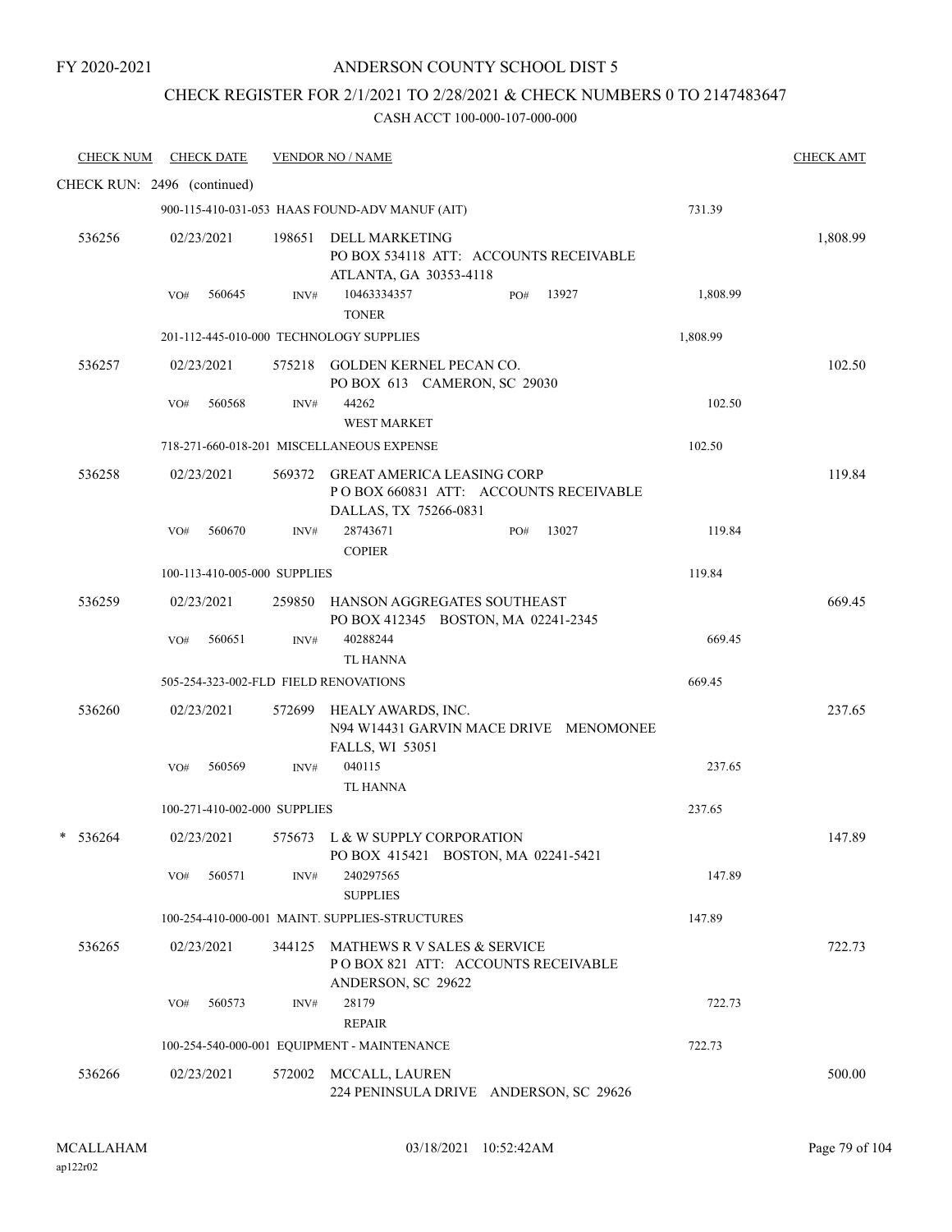FY 2020-2021

# ANDERSON COUNTY SCHOOL DIST 5

## CHECK REGISTER FOR 2/1/2021 TO 2/28/2021 & CHECK NUMBERS 0 TO 2147483647

CASH ACCT 100-000-107-000-000

| CHECK NUM | CHECK DATE | VENDOR NO / NAME | | | CHECK AMT |
|---|---|---|---|---|---|
| CHECK RUN: 2496 (continued) | | | | | |
| | | 900-115-410-031-053 HAAS FOUND-ADV MANUF (AIT) | | 731.39 | |
| 536256 | 02/23/2021 | 198651 DELL MARKETING<br>PO BOX 534118 ATT: ACCOUNTS RECEIVABLE<br>ATLANTA, GA 30353-4118 | | | 1,808.99 |
| | VO# 560645 | INV# 10463334357<br>TONER | PO# 13927 | 1,808.99 | |
| | | 201-112-445-010-000 TECHNOLOGY SUPPLIES | | 1,808.99 | |
| 536257 | 02/23/2021 | 575218 GOLDEN KERNEL PECAN CO.<br>PO BOX 613 CAMERON, SC 29030 | | | 102.50 |
| | VO# 560568 | INV# 44262<br>WEST MARKET | | 102.50 | |
| | | 718-271-660-018-201 MISCELLANEOUS EXPENSE | | 102.50 | |
| 536258 | 02/23/2021 | 569372 GREAT AMERICA LEASING CORP<br>P O BOX 660831 ATT: ACCOUNTS RECEIVABLE<br>DALLAS, TX 75266-0831 | | | 119.84 |
| | VO# 560670 | INV# 28743671<br>COPIER | PO# 13027 | 119.84 | |
| | | 100-113-410-005-000 SUPPLIES | | 119.84 | |
| 536259 | 02/23/2021 | 259850 HANSON AGGREGATES SOUTHEAST<br>PO BOX 412345 BOSTON, MA 02241-2345 | | | 669.45 |
| | VO# 560651 | INV# 40288244<br>TL HANNA | | 669.45 | |
| | | 505-254-323-002-FLD FIELD RENOVATIONS | | 669.45 | |
| 536260 | 02/23/2021 | 572699 HEALY AWARDS, INC.<br>N94 W14431 GARVIN MACE DRIVE MENOMONEE<br>FALLS, WI 53051 | | | 237.65 |
| | VO# 560569 | INV# 040115<br>TL HANNA | | 237.65 | |
| | | 100-271-410-002-000 SUPPLIES | | 237.65 | |
| * 536264 | 02/23/2021 | 575673 L & W SUPPLY CORPORATION<br>PO BOX 415421 BOSTON, MA 02241-5421 | | | 147.89 |
| | VO# 560571 | INV# 240297565<br>SUPPLIES | | 147.89 | |
| | | 100-254-410-000-001 MAINT. SUPPLIES-STRUCTURES | | 147.89 | |
| 536265 | 02/23/2021 | 344125 MATHEWS R V SALES & SERVICE<br>P O BOX 821 ATT: ACCOUNTS RECEIVABLE<br>ANDERSON, SC 29622 | | | 722.73 |
| | VO# 560573 | INV# 28179<br>REPAIR | | 722.73 | |
| | | 100-254-540-000-001 EQUIPMENT - MAINTENANCE | | 722.73 | |
| 536266 | 02/23/2021 | 572002 MCCALL, LAUREN<br>224 PENINSULA DRIVE ANDERSON, SC 29626 | | | 500.00 |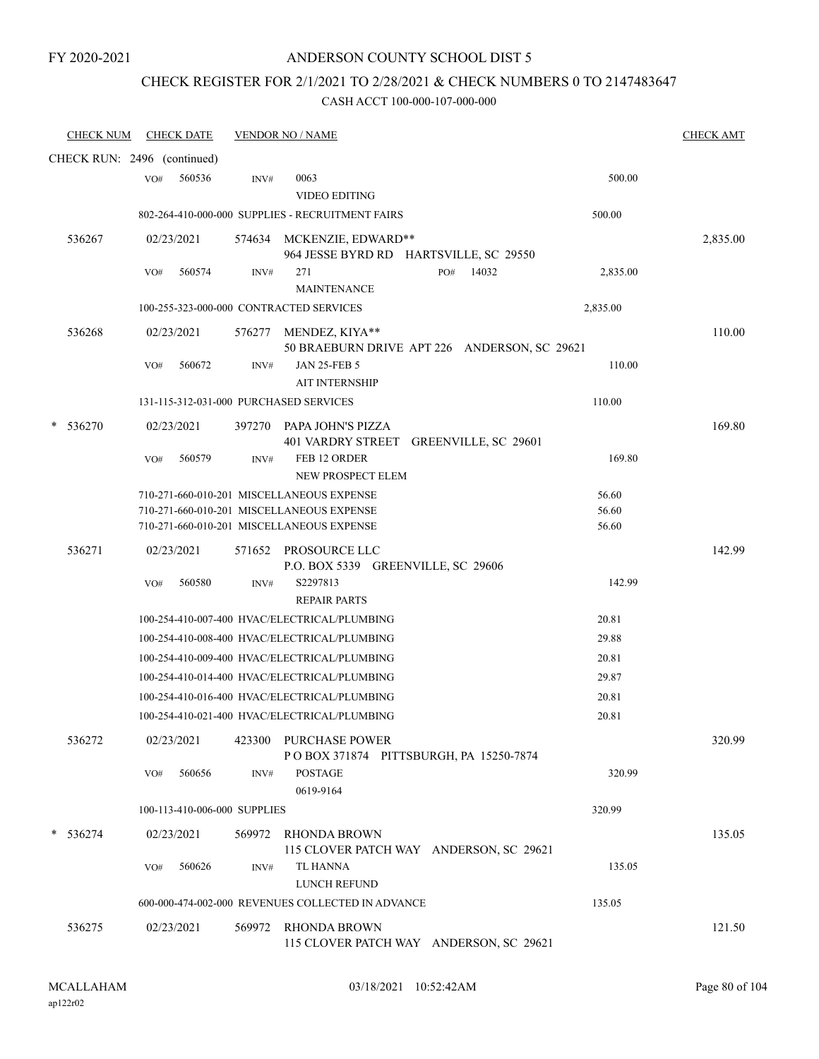FY 2020-2021

# ANDERSON COUNTY SCHOOL DIST 5

## CHECK REGISTER FOR 2/1/2021 TO 2/28/2021 & CHECK NUMBERS 0 TO 2147483647

CASH ACCT 100-000-107-000-000

| CHECK NUM | CHECK DATE | VENDOR NO / NAME | | CHECK AMT |
|---|---|---|---|---|
| CHECK RUN: 2496 (continued) | | | | |
| | VO# 560536 | INV# 0063 VIDEO EDITING | 500.00 | |
| | 802-264-410-000-000 SUPPLIES - RECRUITMENT FAIRS | | 500.00 | |
| 536267 | 02/23/2021 | 574634 MCKENZIE, EDWARD** 964 JESSE BYRD RD HARTSVILLE, SC 29550 | | 2,835.00 |
| | VO# 560574 | INV# 271 PO# 14032 MAINTENANCE | 2,835.00 | |
| | 100-255-323-000-000 CONTRACTED SERVICES | | 2,835.00 | |
| 536268 | 02/23/2021 | 576277 MENDEZ, KIYA** 50 BRAEBURN DRIVE APT 226 ANDERSON, SC 29621 | | 110.00 |
| | VO# 560672 | INV# JAN 25-FEB 5 AIT INTERNSHIP | 110.00 | |
| | 131-115-312-031-000 PURCHASED SERVICES | | 110.00 | |
| * 536270 | 02/23/2021 | 397270 PAPA JOHN'S PIZZA 401 VARDRY STREET GREENVILLE, SC 29601 | | 169.80 |
| | VO# 560579 | INV# FEB 12 ORDER NEW PROSPECT ELEM | 169.80 | |
| | 710-271-660-010-201 MISCELLANEOUS EXPENSE | | 56.60 | |
| | 710-271-660-010-201 MISCELLANEOUS EXPENSE | | 56.60 | |
| | 710-271-660-010-201 MISCELLANEOUS EXPENSE | | 56.60 | |
| 536271 | 02/23/2021 | 571652 PROSOURCE LLC P.O. BOX 5339 GREENVILLE, SC 29606 | | 142.99 |
| | VO# 560580 | INV# S2297813 REPAIR PARTS | 142.99 | |
| | 100-254-410-007-400 HVAC/ELECTRICAL/PLUMBING | | 20.81 | |
| | 100-254-410-008-400 HVAC/ELECTRICAL/PLUMBING | | 29.88 | |
| | 100-254-410-009-400 HVAC/ELECTRICAL/PLUMBING | | 20.81 | |
| | 100-254-410-014-400 HVAC/ELECTRICAL/PLUMBING | | 29.87 | |
| | 100-254-410-016-400 HVAC/ELECTRICAL/PLUMBING | | 20.81 | |
| | 100-254-410-021-400 HVAC/ELECTRICAL/PLUMBING | | 20.81 | |
| 536272 | 02/23/2021 | 423300 PURCHASE POWER P O BOX 371874 PITTSBURGH, PA 15250-7874 | | 320.99 |
| | VO# 560656 | INV# POSTAGE 0619-9164 | 320.99 | |
| | 100-113-410-006-000 SUPPLIES | | 320.99 | |
| * 536274 | 02/23/2021 | 569972 RHONDA BROWN 115 CLOVER PATCH WAY ANDERSON, SC 29621 | | 135.05 |
| | VO# 560626 | INV# TL HANNA LUNCH REFUND | 135.05 | |
| | 600-000-474-002-000 REVENUES COLLECTED IN ADVANCE | | 135.05 | |
| 536275 | 02/23/2021 | 569972 RHONDA BROWN 115 CLOVER PATCH WAY ANDERSON, SC 29621 | | 121.50 |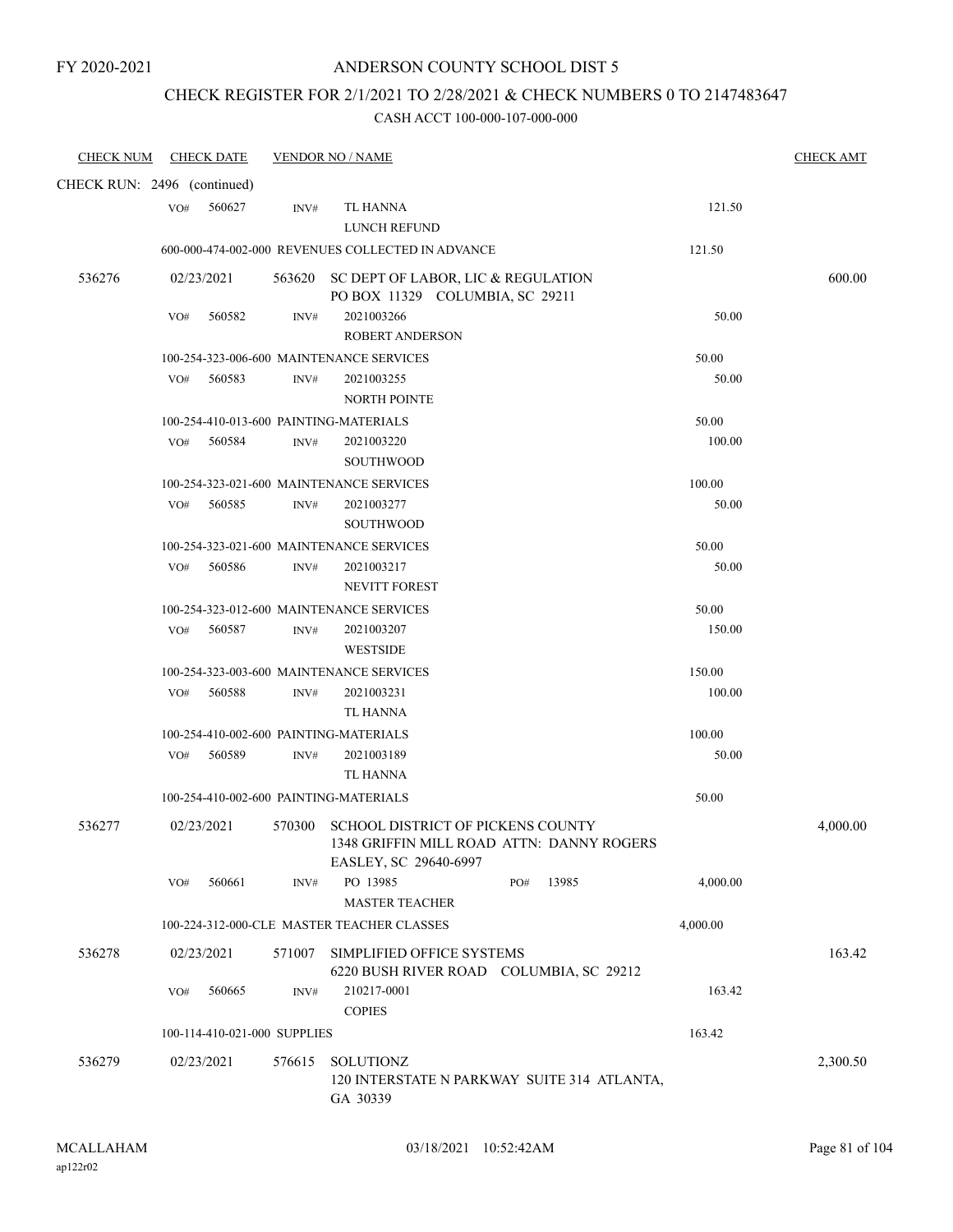FY 2020-2021

# ANDERSON COUNTY SCHOOL DIST 5

## CHECK REGISTER FOR 2/1/2021 TO 2/28/2021 & CHECK NUMBERS 0 TO 2147483647

CASH ACCT 100-000-107-000-000

| CHECK NUM | CHECK DATE | VENDOR NO / NAME | | CHECK AMT |
|---|---|---|---|---|
| CHECK RUN: 2496 (continued) | | | | |
| | VO# 560627 | INV# TL HANNA<br>LUNCH REFUND | 121.50 | |
| | | 600-000-474-002-000 REVENUES COLLECTED IN ADVANCE | 121.50 | |
| 536276 | 02/23/2021 | 563620 SC DEPT OF LABOR, LIC & REGULATION<br>PO BOX 11329 COLUMBIA, SC 29211 | | 600.00 |
| | VO# 560582 | INV# 2021003266<br>ROBERT ANDERSON | 50.00 | |
| | | 100-254-323-006-600 MAINTENANCE SERVICES | 50.00 | |
| | VO# 560583 | INV# 2021003255<br>NORTH POINTE | 50.00 | |
| | | 100-254-410-013-600 PAINTING-MATERIALS | 50.00 | |
| | VO# 560584 | INV# 2021003220<br>SOUTHWOOD | 100.00 | |
| | | 100-254-323-021-600 MAINTENANCE SERVICES | 100.00 | |
| | VO# 560585 | INV# 2021003277<br>SOUTHWOOD | 50.00 | |
| | | 100-254-323-021-600 MAINTENANCE SERVICES | 50.00 | |
| | VO# 560586 | INV# 2021003217<br>NEVITT FOREST | 50.00 | |
| | | 100-254-323-012-600 MAINTENANCE SERVICES | 50.00 | |
| | VO# 560587 | INV# 2021003207<br>WESTSIDE | 150.00 | |
| | | 100-254-323-003-600 MAINTENANCE SERVICES | 150.00 | |
| | VO# 560588 | INV# 2021003231<br>TL HANNA | 100.00 | |
| | | 100-254-410-002-600 PAINTING-MATERIALS | 100.00 | |
| | VO# 560589 | INV# 2021003189<br>TL HANNA | 50.00 | |
| | | 100-254-410-002-600 PAINTING-MATERIALS | 50.00 | |
| 536277 | 02/23/2021 | 570300 SCHOOL DISTRICT OF PICKENS COUNTY<br>1348 GRIFFIN MILL ROAD ATTN: DANNY ROGERS<br>EASLEY, SC 29640-6997 | | 4,000.00 |
| | VO# 560661 | INV# PO 13985 PO# 13985<br>MASTER TEACHER | 4,000.00 | |
| | | 100-224-312-000-CLE MASTER TEACHER CLASSES | 4,000.00 | |
| 536278 | 02/23/2021 | 571007 SIMPLIFIED OFFICE SYSTEMS<br>6220 BUSH RIVER ROAD COLUMBIA, SC 29212 | | 163.42 |
| | VO# 560665 | INV# 210217-0001<br>COPIES | 163.42 | |
| | | 100-114-410-021-000 SUPPLIES | 163.42 | |
| 536279 | 02/23/2021 | 576615 SOLUTIONZ<br>120 INTERSTATE N PARKWAY SUITE 314 ATLANTA, GA 30339 | | 2,300.50 |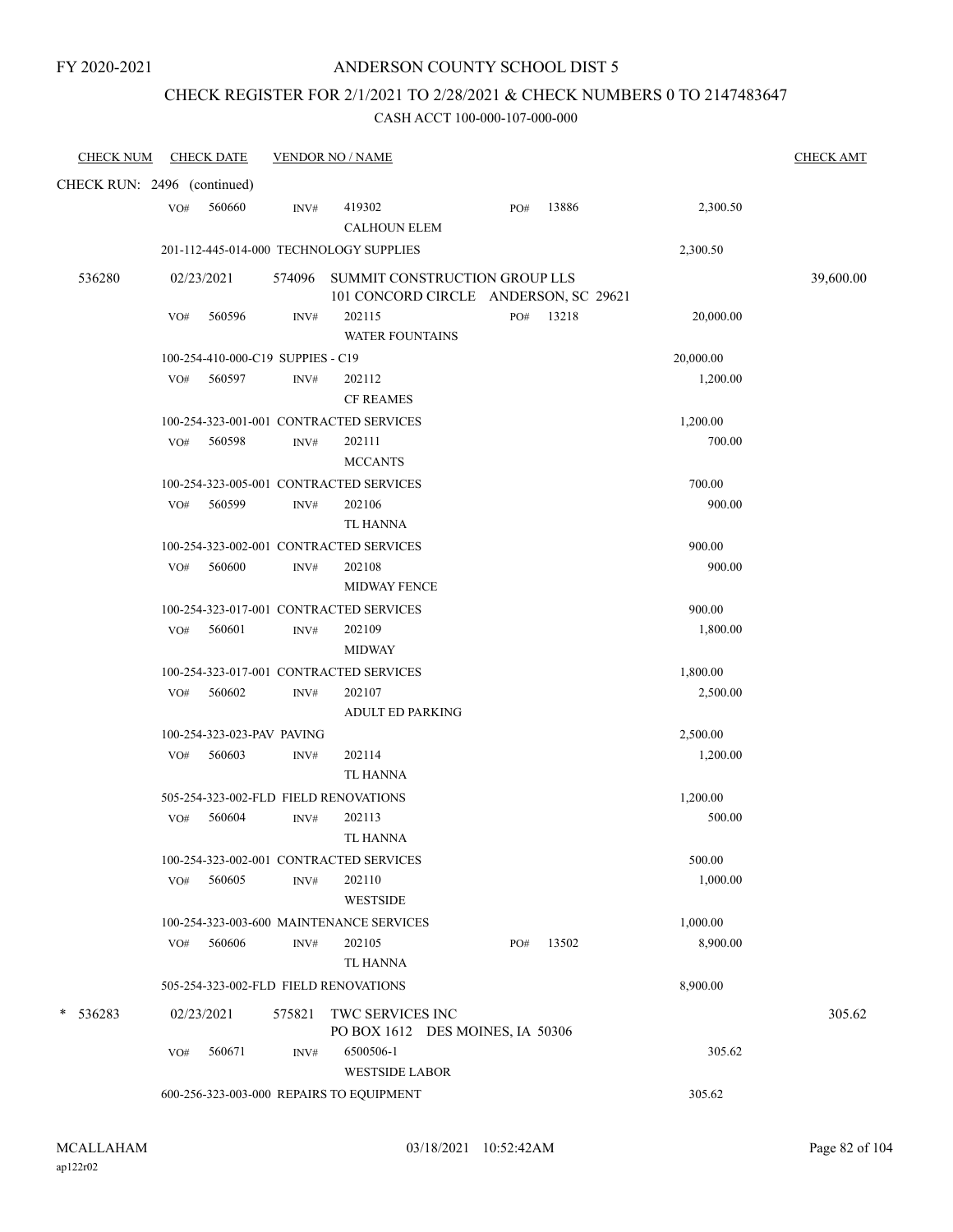FY 2020-2021

# ANDERSON COUNTY SCHOOL DIST 5

## CHECK REGISTER FOR 2/1/2021 TO 2/28/2021 & CHECK NUMBERS 0 TO 2147483647

CASH ACCT 100-000-107-000-000

| CHECK NUM | CHECK DATE | VENDOR NO / NAME | | | | CHECK AMT |
|---|---|---|---|---|---|---|
| CHECK RUN: 2496 (continued) | | | | | | |
| | VO# 560660 | INV# 419302 CALHOUN ELEM | PO# 13886 | | 2,300.50 | |
| | 201-112-445-014-000 TECHNOLOGY SUPPLIES | | | | 2,300.50 | |
| 536280 | 02/23/2021 | 574096 SUMMIT CONSTRUCTION GROUP LLS 101 CONCORD CIRCLE ANDERSON, SC 29621 | | | | 39,600.00 |
| | VO# 560596 | INV# 202115 WATER FOUNTAINS | PO# 13218 | | 20,000.00 | |
| | 100-254-410-000-C19 SUPPIES - C19 | | | | 20,000.00 | |
| | VO# 560597 | INV# 202112 CF REAMES | | | 1,200.00 | |
| | 100-254-323-001-001 CONTRACTED SERVICES | | | | 1,200.00 | |
| | VO# 560598 | INV# 202111 MCCANTS | | | 700.00 | |
| | 100-254-323-005-001 CONTRACTED SERVICES | | | | 700.00 | |
| | VO# 560599 | INV# 202106 TL HANNA | | | 900.00 | |
| | 100-254-323-002-001 CONTRACTED SERVICES | | | | 900.00 | |
| | VO# 560600 | INV# 202108 MIDWAY FENCE | | | 900.00 | |
| | 100-254-323-017-001 CONTRACTED SERVICES | | | | 900.00 | |
| | VO# 560601 | INV# 202109 MIDWAY | | | 1,800.00 | |
| | 100-254-323-017-001 CONTRACTED SERVICES | | | | 1,800.00 | |
| | VO# 560602 | INV# 202107 ADULT ED PARKING | | | 2,500.00 | |
| | 100-254-323-023-PAV PAVING | | | | 2,500.00 | |
| | VO# 560603 | INV# 202114 TL HANNA | | | 1,200.00 | |
| | 505-254-323-002-FLD FIELD RENOVATIONS | | | | 1,200.00 | |
| | VO# 560604 | INV# 202113 TL HANNA | | | 500.00 | |
| | 100-254-323-002-001 CONTRACTED SERVICES | | | | 500.00 | |
| | VO# 560605 | INV# 202110 WESTSIDE | | | 1,000.00 | |
| | 100-254-323-003-600 MAINTENANCE SERVICES | | | | 1,000.00 | |
| | VO# 560606 | INV# 202105 TL HANNA | PO# 13502 | | 8,900.00 | |
| | 505-254-323-002-FLD FIELD RENOVATIONS | | | | 8,900.00 | |
| * 536283 | 02/23/2021 | 575821 TWC SERVICES INC PO BOX 1612 DES MOINES, IA 50306 | | | | 305.62 |
| | VO# 560671 | INV# 6500506-1 WESTSIDE LABOR | | | 305.62 | |
| | 600-256-323-003-000 REPAIRS TO EQUIPMENT | | | | 305.62 | |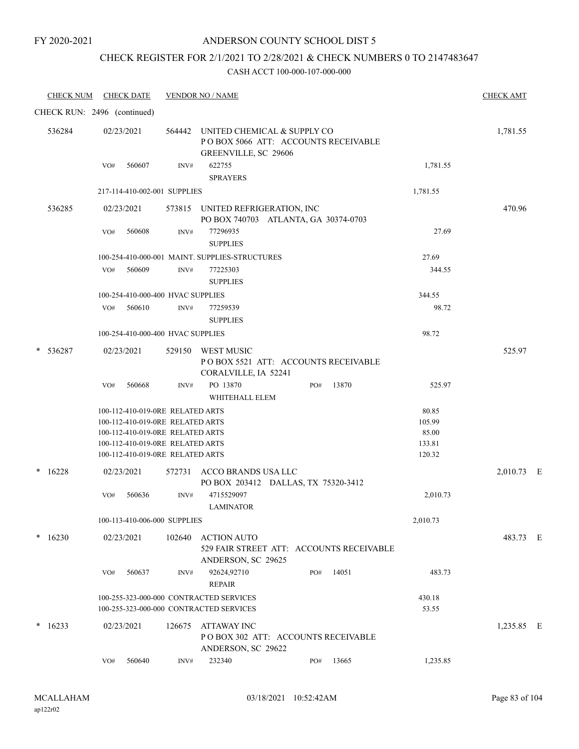FY 2020-2021

# ANDERSON COUNTY SCHOOL DIST 5

## CHECK REGISTER FOR 2/1/2021 TO 2/28/2021 & CHECK NUMBERS 0 TO 2147483647

CASH ACCT 100-000-107-000-000

| CHECK NUM | CHECK DATE | VENDOR NO / NAME | | CHECK AMT |
|---|---|---|---|---|
| CHECK RUN: 2496 (continued) | | | | |
| 536284 | 02/23/2021 | 564442 UNITED CHEMICAL & SUPPLY CO<br>P O BOX 5066 ATT: ACCOUNTS RECEIVABLE<br>GREENVILLE, SC 29606 | | 1,781.55 |
| | VO# 560607 | INV# 622755<br>SPRAYERS | 1,781.55 | |
| | 217-114-410-002-001 SUPPLIES | | 1,781.55 | |
| 536285 | 02/23/2021 | 573815 UNITED REFRIGERATION, INC<br>PO BOX 740703 ATLANTA, GA 30374-0703 | | 470.96 |
| | VO# 560608 | INV# 77296935<br>SUPPLIES | 27.69 | |
| | 100-254-410-000-001 MAINT. SUPPLIES-STRUCTURES | | 27.69 | |
| | VO# 560609 | INV# 77225303<br>SUPPLIES | 344.55 | |
| | 100-254-410-000-400 HVAC SUPPLIES | | 344.55 | |
| | VO# 560610 | INV# 77259539<br>SUPPLIES | 98.72 | |
| | 100-254-410-000-400 HVAC SUPPLIES | | 98.72 | |
| * 536287 | 02/23/2021 | 529150 WEST MUSIC<br>P O BOX 5521 ATT: ACCOUNTS RECEIVABLE<br>CORALVILLE, IA 52241 | | 525.97 |
| | VO# 560668 | INV# PO 13870 PO# 13870<br>WHITEHALL ELEM | 525.97 | |
| | 100-112-410-019-0RE RELATED ARTS | | 80.85 | |
| | 100-112-410-019-0RE RELATED ARTS | | 105.99 | |
| | 100-112-410-019-0RE RELATED ARTS | | 85.00 | |
| | 100-112-410-019-0RE RELATED ARTS | | 133.81 | |
| | 100-112-410-019-0RE RELATED ARTS | | 120.32 | |
| * 16228 | 02/23/2021 | 572731 ACCO BRANDS USA LLC<br>PO BOX 203412 DALLAS, TX 75320-3412 | | 2,010.73 E |
| | VO# 560636 | INV# 4715529097<br>LAMINATOR | 2,010.73 | |
| | 100-113-410-006-000 SUPPLIES | | 2,010.73 | |
| * 16230 | 02/23/2021 | 102640 ACTION AUTO<br>529 FAIR STREET ATT: ACCOUNTS RECEIVABLE<br>ANDERSON, SC 29625 | | 483.73 E |
| | VO# 560637 | INV# 92624,92710 PO# 14051<br>REPAIR | 483.73 | |
| | 100-255-323-000-000 CONTRACTED SERVICES | | 430.18 | |
| | 100-255-323-000-000 CONTRACTED SERVICES | | 53.55 | |
| * 16233 | 02/23/2021 | 126675 ATTAWAY INC<br>P O BOX 302 ATT: ACCOUNTS RECEIVABLE<br>ANDERSON, SC 29622 | | 1,235.85 E |
| | VO# 560640 | INV# 232340 PO# 13665 | 1,235.85 | |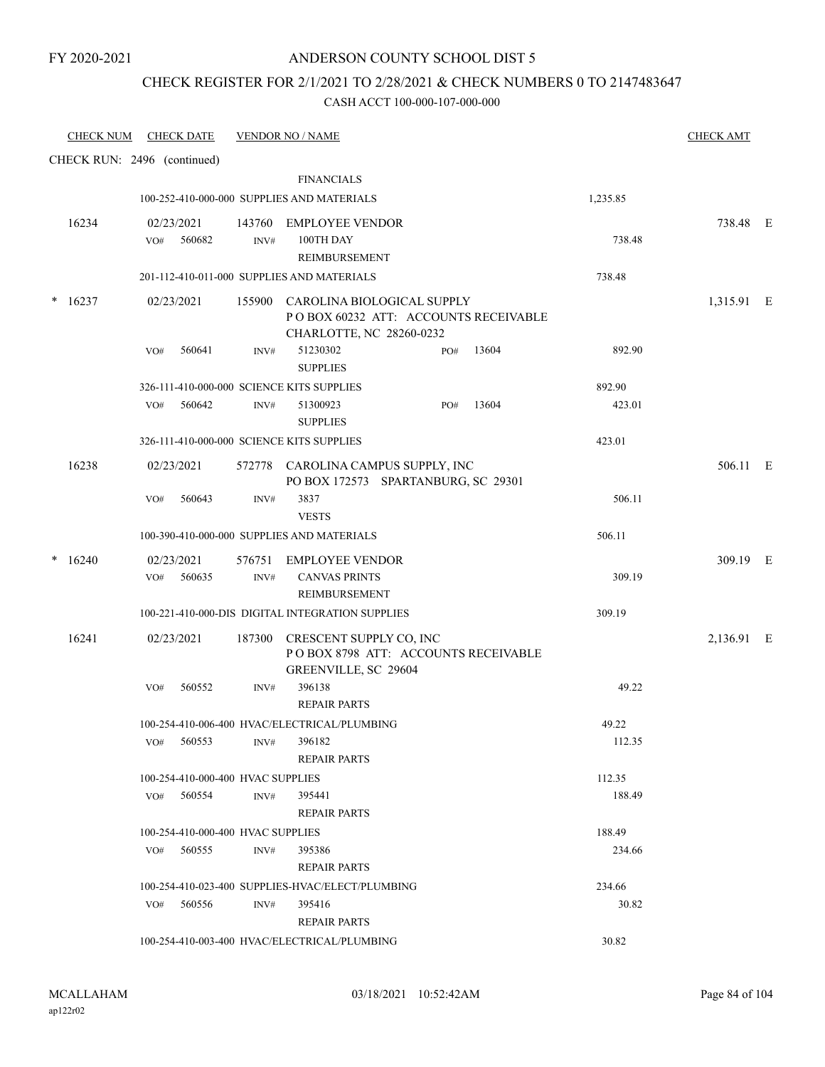FY 2020-2021

# ANDERSON COUNTY SCHOOL DIST 5

## CHECK REGISTER FOR 2/1/2021 TO 2/28/2021 & CHECK NUMBERS 0 TO 2147483647

CASH ACCT 100-000-107-000-000

| CHECK NUM | CHECK DATE | VENDOR NO / NAME | | | CHECK AMT |
|---|---|---|---|---|---|
| CHECK RUN: 2496 (continued) | | | | | |
| | | | FINANCIALS | | |
| | 100-252-410-000-000 SUPPLIES AND MATERIALS | | | 1,235.85 | |
| 16234 | 02/23/2021 | 143760 | EMPLOYEE VENDOR | | 738.48 E |
| | VO# 560682 | INV# | 100TH DAY REIMBURSEMENT | 738.48 | |
| | 201-112-410-011-000 SUPPLIES AND MATERIALS | | | 738.48 | |
| * 16237 | 02/23/2021 | 155900 | CAROLINA BIOLOGICAL SUPPLY<br>P O BOX 60232 ATT: ACCOUNTS RECEIVABLE<br>CHARLOTTE, NC 28260-0232 | | 1,315.91 E |
| | VO# 560641 | INV# | 51230302 PO# 13604<br>SUPPLIES | 892.90 | |
| | 326-111-410-000-000 SCIENCE KITS SUPPLIES | | | 892.90 | |
| | VO# 560642 | INV# | 51300923 PO# 13604<br>SUPPLIES | 423.01 | |
| | 326-111-410-000-000 SCIENCE KITS SUPPLIES | | | 423.01 | |
| 16238 | 02/23/2021 | 572778 | CAROLINA CAMPUS SUPPLY, INC<br>PO BOX 172573 SPARTANBURG, SC 29301 | | 506.11 E |
| | VO# 560643 | INV# | 3837<br>VESTS | 506.11 | |
| | 100-390-410-000-000 SUPPLIES AND MATERIALS | | | 506.11 | |
| * 16240 | 02/23/2021 | 576751 | EMPLOYEE VENDOR | | 309.19 E |
| | VO# 560635 | INV# | CANVAS PRINTS<br>REIMBURSEMENT | 309.19 | |
| | 100-221-410-000-DIS DIGITAL INTEGRATION SUPPLIES | | | 309.19 | |
| 16241 | 02/23/2021 | 187300 | CRESCENT SUPPLY CO, INC<br>P O BOX 8798 ATT: ACCOUNTS RECEIVABLE<br>GREENVILLE, SC 29604 | | 2,136.91 E |
| | VO# 560552 | INV# | 396138<br>REPAIR PARTS | 49.22 | |
| | 100-254-410-006-400 HVAC/ELECTRICAL/PLUMBING | | | 49.22 | |
| | VO# 560553 | INV# | 396182<br>REPAIR PARTS | 112.35 | |
| | 100-254-410-000-400 HVAC SUPPLIES | | | 112.35 | |
| | VO# 560554 | INV# | 395441<br>REPAIR PARTS | 188.49 | |
| | 100-254-410-000-400 HVAC SUPPLIES | | | 188.49 | |
| | VO# 560555 | INV# | 395386<br>REPAIR PARTS | 234.66 | |
| | 100-254-410-023-400 SUPPLIES-HVAC/ELECT/PLUMBING | | | 234.66 | |
| | VO# 560556 | INV# | 395416<br>REPAIR PARTS | 30.82 | |
| | 100-254-410-003-400 HVAC/ELECTRICAL/PLUMBING | | | 30.82 | |

MCALLAHAM
ap122r02
03/18/2021 10:52:42AM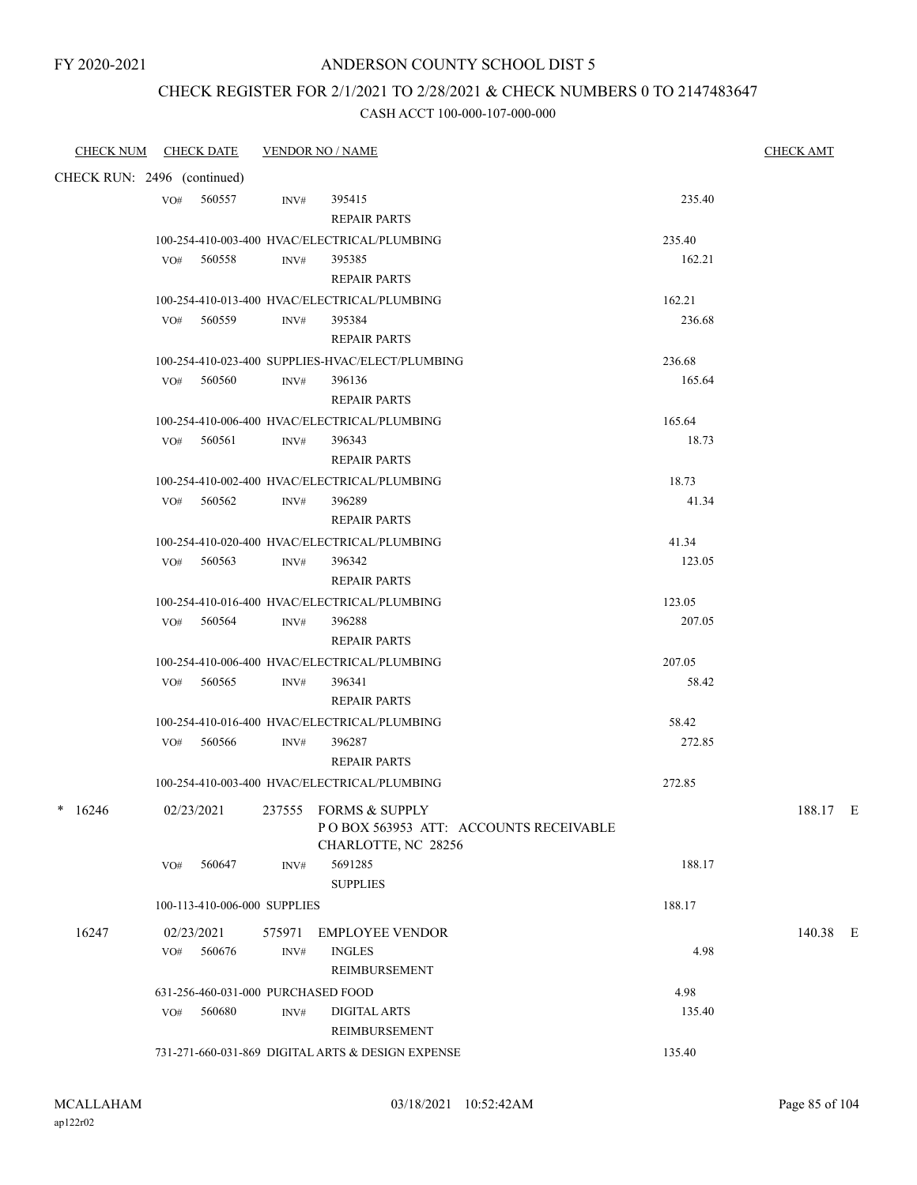FY 2020-2021

# ANDERSON COUNTY SCHOOL DIST 5

## CHECK REGISTER FOR 2/1/2021 TO 2/28/2021 & CHECK NUMBERS 0 TO 2147483647

CASH ACCT 100-000-107-000-000

| CHECK NUM | CHECK DATE | VENDOR NO / NAME | | CHECK AMT |
|---|---|---|---|---|
| CHECK RUN: 2496 (continued) | | | | |
| | VO# 560557 | INV# 395415 REPAIR PARTS | 235.40 | |
| | 100-254-410-003-400 HVAC/ELECTRICAL/PLUMBING | | 235.40 | |
| | VO# 560558 | INV# 395385 REPAIR PARTS | 162.21 | |
| | 100-254-410-013-400 HVAC/ELECTRICAL/PLUMBING | | 162.21 | |
| | VO# 560559 | INV# 395384 REPAIR PARTS | 236.68 | |
| | 100-254-410-023-400 SUPPLIES-HVAC/ELECT/PLUMBING | | 236.68 | |
| | VO# 560560 | INV# 396136 REPAIR PARTS | 165.64 | |
| | 100-254-410-006-400 HVAC/ELECTRICAL/PLUMBING | | 165.64 | |
| | VO# 560561 | INV# 396343 REPAIR PARTS | 18.73 | |
| | 100-254-410-002-400 HVAC/ELECTRICAL/PLUMBING | | 18.73 | |
| | VO# 560562 | INV# 396289 REPAIR PARTS | 41.34 | |
| | 100-254-410-020-400 HVAC/ELECTRICAL/PLUMBING | | 41.34 | |
| | VO# 560563 | INV# 396342 REPAIR PARTS | 123.05 | |
| | 100-254-410-016-400 HVAC/ELECTRICAL/PLUMBING | | 123.05 | |
| | VO# 560564 | INV# 396288 REPAIR PARTS | 207.05 | |
| | 100-254-410-006-400 HVAC/ELECTRICAL/PLUMBING | | 207.05 | |
| | VO# 560565 | INV# 396341 REPAIR PARTS | 58.42 | |
| | 100-254-410-016-400 HVAC/ELECTRICAL/PLUMBING | | 58.42 | |
| | VO# 560566 | INV# 396287 REPAIR PARTS | 272.85 | |
| | 100-254-410-003-400 HVAC/ELECTRICAL/PLUMBING | | 272.85 | |
| * 16246 | 02/23/2021 | 237555 FORMS & SUPPLY P O BOX 563953 ATT: ACCOUNTS RECEIVABLE CHARLOTTE, NC 28256 | | 188.17 E |
| | VO# 560647 | INV# 5691285 SUPPLIES | 188.17 | |
| | 100-113-410-006-000 SUPPLIES | | 188.17 | |
| 16247 | 02/23/2021 | 575971 EMPLOYEE VENDOR | | 140.38 E |
| | VO# 560676 | INV# INGLES REIMBURSEMENT | 4.98 | |
| | 631-256-460-031-000 PURCHASED FOOD | | 4.98 | |
| | VO# 560680 | INV# DIGITAL ARTS REIMBURSEMENT | 135.40 | |
| | 731-271-660-031-869 DIGITAL ARTS & DESIGN EXPENSE | | 135.40 | |

MCALLAHAM
ap122r02

03/18/2021 10:52:42AM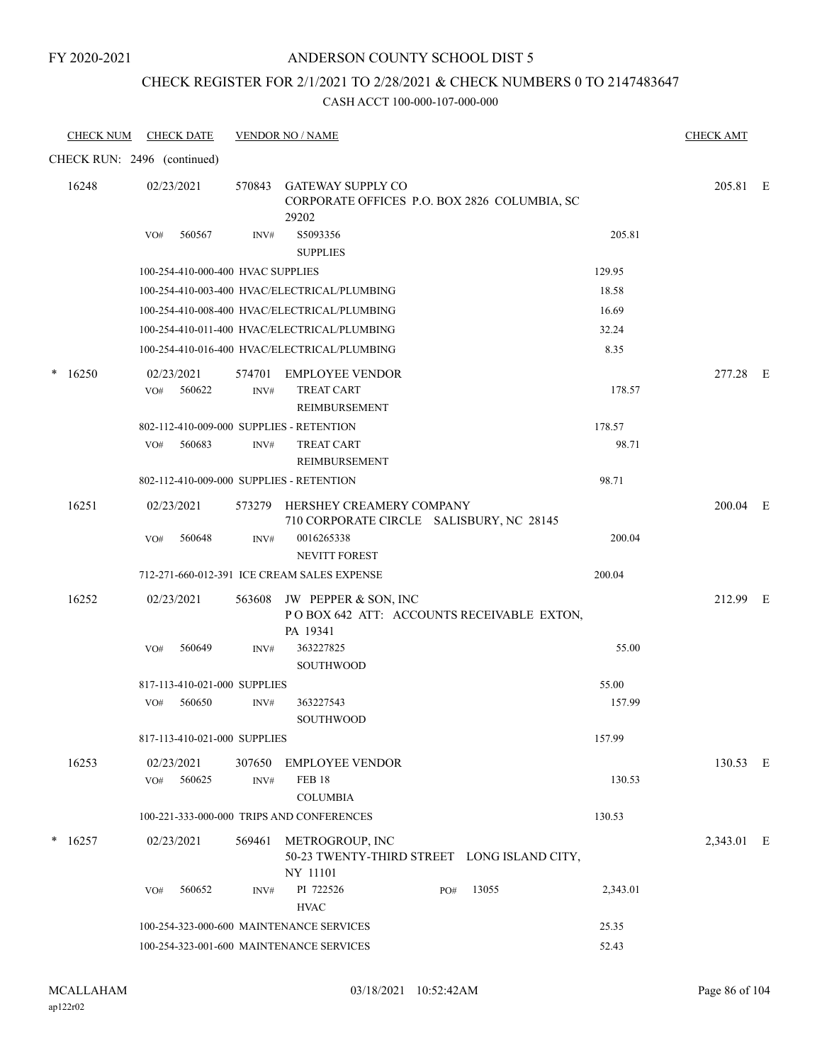FY 2020-2021

# ANDERSON COUNTY SCHOOL DIST 5

## CHECK REGISTER FOR 2/1/2021 TO 2/28/2021 & CHECK NUMBERS 0 TO 2147483647

CASH ACCT 100-000-107-000-000

| CHECK NUM | CHECK DATE | VENDOR NO / NAME | | CHECK AMT |
|---|---|---|---|---|
| CHECK RUN: 2496 (continued) | | | | |
| 16248 | 02/23/2021 | 570843 GATEWAY SUPPLY CO CORPORATE OFFICES P.O. BOX 2826 COLUMBIA, SC 29202 | | 205.81 E |
| | VO# 560567 | INV# S5093356 SUPPLIES | 205.81 | |
| | 100-254-410-000-400 HVAC SUPPLIES | | 129.95 | |
| | 100-254-410-003-400 HVAC/ELECTRICAL/PLUMBING | | 18.58 | |
| | 100-254-410-008-400 HVAC/ELECTRICAL/PLUMBING | | 16.69 | |
| | 100-254-410-011-400 HVAC/ELECTRICAL/PLUMBING | | 32.24 | |
| | 100-254-410-016-400 HVAC/ELECTRICAL/PLUMBING | | 8.35 | |
| * 16250 | 02/23/2021 | 574701 EMPLOYEE VENDOR | | 277.28 E |
| | VO# 560622 | INV# TREAT CART REIMBURSEMENT | 178.57 | |
| | 802-112-410-009-000 SUPPLIES - RETENTION | | 178.57 | |
| | VO# 560683 | INV# TREAT CART REIMBURSEMENT | 98.71 | |
| | 802-112-410-009-000 SUPPLIES - RETENTION | | 98.71 | |
| 16251 | 02/23/2021 | 573279 HERSHEY CREAMERY COMPANY 710 CORPORATE CIRCLE SALISBURY, NC 28145 | | 200.04 E |
| | VO# 560648 | INV# 0016265338 NEVITT FOREST | 200.04 | |
| | 712-271-660-012-391 ICE CREAM SALES EXPENSE | | 200.04 | |
| 16252 | 02/23/2021 | 563608 JW PEPPER & SON, INC P O BOX 642 ATT: ACCOUNTS RECEIVABLE EXTON, PA 19341 | | 212.99 E |
| | VO# 560649 | INV# 363227825 SOUTHWOOD | 55.00 | |
| | 817-113-410-021-000 SUPPLIES | | 55.00 | |
| | VO# 560650 | INV# 363227543 SOUTHWOOD | 157.99 | |
| | 817-113-410-021-000 SUPPLIES | | 157.99 | |
| 16253 | 02/23/2021 | 307650 EMPLOYEE VENDOR | | 130.53 E |
| | VO# 560625 | INV# FEB 18 COLUMBIA | 130.53 | |
| | 100-221-333-000-000 TRIPS AND CONFERENCES | | 130.53 | |
| * 16257 | 02/23/2021 | 569461 METROGROUP, INC 50-23 TWENTY-THIRD STREET LONG ISLAND CITY, NY 11101 | | 2,343.01 E |
| | VO# 560652 | INV# PI 722526 HVAC PO# 13055 | 2,343.01 | |
| | 100-254-323-000-600 MAINTENANCE SERVICES | | 25.35 | |
| | 100-254-323-001-600 MAINTENANCE SERVICES | | 52.43 | |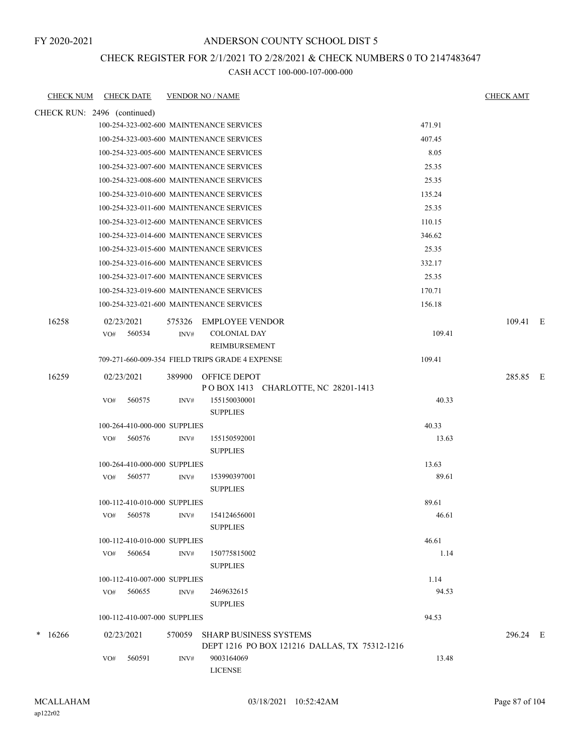FY 2020-2021

# ANDERSON COUNTY SCHOOL DIST 5

## CHECK REGISTER FOR 2/1/2021 TO 2/28/2021 & CHECK NUMBERS 0 TO 2147483647

CASH ACCT 100-000-107-000-000

| CHECK NUM | CHECK DATE | VENDOR NO / NAME | | CHECK AMT |
|---|---|---|---|---|
| CHECK RUN: 2496 (continued) | | | | |
| | 100-254-323-002-600 MAINTENANCE SERVICES | | 471.91 | |
| | 100-254-323-003-600 MAINTENANCE SERVICES | | 407.45 | |
| | 100-254-323-005-600 MAINTENANCE SERVICES | | 8.05 | |
| | 100-254-323-007-600 MAINTENANCE SERVICES | | 25.35 | |
| | 100-254-323-008-600 MAINTENANCE SERVICES | | 25.35 | |
| | 100-254-323-010-600 MAINTENANCE SERVICES | | 135.24 | |
| | 100-254-323-011-600 MAINTENANCE SERVICES | | 25.35 | |
| | 100-254-323-012-600 MAINTENANCE SERVICES | | 110.15 | |
| | 100-254-323-014-600 MAINTENANCE SERVICES | | 346.62 | |
| | 100-254-323-015-600 MAINTENANCE SERVICES | | 25.35 | |
| | 100-254-323-016-600 MAINTENANCE SERVICES | | 332.17 | |
| | 100-254-323-017-600 MAINTENANCE SERVICES | | 25.35 | |
| | 100-254-323-019-600 MAINTENANCE SERVICES | | 170.71 | |
| | 100-254-323-021-600 MAINTENANCE SERVICES | | 156.18 | |
| 16258 | 02/23/2021 | 575326 EMPLOYEE VENDOR | | 109.41 E |
| | VO# 560534 INV# | COLONIAL DAY REIMBURSEMENT | 109.41 | |
| | 709-271-660-009-354 FIELD TRIPS GRADE 4 EXPENSE | | 109.41 | |
| 16259 | 02/23/2021 | 389900 OFFICE DEPOT P O BOX 1413 CHARLOTTE, NC 28201-1413 | | 285.85 E |
| | VO# 560575 INV# | 155150030001 SUPPLIES | 40.33 | |
| | 100-264-410-000-000 SUPPLIES | | 40.33 | |
| | VO# 560576 INV# | 155150592001 SUPPLIES | 13.63 | |
| | 100-264-410-000-000 SUPPLIES | | 13.63 | |
| | VO# 560577 INV# | 153990397001 SUPPLIES | 89.61 | |
| | 100-112-410-010-000 SUPPLIES | | 89.61 | |
| | VO# 560578 INV# | 154124656001 SUPPLIES | 46.61 | |
| | 100-112-410-010-000 SUPPLIES | | 46.61 | |
| | VO# 560654 INV# | 150775815002 SUPPLIES | 1.14 | |
| | 100-112-410-007-000 SUPPLIES | | 1.14 | |
| | VO# 560655 INV# | 2469632615 SUPPLIES | 94.53 | |
| | 100-112-410-007-000 SUPPLIES | | 94.53 | |
| * 16266 | 02/23/2021 | 570059 SHARP BUSINESS SYSTEMS DEPT 1216 PO BOX 121216 DALLAS, TX 75312-1216 | | 296.24 E |
| | VO# 560591 INV# | 9003164069 LICENSE | 13.48 | |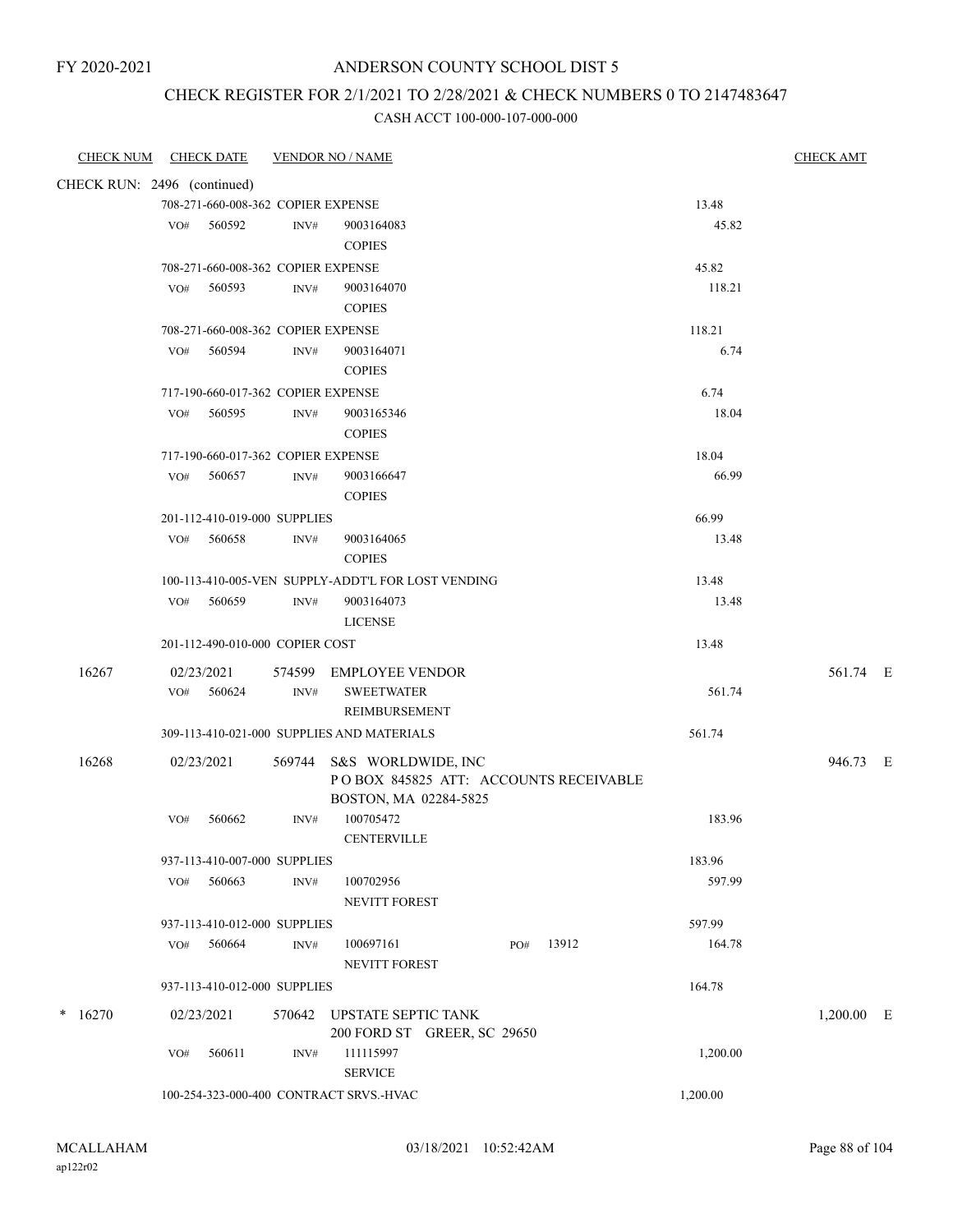FY 2020-2021

# ANDERSON COUNTY SCHOOL DIST 5

## CHECK REGISTER FOR 2/1/2021 TO 2/28/2021 & CHECK NUMBERS 0 TO 2147483647

### CASH ACCT 100-000-107-000-000

| CHECK NUM | CHECK DATE | VENDOR NO / NAME | | CHECK AMT |
|---|---|---|---|---|
| CHECK RUN: 2496 (continued) | | | | |
| | 708-271-660-008-362 COPIER EXPENSE | | 13.48 | |
| | VO# 560592 | INV# 9003164083 COPIES | 45.82 | |
| | 708-271-660-008-362 COPIER EXPENSE | | 45.82 | |
| | VO# 560593 | INV# 9003164070 COPIES | 118.21 | |
| | 708-271-660-008-362 COPIER EXPENSE | | 118.21 | |
| | VO# 560594 | INV# 9003164071 COPIES | 6.74 | |
| | 717-190-660-017-362 COPIER EXPENSE | | 6.74 | |
| | VO# 560595 | INV# 9003165346 COPIES | 18.04 | |
| | 717-190-660-017-362 COPIER EXPENSE | | 18.04 | |
| | VO# 560657 | INV# 9003166647 COPIES | 66.99 | |
| | 201-112-410-019-000 SUPPLIES | | 66.99 | |
| | VO# 560658 | INV# 9003164065 COPIES | 13.48 | |
| | 100-113-410-005-VEN SUPPLY-ADDT'L FOR LOST VENDING | | 13.48 | |
| | VO# 560659 | INV# 9003164073 LICENSE | 13.48 | |
| | 201-112-490-010-000 COPIER COST | | 13.48 | |
| 16267 | 02/23/2021 | 574599 EMPLOYEE VENDOR | | 561.74 E |
| | VO# 560624 | INV# SWEETWATER REIMBURSEMENT | 561.74 | |
| | 309-113-410-021-000 SUPPLIES AND MATERIALS | | 561.74 | |
| 16268 | 02/23/2021 | 569744 S&S WORLDWIDE, INC P O BOX 845825 ATT: ACCOUNTS RECEIVABLE BOSTON, MA 02284-5825 | | 946.73 E |
| | VO# 560662 | INV# 100705472 CENTERVILLE | 183.96 | |
| | 937-113-410-007-000 SUPPLIES | | 183.96 | |
| | VO# 560663 | INV# 100702956 NEVITT FOREST | 597.99 | |
| | 937-113-410-012-000 SUPPLIES | | 597.99 | |
| | VO# 560664 | INV# 100697161 PO# 13912 NEVITT FOREST | 164.78 | |
| | 937-113-410-012-000 SUPPLIES | | 164.78 | |
| * 16270 | 02/23/2021 | 570642 UPSTATE SEPTIC TANK 200 FORD ST GREER, SC 29650 | | 1,200.00 E |
| | VO# 560611 | INV# 111115997 SERVICE | 1,200.00 | |
| | 100-254-323-000-400 CONTRACT SRVS.-HVAC | | 1,200.00 | |

MCALLAHAM
ap122r02

03/18/2021 10:52:42AM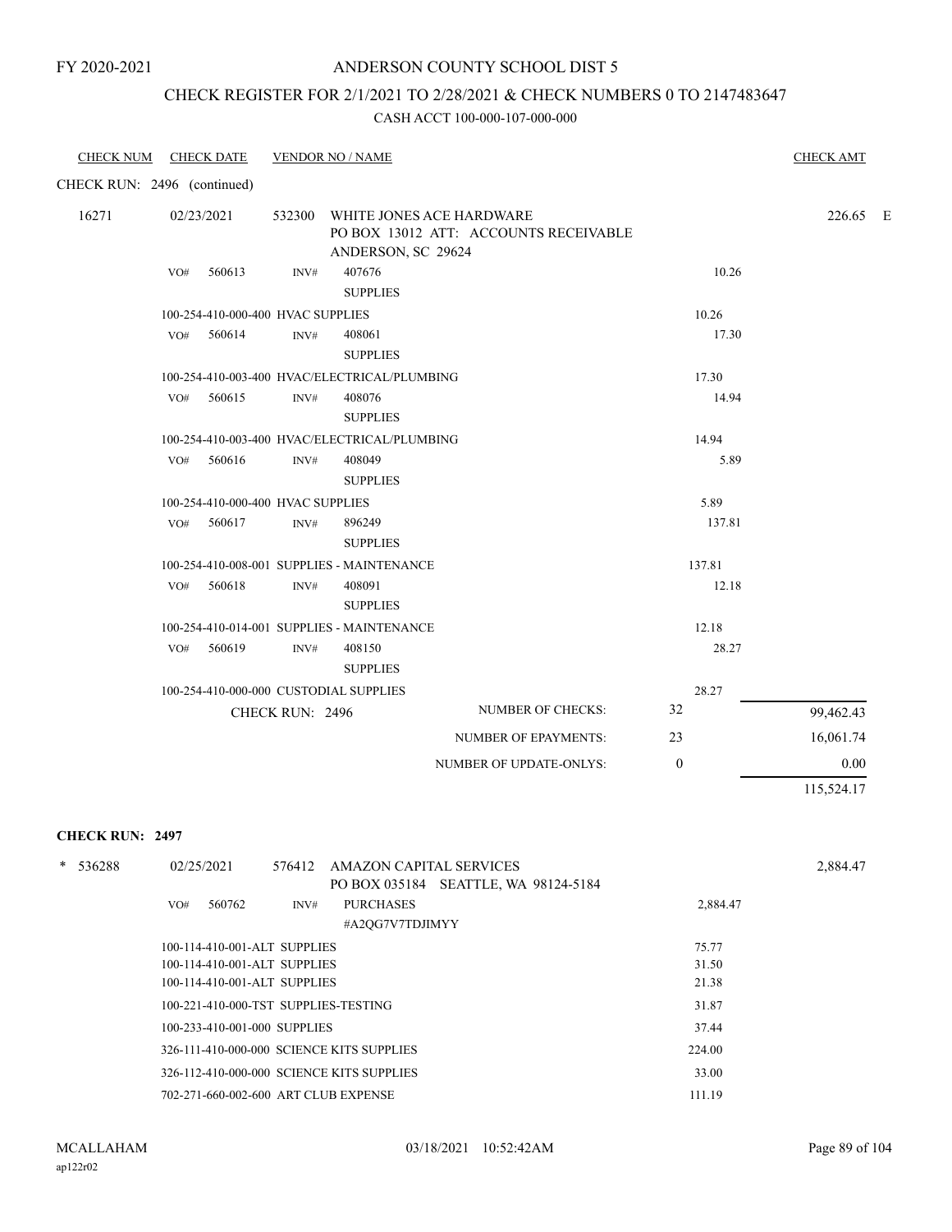FY 2020-2021

# ANDERSON COUNTY SCHOOL DIST 5

## CHECK REGISTER FOR 2/1/2021 TO 2/28/2021 & CHECK NUMBERS 0 TO 2147483647

CASH ACCT 100-000-107-000-000

| CHECK NUM | CHECK DATE | VENDOR NO / NAME | | | CHECK AMT |
|---|---|---|---|---|---|

CHECK RUN: 2496 (continued)

| | | | | | |
|---|---|---|---|---|---|
| 16271 | 02/23/2021 | 532300 | WHITE JONES ACE HARDWARE<br>PO BOX 13012 ATT: ACCOUNTS RECEIVABLE<br>ANDERSON, SC 29624 | | 226.65 E |
| | VO# 560613 | INV# | 407676<br>SUPPLIES | 10.26 | |
| | 100-254-410-000-400 HVAC SUPPLIES | | | 10.26 | |
| | VO# 560614 | INV# | 408061<br>SUPPLIES | 17.30 | |
| | 100-254-410-003-400 HVAC/ELECTRICAL/PLUMBING | | | 17.30 | |
| | VO# 560615 | INV# | 408076<br>SUPPLIES | 14.94 | |
| | 100-254-410-003-400 HVAC/ELECTRICAL/PLUMBING | | | 14.94 | |
| | VO# 560616 | INV# | 408049<br>SUPPLIES | 5.89 | |
| | 100-254-410-000-400 HVAC SUPPLIES | | | 5.89 | |
| | VO# 560617 | INV# | 896249<br>SUPPLIES | 137.81 | |
| | 100-254-410-008-001 SUPPLIES - MAINTENANCE | | | 137.81 | |
| | VO# 560618 | INV# | 408091<br>SUPPLIES | 12.18 | |
| | 100-254-410-014-001 SUPPLIES - MAINTENANCE | | | 12.18 | |
| | VO# 560619 | INV# | 408150<br>SUPPLIES | 28.27 | |
| | 100-254-410-000-000 CUSTODIAL SUPPLIES | | | 28.27 | |

| CHECK RUN: 2496 | | |
|---|---|---|
| NUMBER OF CHECKS: | 32 | 99,462.43 |
| NUMBER OF EPAYMENTS: | 23 | 16,061.74 |
| NUMBER OF UPDATE-ONLYS: | 0 | 0.00 |
| | | 115,524.17 |

**CHECK RUN: 2497**

| | | | | | |
|---|---|---|---|---|---|
| * 536288 | 02/25/2021 | 576412 | AMAZON CAPITAL SERVICES<br>PO BOX 035184 SEATTLE, WA 98124-5184 | | 2,884.47 |
| | VO# 560762 | INV# | PURCHASES<br>#A2QG7V7TDJIMYY | 2,884.47 | |
| | 100-114-410-001-ALT SUPPLIES | | | 75.77 | |
| | 100-114-410-001-ALT SUPPLIES | | | 31.50 | |
| | 100-114-410-001-ALT SUPPLIES | | | 21.38 | |
| | 100-221-410-000-TST SUPPLIES-TESTING | | | 31.87 | |
| | 100-233-410-001-000 SUPPLIES | | | 37.44 | |
| | 326-111-410-000-000 SCIENCE KITS SUPPLIES | | | 224.00 | |
| | 326-112-410-000-000 SCIENCE KITS SUPPLIES | | | 33.00 | |
| | 702-271-660-002-600 ART CLUB EXPENSE | | | 111.19 | |

MCALLAHAM
ap122r02

03/18/2021 10:52:42AM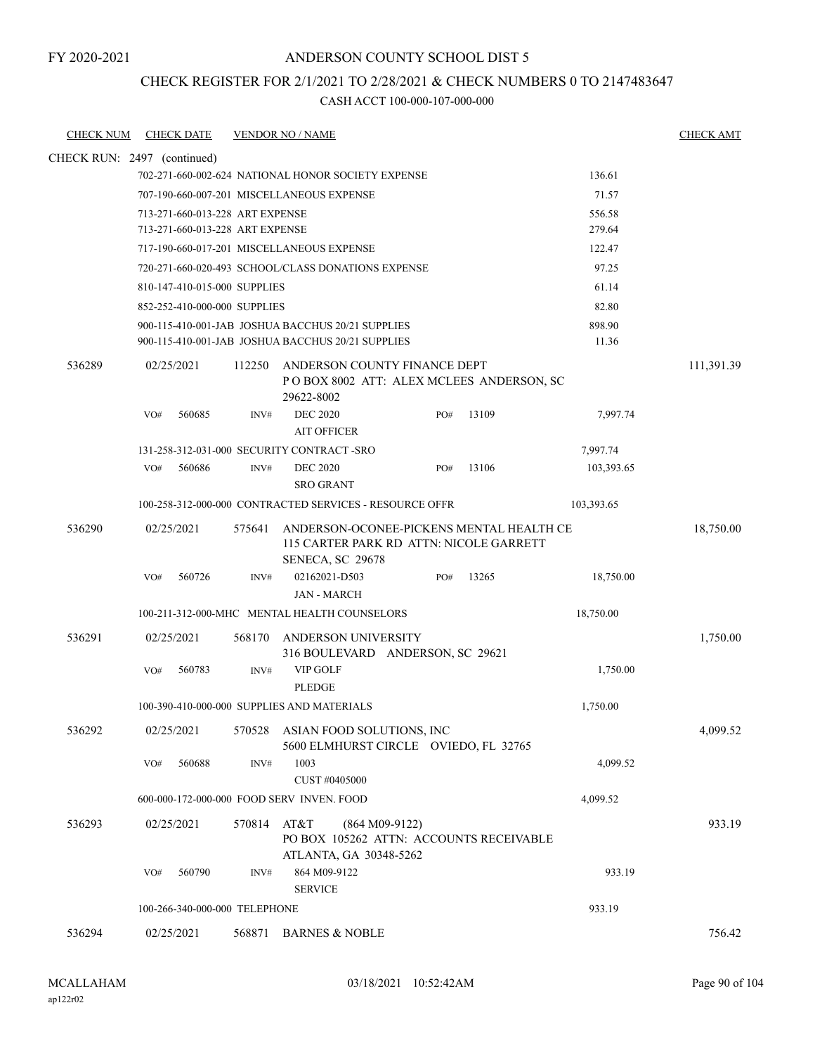FY 2020-2021

# ANDERSON COUNTY SCHOOL DIST 5

## CHECK REGISTER FOR 2/1/2021 TO 2/28/2021 & CHECK NUMBERS 0 TO 2147483647

CASH ACCT 100-000-107-000-000

| CHECK NUM | CHECK DATE | VENDOR NO / NAME | | CHECK AMT |
|---|---|---|---|---|
| CHECK RUN: 2497 (continued) | | | | |
| | | 702-271-660-002-624 NATIONAL HONOR SOCIETY EXPENSE | 136.61 | |
| | | 707-190-660-007-201 MISCELLANEOUS EXPENSE | 71.57 | |
| | | 713-271-660-013-228 ART EXPENSE | 556.58 | |
| | | 713-271-660-013-228 ART EXPENSE | 279.64 | |
| | | 717-190-660-017-201 MISCELLANEOUS EXPENSE | 122.47 | |
| | | 720-271-660-020-493 SCHOOL/CLASS DONATIONS EXPENSE | 97.25 | |
| | | 810-147-410-015-000 SUPPLIES | 61.14 | |
| | | 852-252-410-000-000 SUPPLIES | 82.80 | |
| | | 900-115-410-001-JAB JOSHUA BACCHUS 20/21 SUPPLIES | 898.90 | |
| | | 900-115-410-001-JAB JOSHUA BACCHUS 20/21 SUPPLIES | 11.36 | |
| 536289 | 02/25/2021 | 112250 ANDERSON COUNTY FINANCE DEPT<br>P O BOX 8002 ATT: ALEX MCLEES ANDERSON, SC 29622-8002 | | 111,391.39 |
| | VO# 560685 | INV# DEC 2020 AIT OFFICER PO# 13109 | 7,997.74 | |
| | | 131-258-312-031-000 SECURITY CONTRACT -SRO | 7,997.74 | |
| | VO# 560686 | INV# DEC 2020 SRO GRANT PO# 13106 | 103,393.65 | |
| | | 100-258-312-000-000 CONTRACTED SERVICES - RESOURCE OFFR | 103,393.65 | |
| 536290 | 02/25/2021 | 575641 ANDERSON-OCONEE-PICKENS MENTAL HEALTH CE<br>115 CARTER PARK RD ATTN: NICOLE GARRETT<br>SENECA, SC 29678 | | 18,750.00 |
| | VO# 560726 | INV# 02162021-D503 JAN - MARCH PO# 13265 | 18,750.00 | |
| | | 100-211-312-000-MHC MENTAL HEALTH COUNSELORS | 18,750.00 | |
| 536291 | 02/25/2021 | 568170 ANDERSON UNIVERSITY<br>316 BOULEVARD ANDERSON, SC 29621 | | 1,750.00 |
| | VO# 560783 | INV# VIP GOLF PLEDGE | 1,750.00 | |
| | | 100-390-410-000-000 SUPPLIES AND MATERIALS | 1,750.00 | |
| 536292 | 02/25/2021 | 570528 ASIAN FOOD SOLUTIONS, INC<br>5600 ELMHURST CIRCLE OVIEDO, FL 32765 | | 4,099.52 |
| | VO# 560688 | INV# 1003 CUST #0405000 | 4,099.52 | |
| | | 600-000-172-000-000 FOOD SERV INVEN. FOOD | 4,099.52 | |
| 536293 | 02/25/2021 | 570814 AT&T (864 M09-9122)<br>PO BOX 105262 ATTN: ACCOUNTS RECEIVABLE<br>ATLANTA, GA 30348-5262 | | 933.19 |
| | VO# 560790 | INV# 864 M09-9122 SERVICE | 933.19 | |
| | | 100-266-340-000-000 TELEPHONE | 933.19 | |
| 536294 | 02/25/2021 | 568871 BARNES & NOBLE | | 756.42 |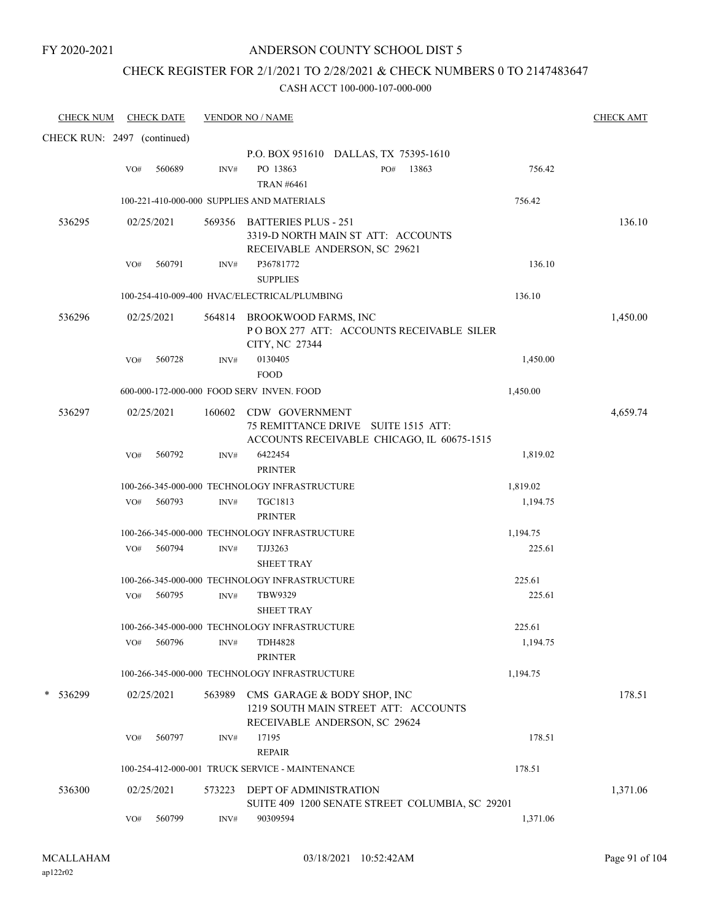FY 2020-2021

# ANDERSON COUNTY SCHOOL DIST 5

## CHECK REGISTER FOR 2/1/2021 TO 2/28/2021 & CHECK NUMBERS 0 TO 2147483647

CASH ACCT 100-000-107-000-000

| CHECK NUM | CHECK DATE | VENDOR NO / NAME | | CHECK AMT |
|---|---|---|---|---|
| CHECK RUN: 2497 (continued) | | | | |
| | | P.O. BOX 951610 DALLAS, TX 75395-1610 | | |
| | VO# 560689 | INV# PO 13863 PO# 13863<br>TRAN #6461 | 756.42 | |
| | | 100-221-410-000-000 SUPPLIES AND MATERIALS | 756.42 | |
| 536295 | 02/25/2021 | 569356 BATTERIES PLUS - 251<br>3319-D NORTH MAIN ST ATT: ACCOUNTS RECEIVABLE ANDERSON, SC 29621 | | 136.10 |
| | VO# 560791 | INV# P36781772<br>SUPPLIES | 136.10 | |
| | | 100-254-410-009-400 HVAC/ELECTRICAL/PLUMBING | 136.10 | |
| 536296 | 02/25/2021 | 564814 BROOKWOOD FARMS, INC<br>P O BOX 277 ATT: ACCOUNTS RECEIVABLE SILER CITY, NC 27344 | | 1,450.00 |
| | VO# 560728 | INV# 0130405<br>FOOD | 1,450.00 | |
| | | 600-000-172-000-000 FOOD SERV INVEN. FOOD | 1,450.00 | |
| 536297 | 02/25/2021 | 160602 CDW GOVERNMENT<br>75 REMITTANCE DRIVE SUITE 1515 ATT: ACCOUNTS RECEIVABLE CHICAGO, IL 60675-1515 | | 4,659.74 |
| | VO# 560792 | INV# 6422454<br>PRINTER | 1,819.02 | |
| | | 100-266-345-000-000 TECHNOLOGY INFRASTRUCTURE | 1,819.02 | |
| | VO# 560793 | INV# TGC1813<br>PRINTER | 1,194.75 | |
| | | 100-266-345-000-000 TECHNOLOGY INFRASTRUCTURE | 1,194.75 | |
| | VO# 560794 | INV# TJJ3263<br>SHEET TRAY | 225.61 | |
| | | 100-266-345-000-000 TECHNOLOGY INFRASTRUCTURE | 225.61 | |
| | VO# 560795 | INV# TBW9329<br>SHEET TRAY | 225.61 | |
| | | 100-266-345-000-000 TECHNOLOGY INFRASTRUCTURE | 225.61 | |
| | VO# 560796 | INV# TDH4828<br>PRINTER | 1,194.75 | |
| | | 100-266-345-000-000 TECHNOLOGY INFRASTRUCTURE | 1,194.75 | |
| * 536299 | 02/25/2021 | 563989 CMS GARAGE & BODY SHOP, INC<br>1219 SOUTH MAIN STREET ATT: ACCOUNTS RECEIVABLE ANDERSON, SC 29624 | | 178.51 |
| | VO# 560797 | INV# 17195<br>REPAIR | 178.51 | |
| | | 100-254-412-000-001 TRUCK SERVICE - MAINTENANCE | 178.51 | |
| 536300 | 02/25/2021 | 573223 DEPT OF ADMINISTRATION<br>SUITE 409 1200 SENATE STREET COLUMBIA, SC 29201 | | 1,371.06 |
| | VO# 560799 | INV# 90309594 | 1,371.06 | |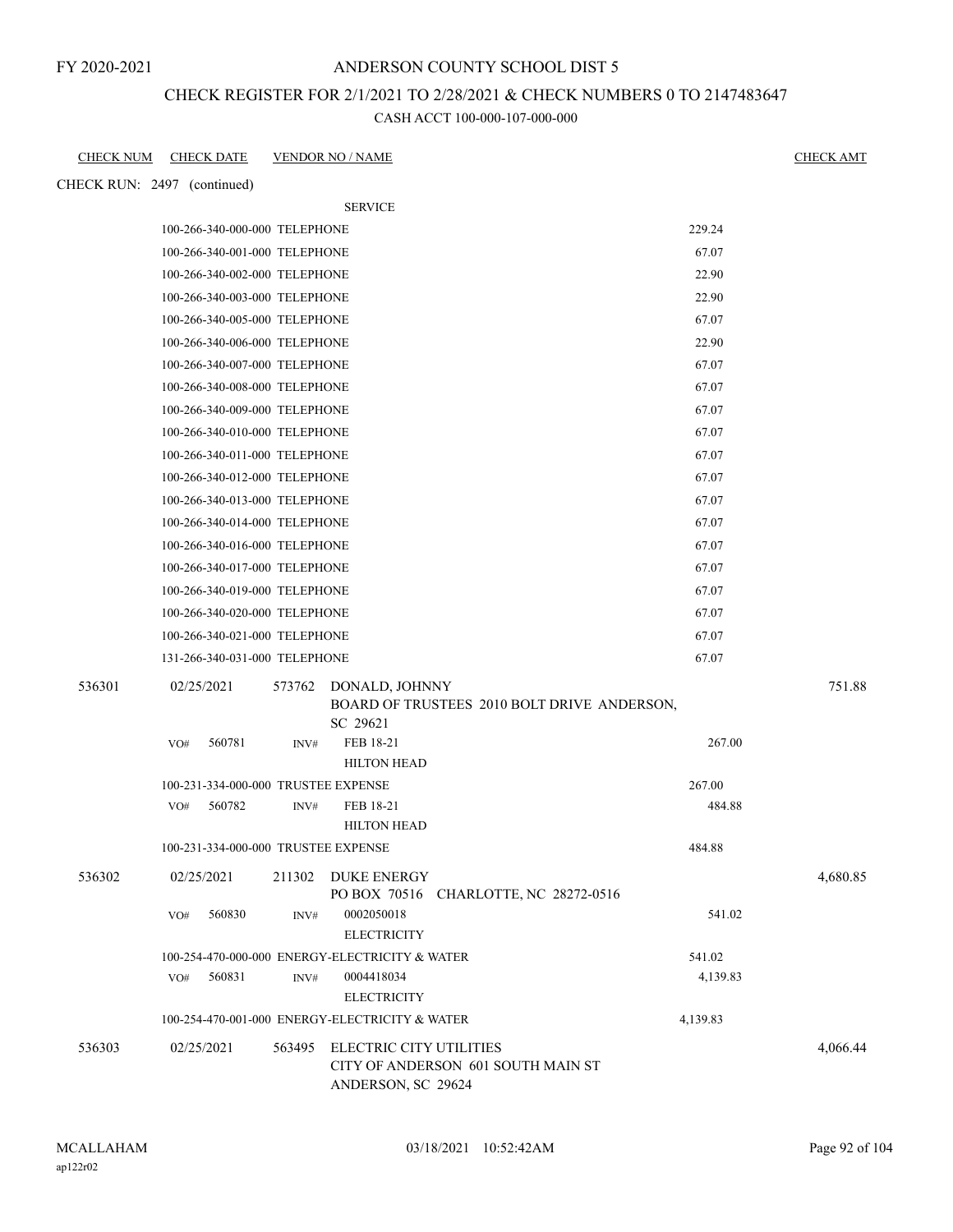FY 2020-2021

# ANDERSON COUNTY SCHOOL DIST 5

## CHECK REGISTER FOR 2/1/2021 TO 2/28/2021 & CHECK NUMBERS 0 TO 2147483647

CASH ACCT 100-000-107-000-000

| CHECK NUM | CHECK DATE | VENDOR NO / NAME | | CHECK AMT |
|---|---|---|---|---|
| CHECK RUN: 2497 (continued) | | | | |
| | | SERVICE | | |
| | 100-266-340-000-000 TELEPHONE | | 229.24 | |
| | 100-266-340-001-000 TELEPHONE | | 67.07 | |
| | 100-266-340-002-000 TELEPHONE | | 22.90 | |
| | 100-266-340-003-000 TELEPHONE | | 22.90 | |
| | 100-266-340-005-000 TELEPHONE | | 67.07 | |
| | 100-266-340-006-000 TELEPHONE | | 22.90 | |
| | 100-266-340-007-000 TELEPHONE | | 67.07 | |
| | 100-266-340-008-000 TELEPHONE | | 67.07 | |
| | 100-266-340-009-000 TELEPHONE | | 67.07 | |
| | 100-266-340-010-000 TELEPHONE | | 67.07 | |
| | 100-266-340-011-000 TELEPHONE | | 67.07 | |
| | 100-266-340-012-000 TELEPHONE | | 67.07 | |
| | 100-266-340-013-000 TELEPHONE | | 67.07 | |
| | 100-266-340-014-000 TELEPHONE | | 67.07 | |
| | 100-266-340-016-000 TELEPHONE | | 67.07 | |
| | 100-266-340-017-000 TELEPHONE | | 67.07 | |
| | 100-266-340-019-000 TELEPHONE | | 67.07 | |
| | 100-266-340-020-000 TELEPHONE | | 67.07 | |
| | 100-266-340-021-000 TELEPHONE | | 67.07 | |
| | 131-266-340-031-000 TELEPHONE | | 67.07 | |
| 536301 | 02/25/2021 | 573762 DONALD, JOHNNY<br>BOARD OF TRUSTEES 2010 BOLT DRIVE ANDERSON, SC 29621 | | 751.88 |
| | VO# 560781 | INV# FEB 18-21<br>HILTON HEAD | 267.00 | |
| | 100-231-334-000-000 TRUSTEE EXPENSE | | 267.00 | |
| | VO# 560782 | INV# FEB 18-21<br>HILTON HEAD | 484.88 | |
| | 100-231-334-000-000 TRUSTEE EXPENSE | | 484.88 | |
| 536302 | 02/25/2021 | 211302 DUKE ENERGY<br>PO BOX 70516 CHARLOTTE, NC 28272-0516 | | 4,680.85 |
| | VO# 560830 | INV# 0002050018<br>ELECTRICITY | 541.02 | |
| | 100-254-470-000-000 ENERGY-ELECTRICITY & WATER | | 541.02 | |
| | VO# 560831 | INV# 0004418034<br>ELECTRICITY | 4,139.83 | |
| | 100-254-470-001-000 ENERGY-ELECTRICITY & WATER | | 4,139.83 | |
| 536303 | 02/25/2021 | 563495 ELECTRIC CITY UTILITIES<br>CITY OF ANDERSON 601 SOUTH MAIN ST<br>ANDERSON, SC 29624 | | 4,066.44 |

MCALLAHAM
ap122r02

03/18/2021 10:52:42AM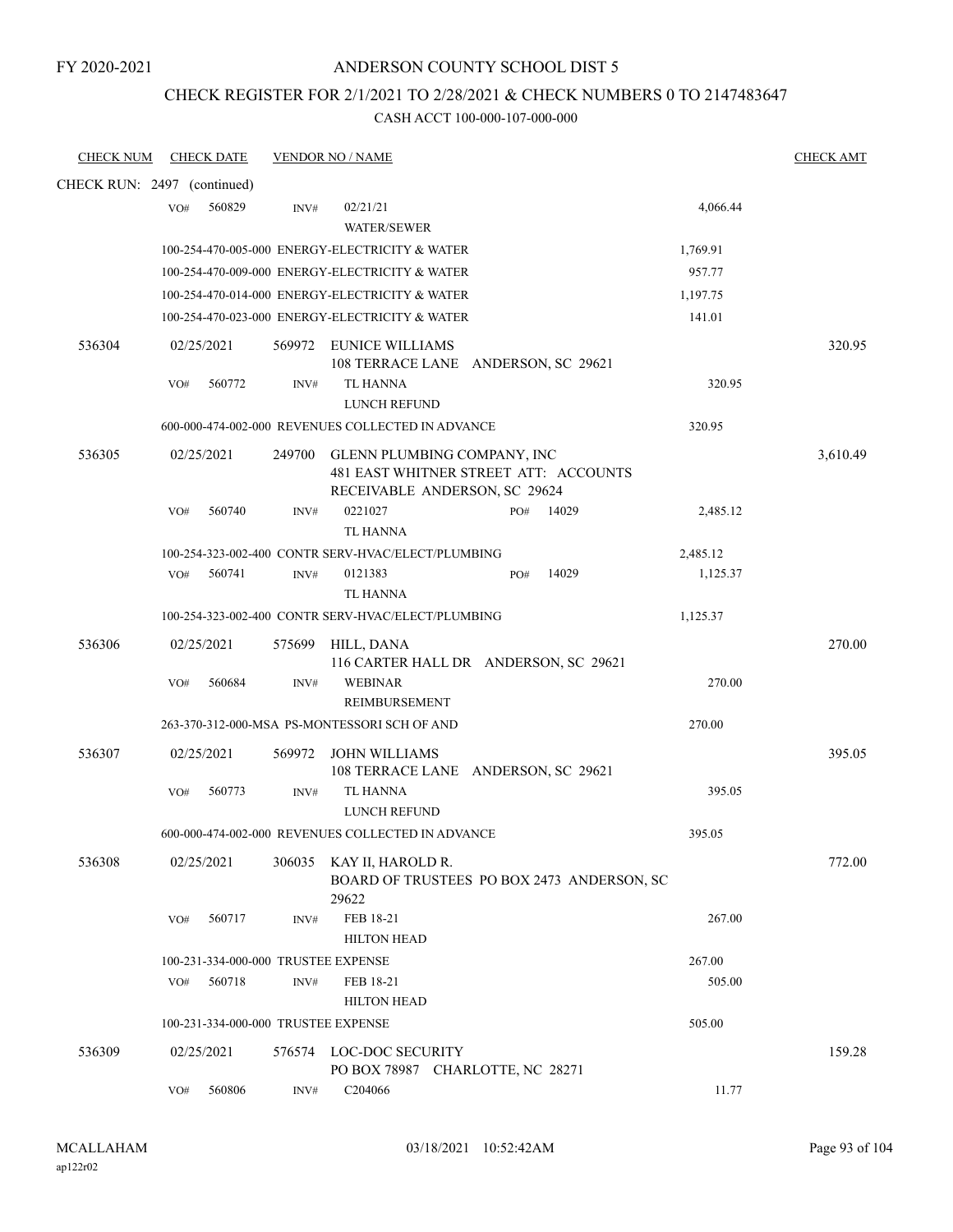FY 2020-2021

# ANDERSON COUNTY SCHOOL DIST 5

## CHECK REGISTER FOR 2/1/2021 TO 2/28/2021 & CHECK NUMBERS 0 TO 2147483647

CASH ACCT 100-000-107-000-000

| CHECK NUM | CHECK DATE | VENDOR NO / NAME | | CHECK AMT |
|---|---|---|---|---|
| CHECK RUN: 2497 (continued) | | | | |
| | VO# 560829 | INV# 02/21/21 WATER/SEWER | 4,066.44 | |
| | | 100-254-470-005-000 ENERGY-ELECTRICITY & WATER | 1,769.91 | |
| | | 100-254-470-009-000 ENERGY-ELECTRICITY & WATER | 957.77 | |
| | | 100-254-470-014-000 ENERGY-ELECTRICITY & WATER | 1,197.75 | |
| | | 100-254-470-023-000 ENERGY-ELECTRICITY & WATER | 141.01 | |
| 536304 | 02/25/2021 | 569972 EUNICE WILLIAMS 108 TERRACE LANE ANDERSON, SC 29621 | | 320.95 |
| | VO# 560772 | INV# TL HANNA LUNCH REFUND | 320.95 | |
| | | 600-000-474-002-000 REVENUES COLLECTED IN ADVANCE | 320.95 | |
| 536305 | 02/25/2021 | 249700 GLENN PLUMBING COMPANY, INC 481 EAST WHITNER STREET ATT: ACCOUNTS RECEIVABLE ANDERSON, SC 29624 | | 3,610.49 |
| | VO# 560740 | INV# 0221027 PO# 14029 TL HANNA | 2,485.12 | |
| | | 100-254-323-002-400 CONTR SERV-HVAC/ELECT/PLUMBING | 2,485.12 | |
| | VO# 560741 | INV# 0121383 PO# 14029 TL HANNA | 1,125.37 | |
| | | 100-254-323-002-400 CONTR SERV-HVAC/ELECT/PLUMBING | 1,125.37 | |
| 536306 | 02/25/2021 | 575699 HILL, DANA 116 CARTER HALL DR ANDERSON, SC 29621 | | 270.00 |
| | VO# 560684 | INV# WEBINAR REIMBURSEMENT | 270.00 | |
| | | 263-370-312-000-MSA PS-MONTESSORI SCH OF AND | 270.00 | |
| 536307 | 02/25/2021 | 569972 JOHN WILLIAMS 108 TERRACE LANE ANDERSON, SC 29621 | | 395.05 |
| | VO# 560773 | INV# TL HANNA LUNCH REFUND | 395.05 | |
| | | 600-000-474-002-000 REVENUES COLLECTED IN ADVANCE | 395.05 | |
| 536308 | 02/25/2021 | 306035 KAY II, HAROLD R. BOARD OF TRUSTEES PO BOX 2473 ANDERSON, SC 29622 | | 772.00 |
| | VO# 560717 | INV# FEB 18-21 HILTON HEAD | 267.00 | |
| | | 100-231-334-000-000 TRUSTEE EXPENSE | 267.00 | |
| | VO# 560718 | INV# FEB 18-21 HILTON HEAD | 505.00 | |
| | | 100-231-334-000-000 TRUSTEE EXPENSE | 505.00 | |
| 536309 | 02/25/2021 | 576574 LOC-DOC SECURITY PO BOX 78987 CHARLOTTE, NC 28271 | | 159.28 |
| | VO# 560806 | INV# C204066 | 11.77 | |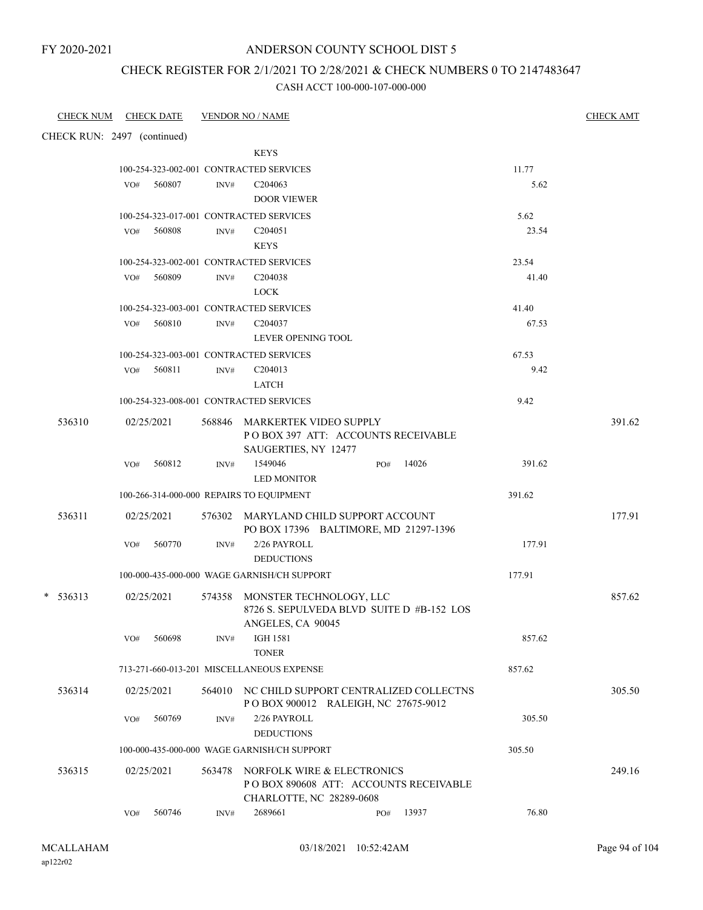FY 2020-2021

# ANDERSON COUNTY SCHOOL DIST 5

## CHECK REGISTER FOR 2/1/2021 TO 2/28/2021 & CHECK NUMBERS 0 TO 2147483647

CASH ACCT 100-000-107-000-000

| CHECK NUM | CHECK DATE | VENDOR NO / NAME | | CHECK AMT |
|---|---|---|---|---|
| CHECK RUN: 2497 (continued) | | | | |
| | | KEYS | | |
| | | 100-254-323-002-001 CONTRACTED SERVICES | 11.77 | |
| | VO# 560807 | INV# C204063 DOOR VIEWER | 5.62 | |
| | | 100-254-323-017-001 CONTRACTED SERVICES | 5.62 | |
| | VO# 560808 | INV# C204051 KEYS | 23.54 | |
| | | 100-254-323-002-001 CONTRACTED SERVICES | 23.54 | |
| | VO# 560809 | INV# C204038 LOCK | 41.40 | |
| | | 100-254-323-003-001 CONTRACTED SERVICES | 41.40 | |
| | VO# 560810 | INV# C204037 LEVER OPENING TOOL | 67.53 | |
| | | 100-254-323-003-001 CONTRACTED SERVICES | 67.53 | |
| | VO# 560811 | INV# C204013 LATCH | 9.42 | |
| | | 100-254-323-008-001 CONTRACTED SERVICES | 9.42 | |
| 536310 | 02/25/2021 | 568846 MARKERTEK VIDEO SUPPLY P O BOX 397 ATT: ACCOUNTS RECEIVABLE SAUGERTIES, NY 12477 | | 391.62 |
| | VO# 560812 | INV# 1549046 PO# 14026 LED MONITOR | 391.62 | |
| | | 100-266-314-000-000 REPAIRS TO EQUIPMENT | 391.62 | |
| 536311 | 02/25/2021 | 576302 MARYLAND CHILD SUPPORT ACCOUNT PO BOX 17396 BALTIMORE, MD 21297-1396 | | 177.91 |
| | VO# 560770 | INV# 2/26 PAYROLL DEDUCTIONS | 177.91 | |
| | | 100-000-435-000-000 WAGE GARNISH/CH SUPPORT | 177.91 | |
| * 536313 | 02/25/2021 | 574358 MONSTER TECHNOLOGY, LLC 8726 S. SEPULVEDA BLVD SUITE D #B-152 LOS ANGELES, CA 90045 | | 857.62 |
| | VO# 560698 | INV# IGH 1581 TONER | 857.62 | |
| | | 713-271-660-013-201 MISCELLANEOUS EXPENSE | 857.62 | |
| 536314 | 02/25/2021 | 564010 NC CHILD SUPPORT CENTRALIZED COLLECTNS P O BOX 900012 RALEIGH, NC 27675-9012 | | 305.50 |
| | VO# 560769 | INV# 2/26 PAYROLL DEDUCTIONS | 305.50 | |
| | | 100-000-435-000-000 WAGE GARNISH/CH SUPPORT | 305.50 | |
| 536315 | 02/25/2021 | 563478 NORFOLK WIRE & ELECTRONICS P O BOX 890608 ATT: ACCOUNTS RECEIVABLE CHARLOTTE, NC 28289-0608 | | 249.16 |
| | VO# 560746 | INV# 2689661 PO# 13937 | 76.80 | |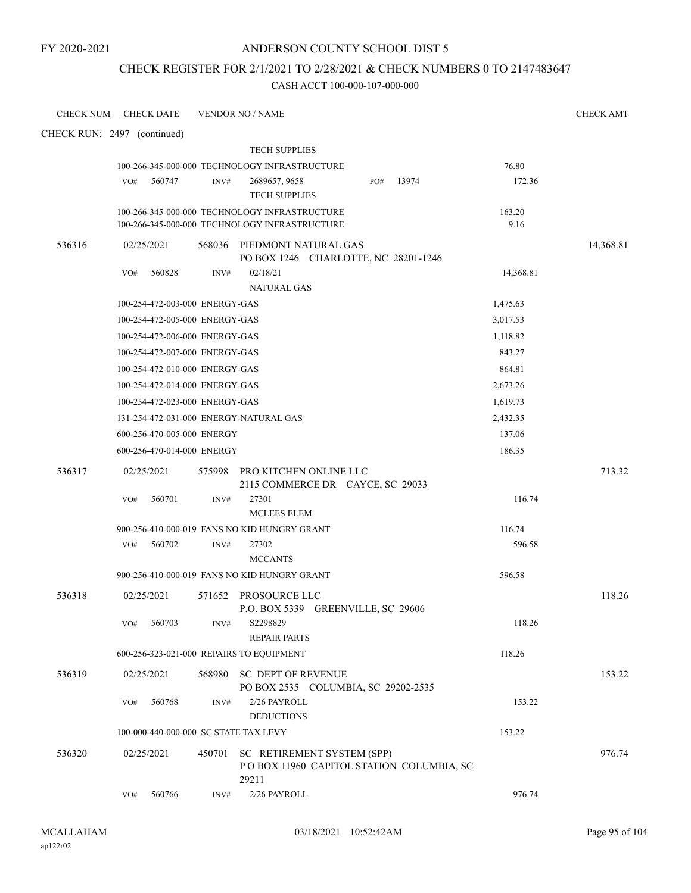FY 2020-2021

# ANDERSON COUNTY SCHOOL DIST 5

## CHECK REGISTER FOR 2/1/2021 TO 2/28/2021 & CHECK NUMBERS 0 TO 2147483647

CASH ACCT 100-000-107-000-000

| CHECK NUM | CHECK DATE | VENDOR NO / NAME | | CHECK AMT |
|---|---|---|---|---|
| CHECK RUN: 2497 (continued) | | | | |
| | | TECH SUPPLIES | | |
| | | 100-266-345-000-000 TECHNOLOGY INFRASTRUCTURE | 76.80 | |
| | VO# 560747 | INV# 2689657, 9658 PO# 13974 TECH SUPPLIES | 172.36 | |
| | | 100-266-345-000-000 TECHNOLOGY INFRASTRUCTURE | 163.20 | |
| | | 100-266-345-000-000 TECHNOLOGY INFRASTRUCTURE | 9.16 | |
| 536316 | 02/25/2021 | 568036 PIEDMONT NATURAL GAS PO BOX 1246 CHARLOTTE, NC 28201-1246 | | 14,368.81 |
| | VO# 560828 | INV# 02/18/21 NATURAL GAS | 14,368.81 | |
| | | 100-254-472-003-000 ENERGY-GAS | 1,475.63 | |
| | | 100-254-472-005-000 ENERGY-GAS | 3,017.53 | |
| | | 100-254-472-006-000 ENERGY-GAS | 1,118.82 | |
| | | 100-254-472-007-000 ENERGY-GAS | 843.27 | |
| | | 100-254-472-010-000 ENERGY-GAS | 864.81 | |
| | | 100-254-472-014-000 ENERGY-GAS | 2,673.26 | |
| | | 100-254-472-023-000 ENERGY-GAS | 1,619.73 | |
| | | 131-254-472-031-000 ENERGY-NATURAL GAS | 2,432.35 | |
| | | 600-256-470-005-000 ENERGY | 137.06 | |
| | | 600-256-470-014-000 ENERGY | 186.35 | |
| 536317 | 02/25/2021 | 575998 PRO KITCHEN ONLINE LLC 2115 COMMERCE DR CAYCE, SC 29033 | | 713.32 |
| | VO# 560701 | INV# 27301 MCLEES ELEM | 116.74 | |
| | | 900-256-410-000-019 FANS NO KID HUNGRY GRANT | 116.74 | |
| | VO# 560702 | INV# 27302 MCCANTS | 596.58 | |
| | | 900-256-410-000-019 FANS NO KID HUNGRY GRANT | 596.58 | |
| 536318 | 02/25/2021 | 571652 PROSOURCE LLC P.O. BOX 5339 GREENVILLE, SC 29606 | | 118.26 |
| | VO# 560703 | INV# S2298829 REPAIR PARTS | 118.26 | |
| | | 600-256-323-021-000 REPAIRS TO EQUIPMENT | 118.26 | |
| 536319 | 02/25/2021 | 568980 SC DEPT OF REVENUE PO BOX 2535 COLUMBIA, SC 29202-2535 | | 153.22 |
| | VO# 560768 | INV# 2/26 PAYROLL DEDUCTIONS | 153.22 | |
| | | 100-000-440-000-000 SC STATE TAX LEVY | 153.22 | |
| 536320 | 02/25/2021 | 450701 SC RETIREMENT SYSTEM (SPP) P O BOX 11960 CAPITOL STATION COLUMBIA, SC 29211 | | 976.74 |
| | VO# 560766 | INV# 2/26 PAYROLL | 976.74 | |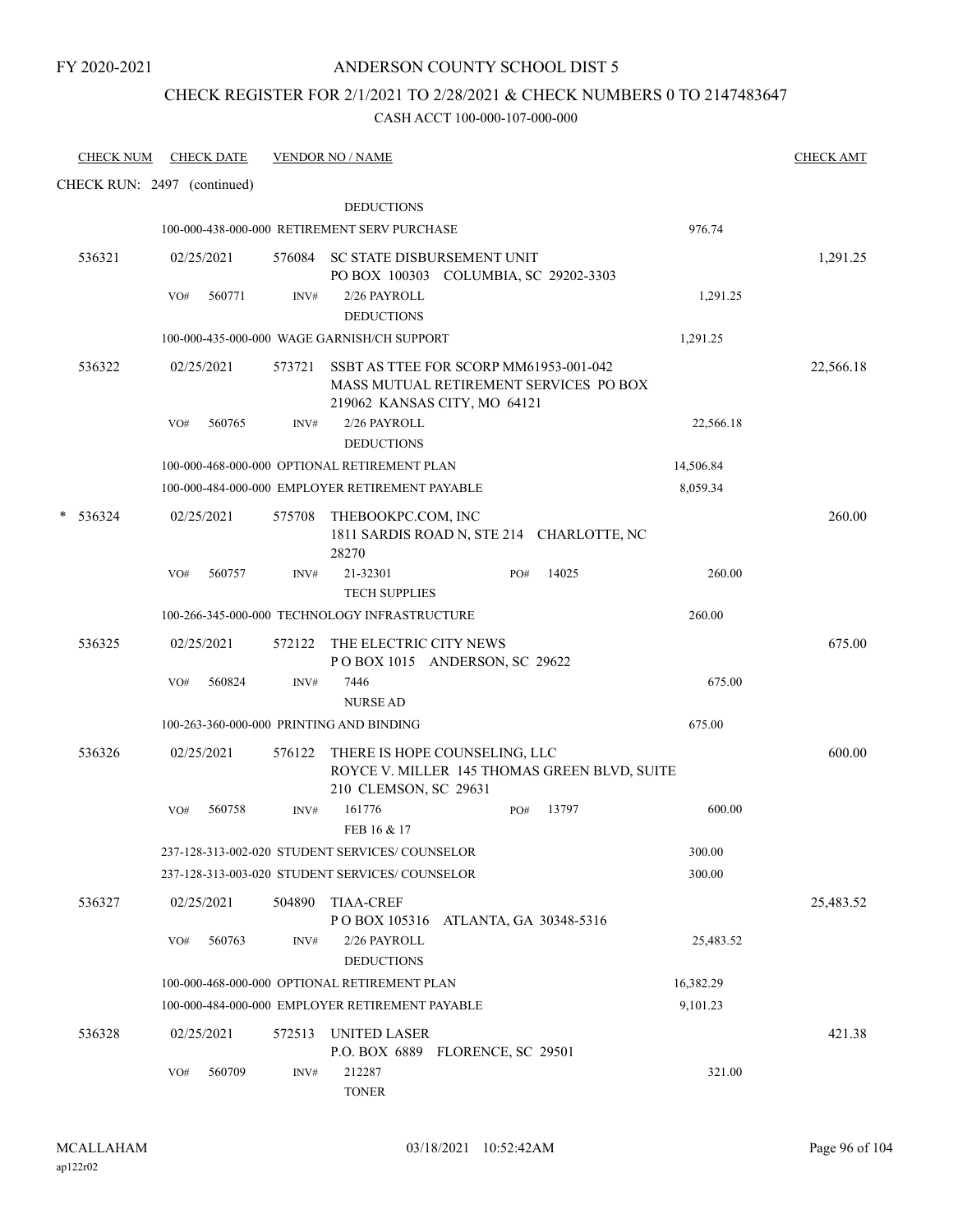FY 2020-2021

# ANDERSON COUNTY SCHOOL DIST 5

## CHECK REGISTER FOR 2/1/2021 TO 2/28/2021 & CHECK NUMBERS 0 TO 2147483647

CASH ACCT 100-000-107-000-000

| CHECK NUM | CHECK DATE | VENDOR NO / NAME | | CHECK AMT |
|---|---|---|---|---|
| CHECK RUN: 2497 (continued) | | | | |
| | | DEDUCTIONS | | |
| | | 100-000-438-000-000 RETIREMENT SERV PURCHASE | 976.74 | |
| 536321 | 02/25/2021 | 576084 SC STATE DISBURSEMENT UNIT<br>PO BOX 100303 COLUMBIA, SC 29202-3303 | | 1,291.25 |
| | VO# 560771 | INV# 2/26 PAYROLL<br>DEDUCTIONS | 1,291.25 | |
| | | 100-000-435-000-000 WAGE GARNISH/CH SUPPORT | 1,291.25 | |
| 536322 | 02/25/2021 | 573721 SSBT AS TTEE FOR SCORP MM61953-001-042<br>MASS MUTUAL RETIREMENT SERVICES PO BOX 219062 KANSAS CITY, MO 64121 | | 22,566.18 |
| | VO# 560765 | INV# 2/26 PAYROLL<br>DEDUCTIONS | 22,566.18 | |
| | | 100-000-468-000-000 OPTIONAL RETIREMENT PLAN | 14,506.84 | |
| | | 100-000-484-000-000 EMPLOYER RETIREMENT PAYABLE | 8,059.34 | |
| * 536324 | 02/25/2021 | 575708 THEBOOKPC.COM, INC<br>1811 SARDIS ROAD N, STE 214 CHARLOTTE, NC 28270 | | 260.00 |
| | VO# 560757 | INV# 21-32301 PO# 14025<br>TECH SUPPLIES | 260.00 | |
| | | 100-266-345-000-000 TECHNOLOGY INFRASTRUCTURE | 260.00 | |
| 536325 | 02/25/2021 | 572122 THE ELECTRIC CITY NEWS<br>P O BOX 1015 ANDERSON, SC 29622 | | 675.00 |
| | VO# 560824 | INV# 7446<br>NURSE AD | 675.00 | |
| | | 100-263-360-000-000 PRINTING AND BINDING | 675.00 | |
| 536326 | 02/25/2021 | 576122 THERE IS HOPE COUNSELING, LLC<br>ROYCE V. MILLER 145 THOMAS GREEN BLVD, SUITE 210 CLEMSON, SC 29631 | | 600.00 |
| | VO# 560758 | INV# 161776 PO# 13797<br>FEB 16 & 17 | 600.00 | |
| | | 237-128-313-002-020 STUDENT SERVICES/ COUNSELOR | 300.00 | |
| | | 237-128-313-003-020 STUDENT SERVICES/ COUNSELOR | 300.00 | |
| 536327 | 02/25/2021 | 504890 TIAA-CREF<br>P O BOX 105316 ATLANTA, GA 30348-5316 | | 25,483.52 |
| | VO# 560763 | INV# 2/26 PAYROLL<br>DEDUCTIONS | 25,483.52 | |
| | | 100-000-468-000-000 OPTIONAL RETIREMENT PLAN | 16,382.29 | |
| | | 100-000-484-000-000 EMPLOYER RETIREMENT PAYABLE | 9,101.23 | |
| 536328 | 02/25/2021 | 572513 UNITED LASER<br>P.O. BOX 6889 FLORENCE, SC 29501 | | 421.38 |
| | VO# 560709 | INV# 212287<br>TONER | 321.00 | |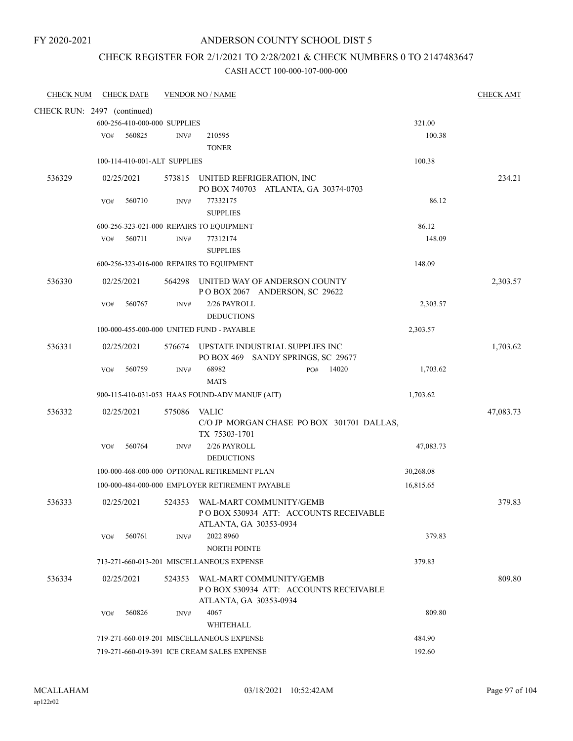FY 2020-2021

# ANDERSON COUNTY SCHOOL DIST 5

## CHECK REGISTER FOR 2/1/2021 TO 2/28/2021 & CHECK NUMBERS 0 TO 2147483647

### CASH ACCT 100-000-107-000-000

| CHECK NUM | CHECK DATE | VENDOR NO / NAME | | CHECK AMT |
|---|---|---|---|---|
| CHECK RUN: 2497 (continued) | | | | |
| | 600-256-410-000-000 SUPPLIES | | 321.00 | |
| | VO# 560825 | INV# 210595 TONER | 100.38 | |
| | 100-114-410-001-ALT SUPPLIES | | 100.38 | |
| 536329 | 02/25/2021 | 573815 UNITED REFRIGERATION, INC PO BOX 740703 ATLANTA, GA 30374-0703 | | 234.21 |
| | VO# 560710 | INV# 77332175 SUPPLIES | 86.12 | |
| | 600-256-323-021-000 REPAIRS TO EQUIPMENT | | 86.12 | |
| | VO# 560711 | INV# 77312174 SUPPLIES | 148.09 | |
| | 600-256-323-016-000 REPAIRS TO EQUIPMENT | | 148.09 | |
| 536330 | 02/25/2021 | 564298 UNITED WAY OF ANDERSON COUNTY P O BOX 2067 ANDERSON, SC 29622 | | 2,303.57 |
| | VO# 560767 | INV# 2/26 PAYROLL DEDUCTIONS | 2,303.57 | |
| | 100-000-455-000-000 UNITED FUND - PAYABLE | | 2,303.57 | |
| 536331 | 02/25/2021 | 576674 UPSTATE INDUSTRIAL SUPPLIES INC PO BOX 469 SANDY SPRINGS, SC 29677 | | 1,703.62 |
| | VO# 560759 | INV# 68982 PO# 14020 MATS | 1,703.62 | |
| | 900-115-410-031-053 HAAS FOUND-ADV MANUF (AIT) | | 1,703.62 | |
| 536332 | 02/25/2021 | 575086 VALIC C/O JP MORGAN CHASE PO BOX 301701 DALLAS, TX 75303-1701 | | 47,083.73 |
| | VO# 560764 | INV# 2/26 PAYROLL DEDUCTIONS | 47,083.73 | |
| | 100-000-468-000-000 OPTIONAL RETIREMENT PLAN | | 30,268.08 | |
| | 100-000-484-000-000 EMPLOYER RETIREMENT PAYABLE | | 16,815.65 | |
| 536333 | 02/25/2021 | 524353 WAL-MART COMMUNITY/GEMB P O BOX 530934 ATT: ACCOUNTS RECEIVABLE ATLANTA, GA 30353-0934 | | 379.83 |
| | VO# 560761 | INV# 2022 8960 NORTH POINTE | 379.83 | |
| | 713-271-660-013-201 MISCELLANEOUS EXPENSE | | 379.83 | |
| 536334 | 02/25/2021 | 524353 WAL-MART COMMUNITY/GEMB P O BOX 530934 ATT: ACCOUNTS RECEIVABLE ATLANTA, GA 30353-0934 | | 809.80 |
| | VO# 560826 | INV# 4067 WHITEHALL | 809.80 | |
| | 719-271-660-019-201 MISCELLANEOUS EXPENSE | | 484.90 | |
| | 719-271-660-019-391 ICE CREAM SALES EXPENSE | | 192.60 | |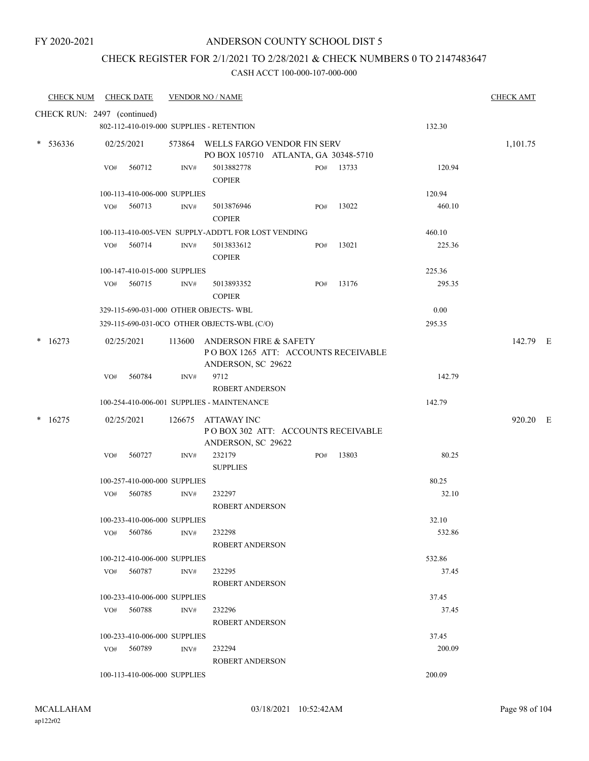FY 2020-2021

# ANDERSON COUNTY SCHOOL DIST 5

## CHECK REGISTER FOR 2/1/2021 TO 2/28/2021 & CHECK NUMBERS 0 TO 2147483647

CASH ACCT 100-000-107-000-000

| CHECK NUM | CHECK DATE | VENDOR NO / NAME | | | CHECK AMT |
|---|---|---|---|---|---|
| CHECK RUN: 2497 (continued) | | | | | |
| | | 802-112-410-019-000 SUPPLIES - RETENTION | | 132.30 | |
| * 536336 | 02/25/2021 | 573864 WELLS FARGO VENDOR FIN SERV<br>PO BOX 105710 ATLANTA, GA 30348-5710 | | | 1,101.75 |
| | VO# 560712 | INV# 5013882778<br>COPIER | PO# 13733 | 120.94 | |
| | | 100-113-410-006-000 SUPPLIES | | 120.94 | |
| | VO# 560713 | INV# 5013876946<br>COPIER | PO# 13022 | 460.10 | |
| | | 100-113-410-005-VEN SUPPLY-ADDT'L FOR LOST VENDING | | 460.10 | |
| | VO# 560714 | INV# 5013833612<br>COPIER | PO# 13021 | 225.36 | |
| | | 100-147-410-015-000 SUPPLIES | | 225.36 | |
| | VO# 560715 | INV# 5013893352<br>COPIER | PO# 13176 | 295.35 | |
| | | 329-115-690-031-000 OTHER OBJECTS- WBL | | 0.00 | |
| | | 329-115-690-031-0CO OTHER OBJECTS-WBL (C/O) | | 295.35 | |
| * 16273 | 02/25/2021 | 113600 ANDERSON FIRE & SAFETY<br>P O BOX 1265 ATT: ACCOUNTS RECEIVABLE<br>ANDERSON, SC 29622 | | | 142.79 E |
| | VO# 560784 | INV# 9712<br>ROBERT ANDERSON | | 142.79 | |
| | | 100-254-410-006-001 SUPPLIES - MAINTENANCE | | 142.79 | |
| * 16275 | 02/25/2021 | 126675 ATTAWAY INC<br>P O BOX 302 ATT: ACCOUNTS RECEIVABLE<br>ANDERSON, SC 29622 | | | 920.20 E |
| | VO# 560727 | INV# 232179<br>SUPPLIES | PO# 13803 | 80.25 | |
| | | 100-257-410-000-000 SUPPLIES | | 80.25 | |
| | VO# 560785 | INV# 232297<br>ROBERT ANDERSON | | 32.10 | |
| | | 100-233-410-006-000 SUPPLIES | | 32.10 | |
| | VO# 560786 | INV# 232298<br>ROBERT ANDERSON | | 532.86 | |
| | | 100-212-410-006-000 SUPPLIES | | 532.86 | |
| | VO# 560787 | INV# 232295<br>ROBERT ANDERSON | | 37.45 | |
| | | 100-233-410-006-000 SUPPLIES | | 37.45 | |
| | VO# 560788 | INV# 232296<br>ROBERT ANDERSON | | 37.45 | |
| | | 100-233-410-006-000 SUPPLIES | | 37.45 | |
| | VO# 560789 | INV# 232294<br>ROBERT ANDERSON | | 200.09 | |
| | | 100-113-410-006-000 SUPPLIES | | 200.09 | |

MCALLAHAM
ap122r02
03/18/2021 10:52:42AM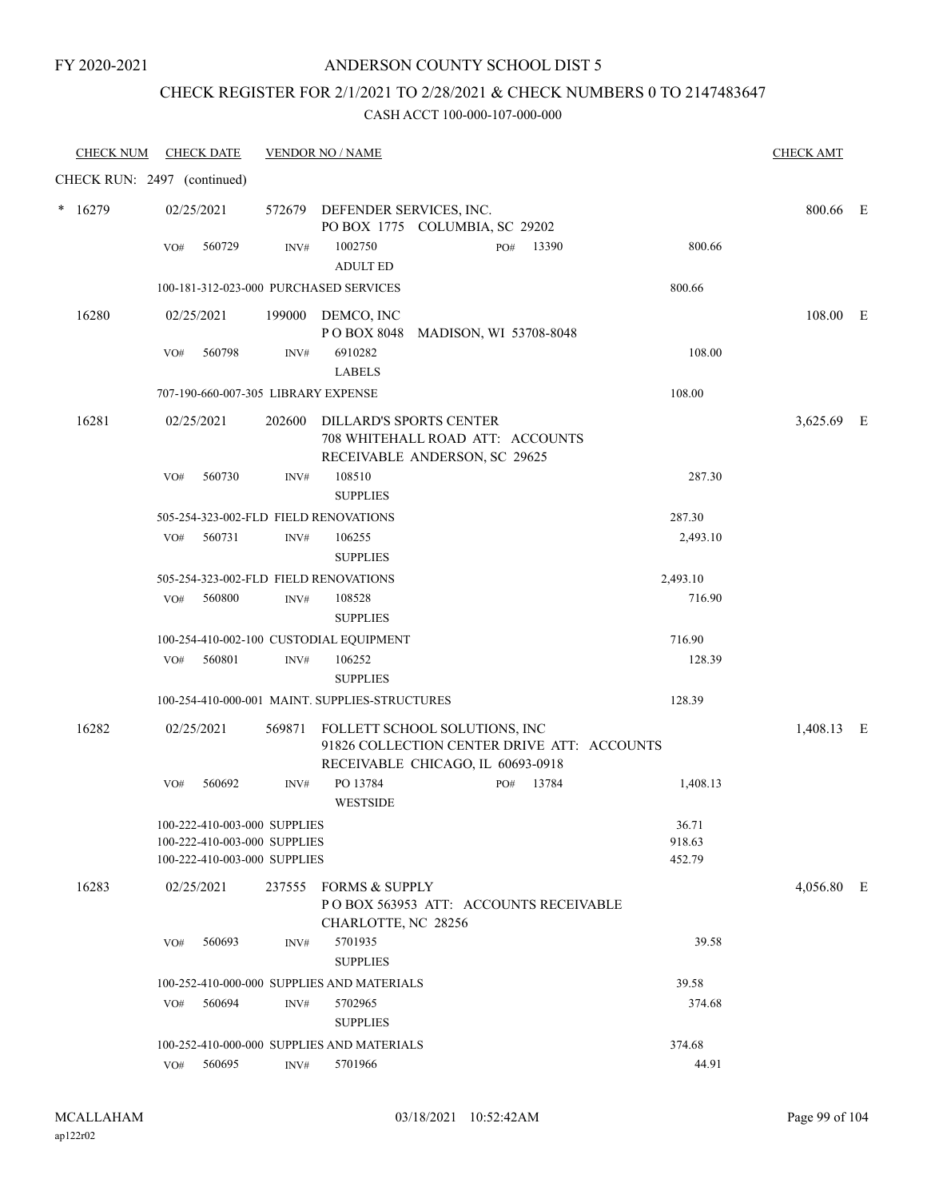FY 2020-2021

# ANDERSON COUNTY SCHOOL DIST 5

## CHECK REGISTER FOR 2/1/2021 TO 2/28/2021 & CHECK NUMBERS 0 TO 2147483647

CASH ACCT 100-000-107-000-000

| CHECK NUM | CHECK DATE | VENDOR NO / NAME | | | CHECK AMT |
|---|---|---|---|---|---|
| CHECK RUN: 2497 (continued) | | | | | |
| * 16279 | 02/25/2021 | 572679 DEFENDER SERVICES, INC. PO BOX 1775 COLUMBIA, SC 29202 | | | 800.66 E |
| | VO# 560729 | INV# 1002750 ADULT ED | PO# 13390 | 800.66 | |
| | 100-181-312-023-000 PURCHASED SERVICES | | | 800.66 | |
| 16280 | 02/25/2021 | 199000 DEMCO, INC P O BOX 8048 MADISON, WI 53708-8048 | | | 108.00 E |
| | VO# 560798 | INV# 6910282 LABELS | | 108.00 | |
| | 707-190-660-007-305 LIBRARY EXPENSE | | | 108.00 | |
| 16281 | 02/25/2021 | 202600 DILLARD'S SPORTS CENTER 708 WHITEHALL ROAD ATT: ACCOUNTS RECEIVABLE ANDERSON, SC 29625 | | | 3,625.69 E |
| | VO# 560730 | INV# 108510 SUPPLIES | | 287.30 | |
| | 505-254-323-002-FLD FIELD RENOVATIONS | | | 287.30 | |
| | VO# 560731 | INV# 106255 SUPPLIES | | 2,493.10 | |
| | 505-254-323-002-FLD FIELD RENOVATIONS | | | 2,493.10 | |
| | VO# 560800 | INV# 108528 SUPPLIES | | 716.90 | |
| | 100-254-410-002-100 CUSTODIAL EQUIPMENT | | | 716.90 | |
| | VO# 560801 | INV# 106252 SUPPLIES | | 128.39 | |
| | 100-254-410-000-001 MAINT. SUPPLIES-STRUCTURES | | | 128.39 | |
| 16282 | 02/25/2021 | 569871 FOLLETT SCHOOL SOLUTIONS, INC 91826 COLLECTION CENTER DRIVE ATT: ACCOUNTS RECEIVABLE CHICAGO, IL 60693-0918 | | | 1,408.13 E |
| | VO# 560692 | INV# PO 13784 WESTSIDE | PO# 13784 | 1,408.13 | |
| | 100-222-410-003-000 SUPPLIES | | | 36.71 | |
| | 100-222-410-003-000 SUPPLIES | | | 918.63 | |
| | 100-222-410-003-000 SUPPLIES | | | 452.79 | |
| 16283 | 02/25/2021 | 237555 FORMS & SUPPLY P O BOX 563953 ATT: ACCOUNTS RECEIVABLE CHARLOTTE, NC 28256 | | | 4,056.80 E |
| | VO# 560693 | INV# 5701935 SUPPLIES | | 39.58 | |
| | 100-252-410-000-000 SUPPLIES AND MATERIALS | | | 39.58 | |
| | VO# 560694 | INV# 5702965 SUPPLIES | | 374.68 | |
| | 100-252-410-000-000 SUPPLIES AND MATERIALS | | | 374.68 | |
| | VO# 560695 | INV# 5701966 | | 44.91 | |

MCALLAHAM ap122r02 03/18/2021 10:52:42AM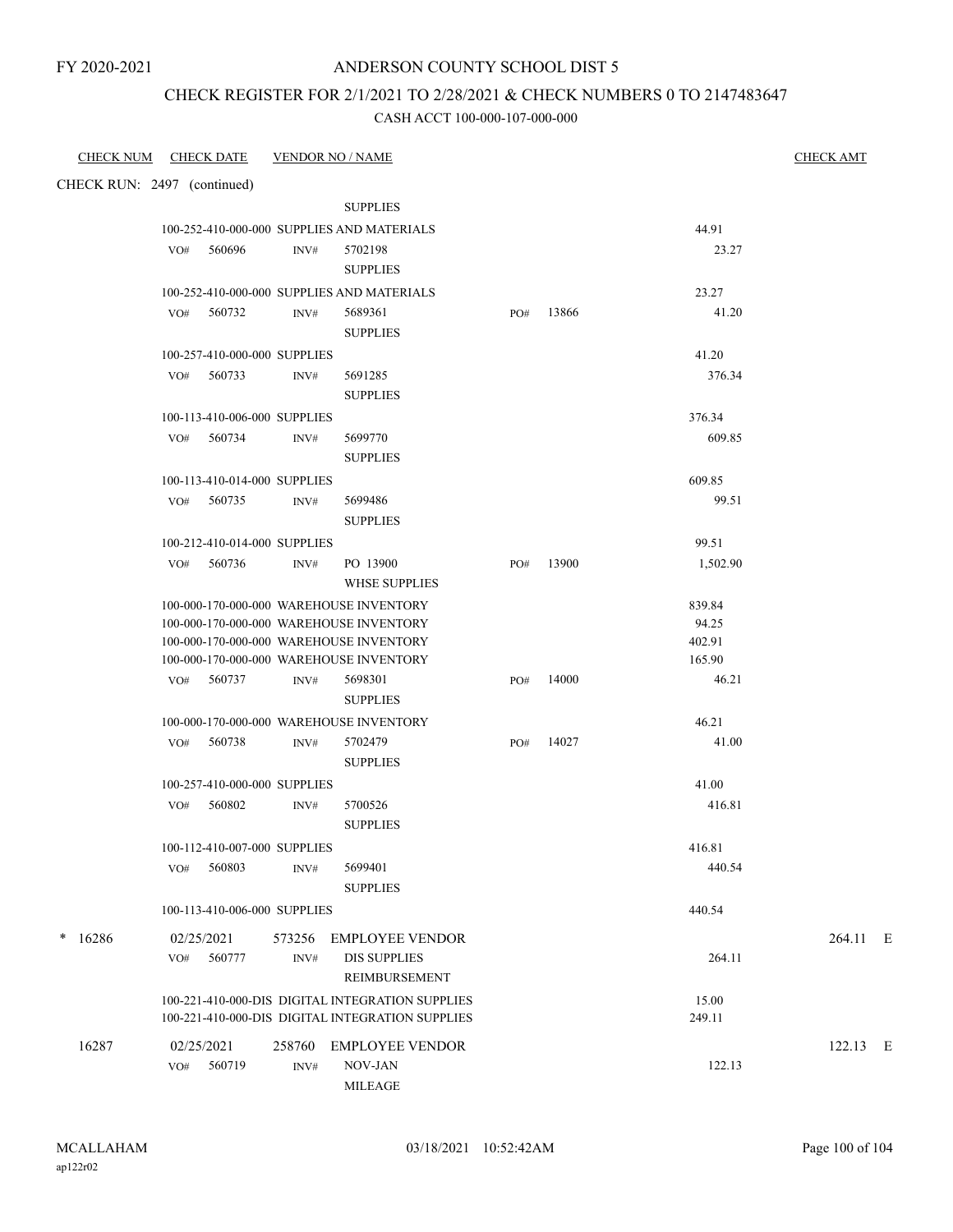FY 2020-2021

# ANDERSON COUNTY SCHOOL DIST 5

## CHECK REGISTER FOR 2/1/2021 TO 2/28/2021 & CHECK NUMBERS 0 TO 2147483647

### CASH ACCT 100-000-107-000-000

| CHECK NUM | CHECK DATE | VENDOR NO / NAME | | | CHECK AMT |
|---|---|---|---|---|---|
| CHECK RUN: 2497 (continued) | | | | | |
| | | SUPPLIES | | | |
| | 100-252-410-000-000 SUPPLIES AND MATERIALS | | | 44.91 | |
| | VO# 560696 | INV# 5702198 SUPPLIES | | 23.27 | |
| | 100-252-410-000-000 SUPPLIES AND MATERIALS | | | 23.27 | |
| | VO# 560732 | INV# 5689361 SUPPLIES | PO# 13866 | 41.20 | |
| | 100-257-410-000-000 SUPPLIES | | | 41.20 | |
| | VO# 560733 | INV# 5691285 SUPPLIES | | 376.34 | |
| | 100-113-410-006-000 SUPPLIES | | | 376.34 | |
| | VO# 560734 | INV# 5699770 SUPPLIES | | 609.85 | |
| | 100-113-410-014-000 SUPPLIES | | | 609.85 | |
| | VO# 560735 | INV# 5699486 SUPPLIES | | 99.51 | |
| | 100-212-410-014-000 SUPPLIES | | | 99.51 | |
| | VO# 560736 | INV# PO 13900 WHSE SUPPLIES | PO# 13900 | 1,502.90 | |
| | 100-000-170-000-000 WAREHOUSE INVENTORY | | | 839.84 | |
| | 100-000-170-000-000 WAREHOUSE INVENTORY | | | 94.25 | |
| | 100-000-170-000-000 WAREHOUSE INVENTORY | | | 402.91 | |
| | 100-000-170-000-000 WAREHOUSE INVENTORY | | | 165.90 | |
| | VO# 560737 | INV# 5698301 SUPPLIES | PO# 14000 | 46.21 | |
| | 100-000-170-000-000 WAREHOUSE INVENTORY | | | 46.21 | |
| | VO# 560738 | INV# 5702479 SUPPLIES | PO# 14027 | 41.00 | |
| | 100-257-410-000-000 SUPPLIES | | | 41.00 | |
| | VO# 560802 | INV# 5700526 SUPPLIES | | 416.81 | |
| | 100-112-410-007-000 SUPPLIES | | | 416.81 | |
| | VO# 560803 | INV# 5699401 SUPPLIES | | 440.54 | |
| | 100-113-410-006-000 SUPPLIES | | | 440.54 | |
| * 16286 | 02/25/2021 | 573256 EMPLOYEE VENDOR | | | 264.11 E |
| | VO# 560777 | INV# DIS SUPPLIES REIMBURSEMENT | | 264.11 | |
| | 100-221-410-000-DIS DIGITAL INTEGRATION SUPPLIES | | | 15.00 | |
| | 100-221-410-000-DIS DIGITAL INTEGRATION SUPPLIES | | | 249.11 | |
| 16287 | 02/25/2021 | 258760 EMPLOYEE VENDOR | | | 122.13 E |
| | VO# 560719 | INV# NOV-JAN MILEAGE | | 122.13 | |

MCALLAHAM
ap122r02

03/18/2021 10:52:42AM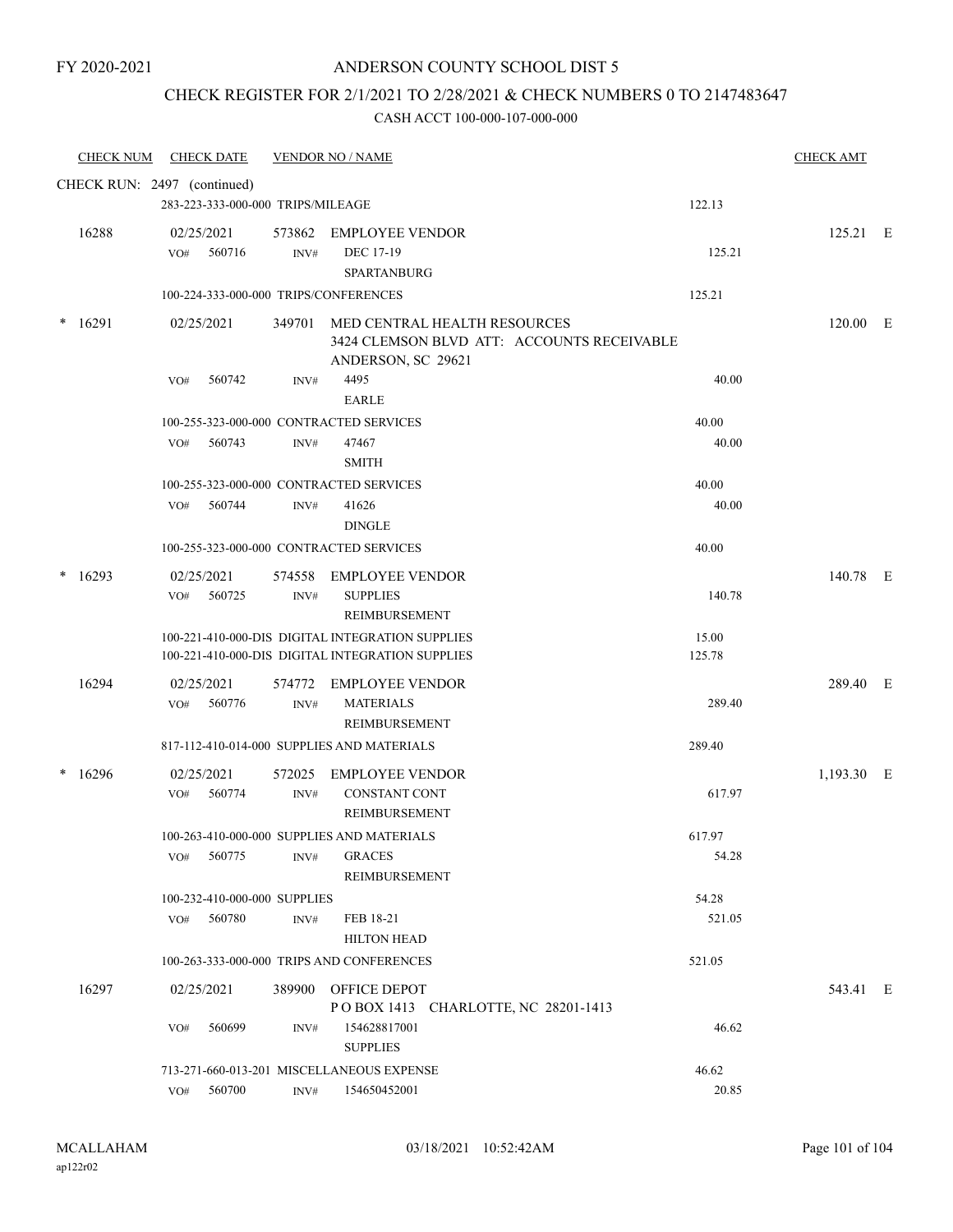FY 2020-2021

# ANDERSON COUNTY SCHOOL DIST 5

## CHECK REGISTER FOR 2/1/2021 TO 2/28/2021 & CHECK NUMBERS 0 TO 2147483647

### CASH ACCT 100-000-107-000-000

| CHECK NUM | CHECK DATE | VENDOR NO / NAME | | CHECK AMT |
|---|---|---|---|---|
| CHECK RUN: 2497 (continued) | | | | |
| | 283-223-333-000-000 TRIPS/MILEAGE | | 122.13 | |
| 16288 | 02/25/2021 | 573862 EMPLOYEE VENDOR | | 125.21 E |
| | VO# 560716 | INV# DEC 17-19 SPARTANBURG | 125.21 | |
| | 100-224-333-000-000 TRIPS/CONFERENCES | | 125.21 | |
| * 16291 | 02/25/2021 | 349701 MED CENTRAL HEALTH RESOURCES 3424 CLEMSON BLVD ATT: ACCOUNTS RECEIVABLE ANDERSON, SC 29621 | | 120.00 E |
| | VO# 560742 | INV# 4495 EARLE | 40.00 | |
| | 100-255-323-000-000 CONTRACTED SERVICES | | 40.00 | |
| | VO# 560743 | INV# 47467 SMITH | 40.00 | |
| | 100-255-323-000-000 CONTRACTED SERVICES | | 40.00 | |
| | VO# 560744 | INV# 41626 DINGLE | 40.00 | |
| | 100-255-323-000-000 CONTRACTED SERVICES | | 40.00 | |
| * 16293 | 02/25/2021 | 574558 EMPLOYEE VENDOR | | 140.78 E |
| | VO# 560725 | INV# SUPPLIES REIMBURSEMENT | 140.78 | |
| | 100-221-410-000-DIS DIGITAL INTEGRATION SUPPLIES | | 15.00 | |
| | 100-221-410-000-DIS DIGITAL INTEGRATION SUPPLIES | | 125.78 | |
| 16294 | 02/25/2021 | 574772 EMPLOYEE VENDOR | | 289.40 E |
| | VO# 560776 | INV# MATERIALS REIMBURSEMENT | 289.40 | |
| | 817-112-410-014-000 SUPPLIES AND MATERIALS | | 289.40 | |
| * 16296 | 02/25/2021 | 572025 EMPLOYEE VENDOR | | 1,193.30 E |
| | VO# 560774 | INV# CONSTANT CONT REIMBURSEMENT | 617.97 | |
| | 100-263-410-000-000 SUPPLIES AND MATERIALS | | 617.97 | |
| | VO# 560775 | INV# GRACES REIMBURSEMENT | 54.28 | |
| | 100-232-410-000-000 SUPPLIES | | 54.28 | |
| | VO# 560780 | INV# FEB 18-21 HILTON HEAD | 521.05 | |
| | 100-263-333-000-000 TRIPS AND CONFERENCES | | 521.05 | |
| 16297 | 02/25/2021 | 389900 OFFICE DEPOT P O BOX 1413 CHARLOTTE, NC 28201-1413 | | 543.41 E |
| | VO# 560699 | INV# 154628817001 SUPPLIES | 46.62 | |
| | 713-271-660-013-201 MISCELLANEOUS EXPENSE | | 46.62 | |
| | VO# 560700 | INV# 154650452001 | 20.85 | |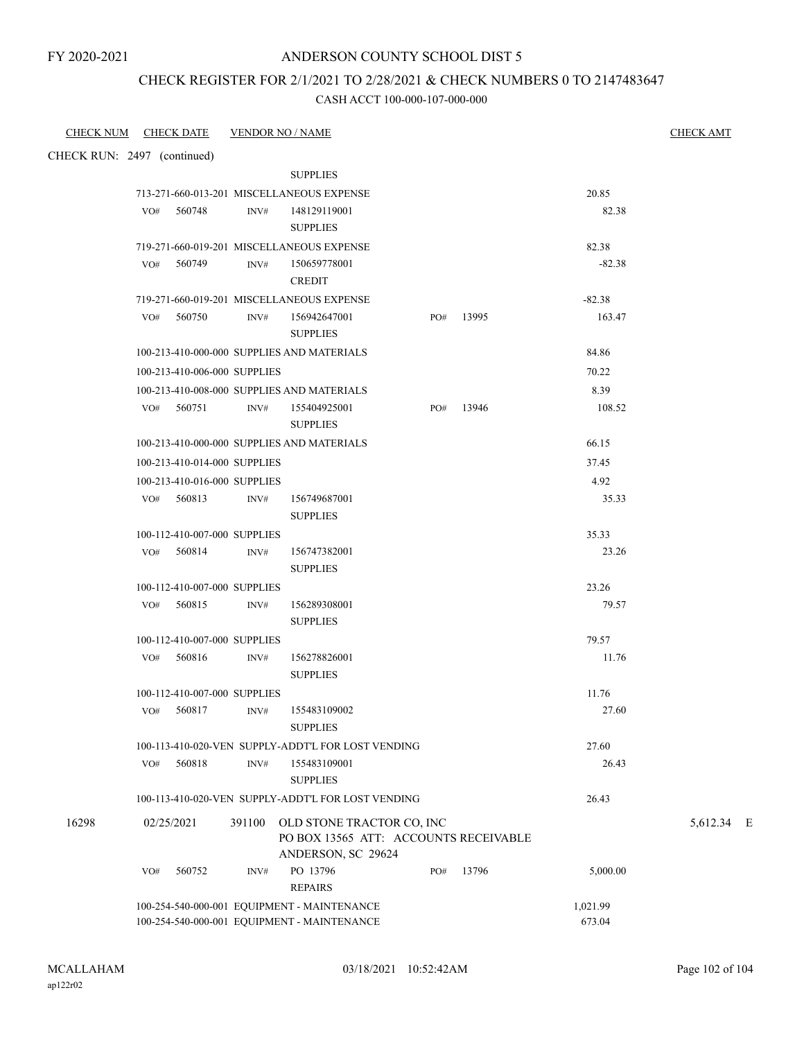FY 2020-2021

# ANDERSON COUNTY SCHOOL DIST 5

## CHECK REGISTER FOR 2/1/2021 TO 2/28/2021 & CHECK NUMBERS 0 TO 2147483647

CASH ACCT 100-000-107-000-000

| CHECK NUM | CHECK DATE | VENDOR NO / NAME | | | CHECK AMT |
|---|---|---|---|---|---|
| CHECK RUN: 2497 (continued) | | | | | |
| | | SUPPLIES | | | |
| | | 713-271-660-013-201 MISCELLANEOUS EXPENSE | | 20.85 | |
| | | VO# 560748 INV# 148129119001 SUPPLIES | | 82.38 | |
| | | 719-271-660-019-201 MISCELLANEOUS EXPENSE | | 82.38 | |
| | | VO# 560749 INV# 150659778001 CREDIT | | -82.38 | |
| | | 719-271-660-019-201 MISCELLANEOUS EXPENSE | | -82.38 | |
| | | VO# 560750 INV# 156942647001 SUPPLIES | PO# 13995 | 163.47 | |
| | | 100-213-410-000-000 SUPPLIES AND MATERIALS | | 84.86 | |
| | | 100-213-410-006-000 SUPPLIES | | 70.22 | |
| | | 100-213-410-008-000 SUPPLIES AND MATERIALS | | 8.39 | |
| | | VO# 560751 INV# 155404925001 SUPPLIES | PO# 13946 | 108.52 | |
| | | 100-213-410-000-000 SUPPLIES AND MATERIALS | | 66.15 | |
| | | 100-213-410-014-000 SUPPLIES | | 37.45 | |
| | | 100-213-410-016-000 SUPPLIES | | 4.92 | |
| | | VO# 560813 INV# 156749687001 SUPPLIES | | 35.33 | |
| | | 100-112-410-007-000 SUPPLIES | | 35.33 | |
| | | VO# 560814 INV# 156747382001 SUPPLIES | | 23.26 | |
| | | 100-112-410-007-000 SUPPLIES | | 23.26 | |
| | | VO# 560815 INV# 156289308001 SUPPLIES | | 79.57 | |
| | | 100-112-410-007-000 SUPPLIES | | 79.57 | |
| | | VO# 560816 INV# 156278826001 SUPPLIES | | 11.76 | |
| | | 100-112-410-007-000 SUPPLIES | | 11.76 | |
| | | VO# 560817 INV# 155483109002 SUPPLIES | | 27.60 | |
| | | 100-113-410-020-VEN SUPPLY-ADDT'L FOR LOST VENDING | | 27.60 | |
| | | VO# 560818 INV# 155483109001 SUPPLIES | | 26.43 | |
| | | 100-113-410-020-VEN SUPPLY-ADDT'L FOR LOST VENDING | | 26.43 | |
| 16298 | 02/25/2021 | 391100 OLD STONE TRACTOR CO, INC PO BOX 13565 ATT: ACCOUNTS RECEIVABLE ANDERSON, SC 29624 | | | 5,612.34 E |
| | | VO# 560752 INV# PO 13796 REPAIRS | PO# 13796 | 5,000.00 | |
| | | 100-254-540-000-001 EQUIPMENT - MAINTENANCE | | 1,021.99 | |
| | | 100-254-540-000-001 EQUIPMENT - MAINTENANCE | | 673.04 | |

MCALLAHAM
ap122r02

03/18/2021 10:52:42AM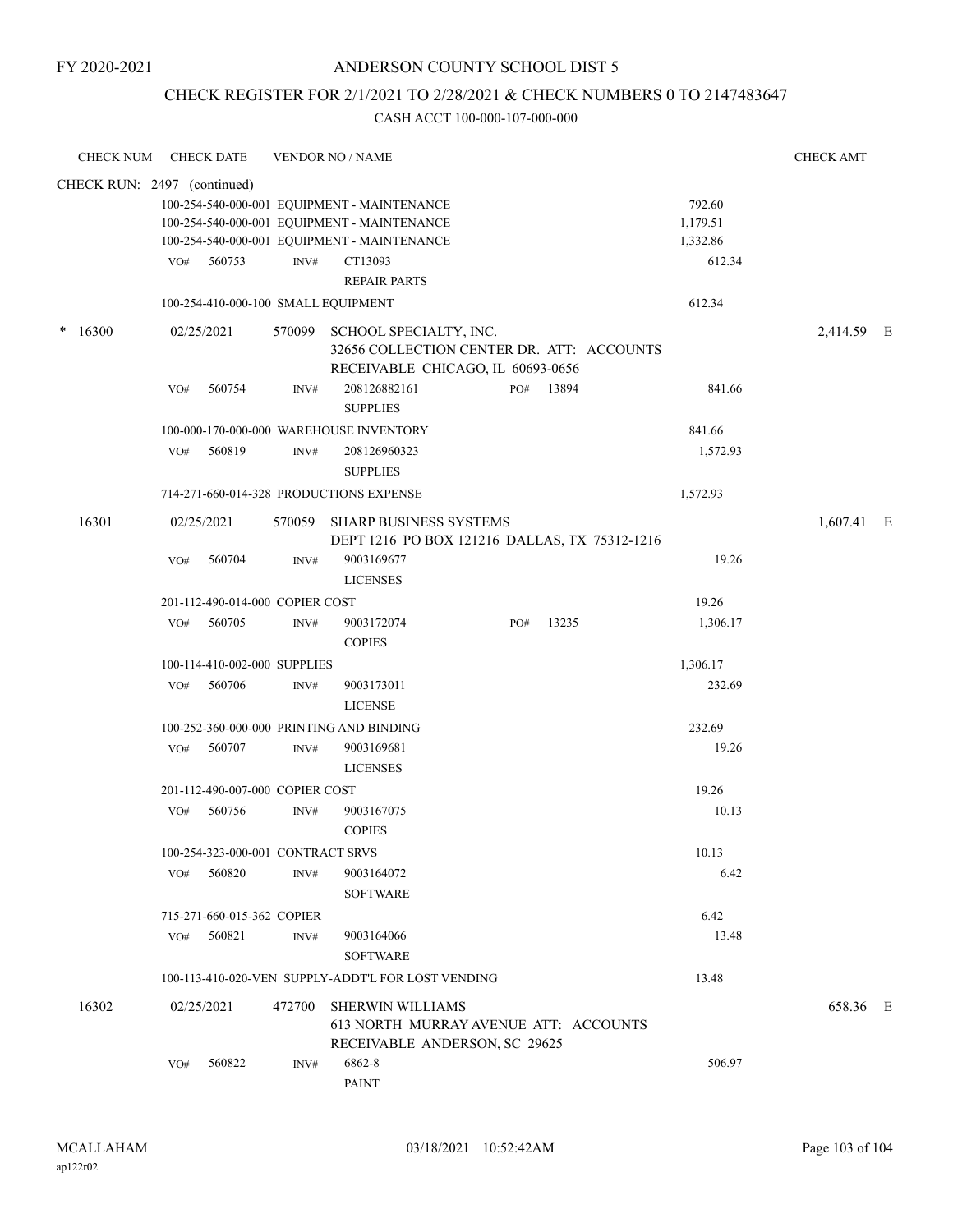FY 2020-2021

# ANDERSON COUNTY SCHOOL DIST 5

## CHECK REGISTER FOR 2/1/2021 TO 2/28/2021 & CHECK NUMBERS 0 TO 2147483647

CASH ACCT 100-000-107-000-000

| CHECK NUM | CHECK DATE | VENDOR NO / NAME | | CHECK AMT |
|---|---|---|---|---|
| CHECK RUN: 2497 (continued) | | | | |
| | | 100-254-540-000-001 EQUIPMENT - MAINTENANCE | 792.60 | |
| | | 100-254-540-000-001 EQUIPMENT - MAINTENANCE | 1,179.51 | |
| | | 100-254-540-000-001 EQUIPMENT - MAINTENANCE | 1,332.86 | |
| | VO# 560753 | INV# CT13093 REPAIR PARTS | 612.34 | |
| | | 100-254-410-000-100 SMALL EQUIPMENT | 612.34 | |
| * 16300 | 02/25/2021 | 570099 SCHOOL SPECIALTY, INC. 32656 COLLECTION CENTER DR. ATT: ACCOUNTS RECEIVABLE CHICAGO, IL 60693-0656 | | 2,414.59 E |
| | VO# 560754 | INV# 208126882161 PO# 13894 SUPPLIES | 841.66 | |
| | | 100-000-170-000-000 WAREHOUSE INVENTORY | 841.66 | |
| | VO# 560819 | INV# 208126960323 SUPPLIES | 1,572.93 | |
| | | 714-271-660-014-328 PRODUCTIONS EXPENSE | 1,572.93 | |
| 16301 | 02/25/2021 | 570059 SHARP BUSINESS SYSTEMS DEPT 1216 PO BOX 121216 DALLAS, TX 75312-1216 | | 1,607.41 E |
| | VO# 560704 | INV# 9003169677 LICENSES | 19.26 | |
| | | 201-112-490-014-000 COPIER COST | 19.26 | |
| | VO# 560705 | INV# 9003172074 PO# 13235 COPIES | 1,306.17 | |
| | | 100-114-410-002-000 SUPPLIES | 1,306.17 | |
| | VO# 560706 | INV# 9003173011 LICENSE | 232.69 | |
| | | 100-252-360-000-000 PRINTING AND BINDING | 232.69 | |
| | VO# 560707 | INV# 9003169681 LICENSES | 19.26 | |
| | | 201-112-490-007-000 COPIER COST | 19.26 | |
| | VO# 560756 | INV# 9003167075 COPIES | 10.13 | |
| | | 100-254-323-000-001 CONTRACT SRVS | 10.13 | |
| | VO# 560820 | INV# 9003164072 SOFTWARE | 6.42 | |
| | | 715-271-660-015-362 COPIER | 6.42 | |
| | VO# 560821 | INV# 9003164066 SOFTWARE | 13.48 | |
| | | 100-113-410-020-VEN SUPPLY-ADDT'L FOR LOST VENDING | 13.48 | |
| 16302 | 02/25/2021 | 472700 SHERWIN WILLIAMS 613 NORTH MURRAY AVENUE ATT: ACCOUNTS RECEIVABLE ANDERSON, SC 29625 | | 658.36 E |
| | VO# 560822 | INV# 6862-8 PAINT | 506.97 | |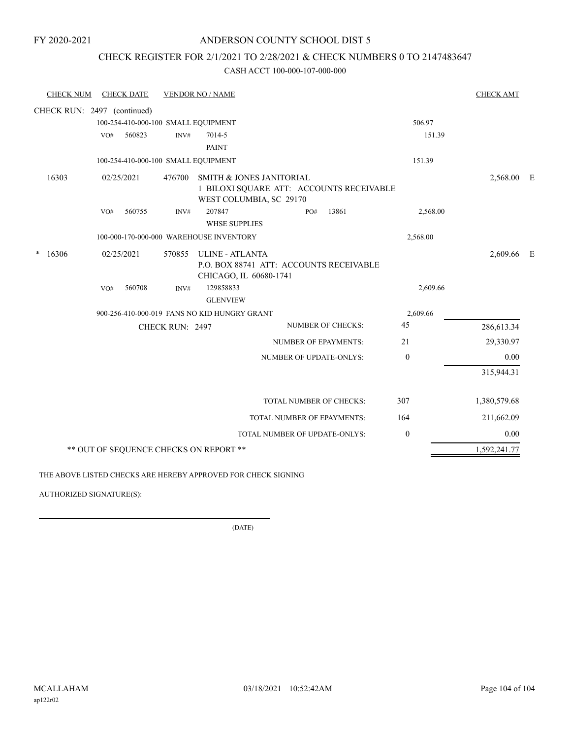FY 2020-2021

# ANDERSON COUNTY SCHOOL DIST 5

## CHECK REGISTER FOR 2/1/2021 TO 2/28/2021 & CHECK NUMBERS 0 TO 2147483647

CASH ACCT 100-000-107-000-000

| CHECK NUM | CHECK DATE | VENDOR NO / NAME | | | CHECK AMT | |
|---|---|---|---|---|---|---|
| CHECK RUN: 2497 (continued) | | | | | | |
| | 100-254-410-000-100 SMALL EQUIPMENT | | | 506.97 | | |
| | VO# 560823 | INV# 7014-5 PAINT | | 151.39 | | |
| | 100-254-410-000-100 SMALL EQUIPMENT | | | 151.39 | | |
| 16303 | 02/25/2021 | 476700 SMITH & JONES JANITORIAL<br>1 BILOXI SQUARE ATT: ACCOUNTS RECEIVABLE<br>WEST COLUMBIA, SC 29170 | | | 2,568.00 | E |
| | VO# 560755 | INV# 207847 WHSE SUPPLIES | PO# 13861 | 2,568.00 | | |
| | 100-000-170-000-000 WAREHOUSE INVENTORY | | | 2,568.00 | | |
| * 16306 | 02/25/2021 | 570855 ULINE - ATLANTA<br>P.O. BOX 88741 ATT: ACCOUNTS RECEIVABLE<br>CHICAGO, IL 60680-1741 | | | 2,609.66 | E |
| | VO# 560708 | INV# 129858833 GLENVIEW | | 2,609.66 | | |
| | 900-256-410-000-019 FANS NO KID HUNGRY GRANT | | | 2,609.66 | | |

| | | | |
|---|---|---|---|
| CHECK RUN: 2497 | NUMBER OF CHECKS: | 45 | 286,613.34 |
| | NUMBER OF EPAYMENTS: | 21 | 29,330.97 |
| | NUMBER OF UPDATE-ONLYS: | 0 | 0.00 |
| | | | 315,944.31 |
| | TOTAL NUMBER OF CHECKS: | 307 | 1,380,579.68 |
| | TOTAL NUMBER OF EPAYMENTS: | 164 | 211,662.09 |
| | TOTAL NUMBER OF UPDATE-ONLYS: | 0 | 0.00 |
| ** OUT OF SEQUENCE CHECKS ON REPORT ** | | | 1,592,241.77 |

THE ABOVE LISTED CHECKS ARE HEREBY APPROVED FOR CHECK SIGNING

AUTHORIZED SIGNATURE(S):

(DATE)

MCALLAHAM 03/18/2021 10:52:42AM

ap122r02